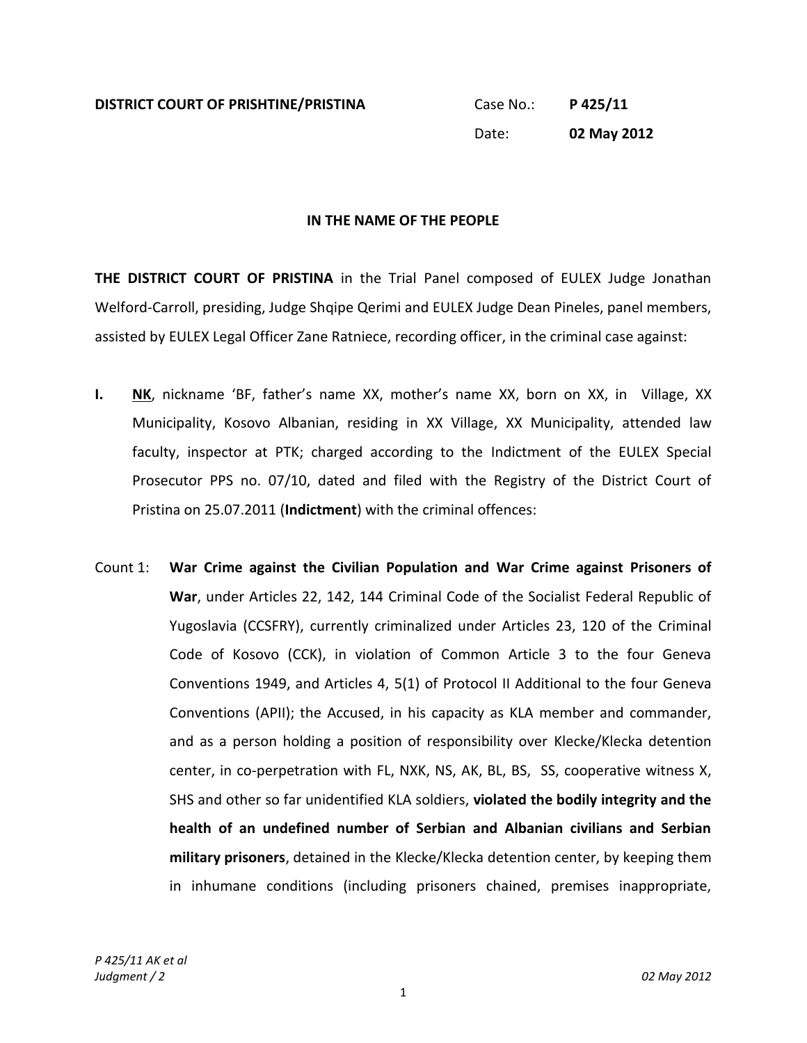**DISTRICT COURT OF PRISHTINE/PRISTINA**

Case No.: **P 425/11**

Date: **02 May 2012**

**IN THE NAME OF THE PEOPLE**

**THE DISTRICT COURT OF PRISTINA** in the Trial Panel composed of EULEX Judge Jonathan Welford-Carroll, presiding, Judge Shqipe Qerimi and EULEX Judge Dean Pineles, panel members, assisted by EULEX Legal Officer Zane Ratniece, recording officer, in the criminal case against:

**I.** **NK**, nickname 'BF, father's name XX, mother's name XX, born on XX, in Village, XX Municipality, Kosovo Albanian, residing in XX Village, XX Municipality, attended law faculty, inspector at PTK; charged according to the Indictment of the EULEX Special Prosecutor PPS no. 07/10, dated and filed with the Registry of the District Court of Pristina on 25.07.2011 (**Indictment**) with the criminal offences:

Count 1: **War Crime against the Civilian Population and War Crime against Prisoners of War**, under Articles 22, 142, 144 Criminal Code of the Socialist Federal Republic of Yugoslavia (CCSFRY), currently criminalized under Articles 23, 120 of the Criminal Code of Kosovo (CCK), in violation of Common Article 3 to the four Geneva Conventions 1949, and Articles 4, 5(1) of Protocol II Additional to the four Geneva Conventions (APII); the Accused, in his capacity as KLA member and commander, and as a person holding a position of responsibility over Klecke/Klecka detention center, in co-perpetration with FL, NXK, NS, AK, BL, BS, SS, cooperative witness X, SHS and other so far unidentified KLA soldiers, **violated the bodily integrity and the health of an undefined number of Serbian and Albanian civilians and Serbian military prisoners**, detained in the Klecke/Klecka detention center, by keeping them in inhumane conditions (including prisoners chained, premises inappropriate,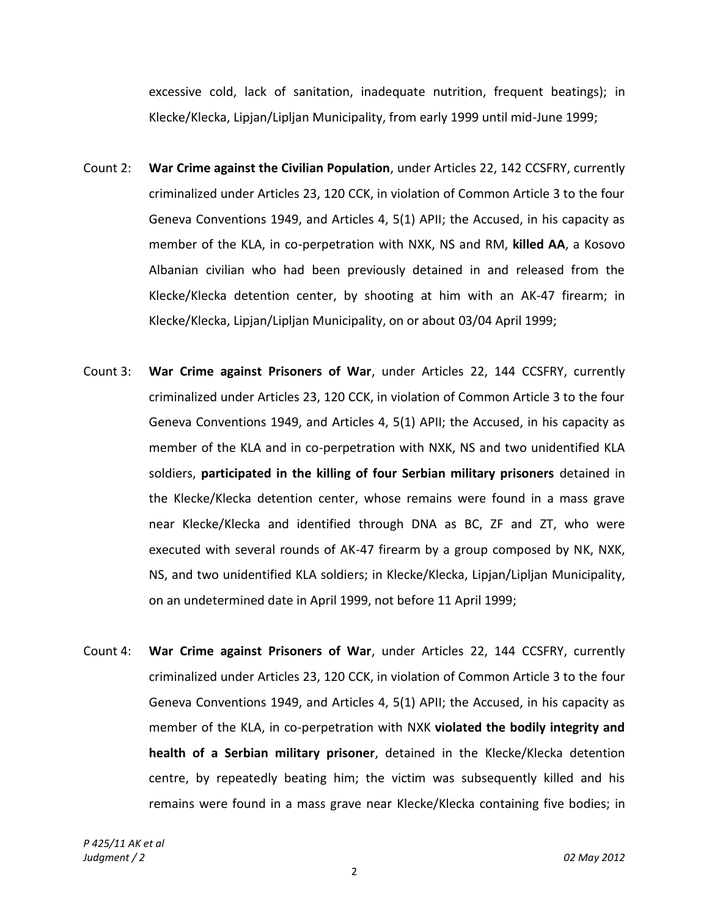excessive cold, lack of sanitation, inadequate nutrition, frequent beatings); in Klecke/Klecka, Lipjan/Lipljan Municipality, from early 1999 until mid-June 1999;

Count 2: **War Crime against the Civilian Population**, under Articles 22, 142 CCSFRY, currently criminalized under Articles 23, 120 CCK, in violation of Common Article 3 to the four Geneva Conventions 1949, and Articles 4, 5(1) APII; the Accused, in his capacity as member of the KLA, in co-perpetration with NXK, NS and RM, **killed AA**, a Kosovo Albanian civilian who had been previously detained in and released from the Klecke/Klecka detention center, by shooting at him with an AK-47 firearm; in Klecke/Klecka, Lipjan/Lipljan Municipality, on or about 03/04 April 1999;

Count 3: **War Crime against Prisoners of War**, under Articles 22, 144 CCSFRY, currently criminalized under Articles 23, 120 CCK, in violation of Common Article 3 to the four Geneva Conventions 1949, and Articles 4, 5(1) APII; the Accused, in his capacity as member of the KLA and in co-perpetration with NXK, NS and two unidentified KLA soldiers, **participated in the killing of four Serbian military prisoners** detained in the Klecke/Klecka detention center, whose remains were found in a mass grave near Klecke/Klecka and identified through DNA as BC, ZF and ZT, who were executed with several rounds of AK-47 firearm by a group composed by NK, NXK, NS, and two unidentified KLA soldiers; in Klecke/Klecka, Lipjan/Lipljan Municipality, on an undetermined date in April 1999, not before 11 April 1999;

Count 4: **War Crime against Prisoners of War**, under Articles 22, 144 CCSFRY, currently criminalized under Articles 23, 120 CCK, in violation of Common Article 3 to the four Geneva Conventions 1949, and Articles 4, 5(1) APII; the Accused, in his capacity as member of the KLA, in co-perpetration with NXK **violated the bodily integrity and health of a Serbian military prisoner**, detained in the Klecke/Klecka detention centre, by repeatedly beating him; the victim was subsequently killed and his remains were found in a mass grave near Klecke/Klecka containing five bodies; in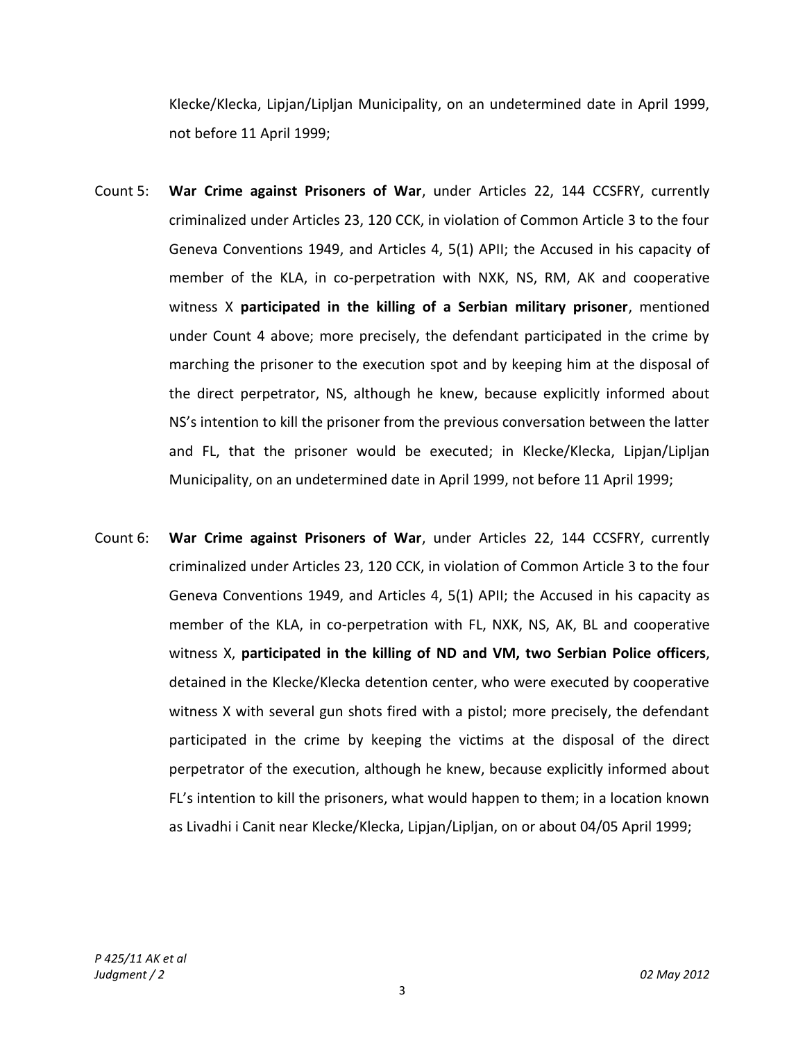Klecke/Klecka, Lipjan/Lipljan Municipality, on an undetermined date in April 1999, not before 11 April 1999;

Count 5: **War Crime against Prisoners of War**, under Articles 22, 144 CCSFRY, currently criminalized under Articles 23, 120 CCK, in violation of Common Article 3 to the four Geneva Conventions 1949, and Articles 4, 5(1) APII; the Accused in his capacity of member of the KLA, in co-perpetration with NXK, NS, RM, AK and cooperative witness X **participated in the killing of a Serbian military prisoner**, mentioned under Count 4 above; more precisely, the defendant participated in the crime by marching the prisoner to the execution spot and by keeping him at the disposal of the direct perpetrator, NS, although he knew, because explicitly informed about NS's intention to kill the prisoner from the previous conversation between the latter and FL, that the prisoner would be executed; in Klecke/Klecka, Lipjan/Lipljan Municipality, on an undetermined date in April 1999, not before 11 April 1999;

Count 6: **War Crime against Prisoners of War**, under Articles 22, 144 CCSFRY, currently criminalized under Articles 23, 120 CCK, in violation of Common Article 3 to the four Geneva Conventions 1949, and Articles 4, 5(1) APII; the Accused in his capacity as member of the KLA, in co-perpetration with FL, NXK, NS, AK, BL and cooperative witness X, **participated in the killing of ND and VM, two Serbian Police officers**, detained in the Klecke/Klecka detention center, who were executed by cooperative witness X with several gun shots fired with a pistol; more precisely, the defendant participated in the crime by keeping the victims at the disposal of the direct perpetrator of the execution, although he knew, because explicitly informed about FL's intention to kill the prisoners, what would happen to them; in a location known as Livadhi i Canit near Klecke/Klecka, Lipjan/Lipljan, on or about 04/05 April 1999;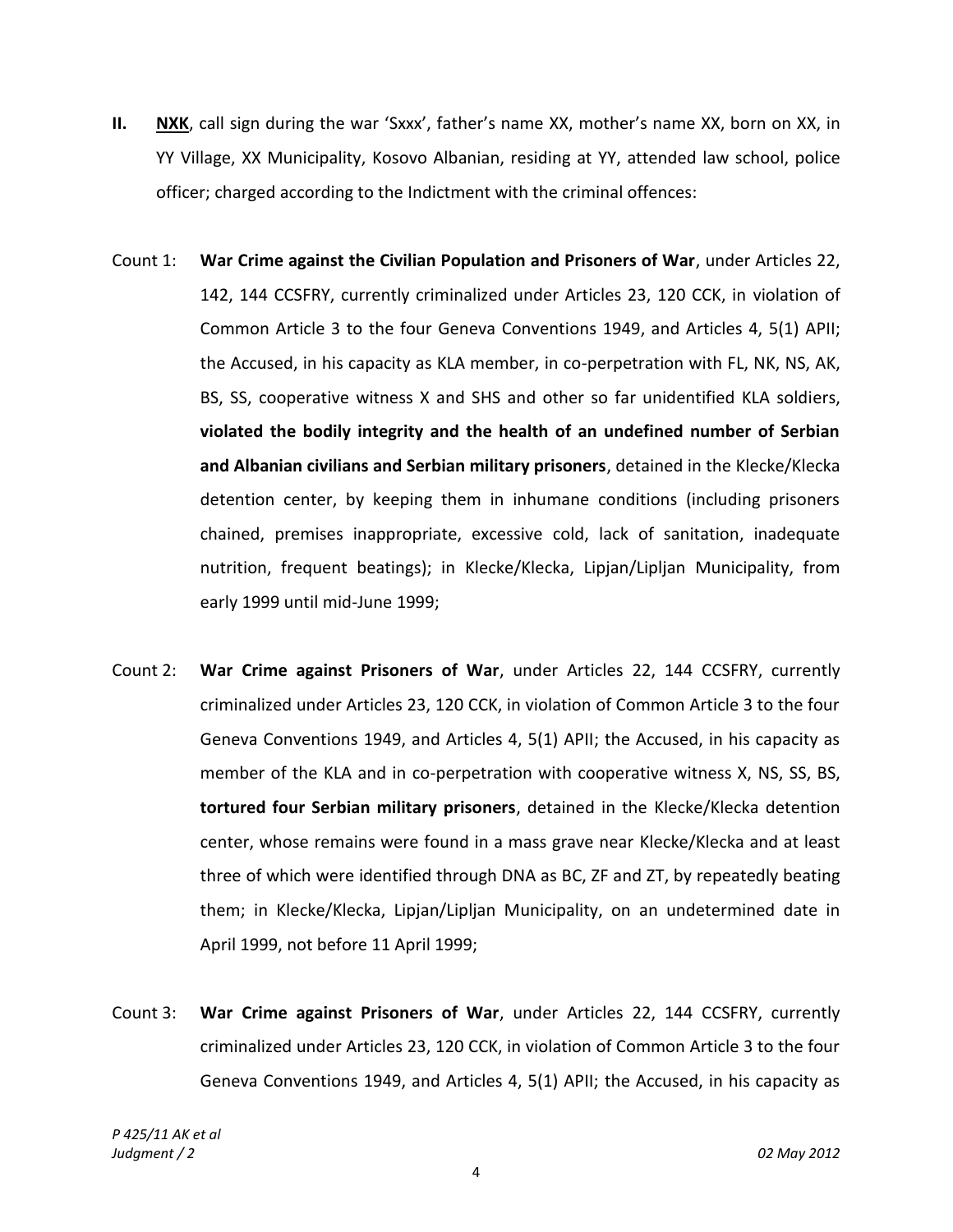**II.** **NXK**, call sign during the war 'Sxxx', father's name XX, mother's name XX, born on XX, in YY Village, XX Municipality, Kosovo Albanian, residing at YY, attended law school, police officer; charged according to the Indictment with the criminal offences:

Count 1: **War Crime against the Civilian Population and Prisoners of War**, under Articles 22, 142, 144 CCSFRY, currently criminalized under Articles 23, 120 CCK, in violation of Common Article 3 to the four Geneva Conventions 1949, and Articles 4, 5(1) APII; the Accused, in his capacity as KLA member, in co-perpetration with FL, NK, NS, AK, BS, SS, cooperative witness X and SHS and other so far unidentified KLA soldiers, **violated the bodily integrity and the health of an undefined number of Serbian and Albanian civilians and Serbian military prisoners**, detained in the Klecke/Klecka detention center, by keeping them in inhumane conditions (including prisoners chained, premises inappropriate, excessive cold, lack of sanitation, inadequate nutrition, frequent beatings); in Klecke/Klecka, Lipjan/Lipljan Municipality, from early 1999 until mid-June 1999;

Count 2: **War Crime against Prisoners of War**, under Articles 22, 144 CCSFRY, currently criminalized under Articles 23, 120 CCK, in violation of Common Article 3 to the four Geneva Conventions 1949, and Articles 4, 5(1) APII; the Accused, in his capacity as member of the KLA and in co-perpetration with cooperative witness X, NS, SS, BS, **tortured four Serbian military prisoners**, detained in the Klecke/Klecka detention center, whose remains were found in a mass grave near Klecke/Klecka and at least three of which were identified through DNA as BC, ZF and ZT, by repeatedly beating them; in Klecke/Klecka, Lipjan/Lipljan Municipality, on an undetermined date in April 1999, not before 11 April 1999;

Count 3: **War Crime against Prisoners of War**, under Articles 22, 144 CCSFRY, currently criminalized under Articles 23, 120 CCK, in violation of Common Article 3 to the four Geneva Conventions 1949, and Articles 4, 5(1) APII; the Accused, in his capacity as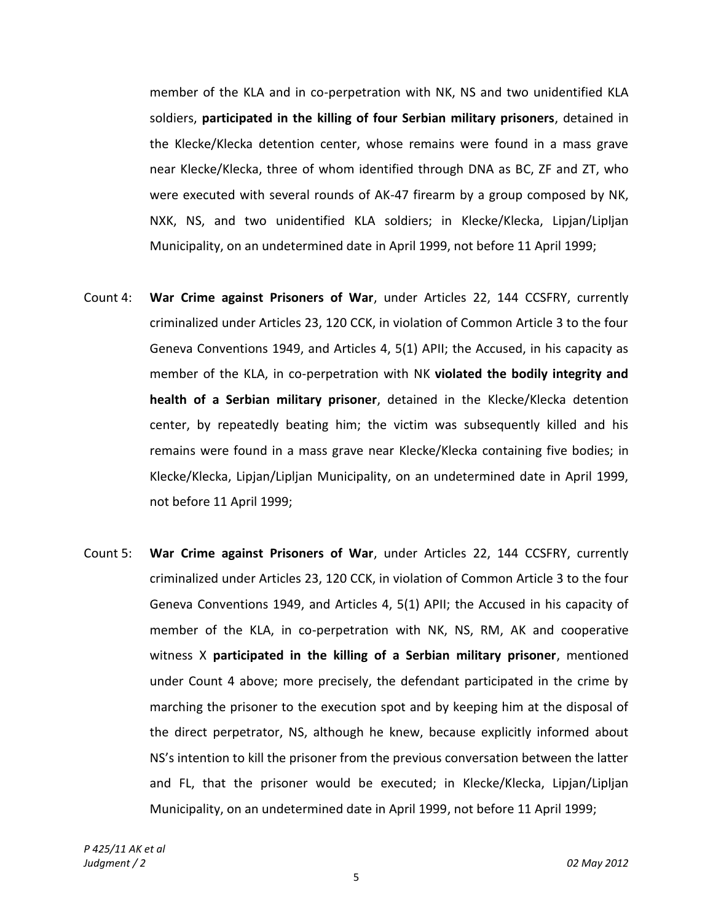member of the KLA and in co-perpetration with NK, NS and two unidentified KLA soldiers, **participated in the killing of four Serbian military prisoners**, detained in the Klecke/Klecka detention center, whose remains were found in a mass grave near Klecke/Klecka, three of whom identified through DNA as BC, ZF and ZT, who were executed with several rounds of AK-47 firearm by a group composed by NK, NXK, NS, and two unidentified KLA soldiers; in Klecke/Klecka, Lipjan/Lipljan Municipality, on an undetermined date in April 1999, not before 11 April 1999;

Count 4: **War Crime against Prisoners of War**, under Articles 22, 144 CCSFRY, currently criminalized under Articles 23, 120 CCK, in violation of Common Article 3 to the four Geneva Conventions 1949, and Articles 4, 5(1) APII; the Accused, in his capacity as member of the KLA, in co-perpetration with NK **violated the bodily integrity and health of a Serbian military prisoner**, detained in the Klecke/Klecka detention center, by repeatedly beating him; the victim was subsequently killed and his remains were found in a mass grave near Klecke/Klecka containing five bodies; in Klecke/Klecka, Lipjan/Lipljan Municipality, on an undetermined date in April 1999, not before 11 April 1999;

Count 5: **War Crime against Prisoners of War**, under Articles 22, 144 CCSFRY, currently criminalized under Articles 23, 120 CCK, in violation of Common Article 3 to the four Geneva Conventions 1949, and Articles 4, 5(1) APII; the Accused in his capacity of member of the KLA, in co-perpetration with NK, NS, RM, AK and cooperative witness X **participated in the killing of a Serbian military prisoner**, mentioned under Count 4 above; more precisely, the defendant participated in the crime by marching the prisoner to the execution spot and by keeping him at the disposal of the direct perpetrator, NS, although he knew, because explicitly informed about NS's intention to kill the prisoner from the previous conversation between the latter and FL, that the prisoner would be executed; in Klecke/Klecka, Lipjan/Lipljan Municipality, on an undetermined date in April 1999, not before 11 April 1999;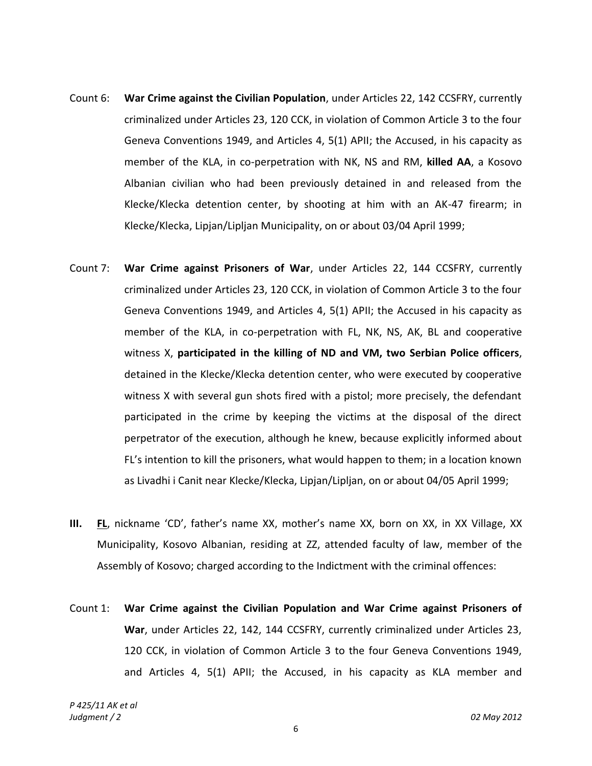Count 6: **War Crime against the Civilian Population**, under Articles 22, 142 CCSFRY, currently criminalized under Articles 23, 120 CCK, in violation of Common Article 3 to the four Geneva Conventions 1949, and Articles 4, 5(1) APII; the Accused, in his capacity as member of the KLA, in co-perpetration with NK, NS and RM, **killed AA**, a Kosovo Albanian civilian who had been previously detained in and released from the Klecke/Klecka detention center, by shooting at him with an AK-47 firearm; in Klecke/Klecka, Lipjan/Lipljan Municipality, on or about 03/04 April 1999;

Count 7: **War Crime against Prisoners of War**, under Articles 22, 144 CCSFRY, currently criminalized under Articles 23, 120 CCK, in violation of Common Article 3 to the four Geneva Conventions 1949, and Articles 4, 5(1) APII; the Accused in his capacity as member of the KLA, in co-perpetration with FL, NK, NS, AK, BL and cooperative witness X, **participated in the killing of ND and VM, two Serbian Police officers**, detained in the Klecke/Klecka detention center, who were executed by cooperative witness X with several gun shots fired with a pistol; more precisely, the defendant participated in the crime by keeping the victims at the disposal of the direct perpetrator of the execution, although he knew, because explicitly informed about FL's intention to kill the prisoners, what would happen to them; in a location known as Livadhi i Canit near Klecke/Klecka, Lipjan/Lipljan, on or about 04/05 April 1999;

**III.** **FL**, nickname 'CD', father's name XX, mother's name XX, born on XX, in XX Village, XX Municipality, Kosovo Albanian, residing at ZZ, attended faculty of law, member of the Assembly of Kosovo; charged according to the Indictment with the criminal offences:

Count 1: **War Crime against the Civilian Population and War Crime against Prisoners of War**, under Articles 22, 142, 144 CCSFRY, currently criminalized under Articles 23, 120 CCK, in violation of Common Article 3 to the four Geneva Conventions 1949, and Articles 4, 5(1) APII; the Accused, in his capacity as KLA member and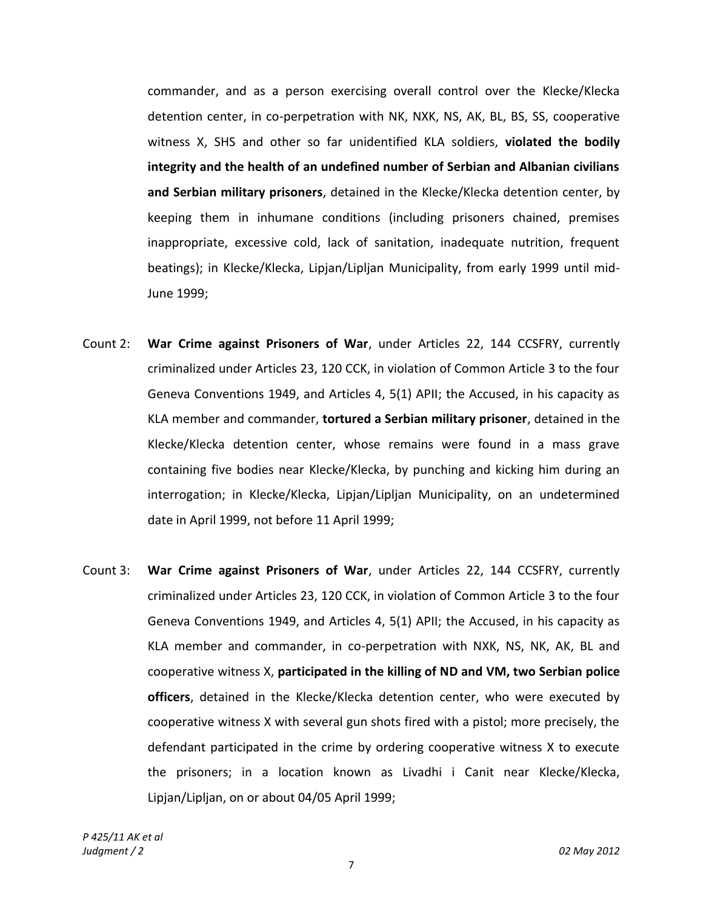commander, and as a person exercising overall control over the Klecke/Klecka detention center, in co-perpetration with NK, NXK, NS, AK, BL, BS, SS, cooperative witness X, SHS and other so far unidentified KLA soldiers, **violated the bodily integrity and the health of an undefined number of Serbian and Albanian civilians and Serbian military prisoners**, detained in the Klecke/Klecka detention center, by keeping them in inhumane conditions (including prisoners chained, premises inappropriate, excessive cold, lack of sanitation, inadequate nutrition, frequent beatings); in Klecke/Klecka, Lipjan/Lipljan Municipality, from early 1999 until mid-June 1999;

Count 2: **War Crime against Prisoners of War**, under Articles 22, 144 CCSFRY, currently criminalized under Articles 23, 120 CCK, in violation of Common Article 3 to the four Geneva Conventions 1949, and Articles 4, 5(1) APII; the Accused, in his capacity as KLA member and commander, **tortured a Serbian military prisoner**, detained in the Klecke/Klecka detention center, whose remains were found in a mass grave containing five bodies near Klecke/Klecka, by punching and kicking him during an interrogation; in Klecke/Klecka, Lipjan/Lipljan Municipality, on an undetermined date in April 1999, not before 11 April 1999;

Count 3: **War Crime against Prisoners of War**, under Articles 22, 144 CCSFRY, currently criminalized under Articles 23, 120 CCK, in violation of Common Article 3 to the four Geneva Conventions 1949, and Articles 4, 5(1) APII; the Accused, in his capacity as KLA member and commander, in co-perpetration with NXK, NS, NK, AK, BL and cooperative witness X, **participated in the killing of ND and VM, two Serbian police officers**, detained in the Klecke/Klecka detention center, who were executed by cooperative witness X with several gun shots fired with a pistol; more precisely, the defendant participated in the crime by ordering cooperative witness X to execute the prisoners; in a location known as Livadhi i Canit near Klecke/Klecka, Lipjan/Lipljan, on or about 04/05 April 1999;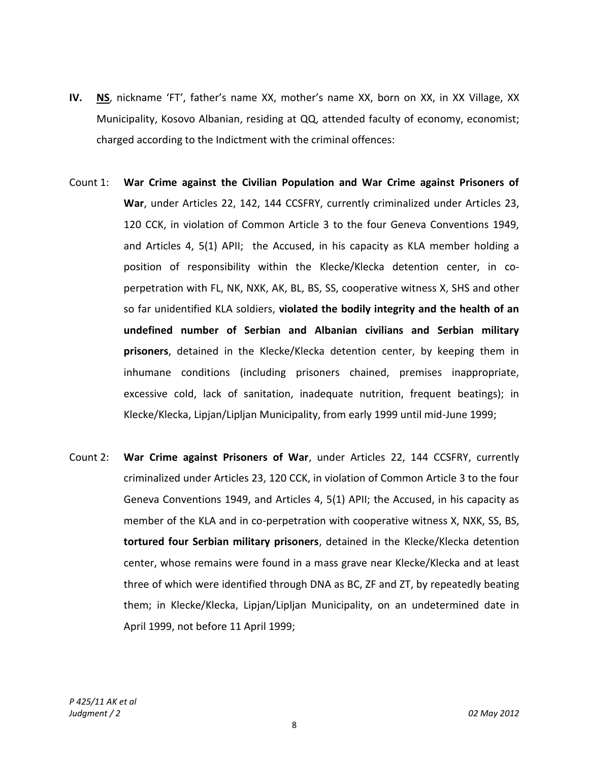**IV.** **<u>NS</u>**, nickname 'FT', father's name XX, mother's name XX, born on XX, in XX Village, XX Municipality, Kosovo Albanian, residing at QQ, attended faculty of economy, economist; charged according to the Indictment with the criminal offences:

Count 1: **War Crime against the Civilian Population and War Crime against Prisoners of War**, under Articles 22, 142, 144 CCSFRY, currently criminalized under Articles 23, 120 CCK, in violation of Common Article 3 to the four Geneva Conventions 1949, and Articles 4, 5(1) APII; the Accused, in his capacity as KLA member holding a position of responsibility within the Klecke/Klecka detention center, in co-perpetration with FL, NK, NXK, AK, BL, BS, SS, cooperative witness X, SHS and other so far unidentified KLA soldiers, **violated the bodily integrity and the health of an undefined number of Serbian and Albanian civilians and Serbian military prisoners**, detained in the Klecke/Klecka detention center, by keeping them in inhumane conditions (including prisoners chained, premises inappropriate, excessive cold, lack of sanitation, inadequate nutrition, frequent beatings); in Klecke/Klecka, Lipjan/Lipljan Municipality, from early 1999 until mid-June 1999;

Count 2: **War Crime against Prisoners of War**, under Articles 22, 144 CCSFRY, currently criminalized under Articles 23, 120 CCK, in violation of Common Article 3 to the four Geneva Conventions 1949, and Articles 4, 5(1) APII; the Accused, in his capacity as member of the KLA and in co-perpetration with cooperative witness X, NXK, SS, BS, **tortured four Serbian military prisoners**, detained in the Klecke/Klecka detention center, whose remains were found in a mass grave near Klecke/Klecka and at least three of which were identified through DNA as BC, ZF and ZT, by repeatedly beating them; in Klecke/Klecka, Lipjan/Lipljan Municipality, on an undetermined date in April 1999, not before 11 April 1999;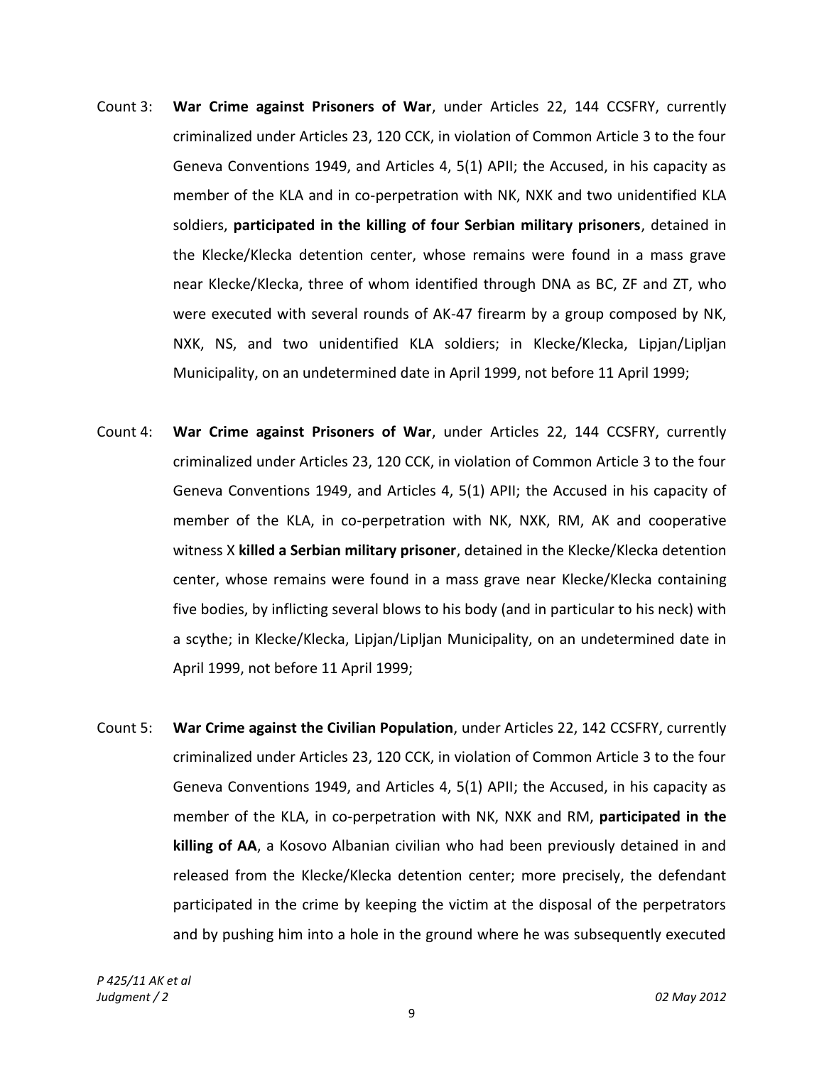Count 3: **War Crime against Prisoners of War**, under Articles 22, 144 CCSFRY, currently criminalized under Articles 23, 120 CCK, in violation of Common Article 3 to the four Geneva Conventions 1949, and Articles 4, 5(1) APII; the Accused, in his capacity as member of the KLA and in co-perpetration with NK, NXK and two unidentified KLA soldiers, **participated in the killing of four Serbian military prisoners**, detained in the Klecke/Klecka detention center, whose remains were found in a mass grave near Klecke/Klecka, three of whom identified through DNA as BC, ZF and ZT, who were executed with several rounds of AK-47 firearm by a group composed by NK, NXK, NS, and two unidentified KLA soldiers; in Klecke/Klecka, Lipjan/Lipljan Municipality, on an undetermined date in April 1999, not before 11 April 1999;

Count 4: **War Crime against Prisoners of War**, under Articles 22, 144 CCSFRY, currently criminalized under Articles 23, 120 CCK, in violation of Common Article 3 to the four Geneva Conventions 1949, and Articles 4, 5(1) APII; the Accused in his capacity of member of the KLA, in co-perpetration with NK, NXK, RM, AK and cooperative witness X **killed a Serbian military prisoner**, detained in the Klecke/Klecka detention center, whose remains were found in a mass grave near Klecke/Klecka containing five bodies, by inflicting several blows to his body (and in particular to his neck) with a scythe; in Klecke/Klecka, Lipjan/Lipljan Municipality, on an undetermined date in April 1999, not before 11 April 1999;

Count 5: **War Crime against the Civilian Population**, under Articles 22, 142 CCSFRY, currently criminalized under Articles 23, 120 CCK, in violation of Common Article 3 to the four Geneva Conventions 1949, and Articles 4, 5(1) APII; the Accused, in his capacity as member of the KLA, in co-perpetration with NK, NXK and RM, **participated in the killing of AA**, a Kosovo Albanian civilian who had been previously detained in and released from the Klecke/Klecka detention center; more precisely, the defendant participated in the crime by keeping the victim at the disposal of the perpetrators and by pushing him into a hole in the ground where he was subsequently executed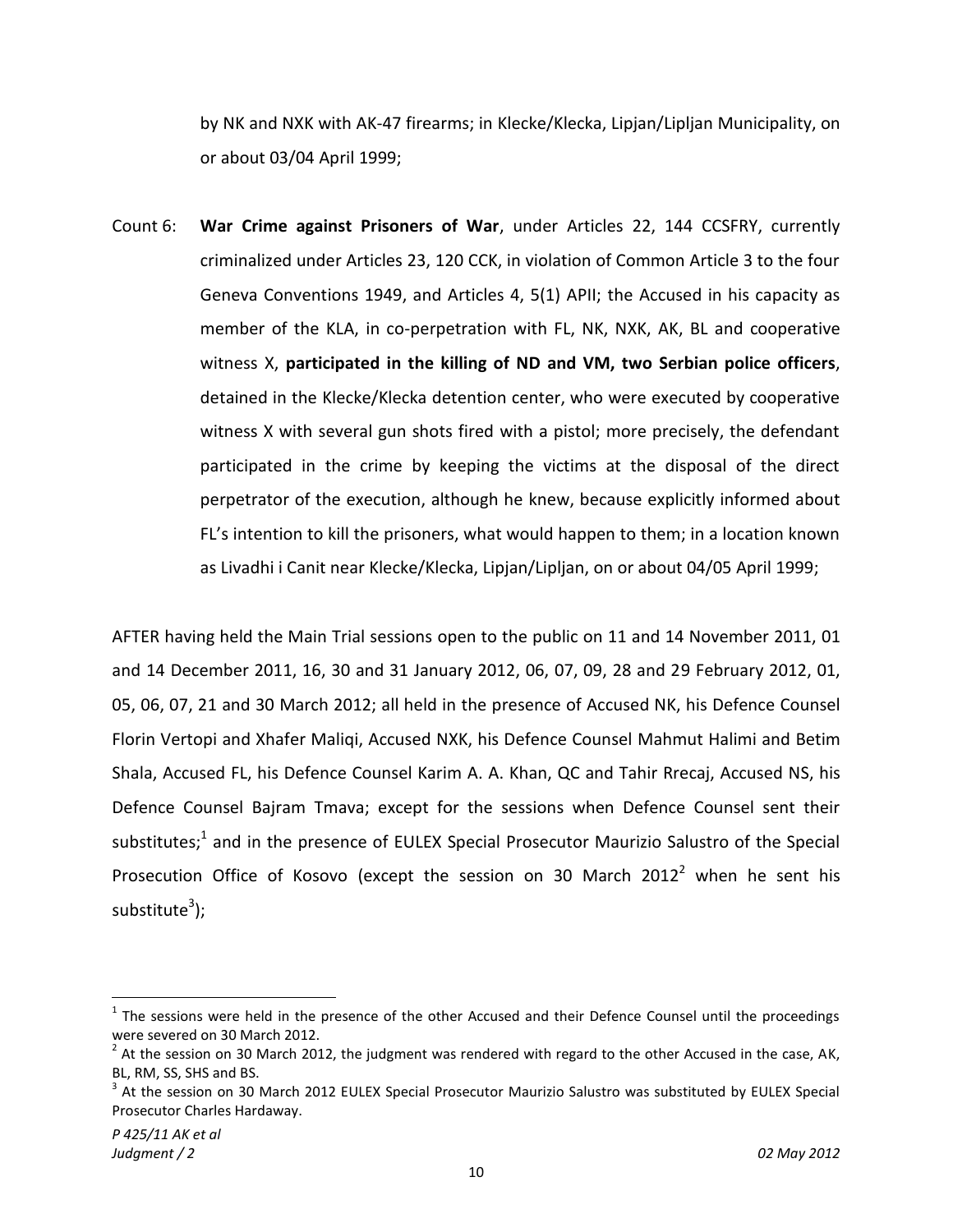by NK and NXK with AK-47 firearms; in Klecke/Klecka, Lipjan/Lipljan Municipality, on or about 03/04 April 1999;

Count 6: **War Crime against Prisoners of War**, under Articles 22, 144 CCSFRY, currently criminalized under Articles 23, 120 CCK, in violation of Common Article 3 to the four Geneva Conventions 1949, and Articles 4, 5(1) APII; the Accused in his capacity as member of the KLA, in co-perpetration with FL, NK, NXK, AK, BL and cooperative witness X, **participated in the killing of ND and VM, two Serbian police officers**, detained in the Klecke/Klecka detention center, who were executed by cooperative witness X with several gun shots fired with a pistol; more precisely, the defendant participated in the crime by keeping the victims at the disposal of the direct perpetrator of the execution, although he knew, because explicitly informed about FL's intention to kill the prisoners, what would happen to them; in a location known as Livadhi i Canit near Klecke/Klecka, Lipjan/Lipljan, on or about 04/05 April 1999;

AFTER having held the Main Trial sessions open to the public on 11 and 14 November 2011, 01 and 14 December 2011, 16, 30 and 31 January 2012, 06, 07, 09, 28 and 29 February 2012, 01, 05, 06, 07, 21 and 30 March 2012; all held in the presence of Accused NK, his Defence Counsel Florin Vertopi and Xhafer Maliqi, Accused NXK, his Defence Counsel Mahmut Halimi and Betim Shala, Accused FL, his Defence Counsel Karim A. A. Khan, QC and Tahir Rrecaj, Accused NS, his Defence Counsel Bajram Tmava; except for the sessions when Defence Counsel sent their substitutes;[1] and in the presence of EULEX Special Prosecutor Maurizio Salustro of the Special Prosecution Office of Kosovo (except the session on 30 March 2012[2] when he sent his substitute[3]);

---

[1] The sessions were held in the presence of the other Accused and their Defence Counsel until the proceedings were severed on 30 March 2012.

[2] At the session on 30 March 2012, the judgment was rendered with regard to the other Accused in the case, AK, BL, RM, SS, SHS and BS.

[3] At the session on 30 March 2012 EULEX Special Prosecutor Maurizio Salustro was substituted by EULEX Special Prosecutor Charles Hardaway.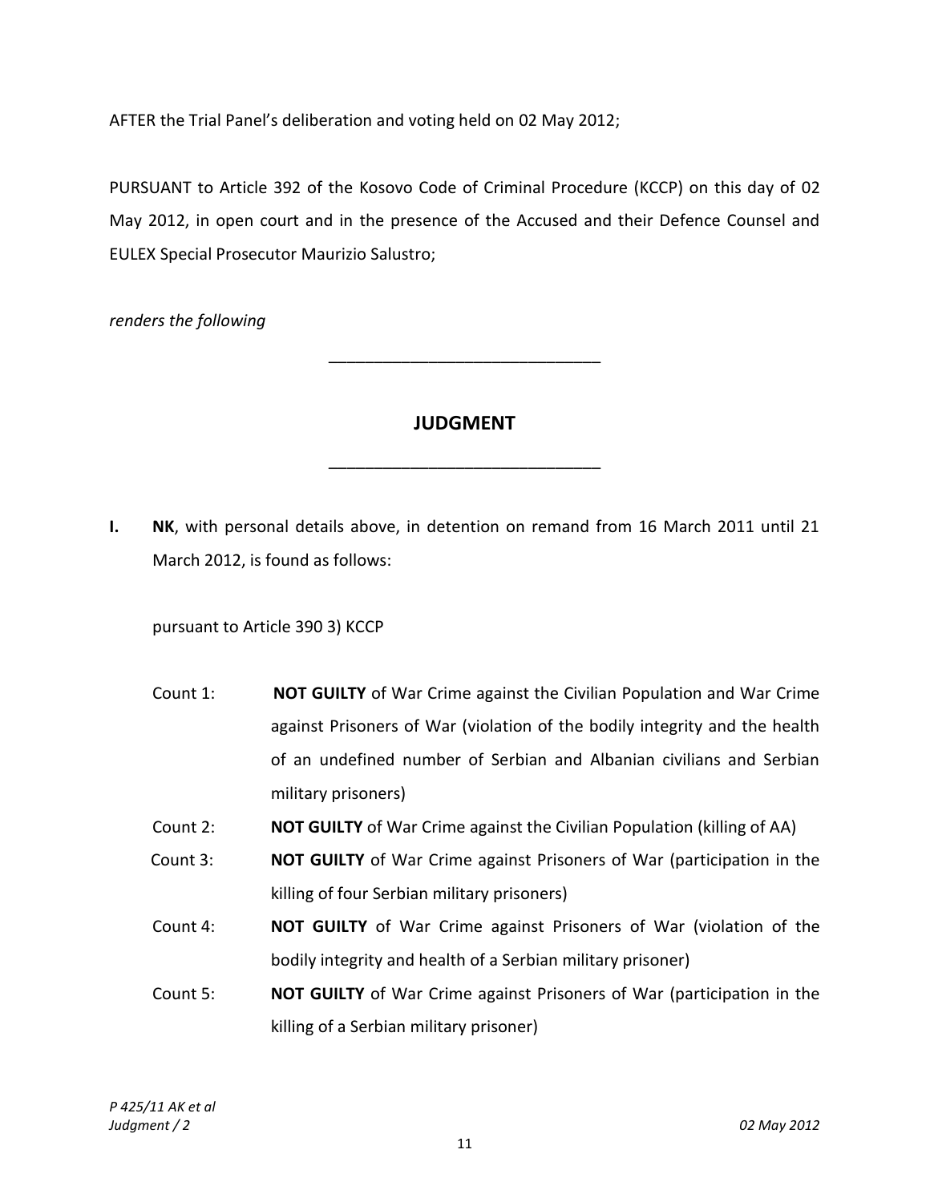AFTER the Trial Panel's deliberation and voting held on 02 May 2012;

PURSUANT to Article 392 of the Kosovo Code of Criminal Procedure (KCCP) on this day of 02 May 2012, in open court and in the presence of the Accused and their Defence Counsel and EULEX Special Prosecutor Maurizio Salustro;

*renders the following*

---

## JUDGMENT

---

**I.** **NK**, with personal details above, in detention on remand from 16 March 2011 until 21 March 2012, is found as follows:

pursuant to Article 390 3) KCCP

Count 1: **NOT GUILTY** of War Crime against the Civilian Population and War Crime against Prisoners of War (violation of the bodily integrity and the health of an undefined number of Serbian and Albanian civilians and Serbian military prisoners)

Count 2: **NOT GUILTY** of War Crime against the Civilian Population (killing of AA)

Count 3: **NOT GUILTY** of War Crime against Prisoners of War (participation in the killing of four Serbian military prisoners)

Count 4: **NOT GUILTY** of War Crime against Prisoners of War (violation of the bodily integrity and health of a Serbian military prisoner)

Count 5: **NOT GUILTY** of War Crime against Prisoners of War (participation in the killing of a Serbian military prisoner)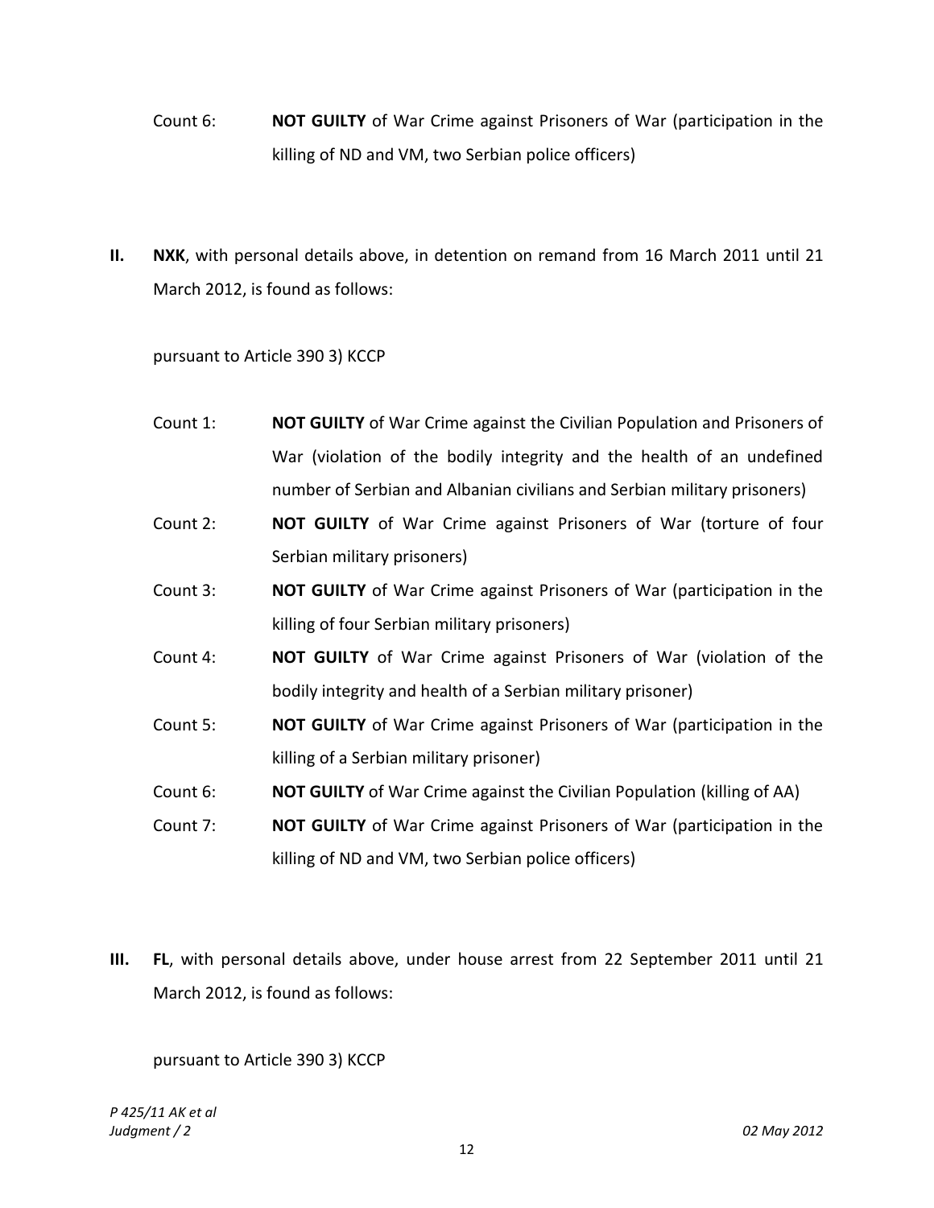Count 6: **NOT GUILTY** of War Crime against Prisoners of War (participation in the killing of ND and VM, two Serbian police officers)

**II.** **NXK**, with personal details above, in detention on remand from 16 March 2011 until 21 March 2012, is found as follows:

pursuant to Article 390 3) KCCP

Count 1: **NOT GUILTY** of War Crime against the Civilian Population and Prisoners of War (violation of the bodily integrity and the health of an undefined number of Serbian and Albanian civilians and Serbian military prisoners)

Count 2: **NOT GUILTY** of War Crime against Prisoners of War (torture of four Serbian military prisoners)

Count 3: **NOT GUILTY** of War Crime against Prisoners of War (participation in the killing of four Serbian military prisoners)

Count 4: **NOT GUILTY** of War Crime against Prisoners of War (violation of the bodily integrity and health of a Serbian military prisoner)

Count 5: **NOT GUILTY** of War Crime against Prisoners of War (participation in the killing of a Serbian military prisoner)

Count 6: **NOT GUILTY** of War Crime against the Civilian Population (killing of AA)

Count 7: **NOT GUILTY** of War Crime against Prisoners of War (participation in the killing of ND and VM, two Serbian police officers)

**III.** **FL**, with personal details above, under house arrest from 22 September 2011 until 21 March 2012, is found as follows:

pursuant to Article 390 3) KCCP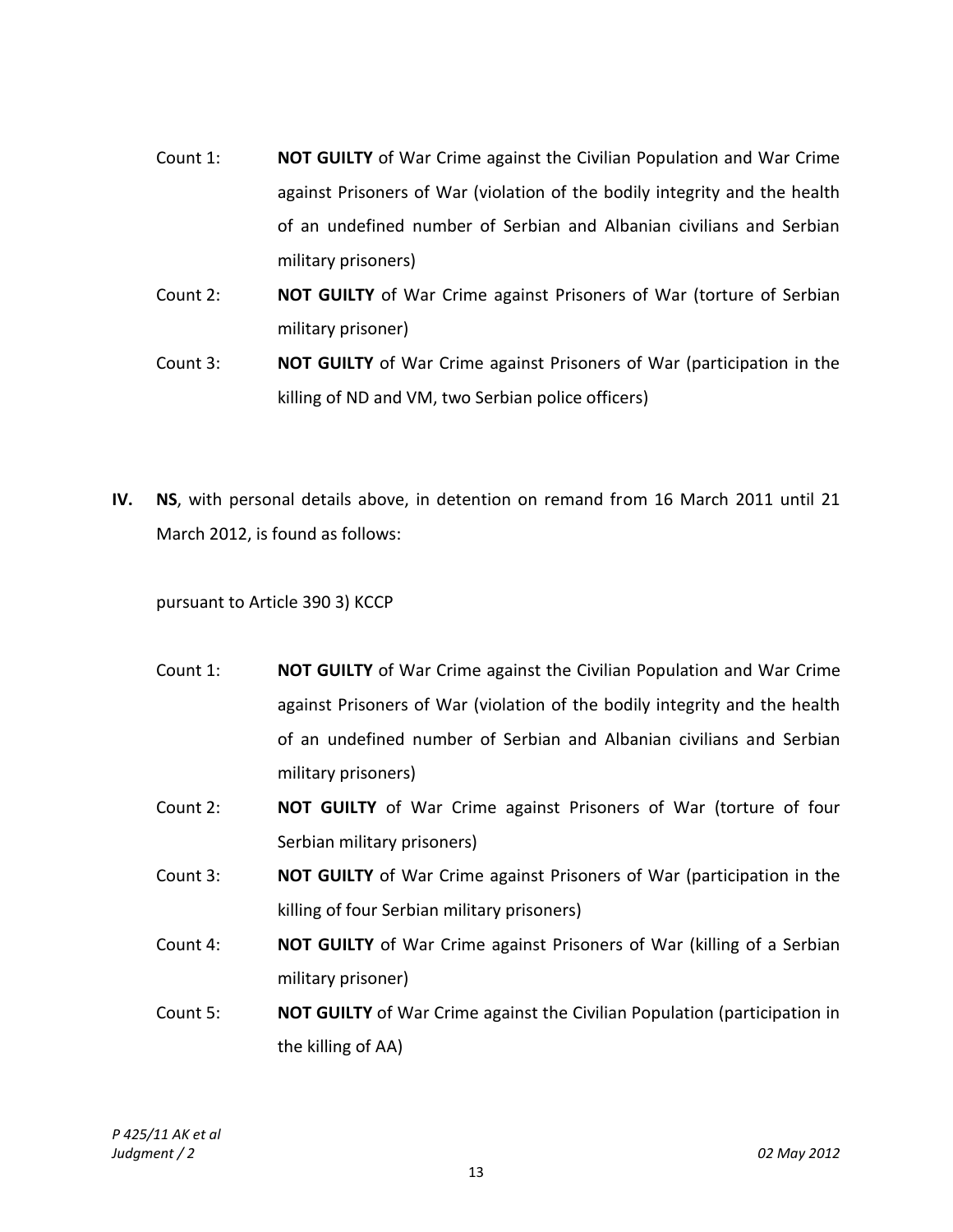Count 1: **NOT GUILTY** of War Crime against the Civilian Population and War Crime against Prisoners of War (violation of the bodily integrity and the health of an undefined number of Serbian and Albanian civilians and Serbian military prisoners)

Count 2: **NOT GUILTY** of War Crime against Prisoners of War (torture of Serbian military prisoner)

Count 3: **NOT GUILTY** of War Crime against Prisoners of War (participation in the killing of ND and VM, two Serbian police officers)

**IV.** **NS**, with personal details above, in detention on remand from 16 March 2011 until 21 March 2012, is found as follows:

pursuant to Article 390 3) KCCP

Count 1: **NOT GUILTY** of War Crime against the Civilian Population and War Crime against Prisoners of War (violation of the bodily integrity and the health of an undefined number of Serbian and Albanian civilians and Serbian military prisoners)

Count 2: **NOT GUILTY** of War Crime against Prisoners of War (torture of four Serbian military prisoners)

Count 3: **NOT GUILTY** of War Crime against Prisoners of War (participation in the killing of four Serbian military prisoners)

Count 4: **NOT GUILTY** of War Crime against Prisoners of War (killing of a Serbian military prisoner)

Count 5: **NOT GUILTY** of War Crime against the Civilian Population (participation in the killing of AA)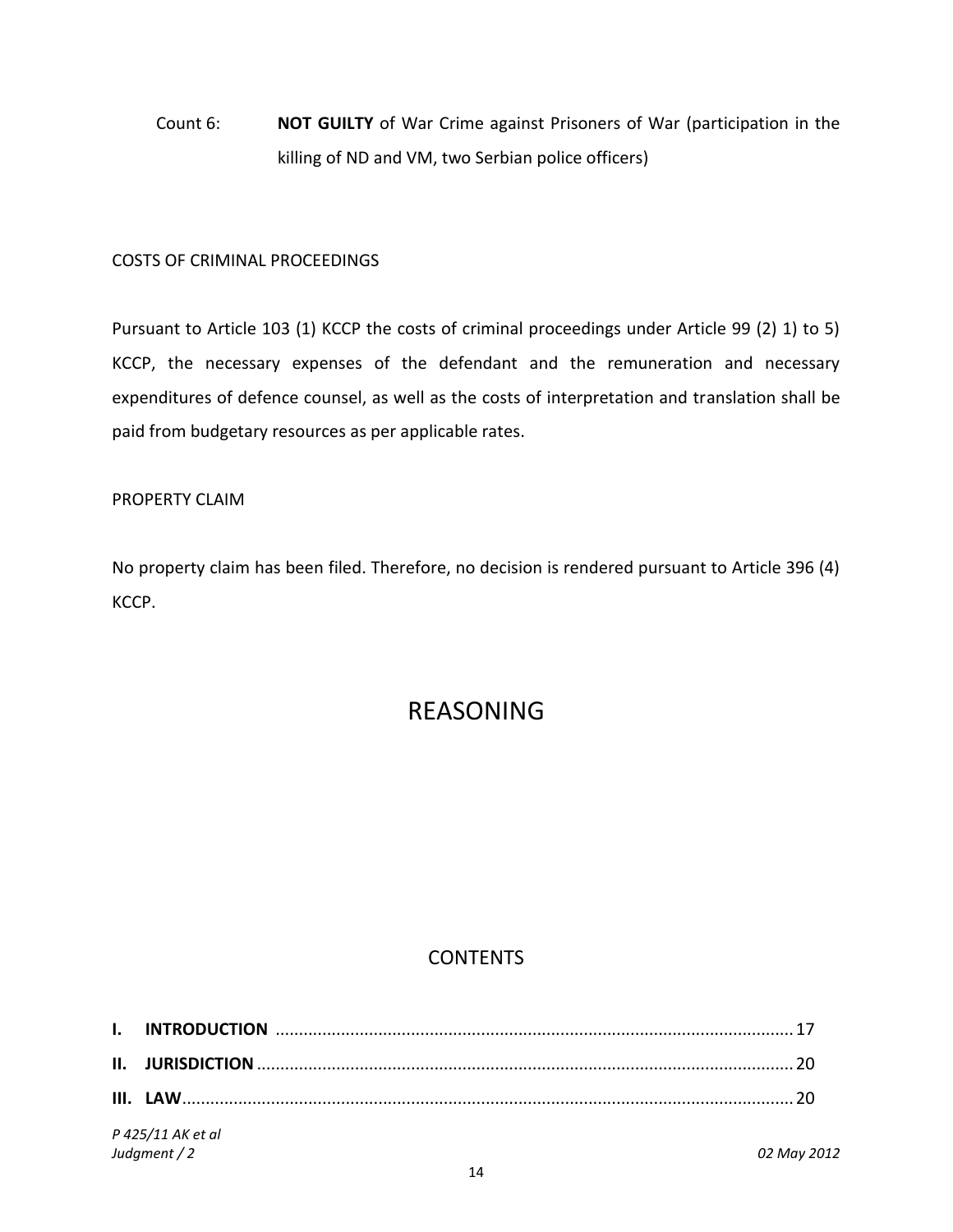Count 6: **NOT GUILTY** of War Crime against Prisoners of War (participation in the killing of ND and VM, two Serbian police officers)

COSTS OF CRIMINAL PROCEEDINGS

Pursuant to Article 103 (1) KCCP the costs of criminal proceedings under Article 99 (2) 1) to 5) KCCP, the necessary expenses of the defendant and the remuneration and necessary expenditures of defence counsel, as well as the costs of interpretation and translation shall be paid from budgetary resources as per applicable rates.

PROPERTY CLAIM

No property claim has been filed. Therefore, no decision is rendered pursuant to Article 396 (4) KCCP.

# REASONING

## CONTENTS

**I. INTRODUCTION** .......... 17

**II. JURISDICTION** .......... 20

**III. LAW** .......... 20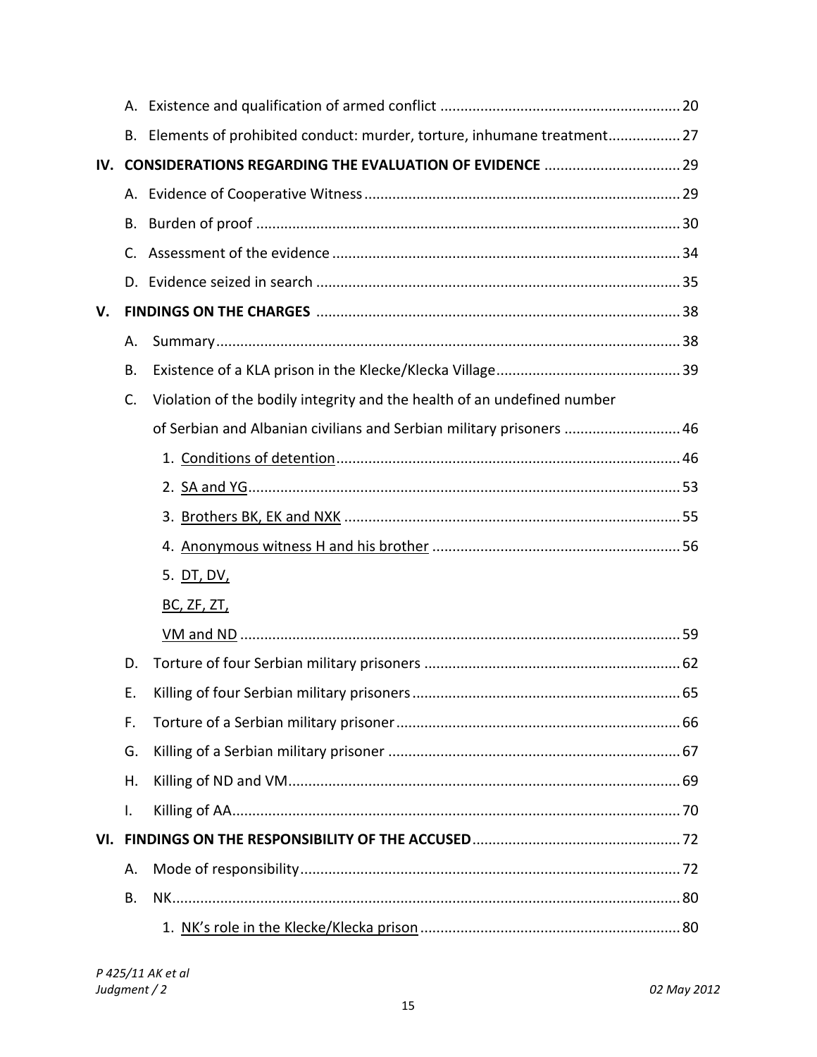A. Existence and qualification of armed conflict .......................................................... 20

B. Elements of prohibited conduct: murder, torture, inhumane treatment................. 27

**IV. CONSIDERATIONS REGARDING THE EVALUATION OF EVIDENCE** ................................. 29

A. Evidence of Cooperative Witness............................................................................. 29

B. Burden of proof ........................................................................................................ 30

C. Assessment of the evidence ..................................................................................... 34

D. Evidence seized in search ......................................................................................... 35

**V. FINDINGS ON THE CHARGES** ........................................................................................ 38

A. Summary.................................................................................................................. 38

B. Existence of a KLA prison in the Klecke/Klecka Village............................................. 39

C. Violation of the bodily integrity and the health of an undefined number of Serbian and Albanian civilians and Serbian military prisoners ............................ 46

1. Conditions of detention.................................................................................... 46

2. SA and YG.......................................................................................................... 53

3. Brothers BK, EK and NXK .................................................................................. 55

4. Anonymous witness H and his brother ............................................................ 56

5. DT, DV, BC, ZF, ZT, VM and ND ........................................................................................... 59

D. Torture of four Serbian military prisoners ............................................................... 62

E. Killing of four Serbian military prisoners.................................................................. 65

F. Torture of a Serbian military prisoner...................................................................... 66

G. Killing of a Serbian military prisoner ........................................................................ 67

H. Killing of ND and VM................................................................................................. 69

I. Killing of AA............................................................................................................... 70

**VI. FINDINGS ON THE RESPONSIBILITY OF THE ACCUSED**................................................... 72

A. Mode of responsibility.............................................................................................. 72

B. NK............................................................................................................................. 80

1. NK's role in the Klecke/Klecka prison ............................................................... 80

*P 425/11 AK et al*
*Judgment / 2*
*02 May 2012*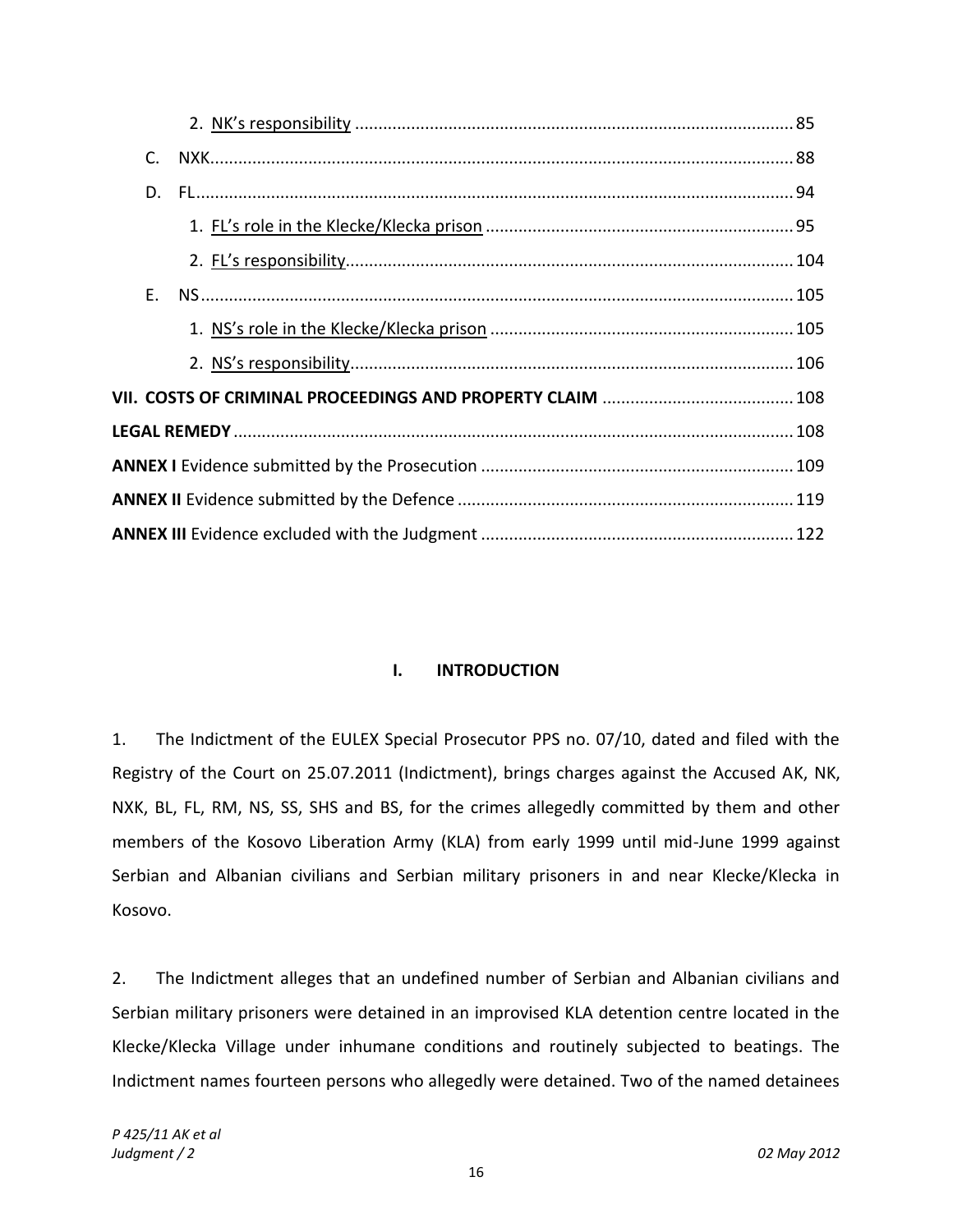2. NK's responsibility ... 85

C. NXK ... 88

D. FL ... 94

1. FL's role in the Klecke/Klecka prison ... 95

2. FL's responsibility ... 104

E. NS ... 105

1. NS's role in the Klecke/Klecka prison ... 105

2. NS's responsibility ... 106

**VII. COSTS OF CRIMINAL PROCEEDINGS AND PROPERTY CLAIM** ... 108

**LEGAL REMEDY** ... 108

**ANNEX I** Evidence submitted by the Prosecution ... 109

**ANNEX II** Evidence submitted by the Defence ... 119

**ANNEX III** Evidence excluded with the Judgment ... 122

## I. INTRODUCTION

1. The Indictment of the EULEX Special Prosecutor PPS no. 07/10, dated and filed with the Registry of the Court on 25.07.2011 (Indictment), brings charges against the Accused AK, NK, NXK, BL, FL, RM, NS, SS, SHS and BS, for the crimes allegedly committed by them and other members of the Kosovo Liberation Army (KLA) from early 1999 until mid-June 1999 against Serbian and Albanian civilians and Serbian military prisoners in and near Klecke/Klecka in Kosovo.

2. The Indictment alleges that an undefined number of Serbian and Albanian civilians and Serbian military prisoners were detained in an improvised KLA detention centre located in the Klecke/Klecka Village under inhumane conditions and routinely subjected to beatings. The Indictment names fourteen persons who allegedly were detained. Two of the named detainees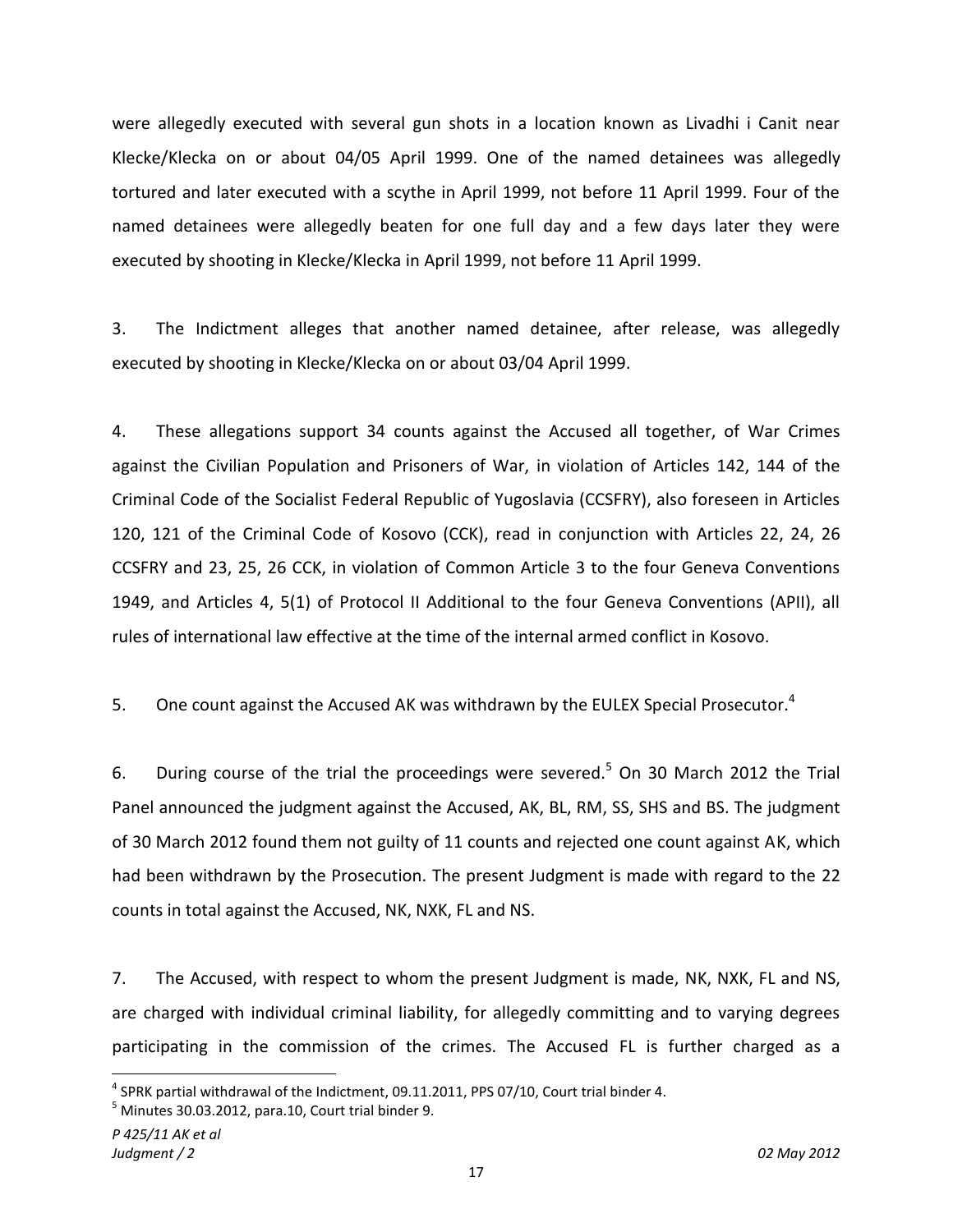were allegedly executed with several gun shots in a location known as Livadhi i Canit near Klecke/Klecka on or about 04/05 April 1999. One of the named detainees was allegedly tortured and later executed with a scythe in April 1999, not before 11 April 1999. Four of the named detainees were allegedly beaten for one full day and a few days later they were executed by shooting in Klecke/Klecka in April 1999, not before 11 April 1999.

3. The Indictment alleges that another named detainee, after release, was allegedly executed by shooting in Klecke/Klecka on or about 03/04 April 1999.

4. These allegations support 34 counts against the Accused all together, of War Crimes against the Civilian Population and Prisoners of War, in violation of Articles 142, 144 of the Criminal Code of the Socialist Federal Republic of Yugoslavia (CCSFRY), also foreseen in Articles 120, 121 of the Criminal Code of Kosovo (CCK), read in conjunction with Articles 22, 24, 26 CCSFRY and 23, 25, 26 CCK, in violation of Common Article 3 to the four Geneva Conventions 1949, and Articles 4, 5(1) of Protocol II Additional to the four Geneva Conventions (APII), all rules of international law effective at the time of the internal armed conflict in Kosovo.

5. One count against the Accused AK was withdrawn by the EULEX Special Prosecutor.[4]

6. During course of the trial the proceedings were severed.[5] On 30 March 2012 the Trial Panel announced the judgment against the Accused, AK, BL, RM, SS, SHS and BS. The judgment of 30 March 2012 found them not guilty of 11 counts and rejected one count against AK, which had been withdrawn by the Prosecution. The present Judgment is made with regard to the 22 counts in total against the Accused, NK, NXK, FL and NS.

7. The Accused, with respect to whom the present Judgment is made, NK, NXK, FL and NS, are charged with individual criminal liability, for allegedly committing and to varying degrees participating in the commission of the crimes. The Accused FL is further charged as a

[4] SPRK partial withdrawal of the Indictment, 09.11.2011, PPS 07/10, Court trial binder 4.

[5] Minutes 30.03.2012, para.10, Court trial binder 9.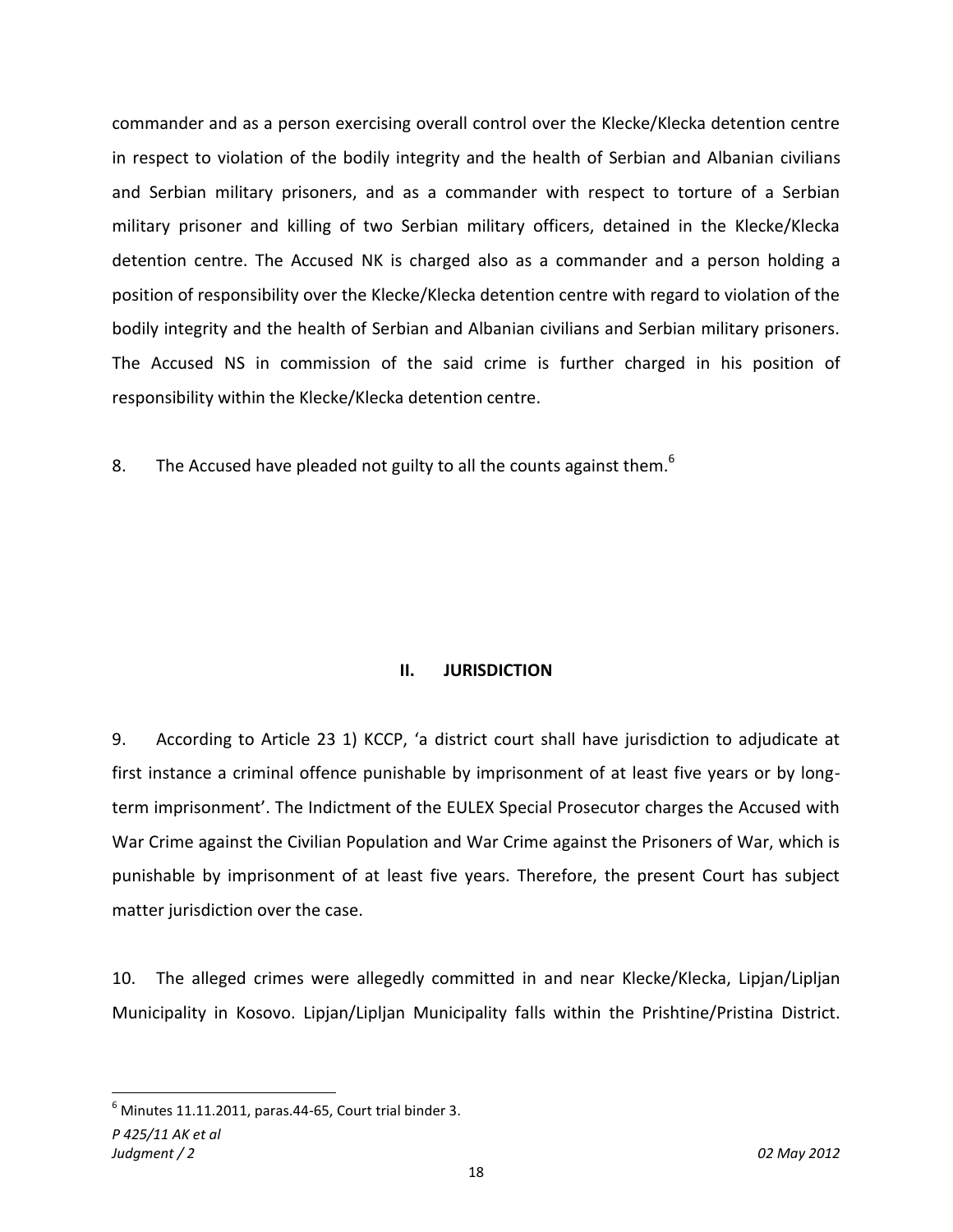commander and as a person exercising overall control over the Klecke/Klecka detention centre in respect to violation of the bodily integrity and the health of Serbian and Albanian civilians and Serbian military prisoners, and as a commander with respect to torture of a Serbian military prisoner and killing of two Serbian military officers, detained in the Klecke/Klecka detention centre. The Accused NK is charged also as a commander and a person holding a position of responsibility over the Klecke/Klecka detention centre with regard to violation of the bodily integrity and the health of Serbian and Albanian civilians and Serbian military prisoners. The Accused NS in commission of the said crime is further charged in his position of responsibility within the Klecke/Klecka detention centre.

8. The Accused have pleaded not guilty to all the counts against them.[6]

## II. JURISDICTION

9. According to Article 23 1) KCCP, 'a district court shall have jurisdiction to adjudicate at first instance a criminal offence punishable by imprisonment of at least five years or by long-term imprisonment'. The Indictment of the EULEX Special Prosecutor charges the Accused with War Crime against the Civilian Population and War Crime against the Prisoners of War, which is punishable by imprisonment of at least five years. Therefore, the present Court has subject matter jurisdiction over the case.

10. The alleged crimes were allegedly committed in and near Klecke/Klecka, Lipjan/Lipljan Municipality in Kosovo. Lipjan/Lipljan Municipality falls within the Prishtine/Pristina District.

[6] Minutes 11.11.2011, paras.44-65, Court trial binder 3.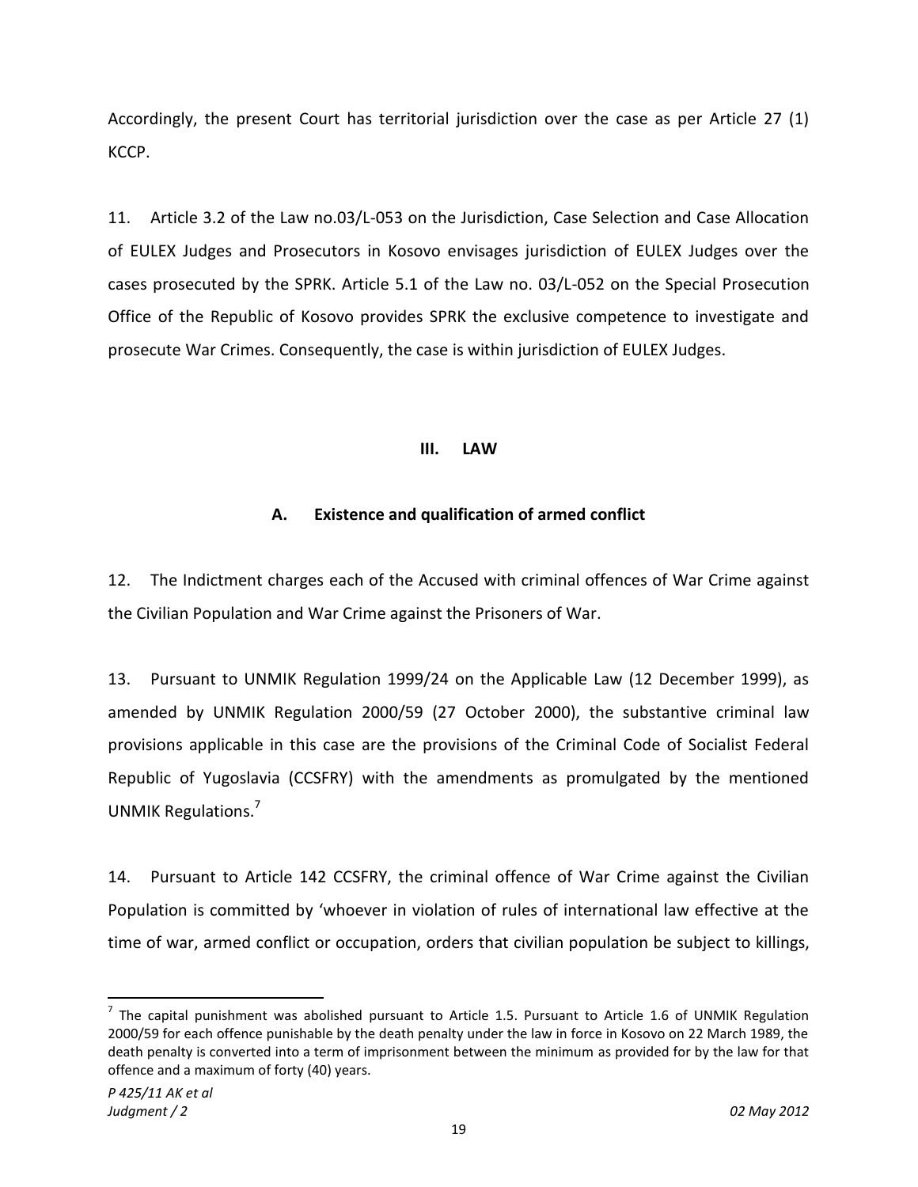Accordingly, the present Court has territorial jurisdiction over the case as per Article 27 (1) KCCP.

11. Article 3.2 of the Law no.03/L-053 on the Jurisdiction, Case Selection and Case Allocation of EULEX Judges and Prosecutors in Kosovo envisages jurisdiction of EULEX Judges over the cases prosecuted by the SPRK. Article 5.1 of the Law no. 03/L-052 on the Special Prosecution Office of the Republic of Kosovo provides SPRK the exclusive competence to investigate and prosecute War Crimes. Consequently, the case is within jurisdiction of EULEX Judges.

## III. LAW

### A. Existence and qualification of armed conflict

12. The Indictment charges each of the Accused with criminal offences of War Crime against the Civilian Population and War Crime against the Prisoners of War.

13. Pursuant to UNMIK Regulation 1999/24 on the Applicable Law (12 December 1999), as amended by UNMIK Regulation 2000/59 (27 October 2000), the substantive criminal law provisions applicable in this case are the provisions of the Criminal Code of Socialist Federal Republic of Yugoslavia (CCSFRY) with the amendments as promulgated by the mentioned UNMIK Regulations.[7]

14. Pursuant to Article 142 CCSFRY, the criminal offence of War Crime against the Civilian Population is committed by 'whoever in violation of rules of international law effective at the time of war, armed conflict or occupation, orders that civilian population be subject to killings,

[7] The capital punishment was abolished pursuant to Article 1.5. Pursuant to Article 1.6 of UNMIK Regulation 2000/59 for each offence punishable by the death penalty under the law in force in Kosovo on 22 March 1989, the death penalty is converted into a term of imprisonment between the minimum as provided for by the law for that offence and a maximum of forty (40) years.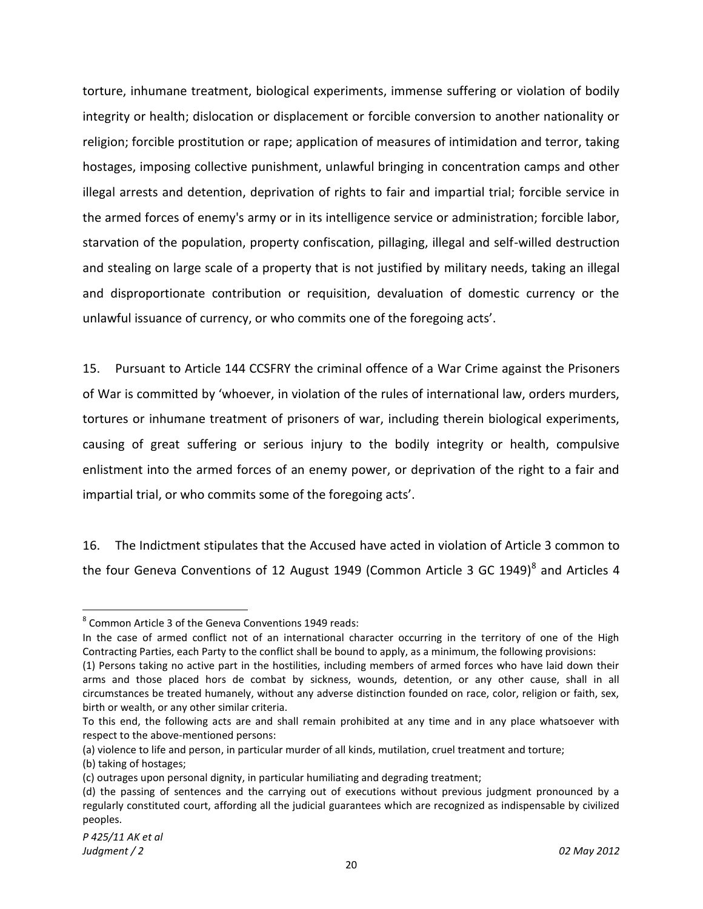torture, inhumane treatment, biological experiments, immense suffering or violation of bodily integrity or health; dislocation or displacement or forcible conversion to another nationality or religion; forcible prostitution or rape; application of measures of intimidation and terror, taking hostages, imposing collective punishment, unlawful bringing in concentration camps and other illegal arrests and detention, deprivation of rights to fair and impartial trial; forcible service in the armed forces of enemy's army or in its intelligence service or administration; forcible labor, starvation of the population, property confiscation, pillaging, illegal and self-willed destruction and stealing on large scale of a property that is not justified by military needs, taking an illegal and disproportionate contribution or requisition, devaluation of domestic currency or the unlawful issuance of currency, or who commits one of the foregoing acts'.

15. Pursuant to Article 144 CCSFRY the criminal offence of a War Crime against the Prisoners of War is committed by 'whoever, in violation of the rules of international law, orders murders, tortures or inhumane treatment of prisoners of war, including therein biological experiments, causing of great suffering or serious injury to the bodily integrity or health, compulsive enlistment into the armed forces of an enemy power, or deprivation of the right to a fair and impartial trial, or who commits some of the foregoing acts'.

16. The Indictment stipulates that the Accused have acted in violation of Article 3 common to the four Geneva Conventions of 12 August 1949 (Common Article 3 GC 1949)[8] and Articles 4

---

[8] Common Article 3 of the Geneva Conventions 1949 reads:

In the case of armed conflict not of an international character occurring in the territory of one of the High Contracting Parties, each Party to the conflict shall be bound to apply, as a minimum, the following provisions:

(1) Persons taking no active part in the hostilities, including members of armed forces who have laid down their arms and those placed hors de combat by sickness, wounds, detention, or any other cause, shall in all circumstances be treated humanely, without any adverse distinction founded on race, color, religion or faith, sex, birth or wealth, or any other similar criteria.

To this end, the following acts are and shall remain prohibited at any time and in any place whatsoever with respect to the above-mentioned persons:

(a) violence to life and person, in particular murder of all kinds, mutilation, cruel treatment and torture;

(b) taking of hostages;

(c) outrages upon personal dignity, in particular humiliating and degrading treatment;

(d) the passing of sentences and the carrying out of executions without previous judgment pronounced by a regularly constituted court, affording all the judicial guarantees which are recognized as indispensable by civilized peoples.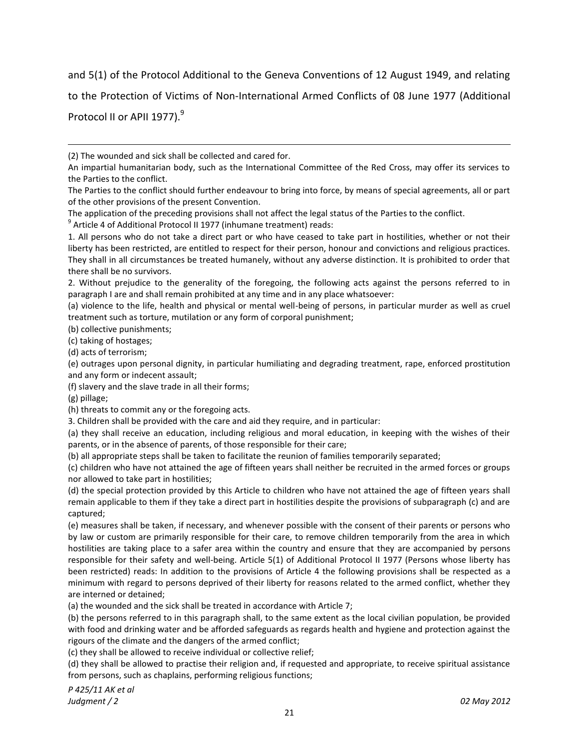and 5(1) of the Protocol Additional to the Geneva Conventions of 12 August 1949, and relating to the Protection of Victims of Non-International Armed Conflicts of 08 June 1977 (Additional Protocol II or APII 1977).[9]

---

(2) The wounded and sick shall be collected and cared for.

An impartial humanitarian body, such as the International Committee of the Red Cross, may offer its services to the Parties to the conflict.

The Parties to the conflict should further endeavour to bring into force, by means of special agreements, all or part of the other provisions of the present Convention.

The application of the preceding provisions shall not affect the legal status of the Parties to the conflict.

[9] Article 4 of Additional Protocol II 1977 (inhumane treatment) reads:

1. All persons who do not take a direct part or who have ceased to take part in hostilities, whether or not their liberty has been restricted, are entitled to respect for their person, honour and convictions and religious practices. They shall in all circumstances be treated humanely, without any adverse distinction. It is prohibited to order that there shall be no survivors.

2. Without prejudice to the generality of the foregoing, the following acts against the persons referred to in paragraph I are and shall remain prohibited at any time and in any place whatsoever:

(a) violence to the life, health and physical or mental well-being of persons, in particular murder as well as cruel treatment such as torture, mutilation or any form of corporal punishment;

(b) collective punishments;

(c) taking of hostages;

(d) acts of terrorism;

(e) outrages upon personal dignity, in particular humiliating and degrading treatment, rape, enforced prostitution and any form or indecent assault;

(f) slavery and the slave trade in all their forms;

(g) pillage;

(h) threats to commit any or the foregoing acts.

3. Children shall be provided with the care and aid they require, and in particular:

(a) they shall receive an education, including religious and moral education, in keeping with the wishes of their parents, or in the absence of parents, of those responsible for their care;

(b) all appropriate steps shall be taken to facilitate the reunion of families temporarily separated;

(c) children who have not attained the age of fifteen years shall neither be recruited in the armed forces or groups nor allowed to take part in hostilities;

(d) the special protection provided by this Article to children who have not attained the age of fifteen years shall remain applicable to them if they take a direct part in hostilities despite the provisions of subparagraph (c) and are captured;

(e) measures shall be taken, if necessary, and whenever possible with the consent of their parents or persons who by law or custom are primarily responsible for their care, to remove children temporarily from the area in which hostilities are taking place to a safer area within the country and ensure that they are accompanied by persons responsible for their safety and well-being. Article 5(1) of Additional Protocol II 1977 (Persons whose liberty has been restricted) reads: In addition to the provisions of Article 4 the following provisions shall be respected as a minimum with regard to persons deprived of their liberty for reasons related to the armed conflict, whether they are interned or detained;

(a) the wounded and the sick shall be treated in accordance with Article 7;

(b) the persons referred to in this paragraph shall, to the same extent as the local civilian population, be provided with food and drinking water and be afforded safeguards as regards health and hygiene and protection against the rigours of the climate and the dangers of the armed conflict;

(c) they shall be allowed to receive individual or collective relief;

(d) they shall be allowed to practise their religion and, if requested and appropriate, to receive spiritual assistance from persons, such as chaplains, performing religious functions;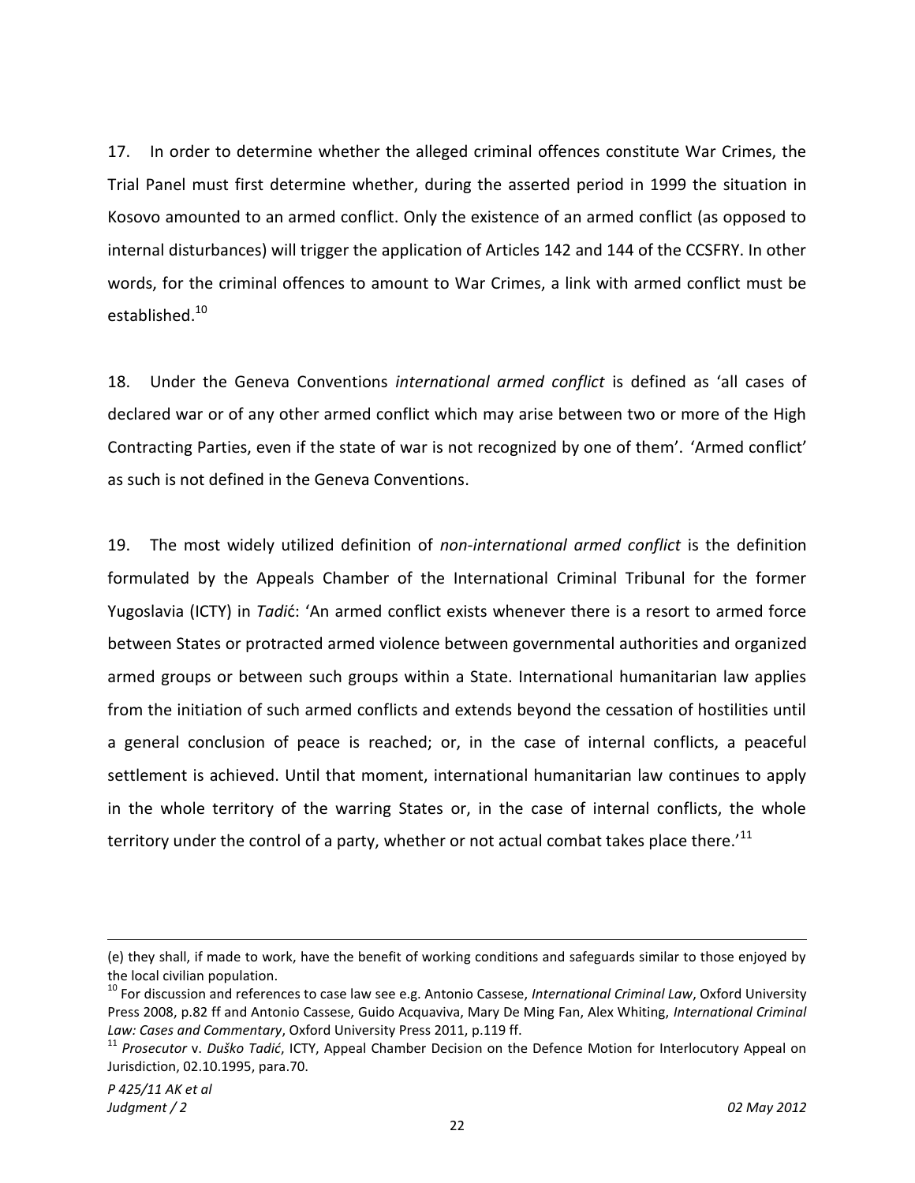17. In order to determine whether the alleged criminal offences constitute War Crimes, the Trial Panel must first determine whether, during the asserted period in 1999 the situation in Kosovo amounted to an armed conflict. Only the existence of an armed conflict (as opposed to internal disturbances) will trigger the application of Articles 142 and 144 of the CCSFRY. In other words, for the criminal offences to amount to War Crimes, a link with armed conflict must be established.[10]

18. Under the Geneva Conventions *international armed conflict* is defined as 'all cases of declared war or of any other armed conflict which may arise between two or more of the High Contracting Parties, even if the state of war is not recognized by one of them'. 'Armed conflict' as such is not defined in the Geneva Conventions.

19. The most widely utilized definition of *non-international armed conflict* is the definition formulated by the Appeals Chamber of the International Criminal Tribunal for the former Yugoslavia (ICTY) in *Tadić*: 'An armed conflict exists whenever there is a resort to armed force between States or protracted armed violence between governmental authorities and organized armed groups or between such groups within a State. International humanitarian law applies from the initiation of such armed conflicts and extends beyond the cessation of hostilities until a general conclusion of peace is reached; or, in the case of internal conflicts, a peaceful settlement is achieved. Until that moment, international humanitarian law continues to apply in the whole territory of the warring States or, in the case of internal conflicts, the whole territory under the control of a party, whether or not actual combat takes place there.'[11]

---

(e) they shall, if made to work, have the benefit of working conditions and safeguards similar to those enjoyed by the local civilian population.

[10] For discussion and references to case law see e.g. Antonio Cassese, *International Criminal Law*, Oxford University Press 2008, p.82 ff and Antonio Cassese, Guido Acquaviva, Mary De Ming Fan, Alex Whiting, *International Criminal Law: Cases and Commentary*, Oxford University Press 2011, p.119 ff.

[11] *Prosecutor* v. *Duško Tadić*, ICTY, Appeal Chamber Decision on the Defence Motion for Interlocutory Appeal on Jurisdiction, 02.10.1995, para.70.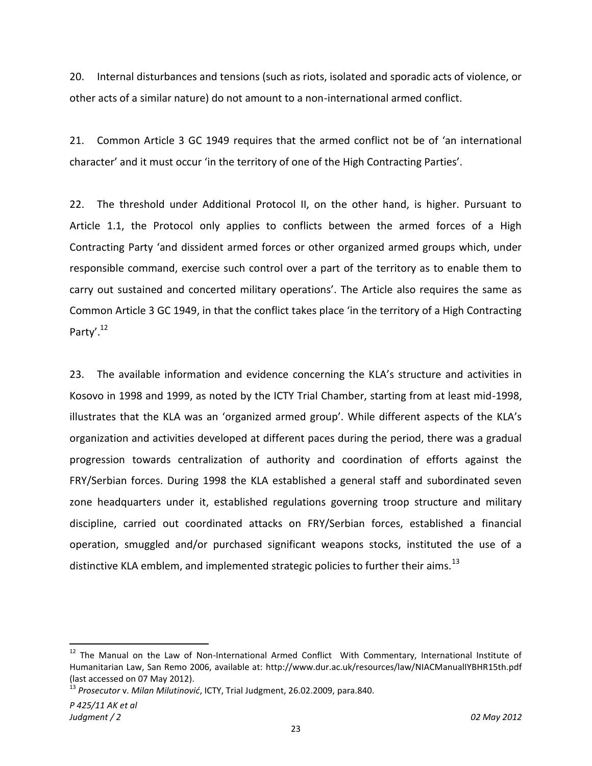20. Internal disturbances and tensions (such as riots, isolated and sporadic acts of violence, or other acts of a similar nature) do not amount to a non-international armed conflict.

21. Common Article 3 GC 1949 requires that the armed conflict not be of 'an international character' and it must occur 'in the territory of one of the High Contracting Parties'.

22. The threshold under Additional Protocol II, on the other hand, is higher. Pursuant to Article 1.1, the Protocol only applies to conflicts between the armed forces of a High Contracting Party 'and dissident armed forces or other organized armed groups which, under responsible command, exercise such control over a part of the territory as to enable them to carry out sustained and concerted military operations'. The Article also requires the same as Common Article 3 GC 1949, in that the conflict takes place 'in the territory of a High Contracting Party'.[12]

23. The available information and evidence concerning the KLA's structure and activities in Kosovo in 1998 and 1999, as noted by the ICTY Trial Chamber, starting from at least mid-1998, illustrates that the KLA was an 'organized armed group'. While different aspects of the KLA's organization and activities developed at different paces during the period, there was a gradual progression towards centralization of authority and coordination of efforts against the FRY/Serbian forces. During 1998 the KLA established a general staff and subordinated seven zone headquarters under it, established regulations governing troop structure and military discipline, carried out coordinated attacks on FRY/Serbian forces, established a financial operation, smuggled and/or purchased significant weapons stocks, instituted the use of a distinctive KLA emblem, and implemented strategic policies to further their aims.[13]

---

[12] The Manual on the Law of Non-International Armed Conflict With Commentary, International Institute of Humanitarian Law, San Remo 2006, available at: http://www.dur.ac.uk/resources/law/NIACManualIYBHR15th.pdf (last accessed on 07 May 2012).

[13] *Prosecutor* v. *Milan Milutinović*, ICTY, Trial Judgment, 26.02.2009, para.840.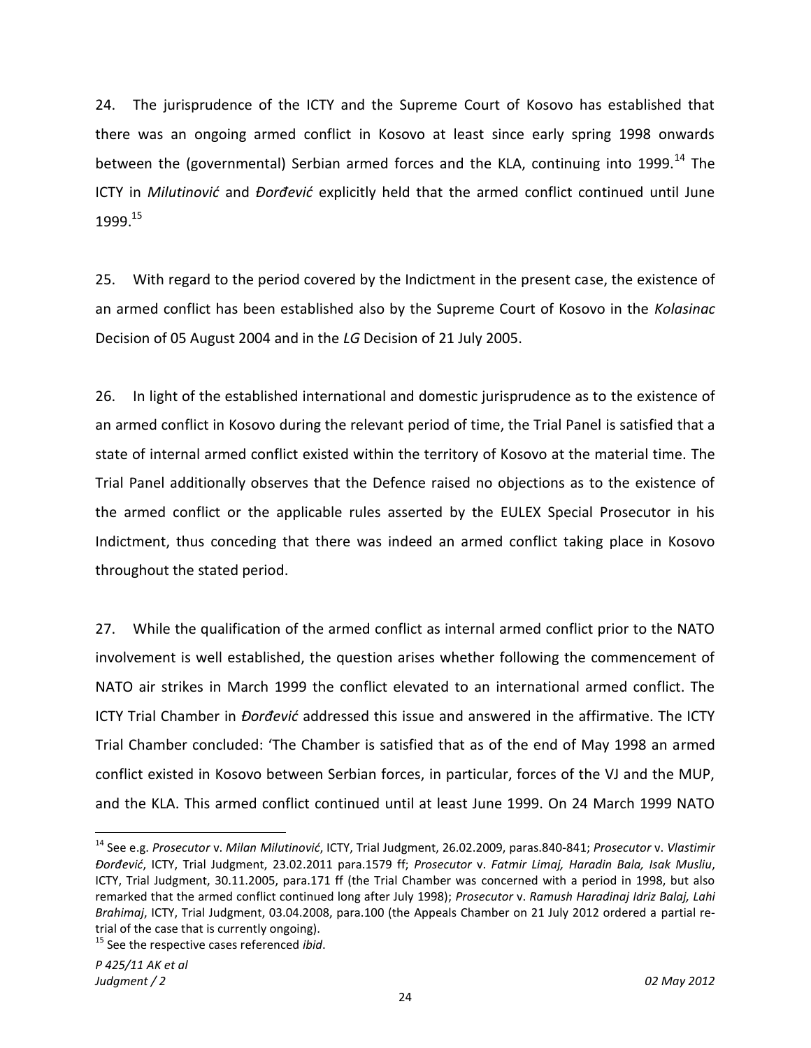24. The jurisprudence of the ICTY and the Supreme Court of Kosovo has established that there was an ongoing armed conflict in Kosovo at least since early spring 1998 onwards between the (governmental) Serbian armed forces and the KLA, continuing into 1999.[14] The ICTY in *Milutinović* and *Đorđević* explicitly held that the armed conflict continued until June 1999.[15]

25. With regard to the period covered by the Indictment in the present case, the existence of an armed conflict has been established also by the Supreme Court of Kosovo in the *Kolasinac* Decision of 05 August 2004 and in the *LG* Decision of 21 July 2005.

26. In light of the established international and domestic jurisprudence as to the existence of an armed conflict in Kosovo during the relevant period of time, the Trial Panel is satisfied that a state of internal armed conflict existed within the territory of Kosovo at the material time. The Trial Panel additionally observes that the Defence raised no objections as to the existence of the armed conflict or the applicable rules asserted by the EULEX Special Prosecutor in his Indictment, thus conceding that there was indeed an armed conflict taking place in Kosovo throughout the stated period.

27. While the qualification of the armed conflict as internal armed conflict prior to the NATO involvement is well established, the question arises whether following the commencement of NATO air strikes in March 1999 the conflict elevated to an international armed conflict. The ICTY Trial Chamber in *Đorđević* addressed this issue and answered in the affirmative. The ICTY Trial Chamber concluded: 'The Chamber is satisfied that as of the end of May 1998 an armed conflict existed in Kosovo between Serbian forces, in particular, forces of the VJ and the MUP, and the KLA. This armed conflict continued until at least June 1999. On 24 March 1999 NATO

---

[14] See e.g. *Prosecutor* v. *Milan Milutinović*, ICTY, Trial Judgment, 26.02.2009, paras.840-841; *Prosecutor* v. *Vlastimir Đorđević*, ICTY, Trial Judgment, 23.02.2011 para.1579 ff; *Prosecutor* v. *Fatmir Limaj, Haradin Bala, Isak Musliu*, ICTY, Trial Judgment, 30.11.2005, para.171 ff (the Trial Chamber was concerned with a period in 1998, but also remarked that the armed conflict continued long after July 1998); *Prosecutor* v. *Ramush Haradinaj Idriz Balaj, Lahi Brahimaj*, ICTY, Trial Judgment, 03.04.2008, para.100 (the Appeals Chamber on 21 July 2012 ordered a partial re-trial of the case that is currently ongoing).

[15] See the respective cases referenced *ibid*.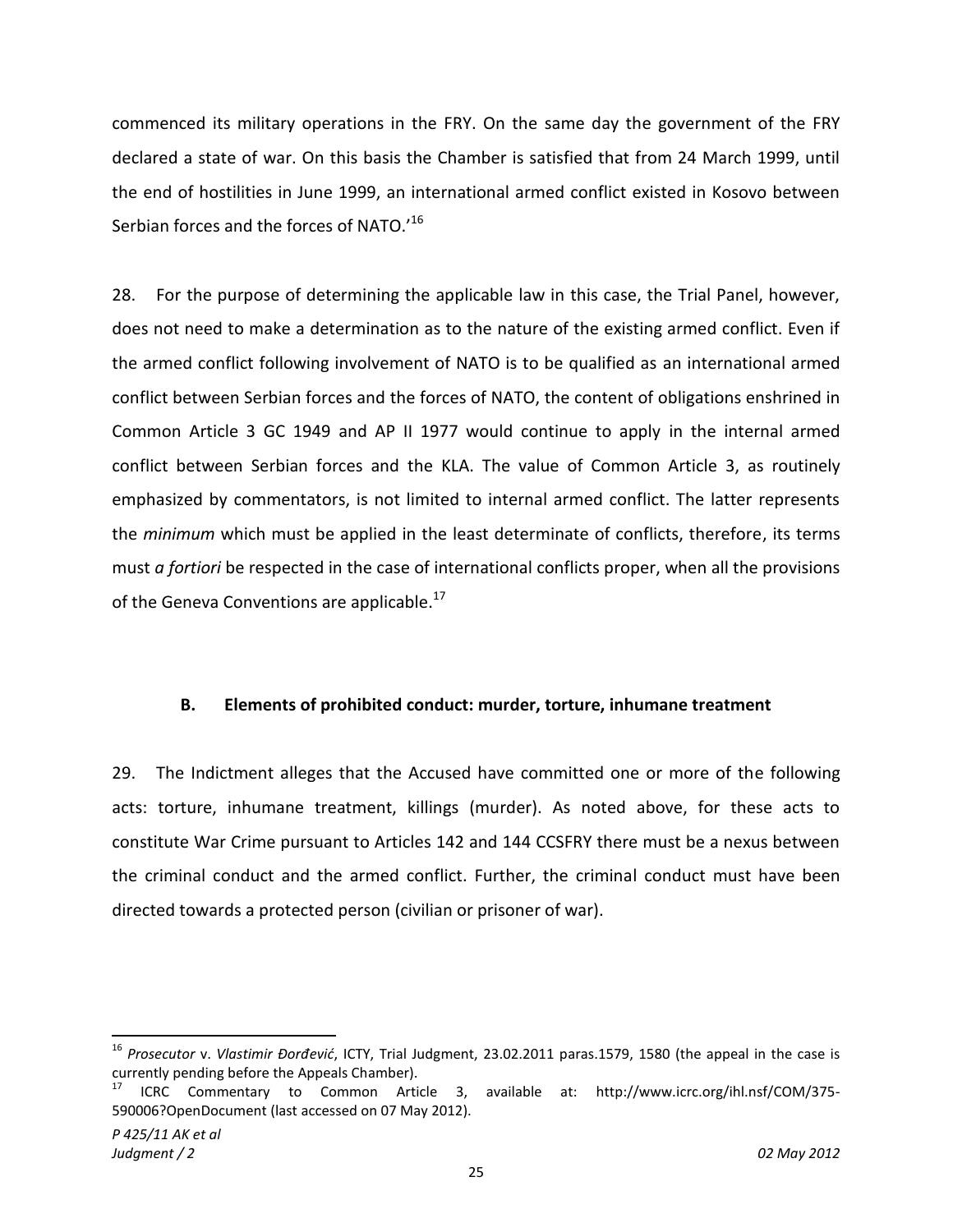commenced its military operations in the FRY. On the same day the government of the FRY declared a state of war. On this basis the Chamber is satisfied that from 24 March 1999, until the end of hostilities in June 1999, an international armed conflict existed in Kosovo between Serbian forces and the forces of NATO.'[16]

28. For the purpose of determining the applicable law in this case, the Trial Panel, however, does not need to make a determination as to the nature of the existing armed conflict. Even if the armed conflict following involvement of NATO is to be qualified as an international armed conflict between Serbian forces and the forces of NATO, the content of obligations enshrined in Common Article 3 GC 1949 and AP II 1977 would continue to apply in the internal armed conflict between Serbian forces and the KLA. The value of Common Article 3, as routinely emphasized by commentators, is not limited to internal armed conflict. The latter represents the *minimum* which must be applied in the least determinate of conflicts, therefore, its terms must *a fortiori* be respected in the case of international conflicts proper, when all the provisions of the Geneva Conventions are applicable.[17]

### B. Elements of prohibited conduct: murder, torture, inhumane treatment

29. The Indictment alleges that the Accused have committed one or more of the following acts: torture, inhumane treatment, killings (murder). As noted above, for these acts to constitute War Crime pursuant to Articles 142 and 144 CCSFRY there must be a nexus between the criminal conduct and the armed conflict. Further, the criminal conduct must have been directed towards a protected person (civilian or prisoner of war).

---

[16] *Prosecutor* v. *Vlastimir Đorđević*, ICTY, Trial Judgment, 23.02.2011 paras.1579, 1580 (the appeal in the case is currently pending before the Appeals Chamber).

[17] ICRC Commentary to Common Article 3, available at: http://www.icrc.org/ihl.nsf/COM/375-590006?OpenDocument (last accessed on 07 May 2012).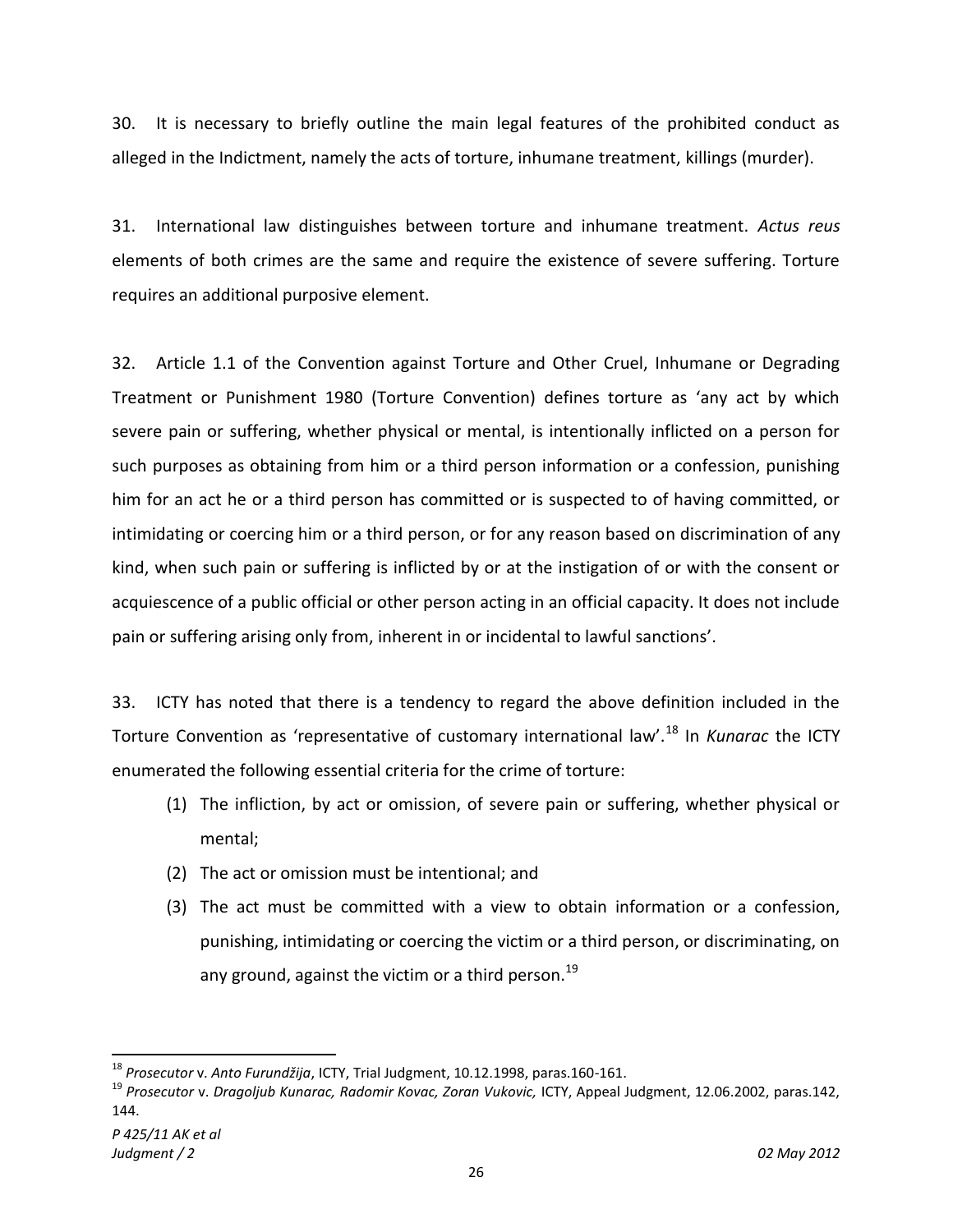30. It is necessary to briefly outline the main legal features of the prohibited conduct as alleged in the Indictment, namely the acts of torture, inhumane treatment, killings (murder).

31. International law distinguishes between torture and inhumane treatment. *Actus reus* elements of both crimes are the same and require the existence of severe suffering. Torture requires an additional purposive element.

32. Article 1.1 of the Convention against Torture and Other Cruel, Inhumane or Degrading Treatment or Punishment 1980 (Torture Convention) defines torture as 'any act by which severe pain or suffering, whether physical or mental, is intentionally inflicted on a person for such purposes as obtaining from him or a third person information or a confession, punishing him for an act he or a third person has committed or is suspected to of having committed, or intimidating or coercing him or a third person, or for any reason based on discrimination of any kind, when such pain or suffering is inflicted by or at the instigation of or with the consent or acquiescence of a public official or other person acting in an official capacity. It does not include pain or suffering arising only from, inherent in or incidental to lawful sanctions'.

33. ICTY has noted that there is a tendency to regard the above definition included in the Torture Convention as 'representative of customary international law'.[18] In *Kunarac* the ICTY enumerated the following essential criteria for the crime of torture:

(1) The infliction, by act or omission, of severe pain or suffering, whether physical or mental;

(2) The act or omission must be intentional; and

(3) The act must be committed with a view to obtain information or a confession, punishing, intimidating or coercing the victim or a third person, or discriminating, on any ground, against the victim or a third person.[19]

---

[18] *Prosecutor* v. *Anto Furundžija*, ICTY, Trial Judgment, 10.12.1998, paras.160-161.

[19] *Prosecutor* v. *Dragoljub Kunarac, Radomir Kovac, Zoran Vukovic,* ICTY, Appeal Judgment, 12.06.2002, paras.142, 144.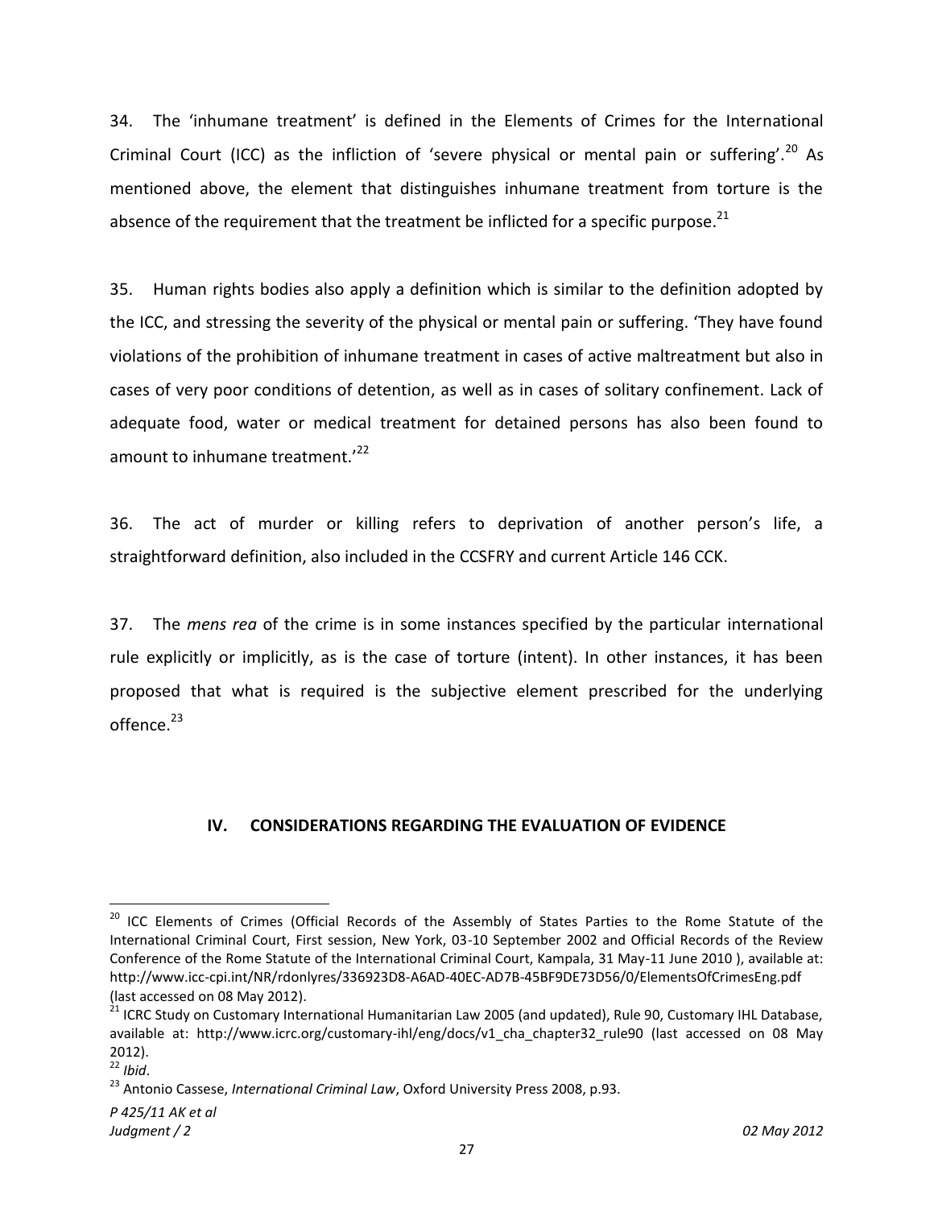34. The 'inhumane treatment' is defined in the Elements of Crimes for the International Criminal Court (ICC) as the infliction of 'severe physical or mental pain or suffering'.[20] As mentioned above, the element that distinguishes inhumane treatment from torture is the absence of the requirement that the treatment be inflicted for a specific purpose.[21]

35. Human rights bodies also apply a definition which is similar to the definition adopted by the ICC, and stressing the severity of the physical or mental pain or suffering. 'They have found violations of the prohibition of inhumane treatment in cases of active maltreatment but also in cases of very poor conditions of detention, as well as in cases of solitary confinement. Lack of adequate food, water or medical treatment for detained persons has also been found to amount to inhumane treatment.'[22]

36. The act of murder or killing refers to deprivation of another person's life, a straightforward definition, also included in the CCSFRY and current Article 146 CCK.

37. The *mens rea* of the crime is in some instances specified by the particular international rule explicitly or implicitly, as is the case of torture (intent). In other instances, it has been proposed that what is required is the subjective element prescribed for the underlying offence.[23]

## IV. CONSIDERATIONS REGARDING THE EVALUATION OF EVIDENCE

---

[20] ICC Elements of Crimes (Official Records of the Assembly of States Parties to the Rome Statute of the International Criminal Court, First session, New York, 03-10 September 2002 and Official Records of the Review Conference of the Rome Statute of the International Criminal Court, Kampala, 31 May-11 June 2010 ), available at: http://www.icc-cpi.int/NR/rdonlyres/336923D8-A6AD-40EC-AD7B-45BF9DE73D56/0/ElementsOfCrimesEng.pdf (last accessed on 08 May 2012).

[21] ICRC Study on Customary International Humanitarian Law 2005 (and updated), Rule 90, Customary IHL Database, available at: http://www.icrc.org/customary-ihl/eng/docs/v1_cha_chapter32_rule90 (last accessed on 08 May 2012).

[22] *Ibid*.

[23] Antonio Cassese, *International Criminal Law*, Oxford University Press 2008, p.93.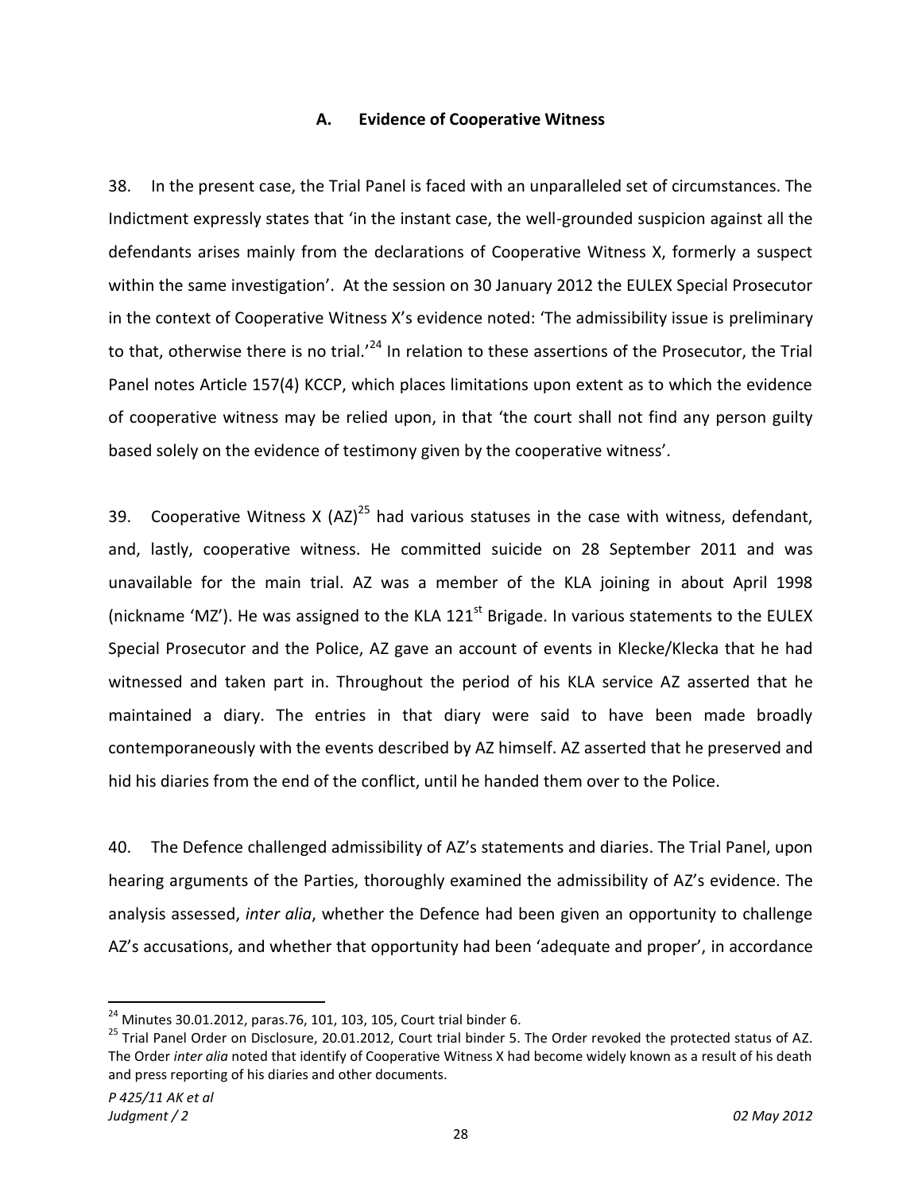### A. Evidence of Cooperative Witness

38. In the present case, the Trial Panel is faced with an unparalleled set of circumstances. The Indictment expressly states that 'in the instant case, the well-grounded suspicion against all the defendants arises mainly from the declarations of Cooperative Witness X, formerly a suspect within the same investigation'. At the session on 30 January 2012 the EULEX Special Prosecutor in the context of Cooperative Witness X's evidence noted: 'The admissibility issue is preliminary to that, otherwise there is no trial.'[24] In relation to these assertions of the Prosecutor, the Trial Panel notes Article 157(4) KCCP, which places limitations upon extent as to which the evidence of cooperative witness may be relied upon, in that 'the court shall not find any person guilty based solely on the evidence of testimony given by the cooperative witness'.

39. Cooperative Witness X (AZ)[25] had various statuses in the case with witness, defendant, and, lastly, cooperative witness. He committed suicide on 28 September 2011 and was unavailable for the main trial. AZ was a member of the KLA joining in about April 1998 (nickname 'MZ'). He was assigned to the KLA 121st Brigade. In various statements to the EULEX Special Prosecutor and the Police, AZ gave an account of events in Klecke/Klecka that he had witnessed and taken part in. Throughout the period of his KLA service AZ asserted that he maintained a diary. The entries in that diary were said to have been made broadly contemporaneously with the events described by AZ himself. AZ asserted that he preserved and hid his diaries from the end of the conflict, until he handed them over to the Police.

40. The Defence challenged admissibility of AZ's statements and diaries. The Trial Panel, upon hearing arguments of the Parties, thoroughly examined the admissibility of AZ's evidence. The analysis assessed, *inter alia*, whether the Defence had been given an opportunity to challenge AZ's accusations, and whether that opportunity had been 'adequate and proper', in accordance

---

[24] Minutes 30.01.2012, paras.76, 101, 103, 105, Court trial binder 6.

[25] Trial Panel Order on Disclosure, 20.01.2012, Court trial binder 5. The Order revoked the protected status of AZ. The Order *inter alia* noted that identify of Cooperative Witness X had become widely known as a result of his death and press reporting of his diaries and other documents.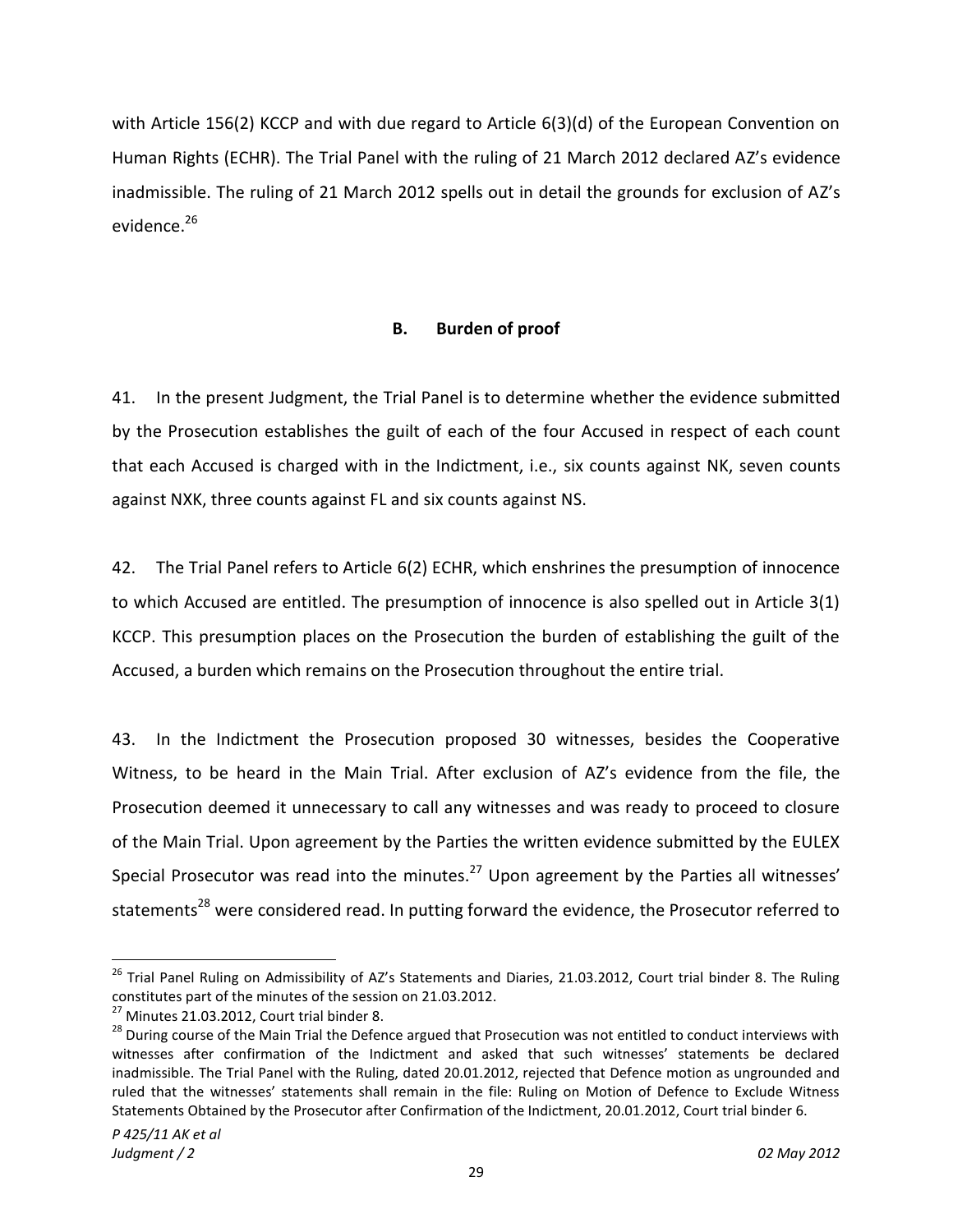with Article 156(2) KCCP and with due regard to Article 6(3)(d) of the European Convention on Human Rights (ECHR). The Trial Panel with the ruling of 21 March 2012 declared AZ's evidence inadmissible. The ruling of 21 March 2012 spells out in detail the grounds for exclusion of AZ's evidence.[26]

### B. Burden of proof

41. In the present Judgment, the Trial Panel is to determine whether the evidence submitted by the Prosecution establishes the guilt of each of the four Accused in respect of each count that each Accused is charged with in the Indictment, i.e., six counts against NK, seven counts against NXK, three counts against FL and six counts against NS.

42. The Trial Panel refers to Article 6(2) ECHR, which enshrines the presumption of innocence to which Accused are entitled. The presumption of innocence is also spelled out in Article 3(1) KCCP. This presumption places on the Prosecution the burden of establishing the guilt of the Accused, a burden which remains on the Prosecution throughout the entire trial.

43. In the Indictment the Prosecution proposed 30 witnesses, besides the Cooperative Witness, to be heard in the Main Trial. After exclusion of AZ's evidence from the file, the Prosecution deemed it unnecessary to call any witnesses and was ready to proceed to closure of the Main Trial. Upon agreement by the Parties the written evidence submitted by the EULEX Special Prosecutor was read into the minutes.[27] Upon agreement by the Parties all witnesses' statements[28] were considered read. In putting forward the evidence, the Prosecutor referred to

---

[26] Trial Panel Ruling on Admissibility of AZ's Statements and Diaries, 21.03.2012, Court trial binder 8. The Ruling constitutes part of the minutes of the session on 21.03.2012.

[27] Minutes 21.03.2012, Court trial binder 8.

[28] During course of the Main Trial the Defence argued that Prosecution was not entitled to conduct interviews with witnesses after confirmation of the Indictment and asked that such witnesses' statements be declared inadmissible. The Trial Panel with the Ruling, dated 20.01.2012, rejected that Defence motion as ungrounded and ruled that the witnesses' statements shall remain in the file: Ruling on Motion of Defence to Exclude Witness Statements Obtained by the Prosecutor after Confirmation of the Indictment, 20.01.2012, Court trial binder 6.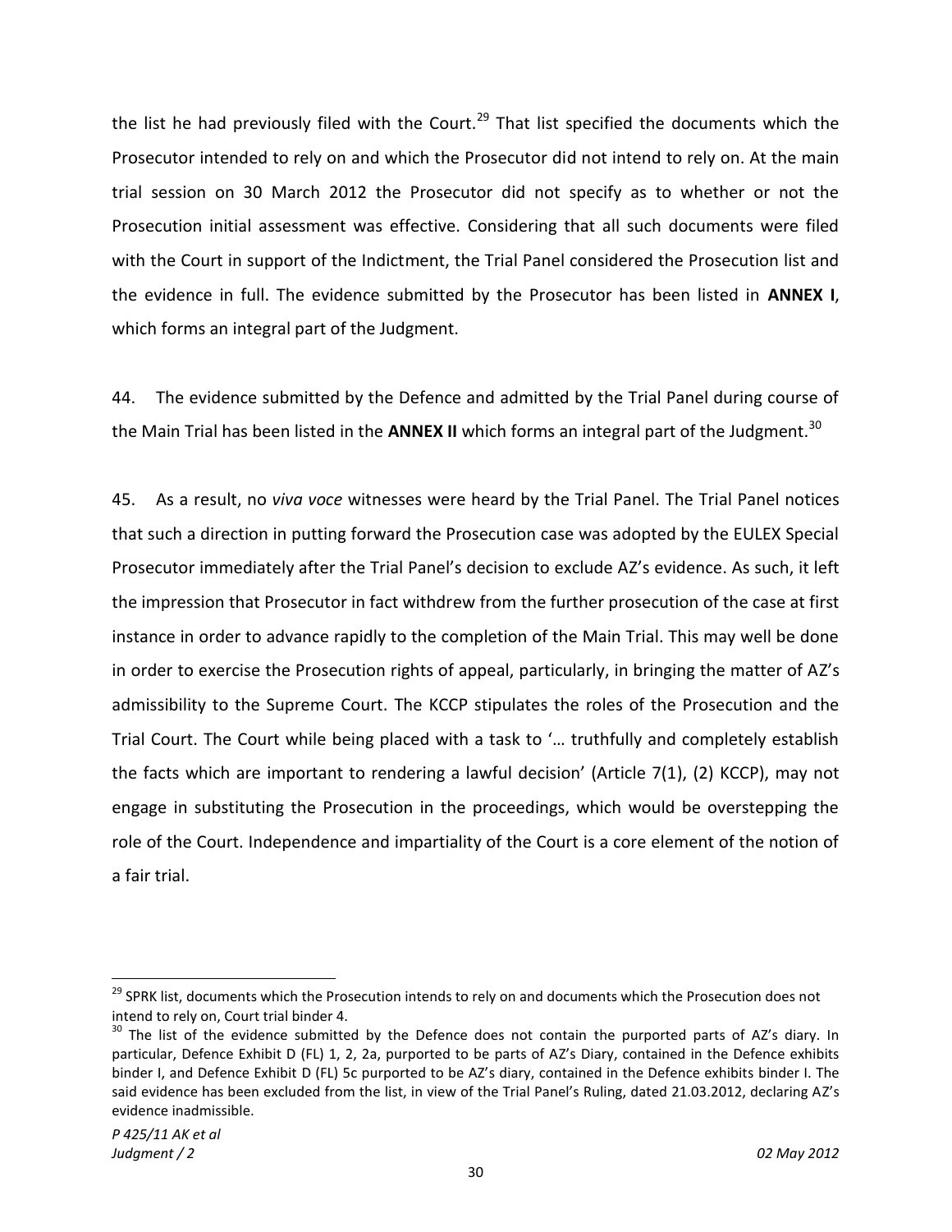the list he had previously filed with the Court.[29] That list specified the documents which the Prosecutor intended to rely on and which the Prosecutor did not intend to rely on. At the main trial session on 30 March 2012 the Prosecutor did not specify as to whether or not the Prosecution initial assessment was effective. Considering that all such documents were filed with the Court in support of the Indictment, the Trial Panel considered the Prosecution list and the evidence in full. The evidence submitted by the Prosecutor has been listed in **ANNEX I**, which forms an integral part of the Judgment.

44. The evidence submitted by the Defence and admitted by the Trial Panel during course of the Main Trial has been listed in the **ANNEX II** which forms an integral part of the Judgment.[30]

45. As a result, no *viva voce* witnesses were heard by the Trial Panel. The Trial Panel notices that such a direction in putting forward the Prosecution case was adopted by the EULEX Special Prosecutor immediately after the Trial Panel's decision to exclude AZ's evidence. As such, it left the impression that Prosecutor in fact withdrew from the further prosecution of the case at first instance in order to advance rapidly to the completion of the Main Trial. This may well be done in order to exercise the Prosecution rights of appeal, particularly, in bringing the matter of AZ's admissibility to the Supreme Court. The KCCP stipulates the roles of the Prosecution and the Trial Court. The Court while being placed with a task to '… truthfully and completely establish the facts which are important to rendering a lawful decision' (Article 7(1), (2) KCCP), may not engage in substituting the Prosecution in the proceedings, which would be overstepping the role of the Court. Independence and impartiality of the Court is a core element of the notion of a fair trial.

---

[29] SPRK list, documents which the Prosecution intends to rely on and documents which the Prosecution does not intend to rely on, Court trial binder 4.

[30] The list of the evidence submitted by the Defence does not contain the purported parts of AZ's diary. In particular, Defence Exhibit D (FL) 1, 2, 2a, purported to be parts of AZ's Diary, contained in the Defence exhibits binder I, and Defence Exhibit D (FL) 5c purported to be AZ's diary, contained in the Defence exhibits binder I. The said evidence has been excluded from the list, in view of the Trial Panel's Ruling, dated 21.03.2012, declaring AZ's evidence inadmissible.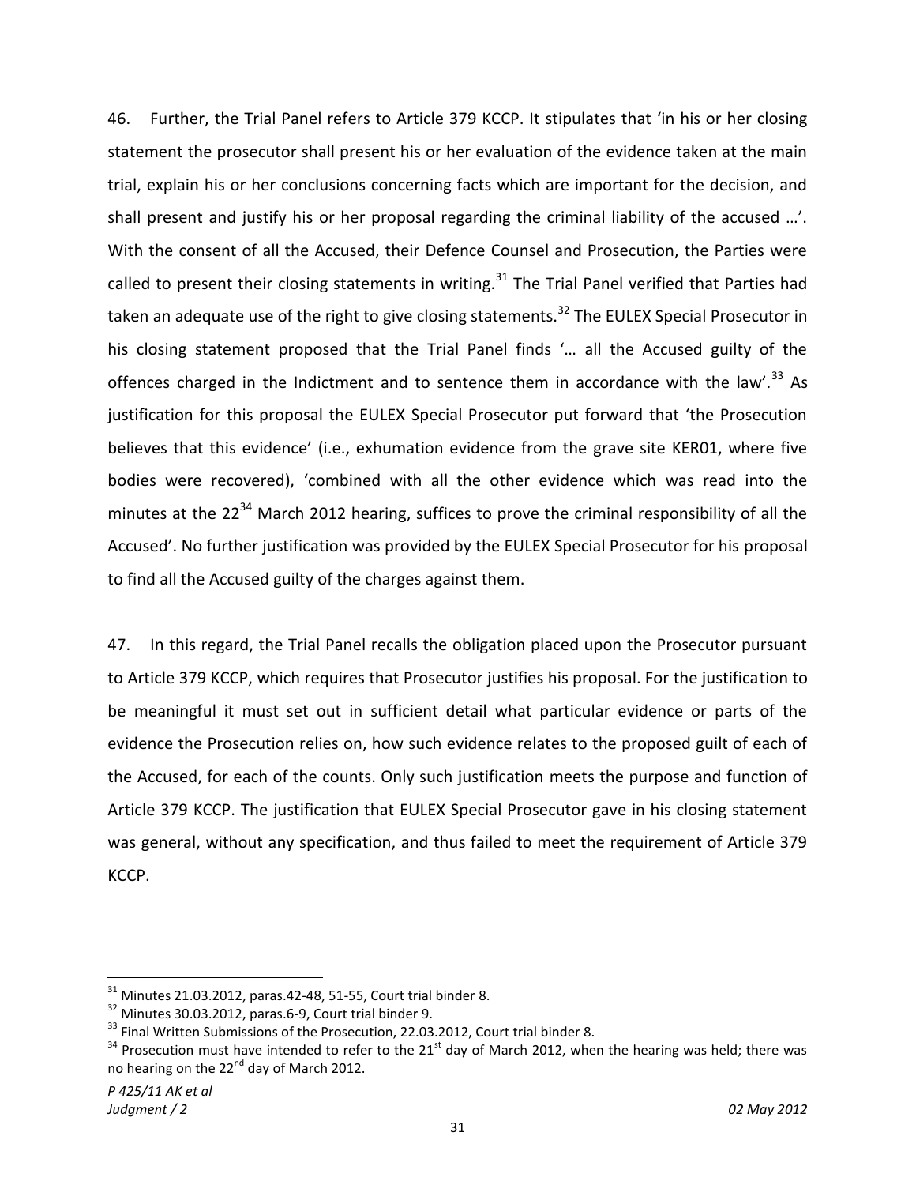46. Further, the Trial Panel refers to Article 379 KCCP. It stipulates that 'in his or her closing statement the prosecutor shall present his or her evaluation of the evidence taken at the main trial, explain his or her conclusions concerning facts which are important for the decision, and shall present and justify his or her proposal regarding the criminal liability of the accused …'. With the consent of all the Accused, their Defence Counsel and Prosecution, the Parties were called to present their closing statements in writing.[31] The Trial Panel verified that Parties had taken an adequate use of the right to give closing statements.[32] The EULEX Special Prosecutor in his closing statement proposed that the Trial Panel finds '… all the Accused guilty of the offences charged in the Indictment and to sentence them in accordance with the law'.[33] As justification for this proposal the EULEX Special Prosecutor put forward that 'the Prosecution believes that this evidence' (i.e., exhumation evidence from the grave site KER01, where five bodies were recovered), 'combined with all the other evidence which was read into the minutes at the 22[34] March 2012 hearing, suffices to prove the criminal responsibility of all the Accused'. No further justification was provided by the EULEX Special Prosecutor for his proposal to find all the Accused guilty of the charges against them.

47. In this regard, the Trial Panel recalls the obligation placed upon the Prosecutor pursuant to Article 379 KCCP, which requires that Prosecutor justifies his proposal. For the justification to be meaningful it must set out in sufficient detail what particular evidence or parts of the evidence the Prosecution relies on, how such evidence relates to the proposed guilt of each of the Accused, for each of the counts. Only such justification meets the purpose and function of Article 379 KCCP. The justification that EULEX Special Prosecutor gave in his closing statement was general, without any specification, and thus failed to meet the requirement of Article 379 KCCP.

---

[31] Minutes 21.03.2012, paras.42-48, 51-55, Court trial binder 8.

[32] Minutes 30.03.2012, paras.6-9, Court trial binder 9.

[33] Final Written Submissions of the Prosecution, 22.03.2012, Court trial binder 8.

[34] Prosecution must have intended to refer to the 21st day of March 2012, when the hearing was held; there was no hearing on the 22nd day of March 2012.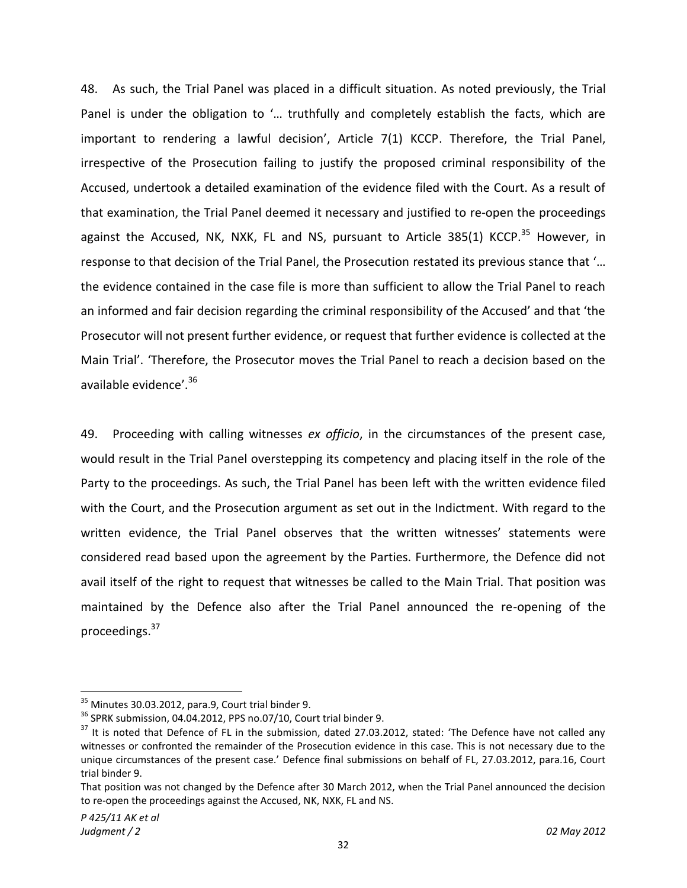48. As such, the Trial Panel was placed in a difficult situation. As noted previously, the Trial Panel is under the obligation to '… truthfully and completely establish the facts, which are important to rendering a lawful decision', Article 7(1) KCCP. Therefore, the Trial Panel, irrespective of the Prosecution failing to justify the proposed criminal responsibility of the Accused, undertook a detailed examination of the evidence filed with the Court. As a result of that examination, the Trial Panel deemed it necessary and justified to re-open the proceedings against the Accused, NK, NXK, FL and NS, pursuant to Article 385(1) KCCP.[35] However, in response to that decision of the Trial Panel, the Prosecution restated its previous stance that '… the evidence contained in the case file is more than sufficient to allow the Trial Panel to reach an informed and fair decision regarding the criminal responsibility of the Accused' and that 'the Prosecutor will not present further evidence, or request that further evidence is collected at the Main Trial'. 'Therefore, the Prosecutor moves the Trial Panel to reach a decision based on the available evidence'.[36]

49. Proceeding with calling witnesses *ex officio*, in the circumstances of the present case, would result in the Trial Panel overstepping its competency and placing itself in the role of the Party to the proceedings. As such, the Trial Panel has been left with the written evidence filed with the Court, and the Prosecution argument as set out in the Indictment. With regard to the written evidence, the Trial Panel observes that the written witnesses' statements were considered read based upon the agreement by the Parties. Furthermore, the Defence did not avail itself of the right to request that witnesses be called to the Main Trial. That position was maintained by the Defence also after the Trial Panel announced the re-opening of the proceedings.[37]

---

[35] Minutes 30.03.2012, para.9, Court trial binder 9.

[36] SPRK submission, 04.04.2012, PPS no.07/10, Court trial binder 9.

[37] It is noted that Defence of FL in the submission, dated 27.03.2012, stated: 'The Defence have not called any witnesses or confronted the remainder of the Prosecution evidence in this case. This is not necessary due to the unique circumstances of the present case.' Defence final submissions on behalf of FL, 27.03.2012, para.16, Court trial binder 9.

That position was not changed by the Defence after 30 March 2012, when the Trial Panel announced the decision to re-open the proceedings against the Accused, NK, NXK, FL and NS.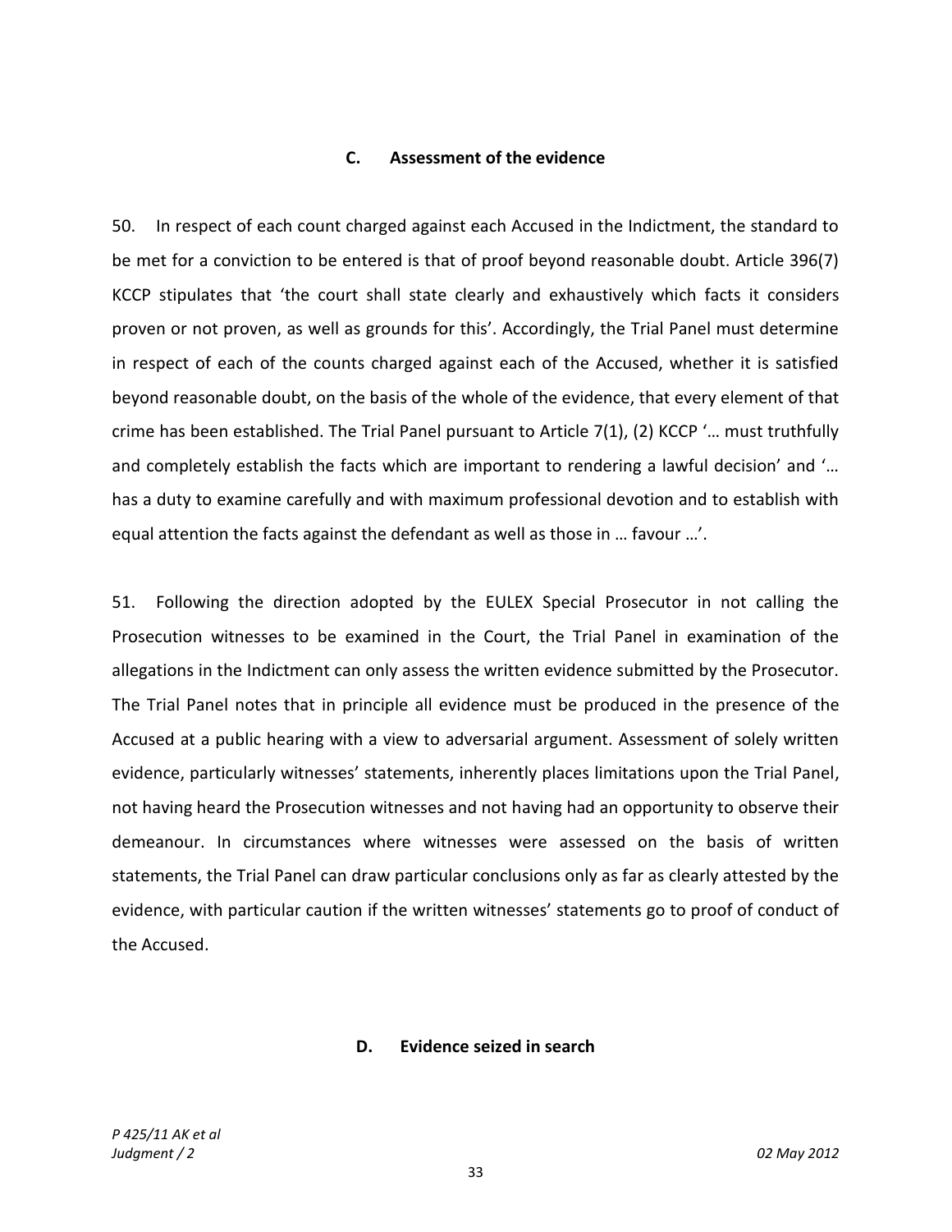## C. Assessment of the evidence

50. In respect of each count charged against each Accused in the Indictment, the standard to be met for a conviction to be entered is that of proof beyond reasonable doubt. Article 396(7) KCCP stipulates that 'the court shall state clearly and exhaustively which facts it considers proven or not proven, as well as grounds for this'. Accordingly, the Trial Panel must determine in respect of each of the counts charged against each of the Accused, whether it is satisfied beyond reasonable doubt, on the basis of the whole of the evidence, that every element of that crime has been established. The Trial Panel pursuant to Article 7(1), (2) KCCP '… must truthfully and completely establish the facts which are important to rendering a lawful decision' and '… has a duty to examine carefully and with maximum professional devotion and to establish with equal attention the facts against the defendant as well as those in … favour …'.

51. Following the direction adopted by the EULEX Special Prosecutor in not calling the Prosecution witnesses to be examined in the Court, the Trial Panel in examination of the allegations in the Indictment can only assess the written evidence submitted by the Prosecutor. The Trial Panel notes that in principle all evidence must be produced in the presence of the Accused at a public hearing with a view to adversarial argument. Assessment of solely written evidence, particularly witnesses' statements, inherently places limitations upon the Trial Panel, not having heard the Prosecution witnesses and not having had an opportunity to observe their demeanour. In circumstances where witnesses were assessed on the basis of written statements, the Trial Panel can draw particular conclusions only as far as clearly attested by the evidence, with particular caution if the written witnesses' statements go to proof of conduct of the Accused.

## D. Evidence seized in search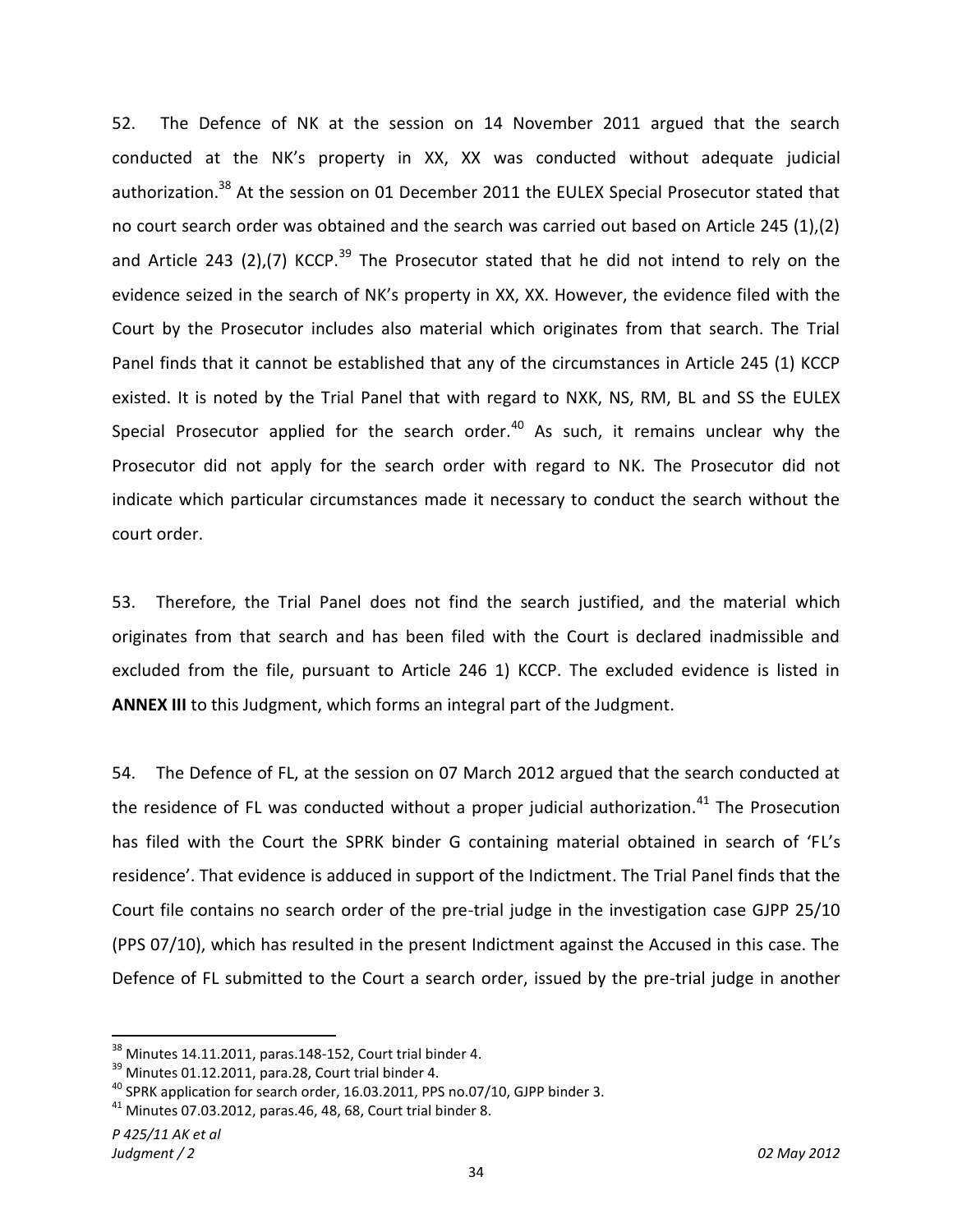52. The Defence of NK at the session on 14 November 2011 argued that the search conducted at the NK's property in XX, XX was conducted without adequate judicial authorization.[38] At the session on 01 December 2011 the EULEX Special Prosecutor stated that no court search order was obtained and the search was carried out based on Article 245 (1),(2) and Article 243 (2),(7) KCCP.[39] The Prosecutor stated that he did not intend to rely on the evidence seized in the search of NK's property in XX, XX. However, the evidence filed with the Court by the Prosecutor includes also material which originates from that search. The Trial Panel finds that it cannot be established that any of the circumstances in Article 245 (1) KCCP existed. It is noted by the Trial Panel that with regard to NXK, NS, RM, BL and SS the EULEX Special Prosecutor applied for the search order.[40] As such, it remains unclear why the Prosecutor did not apply for the search order with regard to NK. The Prosecutor did not indicate which particular circumstances made it necessary to conduct the search without the court order.

53. Therefore, the Trial Panel does not find the search justified, and the material which originates from that search and has been filed with the Court is declared inadmissible and excluded from the file, pursuant to Article 246 1) KCCP. The excluded evidence is listed in **ANNEX III** to this Judgment, which forms an integral part of the Judgment.

54. The Defence of FL, at the session on 07 March 2012 argued that the search conducted at the residence of FL was conducted without a proper judicial authorization.[41] The Prosecution has filed with the Court the SPRK binder G containing material obtained in search of 'FL's residence'. That evidence is adduced in support of the Indictment. The Trial Panel finds that the Court file contains no search order of the pre-trial judge in the investigation case GJPP 25/10 (PPS 07/10), which has resulted in the present Indictment against the Accused in this case. The Defence of FL submitted to the Court a search order, issued by the pre-trial judge in another

---

[38] Minutes 14.11.2011, paras.148-152, Court trial binder 4.

[39] Minutes 01.12.2011, para.28, Court trial binder 4.

[40] SPRK application for search order, 16.03.2011, PPS no.07/10, GJPP binder 3.

[41] Minutes 07.03.2012, paras.46, 48, 68, Court trial binder 8.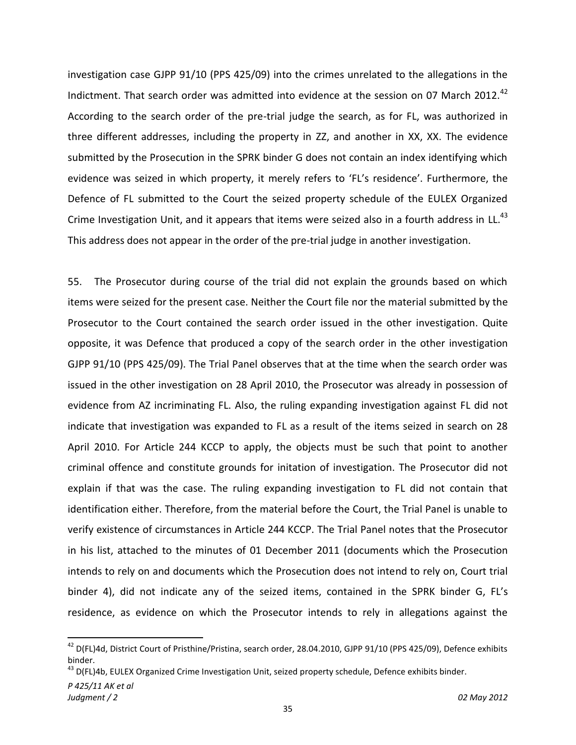investigation case GJPP 91/10 (PPS 425/09) into the crimes unrelated to the allegations in the Indictment. That search order was admitted into evidence at the session on 07 March 2012.[42] According to the search order of the pre-trial judge the search, as for FL, was authorized in three different addresses, including the property in ZZ, and another in XX, XX. The evidence submitted by the Prosecution in the SPRK binder G does not contain an index identifying which evidence was seized in which property, it merely refers to 'FL's residence'. Furthermore, the Defence of FL submitted to the Court the seized property schedule of the EULEX Organized Crime Investigation Unit, and it appears that items were seized also in a fourth address in LL.[43] This address does not appear in the order of the pre-trial judge in another investigation.

55. The Prosecutor during course of the trial did not explain the grounds based on which items were seized for the present case. Neither the Court file nor the material submitted by the Prosecutor to the Court contained the search order issued in the other investigation. Quite opposite, it was Defence that produced a copy of the search order in the other investigation GJPP 91/10 (PPS 425/09). The Trial Panel observes that at the time when the search order was issued in the other investigation on 28 April 2010, the Prosecutor was already in possession of evidence from AZ incriminating FL. Also, the ruling expanding investigation against FL did not indicate that investigation was expanded to FL as a result of the items seized in search on 28 April 2010. For Article 244 KCCP to apply, the objects must be such that point to another criminal offence and constitute grounds for initation of investigation. The Prosecutor did not explain if that was the case. The ruling expanding investigation to FL did not contain that identification either. Therefore, from the material before the Court, the Trial Panel is unable to verify existence of circumstances in Article 244 KCCP. The Trial Panel notes that the Prosecutor in his list, attached to the minutes of 01 December 2011 (documents which the Prosecution intends to rely on and documents which the Prosecution does not intend to rely on, Court trial binder 4), did not indicate any of the seized items, contained in the SPRK binder G, FL's residence, as evidence on which the Prosecutor intends to rely in allegations against the

[42] D(FL)4d, District Court of Pristhine/Pristina, search order, 28.04.2010, GJPP 91/10 (PPS 425/09), Defence exhibits binder.

[43] D(FL)4b, EULEX Organized Crime Investigation Unit, seized property schedule, Defence exhibits binder.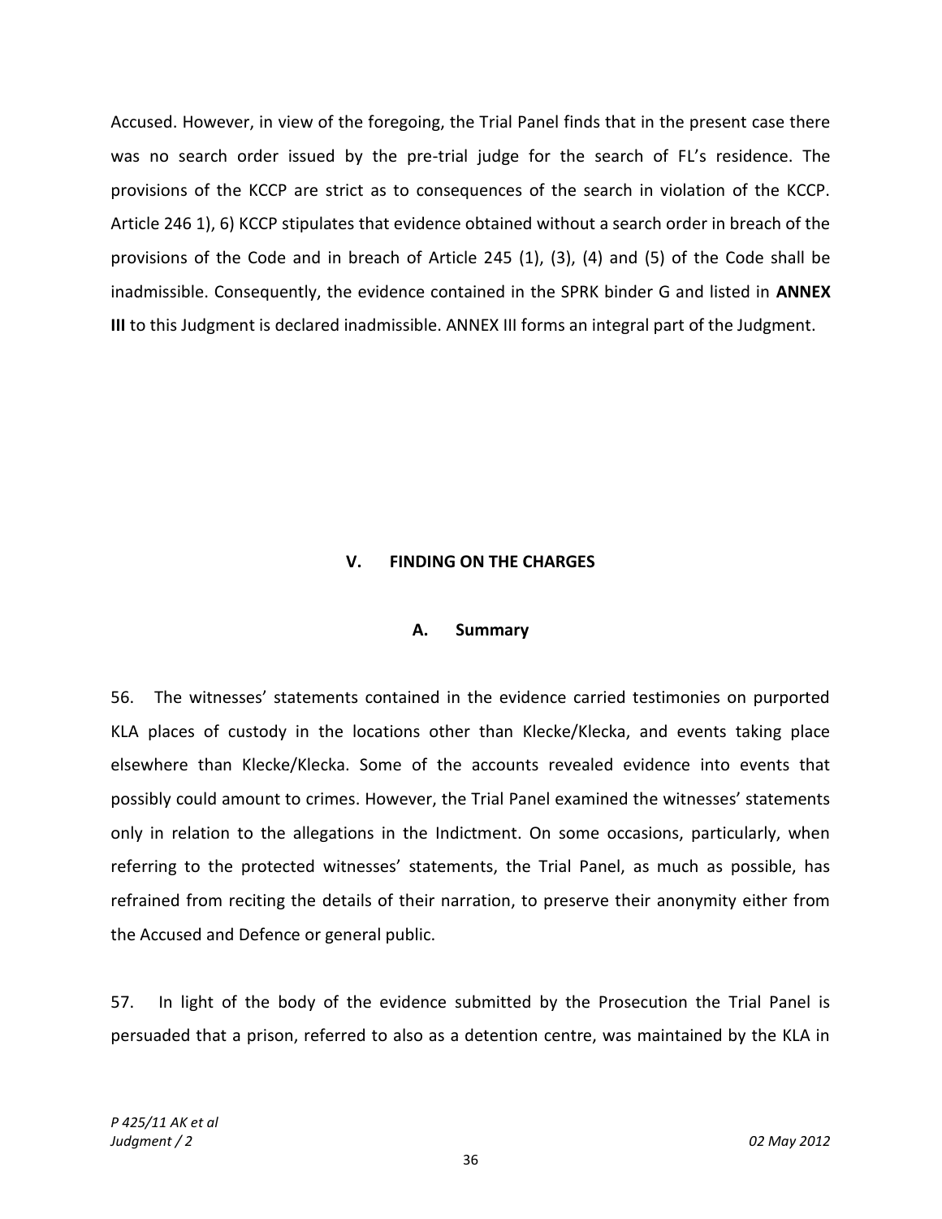Accused. However, in view of the foregoing, the Trial Panel finds that in the present case there was no search order issued by the pre-trial judge for the search of FL's residence. The provisions of the KCCP are strict as to consequences of the search in violation of the KCCP. Article 246 1), 6) KCCP stipulates that evidence obtained without a search order in breach of the provisions of the Code and in breach of Article 245 (1), (3), (4) and (5) of the Code shall be inadmissible. Consequently, the evidence contained in the SPRK binder G and listed in **ANNEX III** to this Judgment is declared inadmissible. ANNEX III forms an integral part of the Judgment.

## V. FINDING ON THE CHARGES

### A. Summary

56. The witnesses' statements contained in the evidence carried testimonies on purported KLA places of custody in the locations other than Klecke/Klecka, and events taking place elsewhere than Klecke/Klecka. Some of the accounts revealed evidence into events that possibly could amount to crimes. However, the Trial Panel examined the witnesses' statements only in relation to the allegations in the Indictment. On some occasions, particularly, when referring to the protected witnesses' statements, the Trial Panel, as much as possible, has refrained from reciting the details of their narration, to preserve their anonymity either from the Accused and Defence or general public.

57. In light of the body of the evidence submitted by the Prosecution the Trial Panel is persuaded that a prison, referred to also as a detention centre, was maintained by the KLA in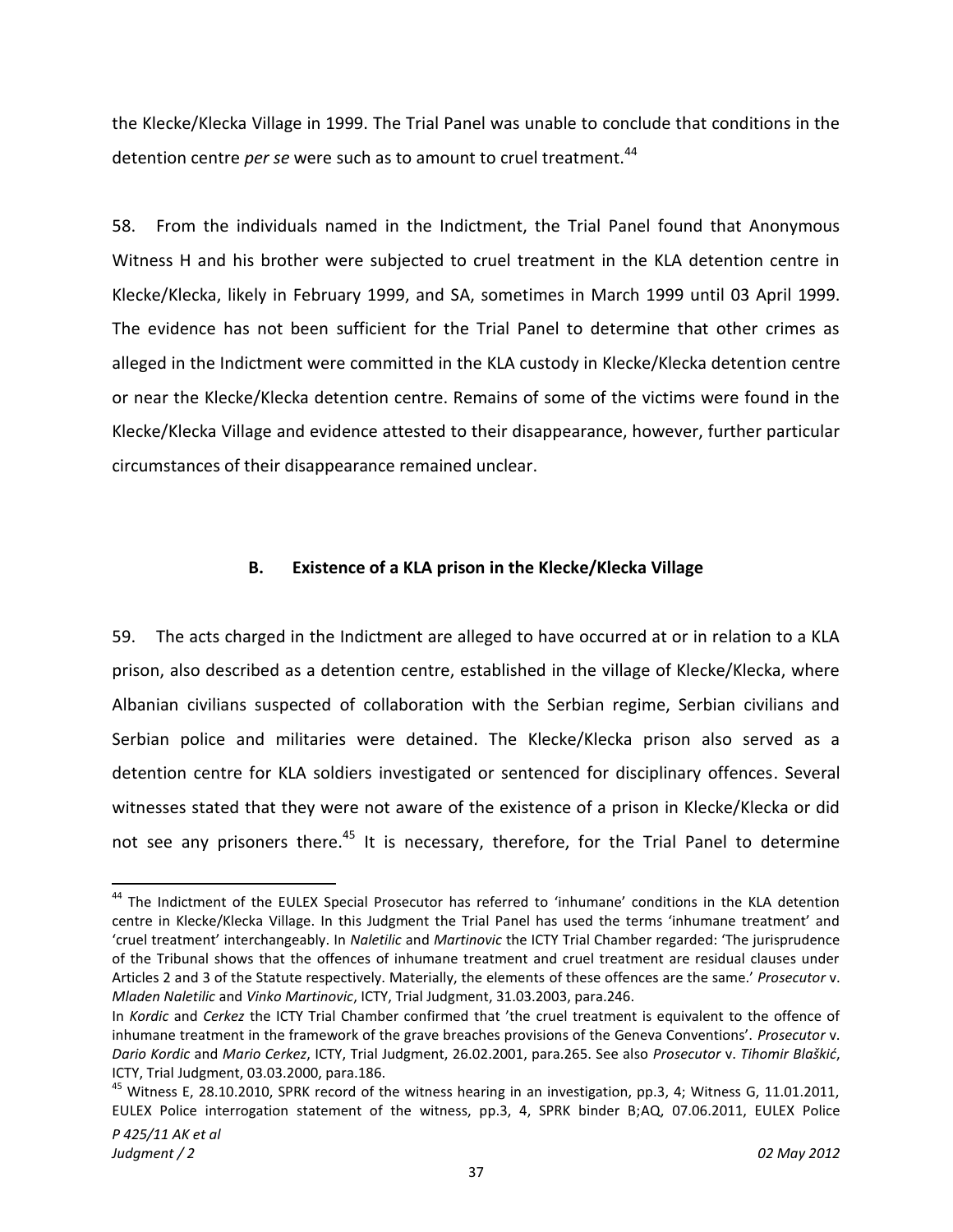the Klecke/Klecka Village in 1999. The Trial Panel was unable to conclude that conditions in the detention centre *per se* were such as to amount to cruel treatment.[44]

58. From the individuals named in the Indictment, the Trial Panel found that Anonymous Witness H and his brother were subjected to cruel treatment in the KLA detention centre in Klecke/Klecka, likely in February 1999, and SA, sometimes in March 1999 until 03 April 1999. The evidence has not been sufficient for the Trial Panel to determine that other crimes as alleged in the Indictment were committed in the KLA custody in Klecke/Klecka detention centre or near the Klecke/Klecka detention centre. Remains of some of the victims were found in the Klecke/Klecka Village and evidence attested to their disappearance, however, further particular circumstances of their disappearance remained unclear.

### B. Existence of a KLA prison in the Klecke/Klecka Village

59. The acts charged in the Indictment are alleged to have occurred at or in relation to a KLA prison, also described as a detention centre, established in the village of Klecke/Klecka, where Albanian civilians suspected of collaboration with the Serbian regime, Serbian civilians and Serbian police and militaries were detained. The Klecke/Klecka prison also served as a detention centre for KLA soldiers investigated or sentenced for disciplinary offences. Several witnesses stated that they were not aware of the existence of a prison in Klecke/Klecka or did not see any prisoners there.[45] It is necessary, therefore, for the Trial Panel to determine

---

[44] The Indictment of the EULEX Special Prosecutor has referred to 'inhumane' conditions in the KLA detention centre in Klecke/Klecka Village. In this Judgment the Trial Panel has used the terms 'inhumane treatment' and 'cruel treatment' interchangeably. In *Naletilic* and *Martinovic* the ICTY Trial Chamber regarded: 'The jurisprudence of the Tribunal shows that the offences of inhumane treatment and cruel treatment are residual clauses under Articles 2 and 3 of the Statute respectively. Materially, the elements of these offences are the same.' *Prosecutor* v. *Mladen Naletilic* and *Vinko Martinovic*, ICTY, Trial Judgment, 31.03.2003, para.246.
In *Kordic* and *Cerkez* the ICTY Trial Chamber confirmed that 'the cruel treatment is equivalent to the offence of inhumane treatment in the framework of the grave breaches provisions of the Geneva Conventions'. *Prosecutor* v. *Dario Kordic* and *Mario Cerkez*, ICTY, Trial Judgment, 26.02.2001, para.265. See also *Prosecutor* v. *Tihomir Blaškić*, ICTY, Trial Judgment, 03.03.2000, para.186.

[45] Witness E, 28.10.2010, SPRK record of the witness hearing in an investigation, pp.3, 4; Witness G, 11.01.2011, EULEX Police interrogation statement of the witness, pp.3, 4, SPRK binder B;AQ, 07.06.2011, EULEX Police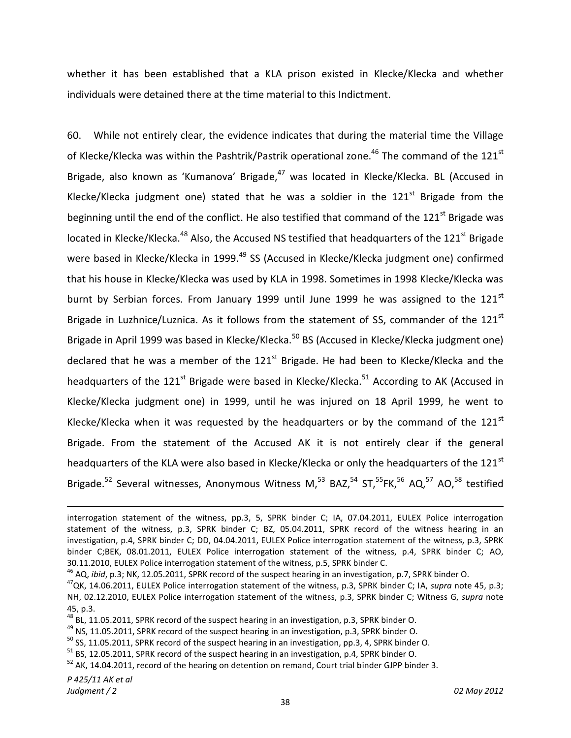whether it has been established that a KLA prison existed in Klecke/Klecka and whether individuals were detained there at the time material to this Indictment.

60. While not entirely clear, the evidence indicates that during the material time the Village of Klecke/Klecka was within the Pashtrik/Pastrik operational zone.[46] The command of the 121st Brigade, also known as 'Kumanova' Brigade,[47] was located in Klecke/Klecka. BL (Accused in Klecke/Klecka judgment one) stated that he was a soldier in the 121st Brigade from the beginning until the end of the conflict. He also testified that command of the 121st Brigade was located in Klecke/Klecka.[48] Also, the Accused NS testified that headquarters of the 121st Brigade were based in Klecke/Klecka in 1999.[49] SS (Accused in Klecke/Klecka judgment one) confirmed that his house in Klecke/Klecka was used by KLA in 1998. Sometimes in 1998 Klecke/Klecka was burnt by Serbian forces. From January 1999 until June 1999 he was assigned to the 121st Brigade in Luzhnice/Luznica. As it follows from the statement of SS, commander of the 121st Brigade in April 1999 was based in Klecke/Klecka.[50] BS (Accused in Klecke/Klecka judgment one) declared that he was a member of the 121st Brigade. He had been to Klecke/Klecka and the headquarters of the 121st Brigade were based in Klecke/Klecka.[51] According to AK (Accused in Klecke/Klecka judgment one) in 1999, until he was injured on 18 April 1999, he went to Klecke/Klecka when it was requested by the headquarters or by the command of the 121st Brigade. From the statement of the Accused AK it is not entirely clear if the general headquarters of the KLA were also based in Klecke/Klecka or only the headquarters of the 121st Brigade.[52] Several witnesses, Anonymous Witness M,[53] BAZ,[54] ST,[55] FK,[56] AQ,[57] AO,[58] testified

---

interrogation statement of the witness, pp.3, 5, SPRK binder C; IA, 07.04.2011, EULEX Police interrogation statement of the witness, p.3, SPRK binder C; BZ, 05.04.2011, SPRK record of the witness hearing in an investigation, p.4, SPRK binder C; DD, 04.04.2011, EULEX Police interrogation statement of the witness, p.3, SPRK binder C;BEK, 08.01.2011, EULEX Police interrogation statement of the witness, p.4, SPRK binder C; AO, 30.11.2010, EULEX Police interrogation statement of the witness, p.5, SPRK binder C.

[46] AQ, *ibid*, p.3; NK, 12.05.2011, SPRK record of the suspect hearing in an investigation, p.7, SPRK binder O.

[47] QK, 14.06.2011, EULEX Police interrogation statement of the witness, p.3, SPRK binder C; IA, *supra* note 45, p.3; NH, 02.12.2010, EULEX Police interrogation statement of the witness, p.3, SPRK binder C; Witness G, *supra* note 45, p.3.

[48] BL, 11.05.2011, SPRK record of the suspect hearing in an investigation, p.3, SPRK binder O.

[49] NS, 11.05.2011, SPRK record of the suspect hearing in an investigation, p.3, SPRK binder O.

[50] SS, 11.05.2011, SPRK record of the suspect hearing in an investigation, pp.3, 4, SPRK binder O.

[51] BS, 12.05.2011, SPRK record of the suspect hearing in an investigation, p.4, SPRK binder O.

[52] AK, 14.04.2011, record of the hearing on detention on remand, Court trial binder GJPP binder 3.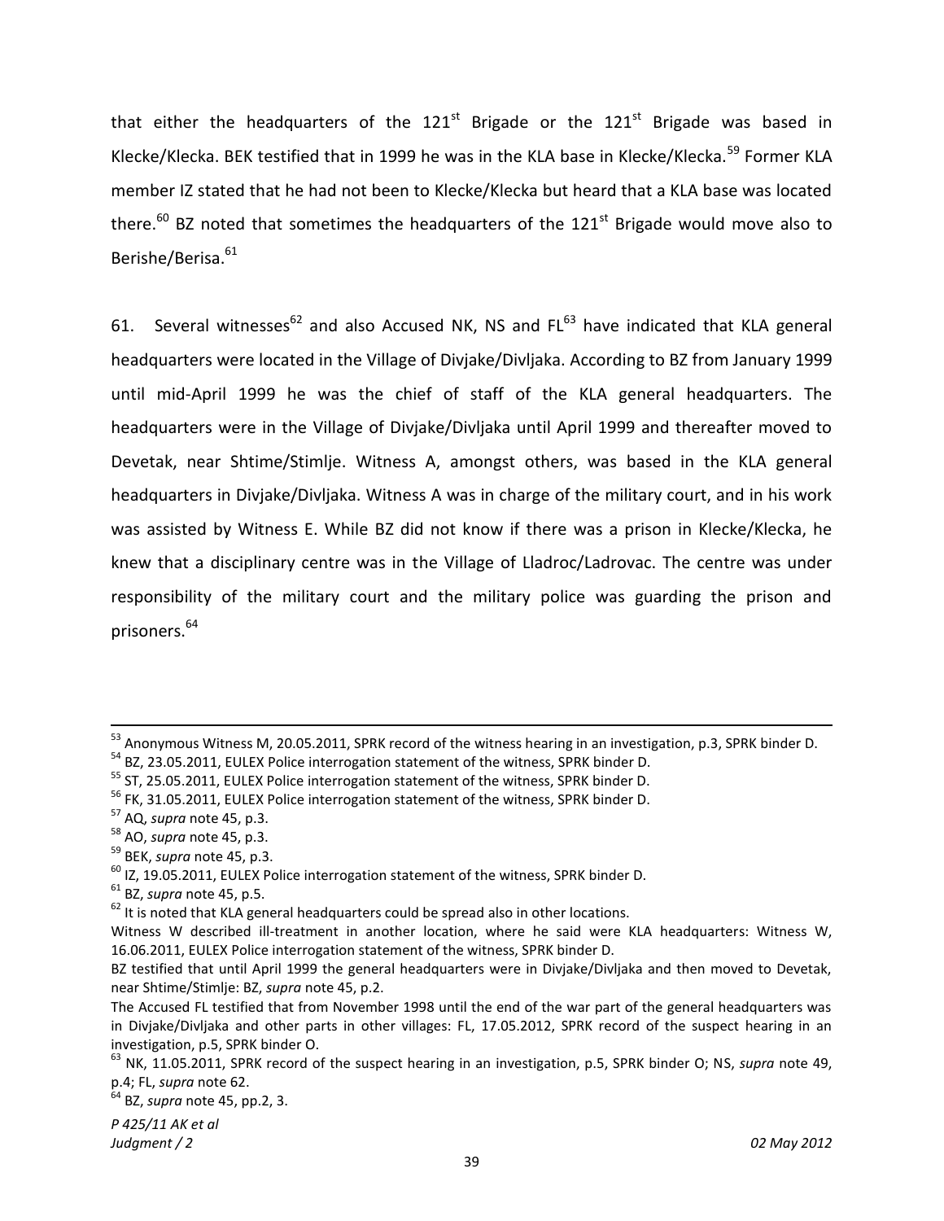that either the headquarters of the 121st Brigade or the 121st Brigade was based in Klecke/Klecka. BEK testified that in 1999 he was in the KLA base in Klecke/Klecka.[59] Former KLA member IZ stated that he had not been to Klecke/Klecka but heard that a KLA base was located there.[60] BZ noted that sometimes the headquarters of the 121st Brigade would move also to Berishe/Berisa.[61]

61. Several witnesses[62] and also Accused NK, NS and FL[63] have indicated that KLA general headquarters were located in the Village of Divjake/Divljaka. According to BZ from January 1999 until mid-April 1999 he was the chief of staff of the KLA general headquarters. The headquarters were in the Village of Divjake/Divljaka until April 1999 and thereafter moved to Devetak, near Shtime/Stimlje. Witness A, amongst others, was based in the KLA general headquarters in Divjake/Divljaka. Witness A was in charge of the military court, and in his work was assisted by Witness E. While BZ did not know if there was a prison in Klecke/Klecka, he knew that a disciplinary centre was in the Village of Lladroc/Ladrovac. The centre was under responsibility of the military court and the military police was guarding the prison and prisoners.[64]

---

[53] Anonymous Witness M, 20.05.2011, SPRK record of the witness hearing in an investigation, p.3, SPRK binder D.

[54] BZ, 23.05.2011, EULEX Police interrogation statement of the witness, SPRK binder D.

[55] ST, 25.05.2011, EULEX Police interrogation statement of the witness, SPRK binder D.

[56] FK, 31.05.2011, EULEX Police interrogation statement of the witness, SPRK binder D.

[57] AQ, *supra* note 45, p.3.

[58] AO, *supra* note 45, p.3.

[59] BEK, *supra* note 45, p.3.

[60] IZ, 19.05.2011, EULEX Police interrogation statement of the witness, SPRK binder D.

[61] BZ, *supra* note 45, p.5.

[62] It is noted that KLA general headquarters could be spread also in other locations.

Witness W described ill-treatment in another location, where he said were KLA headquarters: Witness W, 16.06.2011, EULEX Police interrogation statement of the witness, SPRK binder D.

BZ testified that until April 1999 the general headquarters were in Divjake/Divljaka and then moved to Devetak, near Shtime/Stimlje: BZ, *supra* note 45, p.2.

The Accused FL testified that from November 1998 until the end of the war part of the general headquarters was in Divjake/Divljaka and other parts in other villages: FL, 17.05.2012, SPRK record of the suspect hearing in an investigation, p.5, SPRK binder O.

[63] NK, 11.05.2011, SPRK record of the suspect hearing in an investigation, p.5, SPRK binder O; NS, *supra* note 49, p.4; FL, *supra* note 62.

[64] BZ, *supra* note 45, pp.2, 3.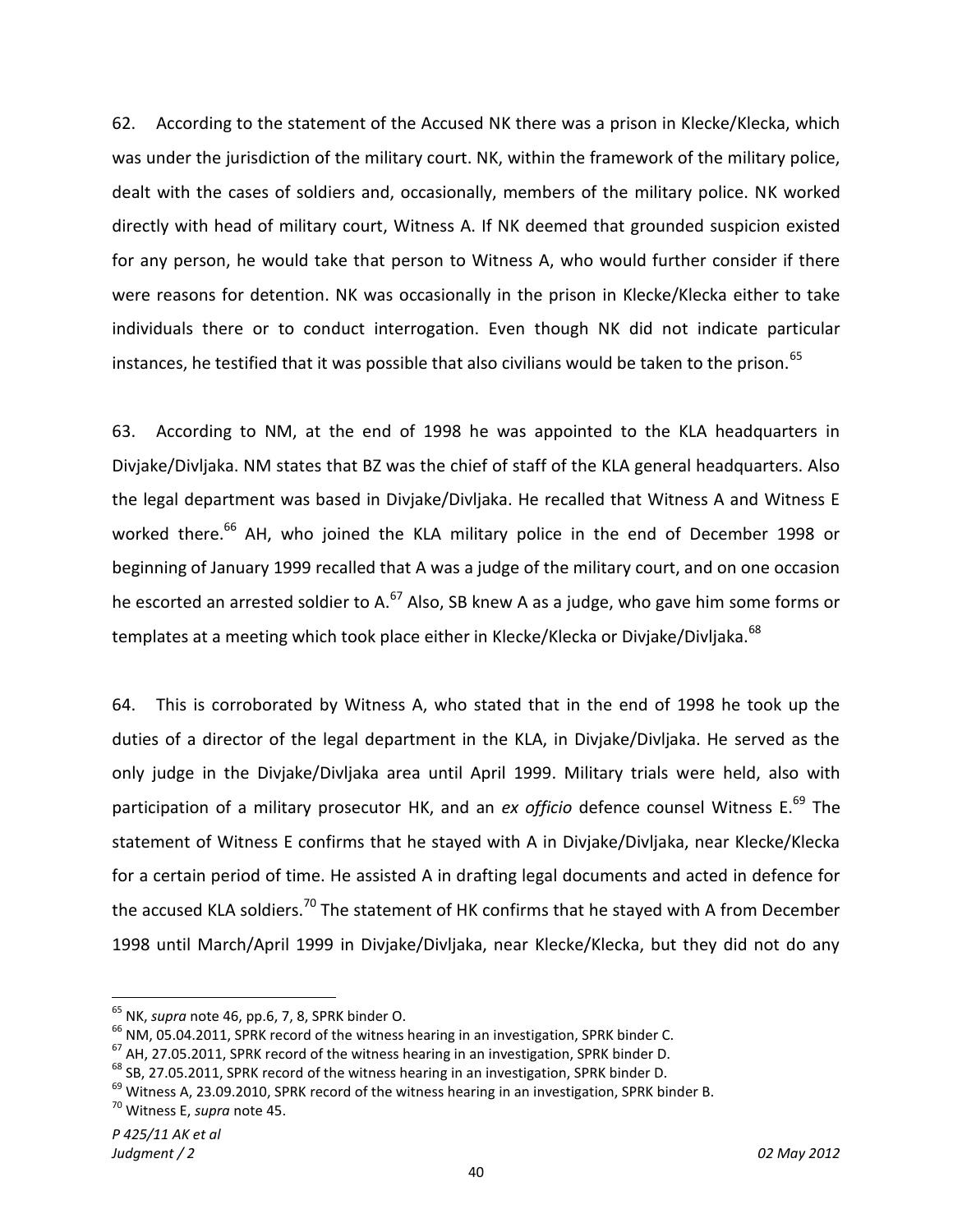62. According to the statement of the Accused NK there was a prison in Klecke/Klecka, which was under the jurisdiction of the military court. NK, within the framework of the military police, dealt with the cases of soldiers and, occasionally, members of the military police. NK worked directly with head of military court, Witness A. If NK deemed that grounded suspicion existed for any person, he would take that person to Witness A, who would further consider if there were reasons for detention. NK was occasionally in the prison in Klecke/Klecka either to take individuals there or to conduct interrogation. Even though NK did not indicate particular instances, he testified that it was possible that also civilians would be taken to the prison.[65]

63. According to NM, at the end of 1998 he was appointed to the KLA headquarters in Divjake/Divljaka. NM states that BZ was the chief of staff of the KLA general headquarters. Also the legal department was based in Divjake/Divljaka. He recalled that Witness A and Witness E worked there.[66] AH, who joined the KLA military police in the end of December 1998 or beginning of January 1999 recalled that A was a judge of the military court, and on one occasion he escorted an arrested soldier to A.[67] Also, SB knew A as a judge, who gave him some forms or templates at a meeting which took place either in Klecke/Klecka or Divjake/Divljaka.[68]

64. This is corroborated by Witness A, who stated that in the end of 1998 he took up the duties of a director of the legal department in the KLA, in Divjake/Divljaka. He served as the only judge in the Divjake/Divljaka area until April 1999. Military trials were held, also with participation of a military prosecutor HK, and an *ex officio* defence counsel Witness E.[69] The statement of Witness E confirms that he stayed with A in Divjake/Divljaka, near Klecke/Klecka for a certain period of time. He assisted A in drafting legal documents and acted in defence for the accused KLA soldiers.[70] The statement of HK confirms that he stayed with A from December 1998 until March/April 1999 in Divjake/Divljaka, near Klecke/Klecka, but they did not do any

---

[65] NK, *supra* note 46, pp.6, 7, 8, SPRK binder O.

[66] NM, 05.04.2011, SPRK record of the witness hearing in an investigation, SPRK binder C.

[67] AH, 27.05.2011, SPRK record of the witness hearing in an investigation, SPRK binder D.

[68] SB, 27.05.2011, SPRK record of the witness hearing in an investigation, SPRK binder D.

[69] Witness A, 23.09.2010, SPRK record of the witness hearing in an investigation, SPRK binder B.

[70] Witness E, *supra* note 45.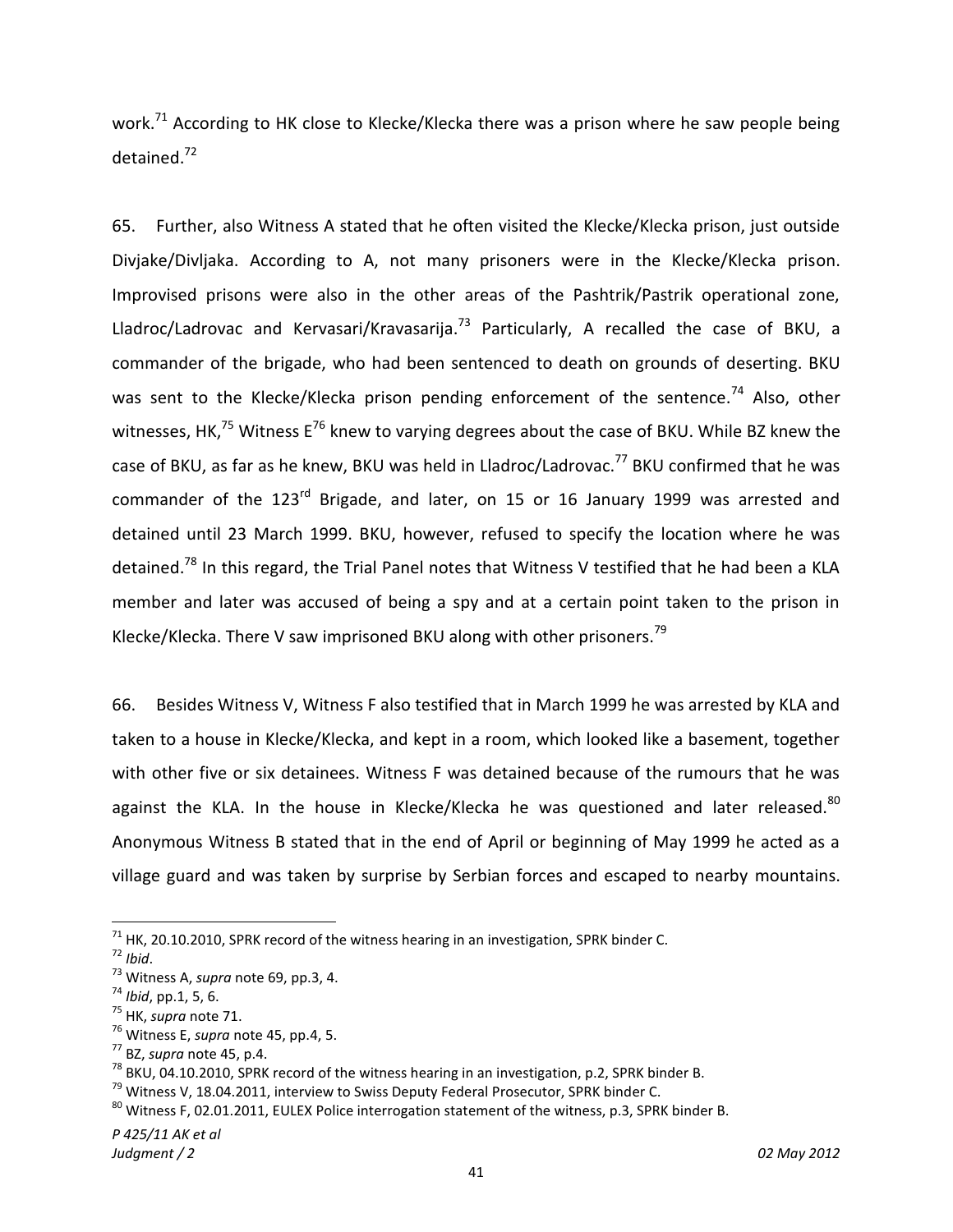work.[71] According to HK close to Klecke/Klecka there was a prison where he saw people being detained.[72]

65. Further, also Witness A stated that he often visited the Klecke/Klecka prison, just outside Divjake/Divljaka. According to A, not many prisoners were in the Klecke/Klecka prison. Improvised prisons were also in the other areas of the Pashtrik/Pastrik operational zone, Lladroc/Ladrovac and Kervasari/Kravasarija.[73] Particularly, A recalled the case of BKU, a commander of the brigade, who had been sentenced to death on grounds of deserting. BKU was sent to the Klecke/Klecka prison pending enforcement of the sentence.[74] Also, other witnesses, HK,[75] Witness E[76] knew to varying degrees about the case of BKU. While BZ knew the case of BKU, as far as he knew, BKU was held in Lladroc/Ladrovac.[77] BKU confirmed that he was commander of the 123rd Brigade, and later, on 15 or 16 January 1999 was arrested and detained until 23 March 1999. BKU, however, refused to specify the location where he was detained.[78] In this regard, the Trial Panel notes that Witness V testified that he had been a KLA member and later was accused of being a spy and at a certain point taken to the prison in Klecke/Klecka. There V saw imprisoned BKU along with other prisoners.[79]

66. Besides Witness V, Witness F also testified that in March 1999 he was arrested by KLA and taken to a house in Klecke/Klecka, and kept in a room, which looked like a basement, together with other five or six detainees. Witness F was detained because of the rumours that he was against the KLA. In the house in Klecke/Klecka he was questioned and later released.[80] Anonymous Witness B stated that in the end of April or beginning of May 1999 he acted as a village guard and was taken by surprise by Serbian forces and escaped to nearby mountains.

---

[71] HK, 20.10.2010, SPRK record of the witness hearing in an investigation, SPRK binder C.
[72] *Ibid*.
[73] Witness A, *supra* note 69, pp.3, 4.
[74] *Ibid*, pp.1, 5, 6.
[75] HK, *supra* note 71.
[76] Witness E, *supra* note 45, pp.4, 5.
[77] BZ, *supra* note 45, p.4.
[78] BKU, 04.10.2010, SPRK record of the witness hearing in an investigation, p.2, SPRK binder B.
[79] Witness V, 18.04.2011, interview to Swiss Deputy Federal Prosecutor, SPRK binder C.
[80] Witness F, 02.01.2011, EULEX Police interrogation statement of the witness, p.3, SPRK binder B.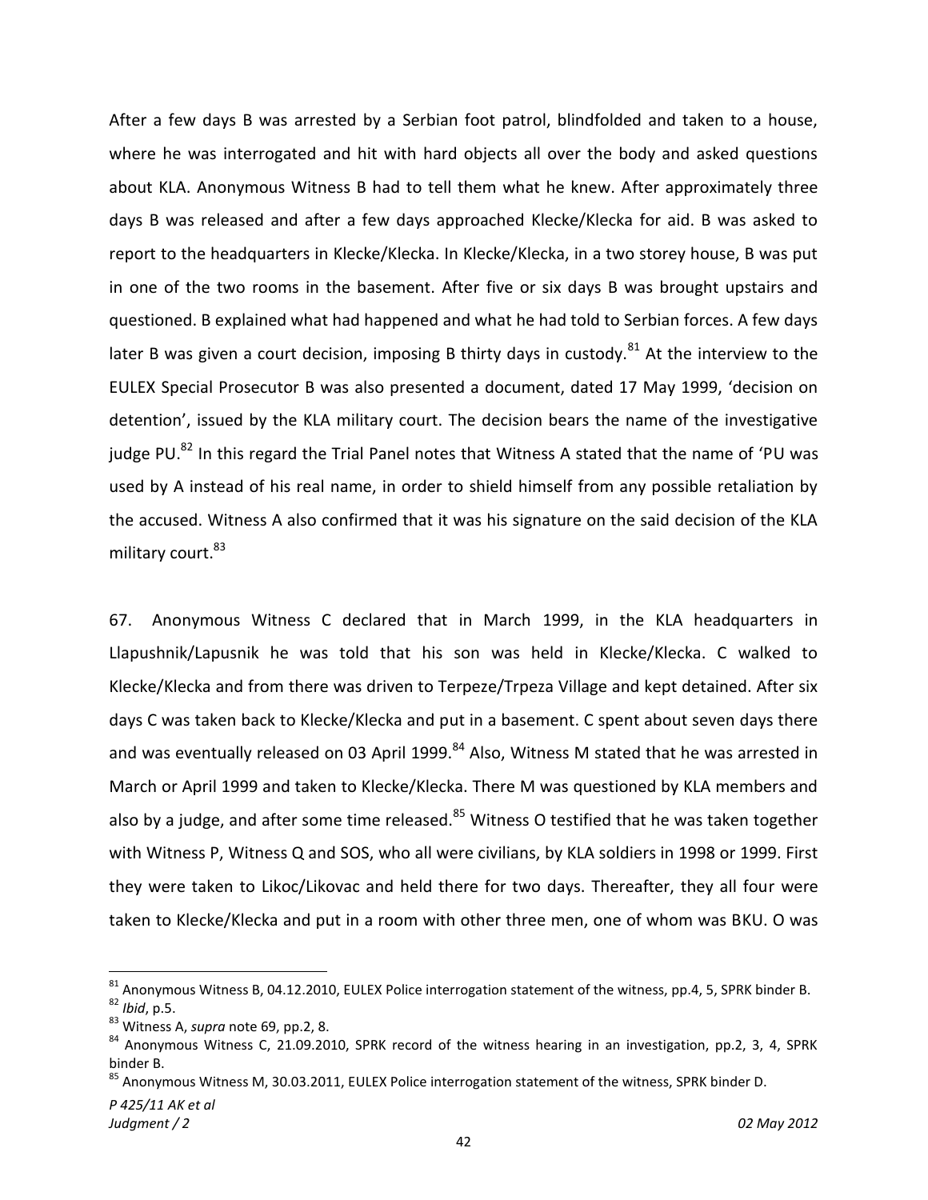After a few days B was arrested by a Serbian foot patrol, blindfolded and taken to a house, where he was interrogated and hit with hard objects all over the body and asked questions about KLA. Anonymous Witness B had to tell them what he knew. After approximately three days B was released and after a few days approached Klecke/Klecka for aid. B was asked to report to the headquarters in Klecke/Klecka. In Klecke/Klecka, in a two storey house, B was put in one of the two rooms in the basement. After five or six days B was brought upstairs and questioned. B explained what had happened and what he had told to Serbian forces. A few days later B was given a court decision, imposing B thirty days in custody.[81] At the interview to the EULEX Special Prosecutor B was also presented a document, dated 17 May 1999, 'decision on detention', issued by the KLA military court. The decision bears the name of the investigative judge PU.[82] In this regard the Trial Panel notes that Witness A stated that the name of 'PU was used by A instead of his real name, in order to shield himself from any possible retaliation by the accused. Witness A also confirmed that it was his signature on the said decision of the KLA military court.[83]

67. Anonymous Witness C declared that in March 1999, in the KLA headquarters in Llapushnik/Lapusnik he was told that his son was held in Klecke/Klecka. C walked to Klecke/Klecka and from there was driven to Terpeze/Trpeza Village and kept detained. After six days C was taken back to Klecke/Klecka and put in a basement. C spent about seven days there and was eventually released on 03 April 1999.[84] Also, Witness M stated that he was arrested in March or April 1999 and taken to Klecke/Klecka. There M was questioned by KLA members and also by a judge, and after some time released.[85] Witness O testified that he was taken together with Witness P, Witness Q and SOS, who all were civilians, by KLA soldiers in 1998 or 1999. First they were taken to Likoc/Likovac and held there for two days. Thereafter, they all four were taken to Klecke/Klecka and put in a room with other three men, one of whom was BKU. O was

---

[81] Anonymous Witness B, 04.12.2010, EULEX Police interrogation statement of the witness, pp.4, 5, SPRK binder B.

[82] *Ibid*, p.5.

[83] Witness A, *supra* note 69, pp.2, 8.

[84] Anonymous Witness C, 21.09.2010, SPRK record of the witness hearing in an investigation, pp.2, 3, 4, SPRK binder B.

[85] Anonymous Witness M, 30.03.2011, EULEX Police interrogation statement of the witness, SPRK binder D.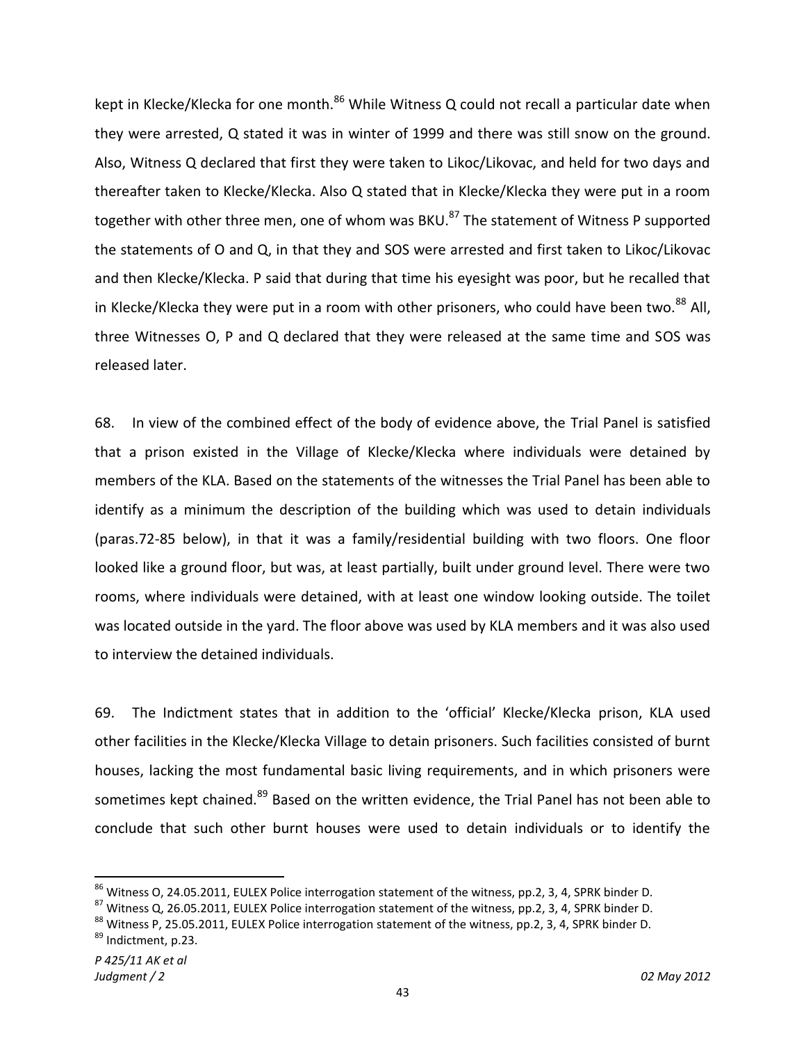kept in Klecke/Klecka for one month.[86] While Witness Q could not recall a particular date when they were arrested, Q stated it was in winter of 1999 and there was still snow on the ground. Also, Witness Q declared that first they were taken to Likoc/Likovac, and held for two days and thereafter taken to Klecke/Klecka. Also Q stated that in Klecke/Klecka they were put in a room together with other three men, one of whom was BKU.[87] The statement of Witness P supported the statements of O and Q, in that they and SOS were arrested and first taken to Likoc/Likovac and then Klecke/Klecka. P said that during that time his eyesight was poor, but he recalled that in Klecke/Klecka they were put in a room with other prisoners, who could have been two.[88] All, three Witnesses O, P and Q declared that they were released at the same time and SOS was released later.

68. In view of the combined effect of the body of evidence above, the Trial Panel is satisfied that a prison existed in the Village of Klecke/Klecka where individuals were detained by members of the KLA. Based on the statements of the witnesses the Trial Panel has been able to identify as a minimum the description of the building which was used to detain individuals (paras.72-85 below), in that it was a family/residential building with two floors. One floor looked like a ground floor, but was, at least partially, built under ground level. There were two rooms, where individuals were detained, with at least one window looking outside. The toilet was located outside in the yard. The floor above was used by KLA members and it was also used to interview the detained individuals.

69. The Indictment states that in addition to the 'official' Klecke/Klecka prison, KLA used other facilities in the Klecke/Klecka Village to detain prisoners. Such facilities consisted of burnt houses, lacking the most fundamental basic living requirements, and in which prisoners were sometimes kept chained.[89] Based on the written evidence, the Trial Panel has not been able to conclude that such other burnt houses were used to detain individuals or to identify the

---

[86] Witness O, 24.05.2011, EULEX Police interrogation statement of the witness, pp.2, 3, 4, SPRK binder D.

[87] Witness Q, 26.05.2011, EULEX Police interrogation statement of the witness, pp.2, 3, 4, SPRK binder D.

[88] Witness P, 25.05.2011, EULEX Police interrogation statement of the witness, pp.2, 3, 4, SPRK binder D.

[89] Indictment, p.23.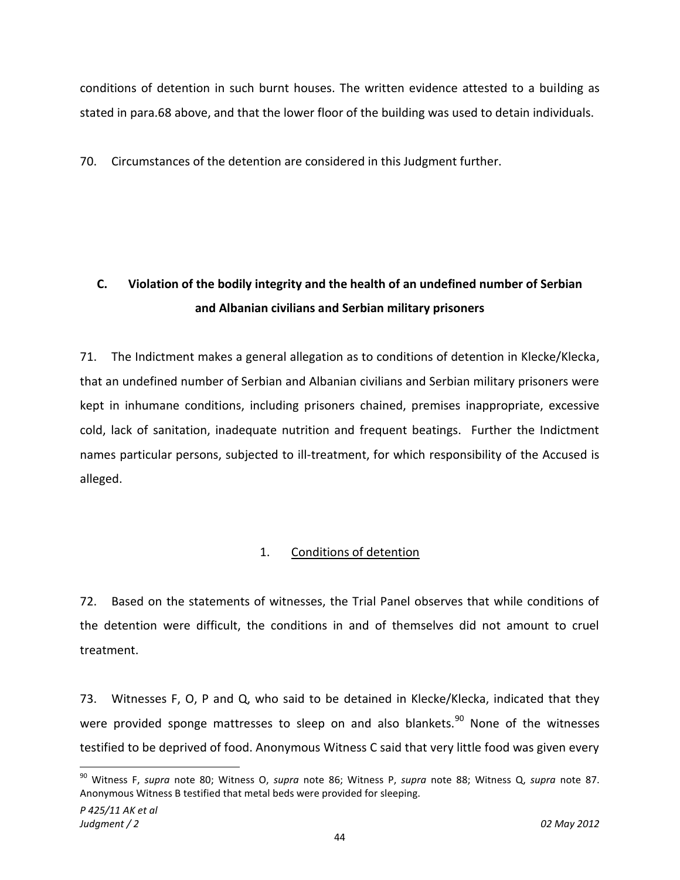conditions of detention in such burnt houses. The written evidence attested to a building as stated in para.68 above, and that the lower floor of the building was used to detain individuals.

70. Circumstances of the detention are considered in this Judgment further.

## C. Violation of the bodily integrity and the health of an undefined number of Serbian and Albanian civilians and Serbian military prisoners

71. The Indictment makes a general allegation as to conditions of detention in Klecke/Klecka, that an undefined number of Serbian and Albanian civilians and Serbian military prisoners were kept in inhumane conditions, including prisoners chained, premises inappropriate, excessive cold, lack of sanitation, inadequate nutrition and frequent beatings. Further the Indictment names particular persons, subjected to ill-treatment, for which responsibility of the Accused is alleged.

### 1. Conditions of detention

72. Based on the statements of witnesses, the Trial Panel observes that while conditions of the detention were difficult, the conditions in and of themselves did not amount to cruel treatment.

73. Witnesses F, O, P and Q, who said to be detained in Klecke/Klecka, indicated that they were provided sponge mattresses to sleep on and also blankets.[90] None of the witnesses testified to be deprived of food. Anonymous Witness C said that very little food was given every

---

[90] Witness F, *supra* note 80; Witness O, *supra* note 86; Witness P, *supra* note 88; Witness Q, *supra* note 87. Anonymous Witness B testified that metal beds were provided for sleeping.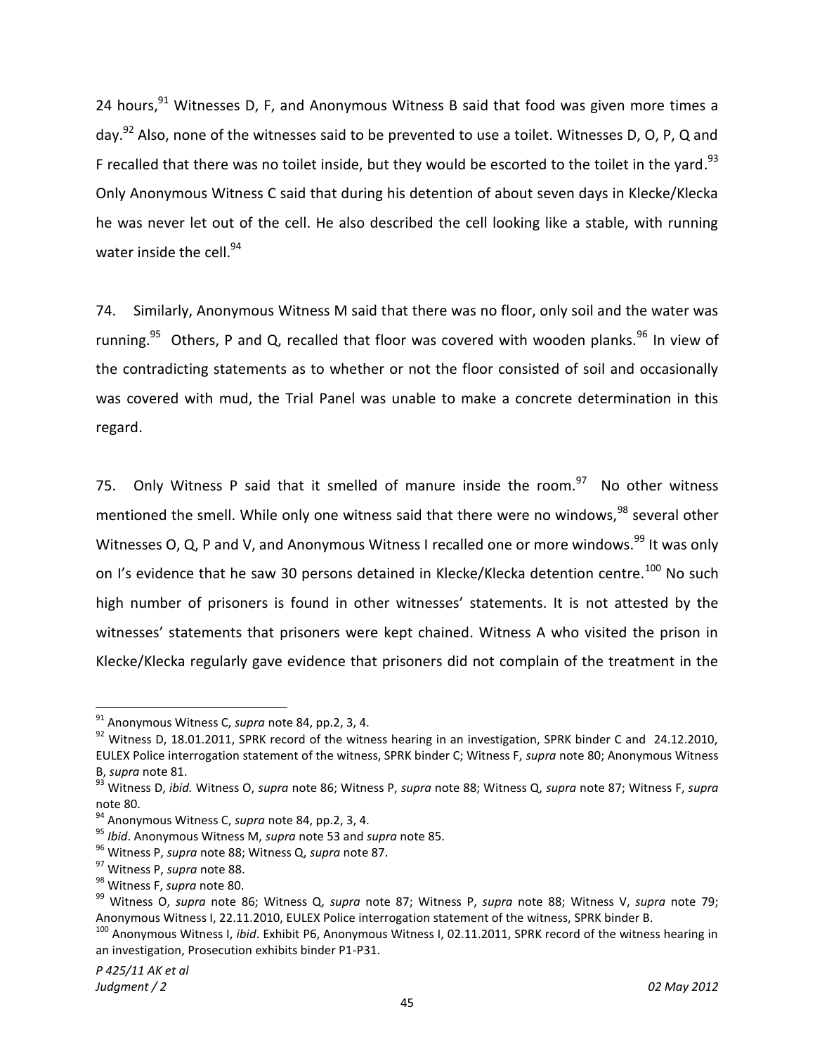24 hours,[91] Witnesses D, F, and Anonymous Witness B said that food was given more times a day.[92] Also, none of the witnesses said to be prevented to use a toilet. Witnesses D, O, P, Q and F recalled that there was no toilet inside, but they would be escorted to the toilet in the yard.[93] Only Anonymous Witness C said that during his detention of about seven days in Klecke/Klecka he was never let out of the cell. He also described the cell looking like a stable, with running water inside the cell.[94]

74. Similarly, Anonymous Witness M said that there was no floor, only soil and the water was running.[95] Others, P and Q, recalled that floor was covered with wooden planks.[96] In view of the contradicting statements as to whether or not the floor consisted of soil and occasionally was covered with mud, the Trial Panel was unable to make a concrete determination in this regard.

75. Only Witness P said that it smelled of manure inside the room.[97] No other witness mentioned the smell. While only one witness said that there were no windows,[98] several other Witnesses O, Q, P and V, and Anonymous Witness I recalled one or more windows.[99] It was only on I's evidence that he saw 30 persons detained in Klecke/Klecka detention centre.[100] No such high number of prisoners is found in other witnesses' statements. It is not attested by the witnesses' statements that prisoners were kept chained. Witness A who visited the prison in Klecke/Klecka regularly gave evidence that prisoners did not complain of the treatment in the

---

[91] Anonymous Witness C, *supra* note 84, pp.2, 3, 4.

[92] Witness D, 18.01.2011, SPRK record of the witness hearing in an investigation, SPRK binder C and 24.12.2010, EULEX Police interrogation statement of the witness, SPRK binder C; Witness F, *supra* note 80; Anonymous Witness B, *supra* note 81.

[93] Witness D, *ibid.* Witness O, *supra* note 86; Witness P, *supra* note 88; Witness Q, *supra* note 87; Witness F, *supra* note 80.

[94] Anonymous Witness C, *supra* note 84, pp.2, 3, 4.

[95] *Ibid*. Anonymous Witness M, *supra* note 53 and *supra* note 85.

[96] Witness P, *supra* note 88; Witness Q, *supra* note 87.

[97] Witness P, *supra* note 88.

[98] Witness F, *supra* note 80.

[99] Witness O, *supra* note 86; Witness Q, *supra* note 87; Witness P, *supra* note 88; Witness V, *supra* note 79; Anonymous Witness I, 22.11.2010, EULEX Police interrogation statement of the witness, SPRK binder B.

[100] Anonymous Witness I, *ibid*. Exhibit P6, Anonymous Witness I, 02.11.2011, SPRK record of the witness hearing in an investigation, Prosecution exhibits binder P1-P31.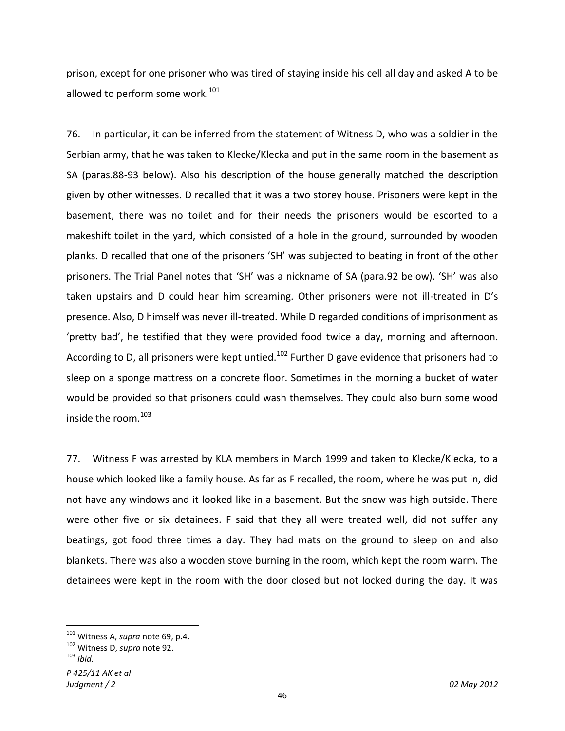prison, except for one prisoner who was tired of staying inside his cell all day and asked A to be allowed to perform some work.[101]

76. In particular, it can be inferred from the statement of Witness D, who was a soldier in the Serbian army, that he was taken to Klecke/Klecka and put in the same room in the basement as SA (paras.88-93 below). Also his description of the house generally matched the description given by other witnesses. D recalled that it was a two storey house. Prisoners were kept in the basement, there was no toilet and for their needs the prisoners would be escorted to a makeshift toilet in the yard, which consisted of a hole in the ground, surrounded by wooden planks. D recalled that one of the prisoners 'SH' was subjected to beating in front of the other prisoners. The Trial Panel notes that 'SH' was a nickname of SA (para.92 below). 'SH' was also taken upstairs and D could hear him screaming. Other prisoners were not ill-treated in D's presence. Also, D himself was never ill-treated. While D regarded conditions of imprisonment as 'pretty bad', he testified that they were provided food twice a day, morning and afternoon. According to D, all prisoners were kept untied.[102] Further D gave evidence that prisoners had to sleep on a sponge mattress on a concrete floor. Sometimes in the morning a bucket of water would be provided so that prisoners could wash themselves. They could also burn some wood inside the room.[103]

77. Witness F was arrested by KLA members in March 1999 and taken to Klecke/Klecka, to a house which looked like a family house. As far as F recalled, the room, where he was put in, did not have any windows and it looked like in a basement. But the snow was high outside. There were other five or six detainees. F said that they all were treated well, did not suffer any beatings, got food three times a day. They had mats on the ground to sleep on and also blankets. There was also a wooden stove burning in the room, which kept the room warm. The detainees were kept in the room with the door closed but not locked during the day. It was

---

[101] Witness A, *supra* note 69, p.4.

[102] Witness D, *supra* note 92.

[103] *Ibid.*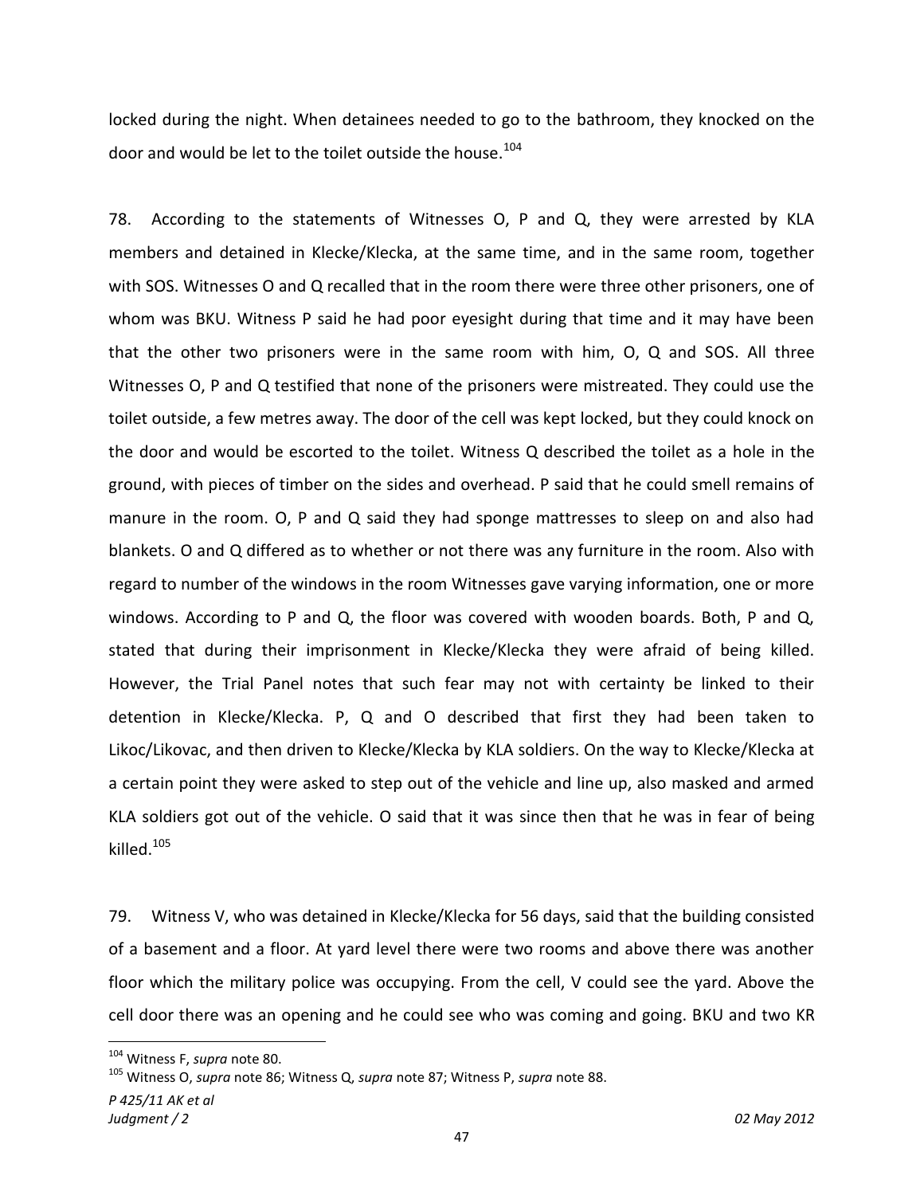locked during the night. When detainees needed to go to the bathroom, they knocked on the door and would be let to the toilet outside the house.[104]

78. According to the statements of Witnesses O, P and Q, they were arrested by KLA members and detained in Klecke/Klecka, at the same time, and in the same room, together with SOS. Witnesses O and Q recalled that in the room there were three other prisoners, one of whom was BKU. Witness P said he had poor eyesight during that time and it may have been that the other two prisoners were in the same room with him, O, Q and SOS. All three Witnesses O, P and Q testified that none of the prisoners were mistreated. They could use the toilet outside, a few metres away. The door of the cell was kept locked, but they could knock on the door and would be escorted to the toilet. Witness Q described the toilet as a hole in the ground, with pieces of timber on the sides and overhead. P said that he could smell remains of manure in the room. O, P and Q said they had sponge mattresses to sleep on and also had blankets. O and Q differed as to whether or not there was any furniture in the room. Also with regard to number of the windows in the room Witnesses gave varying information, one or more windows. According to P and Q, the floor was covered with wooden boards. Both, P and Q, stated that during their imprisonment in Klecke/Klecka they were afraid of being killed. However, the Trial Panel notes that such fear may not with certainty be linked to their detention in Klecke/Klecka. P, Q and O described that first they had been taken to Likoc/Likovac, and then driven to Klecke/Klecka by KLA soldiers. On the way to Klecke/Klecka at a certain point they were asked to step out of the vehicle and line up, also masked and armed KLA soldiers got out of the vehicle. O said that it was since then that he was in fear of being killed.[105]

79. Witness V, who was detained in Klecke/Klecka for 56 days, said that the building consisted of a basement and a floor. At yard level there were two rooms and above there was another floor which the military police was occupying. From the cell, V could see the yard. Above the cell door there was an opening and he could see who was coming and going. BKU and two KR

---

[104] Witness F, *supra* note 80.

[105] Witness O, *supra* note 86; Witness Q, *supra* note 87; Witness P, *supra* note 88.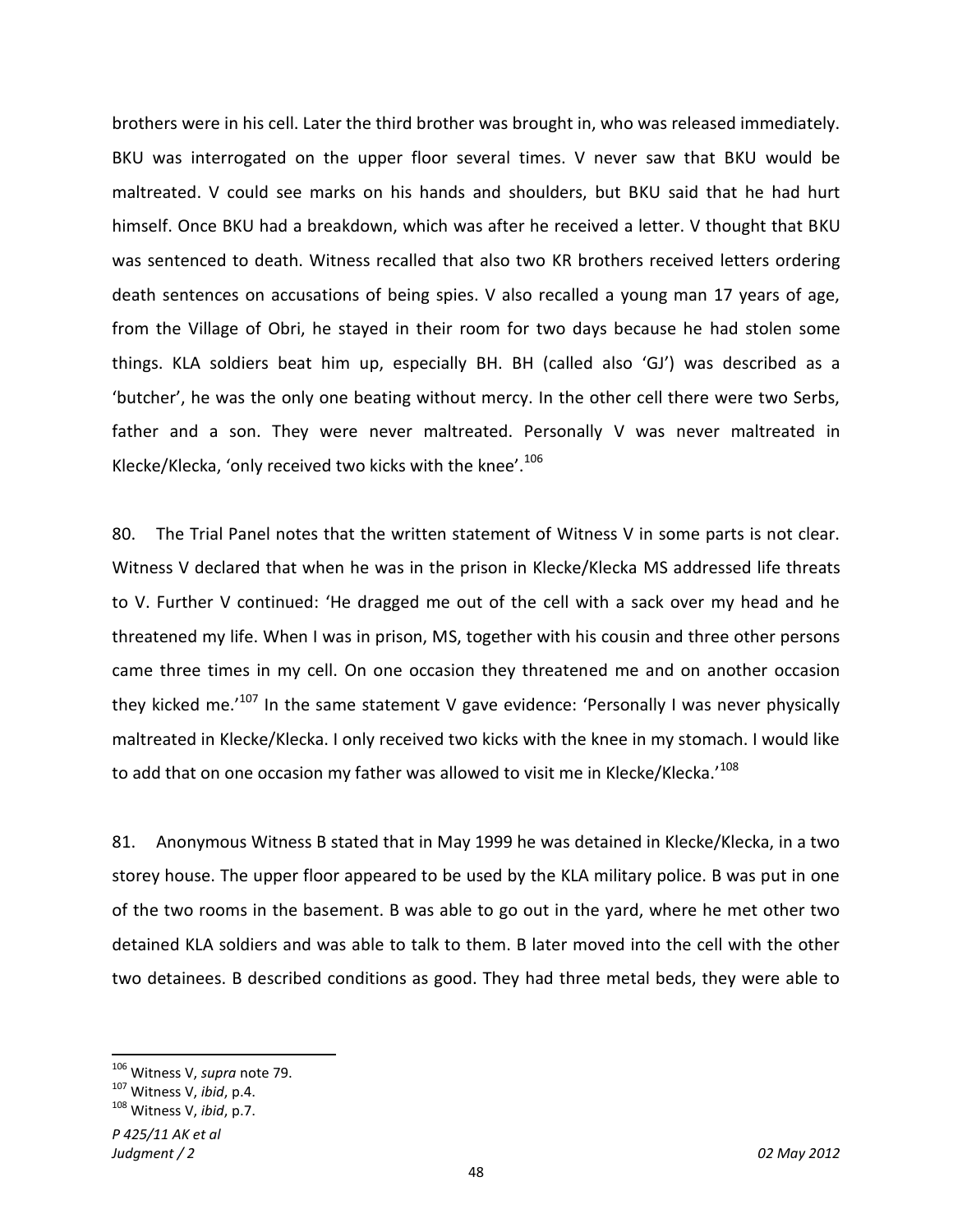brothers were in his cell. Later the third brother was brought in, who was released immediately. BKU was interrogated on the upper floor several times. V never saw that BKU would be maltreated. V could see marks on his hands and shoulders, but BKU said that he had hurt himself. Once BKU had a breakdown, which was after he received a letter. V thought that BKU was sentenced to death. Witness recalled that also two KR brothers received letters ordering death sentences on accusations of being spies. V also recalled a young man 17 years of age, from the Village of Obri, he stayed in their room for two days because he had stolen some things. KLA soldiers beat him up, especially BH. BH (called also 'GJ') was described as a 'butcher', he was the only one beating without mercy. In the other cell there were two Serbs, father and a son. They were never maltreated. Personally V was never maltreated in Klecke/Klecka, 'only received two kicks with the knee'.[106]

80. The Trial Panel notes that the written statement of Witness V in some parts is not clear. Witness V declared that when he was in the prison in Klecke/Klecka MS addressed life threats to V. Further V continued: 'He dragged me out of the cell with a sack over my head and he threatened my life. When I was in prison, MS, together with his cousin and three other persons came three times in my cell. On one occasion they threatened me and on another occasion they kicked me.'[107] In the same statement V gave evidence: 'Personally I was never physically maltreated in Klecke/Klecka. I only received two kicks with the knee in my stomach. I would like to add that on one occasion my father was allowed to visit me in Klecke/Klecka.'[108]

81. Anonymous Witness B stated that in May 1999 he was detained in Klecke/Klecka, in a two storey house. The upper floor appeared to be used by the KLA military police. B was put in one of the two rooms in the basement. B was able to go out in the yard, where he met other two detained KLA soldiers and was able to talk to them. B later moved into the cell with the other two detainees. B described conditions as good. They had three metal beds, they were able to

---

[106] Witness V, *supra* note 79.
[107] Witness V, *ibid*, p.4.
[108] Witness V, *ibid*, p.7.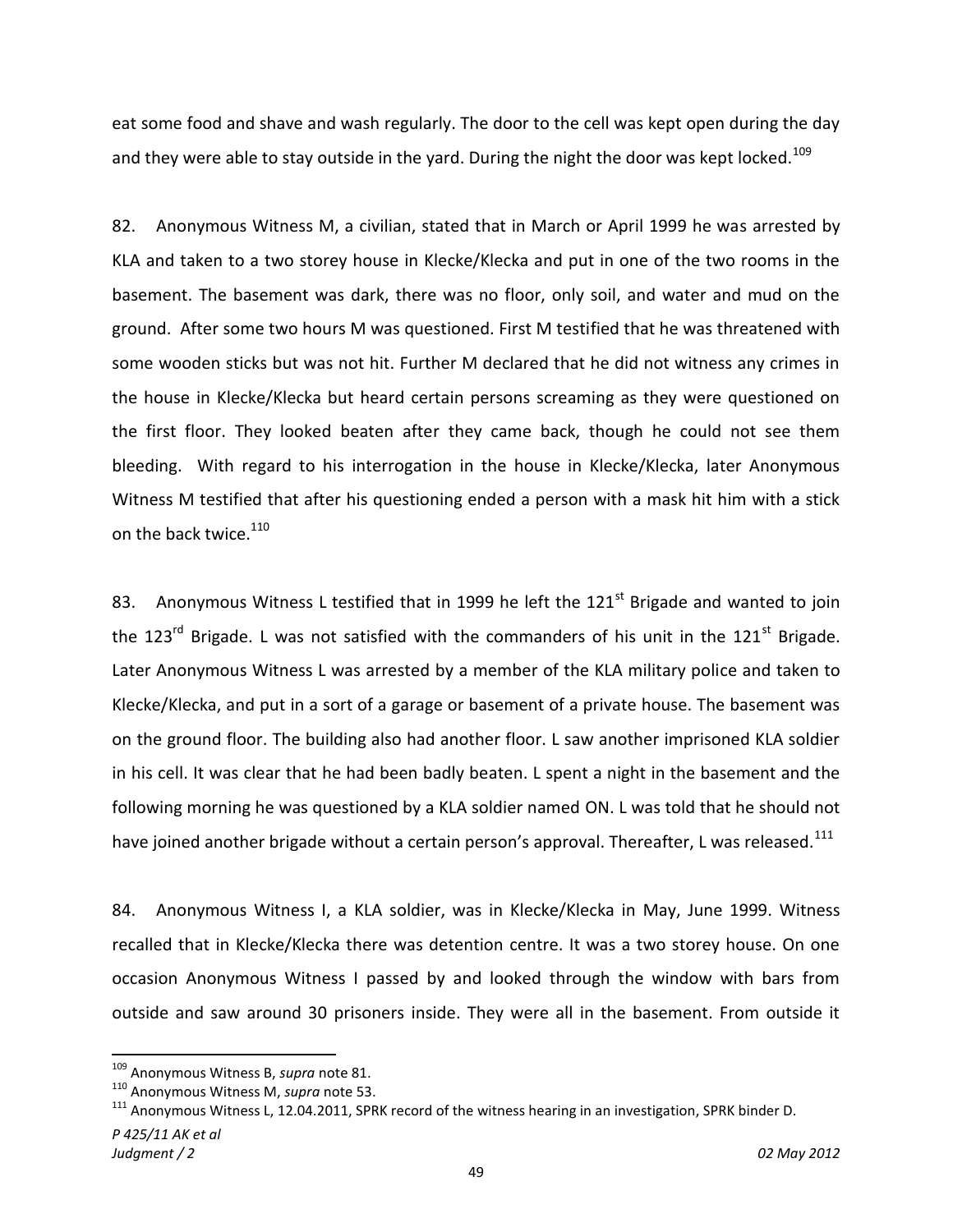eat some food and shave and wash regularly. The door to the cell was kept open during the day and they were able to stay outside in the yard. During the night the door was kept locked.[109]

82. Anonymous Witness M, a civilian, stated that in March or April 1999 he was arrested by KLA and taken to a two storey house in Klecke/Klecka and put in one of the two rooms in the basement. The basement was dark, there was no floor, only soil, and water and mud on the ground. After some two hours M was questioned. First M testified that he was threatened with some wooden sticks but was not hit. Further M declared that he did not witness any crimes in the house in Klecke/Klecka but heard certain persons screaming as they were questioned on the first floor. They looked beaten after they came back, though he could not see them bleeding. With regard to his interrogation in the house in Klecke/Klecka, later Anonymous Witness M testified that after his questioning ended a person with a mask hit him with a stick on the back twice.[110]

83. Anonymous Witness L testified that in 1999 he left the 121st Brigade and wanted to join the 123rd Brigade. L was not satisfied with the commanders of his unit in the 121st Brigade. Later Anonymous Witness L was arrested by a member of the KLA military police and taken to Klecke/Klecka, and put in a sort of a garage or basement of a private house. The basement was on the ground floor. The building also had another floor. L saw another imprisoned KLA soldier in his cell. It was clear that he had been badly beaten. L spent a night in the basement and the following morning he was questioned by a KLA soldier named ON. L was told that he should not have joined another brigade without a certain person's approval. Thereafter, L was released.[111]

84. Anonymous Witness I, a KLA soldier, was in Klecke/Klecka in May, June 1999. Witness recalled that in Klecke/Klecka there was detention centre. It was a two storey house. On one occasion Anonymous Witness I passed by and looked through the window with bars from outside and saw around 30 prisoners inside. They were all in the basement. From outside it

---

[109] Anonymous Witness B, *supra* note 81.

[110] Anonymous Witness M, *supra* note 53.

[111] Anonymous Witness L, 12.04.2011, SPRK record of the witness hearing in an investigation, SPRK binder D.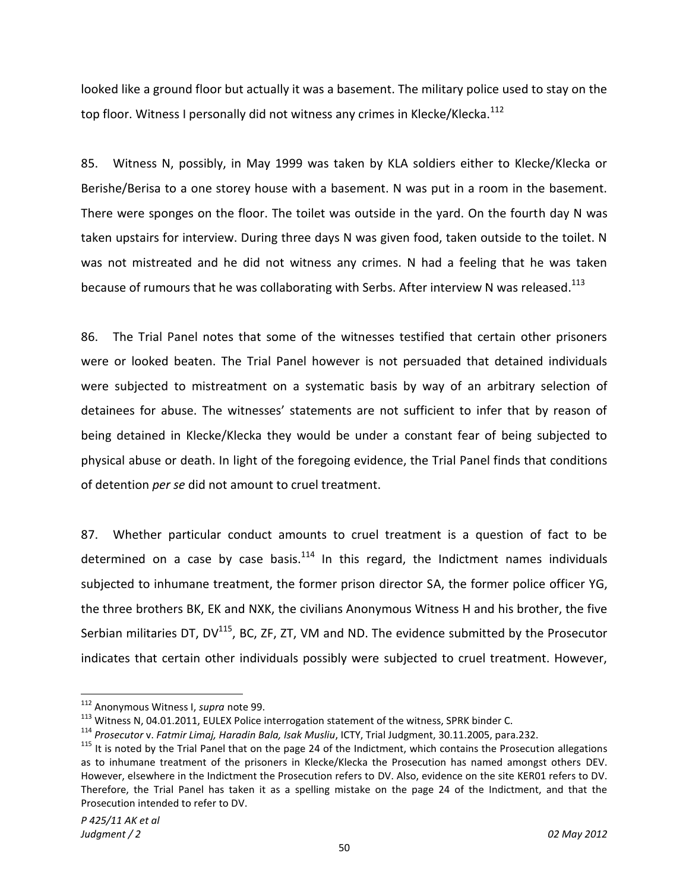looked like a ground floor but actually it was a basement. The military police used to stay on the top floor. Witness I personally did not witness any crimes in Klecke/Klecka.[112]

85. Witness N, possibly, in May 1999 was taken by KLA soldiers either to Klecke/Klecka or Berishe/Berisa to a one storey house with a basement. N was put in a room in the basement. There were sponges on the floor. The toilet was outside in the yard. On the fourth day N was taken upstairs for interview. During three days N was given food, taken outside to the toilet. N was not mistreated and he did not witness any crimes. N had a feeling that he was taken because of rumours that he was collaborating with Serbs. After interview N was released.[113]

86. The Trial Panel notes that some of the witnesses testified that certain other prisoners were or looked beaten. The Trial Panel however is not persuaded that detained individuals were subjected to mistreatment on a systematic basis by way of an arbitrary selection of detainees for abuse. The witnesses' statements are not sufficient to infer that by reason of being detained in Klecke/Klecka they would be under a constant fear of being subjected to physical abuse or death. In light of the foregoing evidence, the Trial Panel finds that conditions of detention *per se* did not amount to cruel treatment.

87. Whether particular conduct amounts to cruel treatment is a question of fact to be determined on a case by case basis.[114] In this regard, the Indictment names individuals subjected to inhumane treatment, the former prison director SA, the former police officer YG, the three brothers BK, EK and NXK, the civilians Anonymous Witness H and his brother, the five Serbian militaries DT, DV[115], BC, ZF, ZT, VM and ND. The evidence submitted by the Prosecutor indicates that certain other individuals possibly were subjected to cruel treatment. However,

---

[112] Anonymous Witness I, *supra* note 99.

[113] Witness N, 04.01.2011, EULEX Police interrogation statement of the witness, SPRK binder C.

[114] *Prosecutor* v. *Fatmir Limaj, Haradin Bala, Isak Musliu*, ICTY, Trial Judgment, 30.11.2005, para.232.

[115] It is noted by the Trial Panel that on the page 24 of the Indictment, which contains the Prosecution allegations as to inhumane treatment of the prisoners in Klecke/Klecka the Prosecution has named amongst others DEV. However, elsewhere in the Indictment the Prosecution refers to DV. Also, evidence on the site KER01 refers to DV. Therefore, the Trial Panel has taken it as a spelling mistake on the page 24 of the Indictment, and that the Prosecution intended to refer to DV.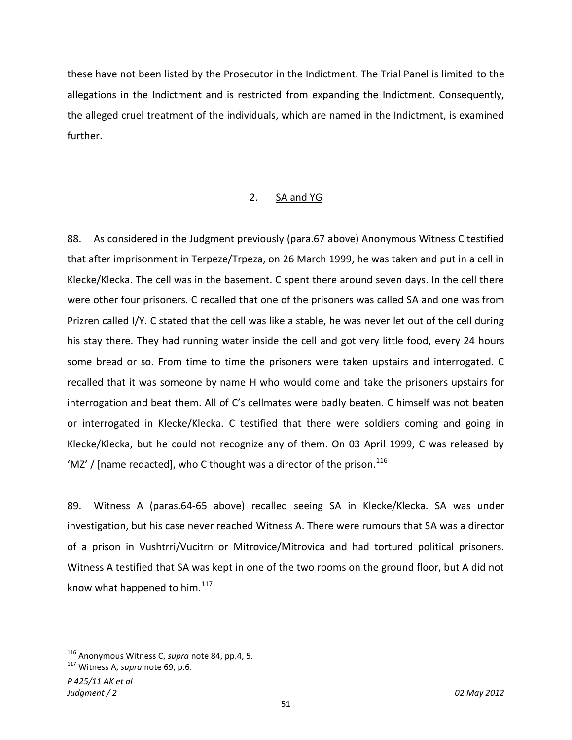these have not been listed by the Prosecutor in the Indictment. The Trial Panel is limited to the allegations in the Indictment and is restricted from expanding the Indictment. Consequently, the alleged cruel treatment of the individuals, which are named in the Indictment, is examined further.

## 2. SA and YG

88. As considered in the Judgment previously (para.67 above) Anonymous Witness C testified that after imprisonment in Terpeze/Trpeza, on 26 March 1999, he was taken and put in a cell in Klecke/Klecka. The cell was in the basement. C spent there around seven days. In the cell there were other four prisoners. C recalled that one of the prisoners was called SA and one was from Prizren called I/Y. C stated that the cell was like a stable, he was never let out of the cell during his stay there. They had running water inside the cell and got very little food, every 24 hours some bread or so. From time to time the prisoners were taken upstairs and interrogated. C recalled that it was someone by name H who would come and take the prisoners upstairs for interrogation and beat them. All of C's cellmates were badly beaten. C himself was not beaten or interrogated in Klecke/Klecka. C testified that there were soldiers coming and going in Klecke/Klecka, but he could not recognize any of them. On 03 April 1999, C was released by 'MZ' / [name redacted], who C thought was a director of the prison.[116]

89. Witness A (paras.64-65 above) recalled seeing SA in Klecke/Klecka. SA was under investigation, but his case never reached Witness A. There were rumours that SA was a director of a prison in Vushtrri/Vucitrn or Mitrovice/Mitrovica and had tortured political prisoners. Witness A testified that SA was kept in one of the two rooms on the ground floor, but A did not know what happened to him.[117]

---

[116] Anonymous Witness C, *supra* note 84, pp.4, 5.

[117] Witness A, *supra* note 69, p.6.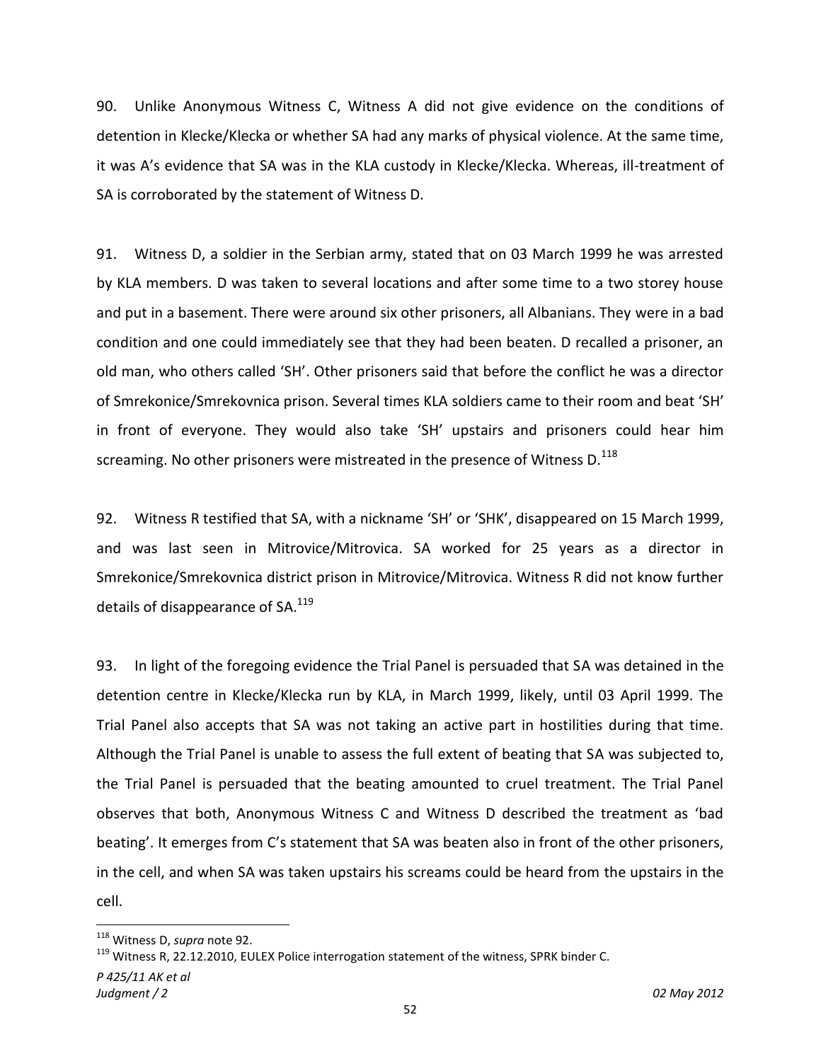90. Unlike Anonymous Witness C, Witness A did not give evidence on the conditions of detention in Klecke/Klecka or whether SA had any marks of physical violence. At the same time, it was A's evidence that SA was in the KLA custody in Klecke/Klecka. Whereas, ill-treatment of SA is corroborated by the statement of Witness D.

91. Witness D, a soldier in the Serbian army, stated that on 03 March 1999 he was arrested by KLA members. D was taken to several locations and after some time to a two storey house and put in a basement. There were around six other prisoners, all Albanians. They were in a bad condition and one could immediately see that they had been beaten. D recalled a prisoner, an old man, who others called 'SH'. Other prisoners said that before the conflict he was a director of Smrekonice/Smrekovnica prison. Several times KLA soldiers came to their room and beat 'SH' in front of everyone. They would also take 'SH' upstairs and prisoners could hear him screaming. No other prisoners were mistreated in the presence of Witness D.[118]

92. Witness R testified that SA, with a nickname 'SH' or 'SHK', disappeared on 15 March 1999, and was last seen in Mitrovice/Mitrovica. SA worked for 25 years as a director in Smrekonice/Smrekovnica district prison in Mitrovice/Mitrovica. Witness R did not know further details of disappearance of SA.[119]

93. In light of the foregoing evidence the Trial Panel is persuaded that SA was detained in the detention centre in Klecke/Klecka run by KLA, in March 1999, likely, until 03 April 1999. The Trial Panel also accepts that SA was not taking an active part in hostilities during that time. Although the Trial Panel is unable to assess the full extent of beating that SA was subjected to, the Trial Panel is persuaded that the beating amounted to cruel treatment. The Trial Panel observes that both, Anonymous Witness C and Witness D described the treatment as 'bad beating'. It emerges from C's statement that SA was beaten also in front of the other prisoners, in the cell, and when SA was taken upstairs his screams could be heard from the upstairs in the cell.

---

[118] Witness D, *supra* note 92.

[119] Witness R, 22.12.2010, EULEX Police interrogation statement of the witness, SPRK binder C.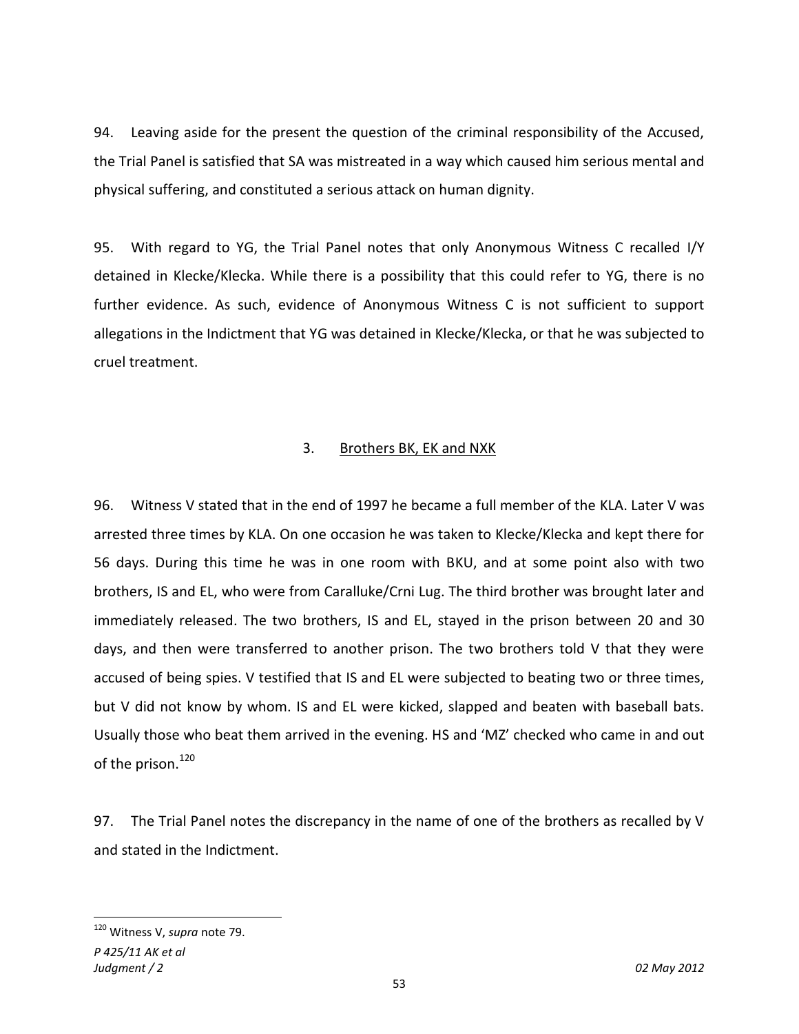94. Leaving aside for the present the question of the criminal responsibility of the Accused, the Trial Panel is satisfied that SA was mistreated in a way which caused him serious mental and physical suffering, and constituted a serious attack on human dignity.

95. With regard to YG, the Trial Panel notes that only Anonymous Witness C recalled I/Y detained in Klecke/Klecka. While there is a possibility that this could refer to YG, there is no further evidence. As such, evidence of Anonymous Witness C is not sufficient to support allegations in the Indictment that YG was detained in Klecke/Klecka, or that he was subjected to cruel treatment.

### 3. Brothers BK, EK and NXK

96. Witness V stated that in the end of 1997 he became a full member of the KLA. Later V was arrested three times by KLA. On one occasion he was taken to Klecke/Klecka and kept there for 56 days. During this time he was in one room with BKU, and at some point also with two brothers, IS and EL, who were from Caralluke/Crni Lug. The third brother was brought later and immediately released. The two brothers, IS and EL, stayed in the prison between 20 and 30 days, and then were transferred to another prison. The two brothers told V that they were accused of being spies. V testified that IS and EL were subjected to beating two or three times, but V did not know by whom. IS and EL were kicked, slapped and beaten with baseball bats. Usually those who beat them arrived in the evening. HS and 'MZ' checked who came in and out of the prison.[120]

97. The Trial Panel notes the discrepancy in the name of one of the brothers as recalled by V and stated in the Indictment.

[120] Witness V, *supra* note 79.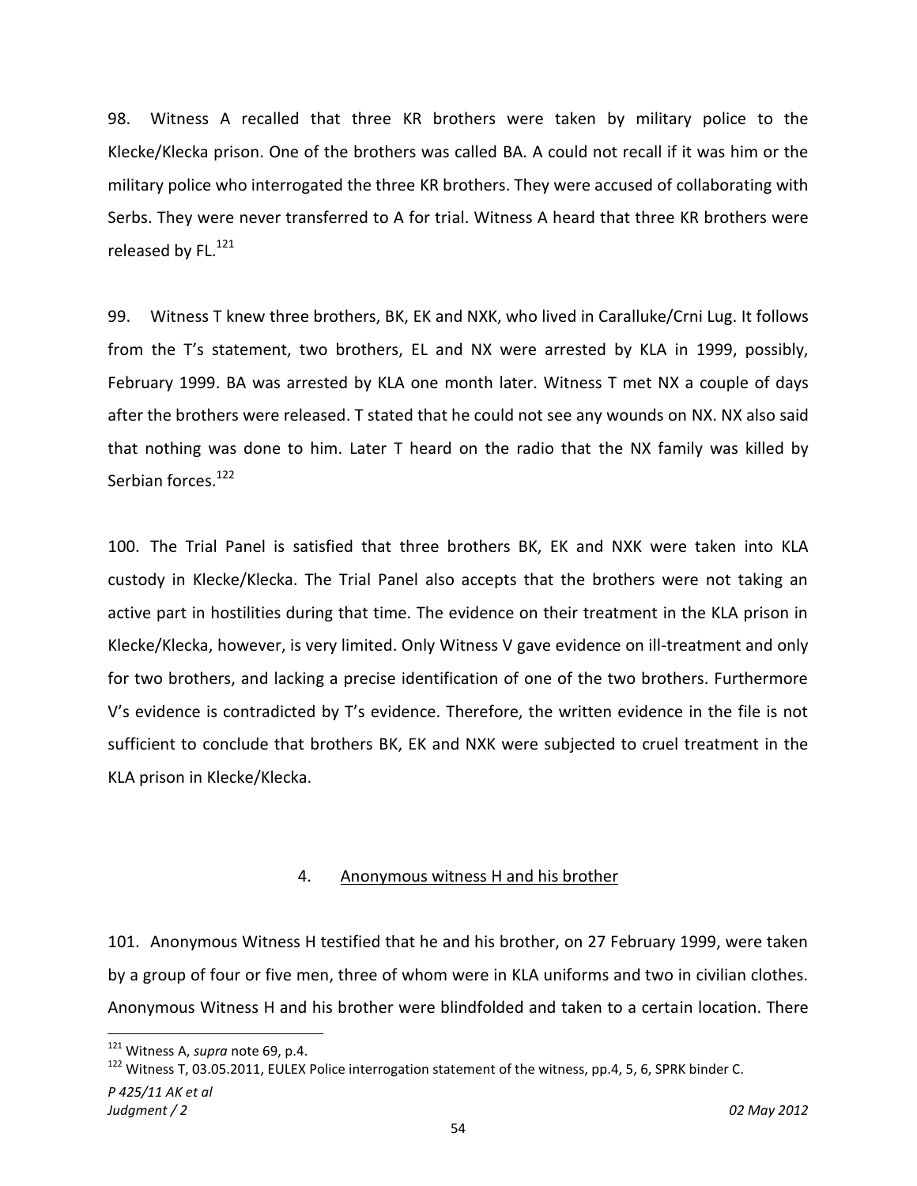98. Witness A recalled that three KR brothers were taken by military police to the Klecke/Klecka prison. One of the brothers was called BA. A could not recall if it was him or the military police who interrogated the three KR brothers. They were accused of collaborating with Serbs. They were never transferred to A for trial. Witness A heard that three KR brothers were released by FL.[121]

99. Witness T knew three brothers, BK, EK and NXK, who lived in Caralluke/Crni Lug. It follows from the T's statement, two brothers, EL and NX were arrested by KLA in 1999, possibly, February 1999. BA was arrested by KLA one month later. Witness T met NX a couple of days after the brothers were released. T stated that he could not see any wounds on NX. NX also said that nothing was done to him. Later T heard on the radio that the NX family was killed by Serbian forces.[122]

100. The Trial Panel is satisfied that three brothers BK, EK and NXK were taken into KLA custody in Klecke/Klecka. The Trial Panel also accepts that the brothers were not taking an active part in hostilities during that time. The evidence on their treatment in the KLA prison in Klecke/Klecka, however, is very limited. Only Witness V gave evidence on ill-treatment and only for two brothers, and lacking a precise identification of one of the two brothers. Furthermore V's evidence is contradicted by T's evidence. Therefore, the written evidence in the file is not sufficient to conclude that brothers BK, EK and NXK were subjected to cruel treatment in the KLA prison in Klecke/Klecka.

### 4. Anonymous witness H and his brother

101. Anonymous Witness H testified that he and his brother, on 27 February 1999, were taken by a group of four or five men, three of whom were in KLA uniforms and two in civilian clothes. Anonymous Witness H and his brother were blindfolded and taken to a certain location. There

---

[121] Witness A, *supra* note 69, p.4.

[122] Witness T, 03.05.2011, EULEX Police interrogation statement of the witness, pp.4, 5, 6, SPRK binder C.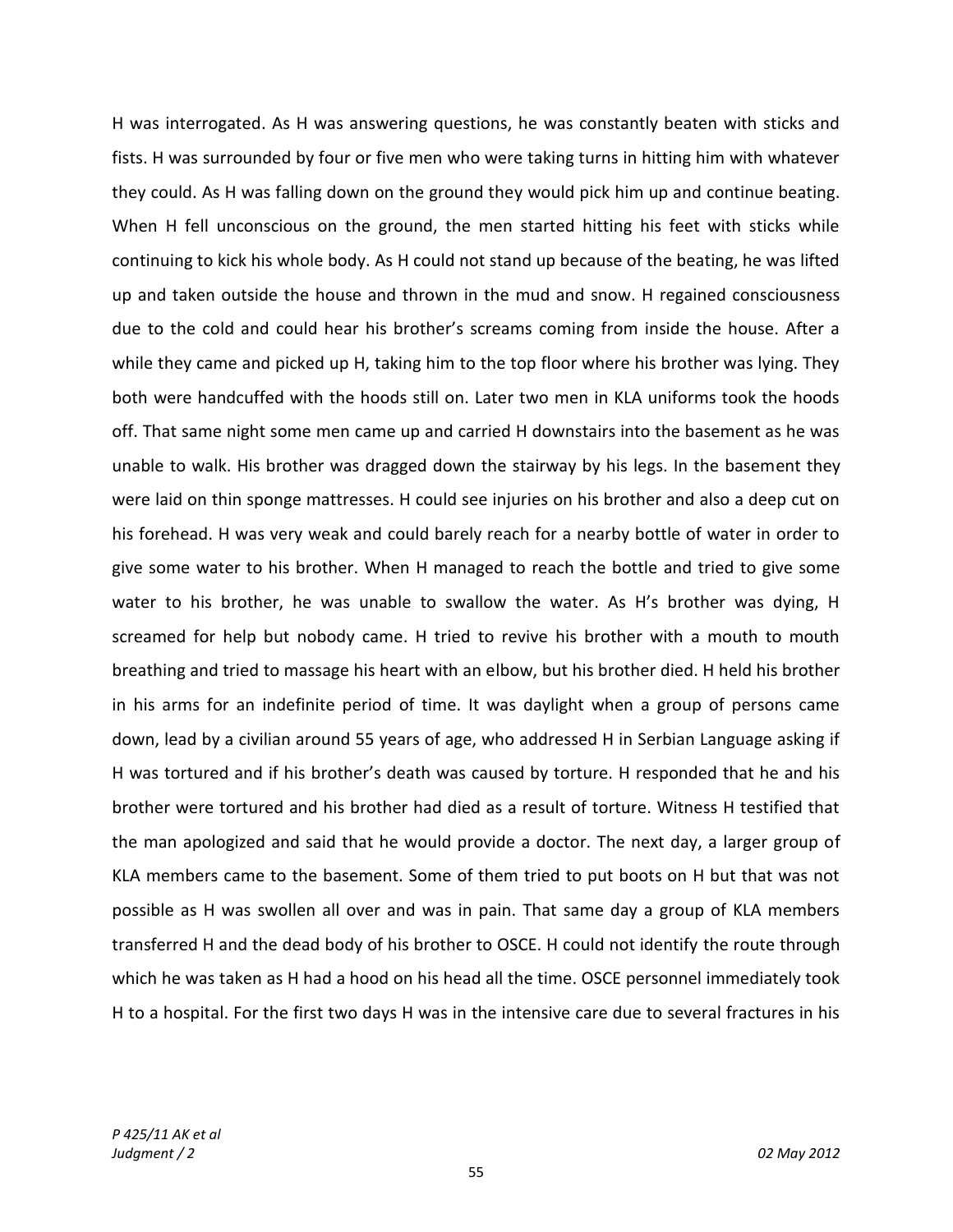H was interrogated. As H was answering questions, he was constantly beaten with sticks and fists. H was surrounded by four or five men who were taking turns in hitting him with whatever they could. As H was falling down on the ground they would pick him up and continue beating. When H fell unconscious on the ground, the men started hitting his feet with sticks while continuing to kick his whole body. As H could not stand up because of the beating, he was lifted up and taken outside the house and thrown in the mud and snow. H regained consciousness due to the cold and could hear his brother's screams coming from inside the house. After a while they came and picked up H, taking him to the top floor where his brother was lying. They both were handcuffed with the hoods still on. Later two men in KLA uniforms took the hoods off. That same night some men came up and carried H downstairs into the basement as he was unable to walk. His brother was dragged down the stairway by his legs. In the basement they were laid on thin sponge mattresses. H could see injuries on his brother and also a deep cut on his forehead. H was very weak and could barely reach for a nearby bottle of water in order to give some water to his brother. When H managed to reach the bottle and tried to give some water to his brother, he was unable to swallow the water. As H's brother was dying, H screamed for help but nobody came. H tried to revive his brother with a mouth to mouth breathing and tried to massage his heart with an elbow, but his brother died. H held his brother in his arms for an indefinite period of time. It was daylight when a group of persons came down, lead by a civilian around 55 years of age, who addressed H in Serbian Language asking if H was tortured and if his brother's death was caused by torture. H responded that he and his brother were tortured and his brother had died as a result of torture. Witness H testified that the man apologized and said that he would provide a doctor. The next day, a larger group of KLA members came to the basement. Some of them tried to put boots on H but that was not possible as H was swollen all over and was in pain. That same day a group of KLA members transferred H and the dead body of his brother to OSCE. H could not identify the route through which he was taken as H had a hood on his head all the time. OSCE personnel immediately took H to a hospital. For the first two days H was in the intensive care due to several fractures in his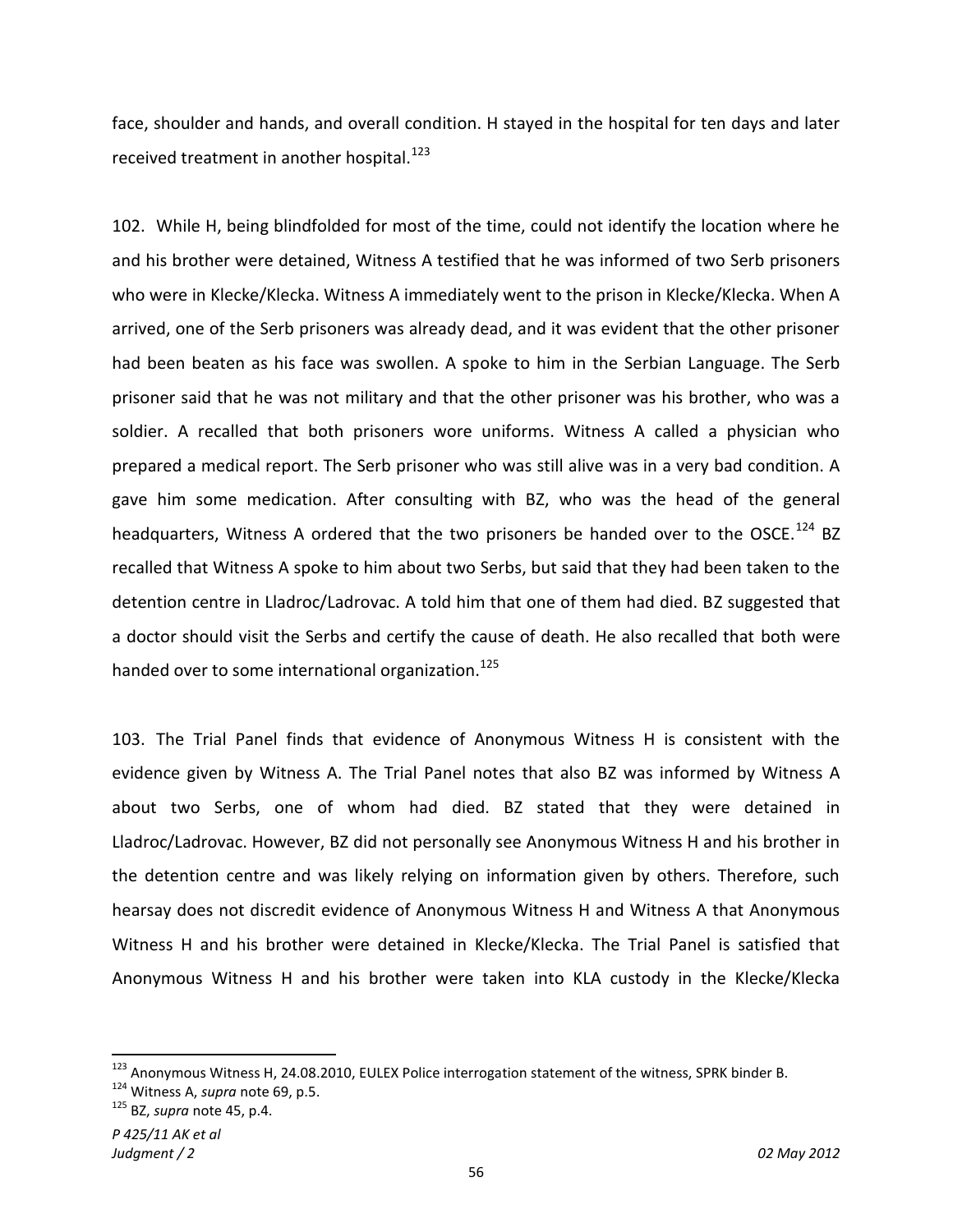face, shoulder and hands, and overall condition. H stayed in the hospital for ten days and later received treatment in another hospital.[123]

102. While H, being blindfolded for most of the time, could not identify the location where he and his brother were detained, Witness A testified that he was informed of two Serb prisoners who were in Klecke/Klecka. Witness A immediately went to the prison in Klecke/Klecka. When A arrived, one of the Serb prisoners was already dead, and it was evident that the other prisoner had been beaten as his face was swollen. A spoke to him in the Serbian Language. The Serb prisoner said that he was not military and that the other prisoner was his brother, who was a soldier. A recalled that both prisoners wore uniforms. Witness A called a physician who prepared a medical report. The Serb prisoner who was still alive was in a very bad condition. A gave him some medication. After consulting with BZ, who was the head of the general headquarters, Witness A ordered that the two prisoners be handed over to the OSCE.[124] BZ recalled that Witness A spoke to him about two Serbs, but said that they had been taken to the detention centre in Lladroc/Ladrovac. A told him that one of them had died. BZ suggested that a doctor should visit the Serbs and certify the cause of death. He also recalled that both were handed over to some international organization.[125]

103. The Trial Panel finds that evidence of Anonymous Witness H is consistent with the evidence given by Witness A. The Trial Panel notes that also BZ was informed by Witness A about two Serbs, one of whom had died. BZ stated that they were detained in Lladroc/Ladrovac. However, BZ did not personally see Anonymous Witness H and his brother in the detention centre and was likely relying on information given by others. Therefore, such hearsay does not discredit evidence of Anonymous Witness H and Witness A that Anonymous Witness H and his brother were detained in Klecke/Klecka. The Trial Panel is satisfied that Anonymous Witness H and his brother were taken into KLA custody in the Klecke/Klecka

---

[123] Anonymous Witness H, 24.08.2010, EULEX Police interrogation statement of the witness, SPRK binder B.

[124] Witness A, *supra* note 69, p.5.

[125] BZ, *supra* note 45, p.4.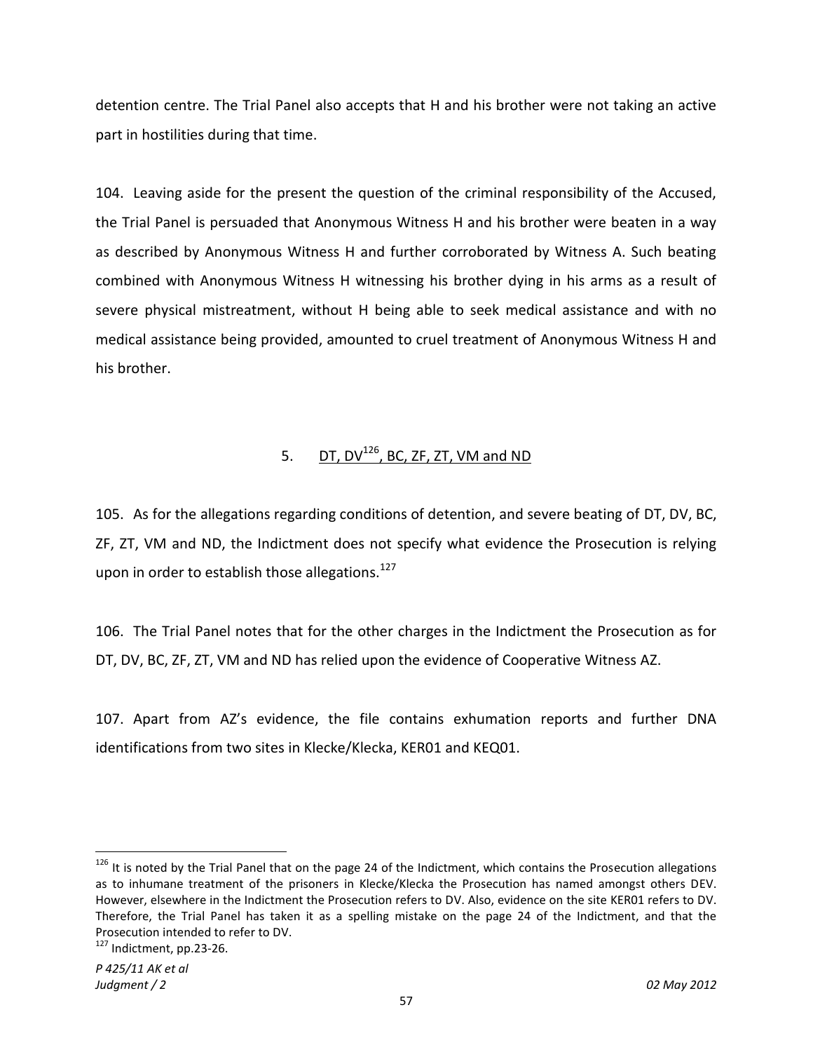detention centre. The Trial Panel also accepts that H and his brother were not taking an active part in hostilities during that time.

104. Leaving aside for the present the question of the criminal responsibility of the Accused, the Trial Panel is persuaded that Anonymous Witness H and his brother were beaten in a way as described by Anonymous Witness H and further corroborated by Witness A. Such beating combined with Anonymous Witness H witnessing his brother dying in his arms as a result of severe physical mistreatment, without H being able to seek medical assistance and with no medical assistance being provided, amounted to cruel treatment of Anonymous Witness H and his brother.

## 5. DT, DV[126], BC, ZF, ZT, VM and ND

105. As for the allegations regarding conditions of detention, and severe beating of DT, DV, BC, ZF, ZT, VM and ND, the Indictment does not specify what evidence the Prosecution is relying upon in order to establish those allegations.[127]

106. The Trial Panel notes that for the other charges in the Indictment the Prosecution as for DT, DV, BC, ZF, ZT, VM and ND has relied upon the evidence of Cooperative Witness AZ.

107. Apart from AZ's evidence, the file contains exhumation reports and further DNA identifications from two sites in Klecke/Klecka, KER01 and KEQ01.

---

[126] It is noted by the Trial Panel that on the page 24 of the Indictment, which contains the Prosecution allegations as to inhumane treatment of the prisoners in Klecke/Klecka the Prosecution has named amongst others DEV. However, elsewhere in the Indictment the Prosecution refers to DV. Also, evidence on the site KER01 refers to DV. Therefore, the Trial Panel has taken it as a spelling mistake on the page 24 of the Indictment, and that the Prosecution intended to refer to DV.

[127] Indictment, pp.23-26.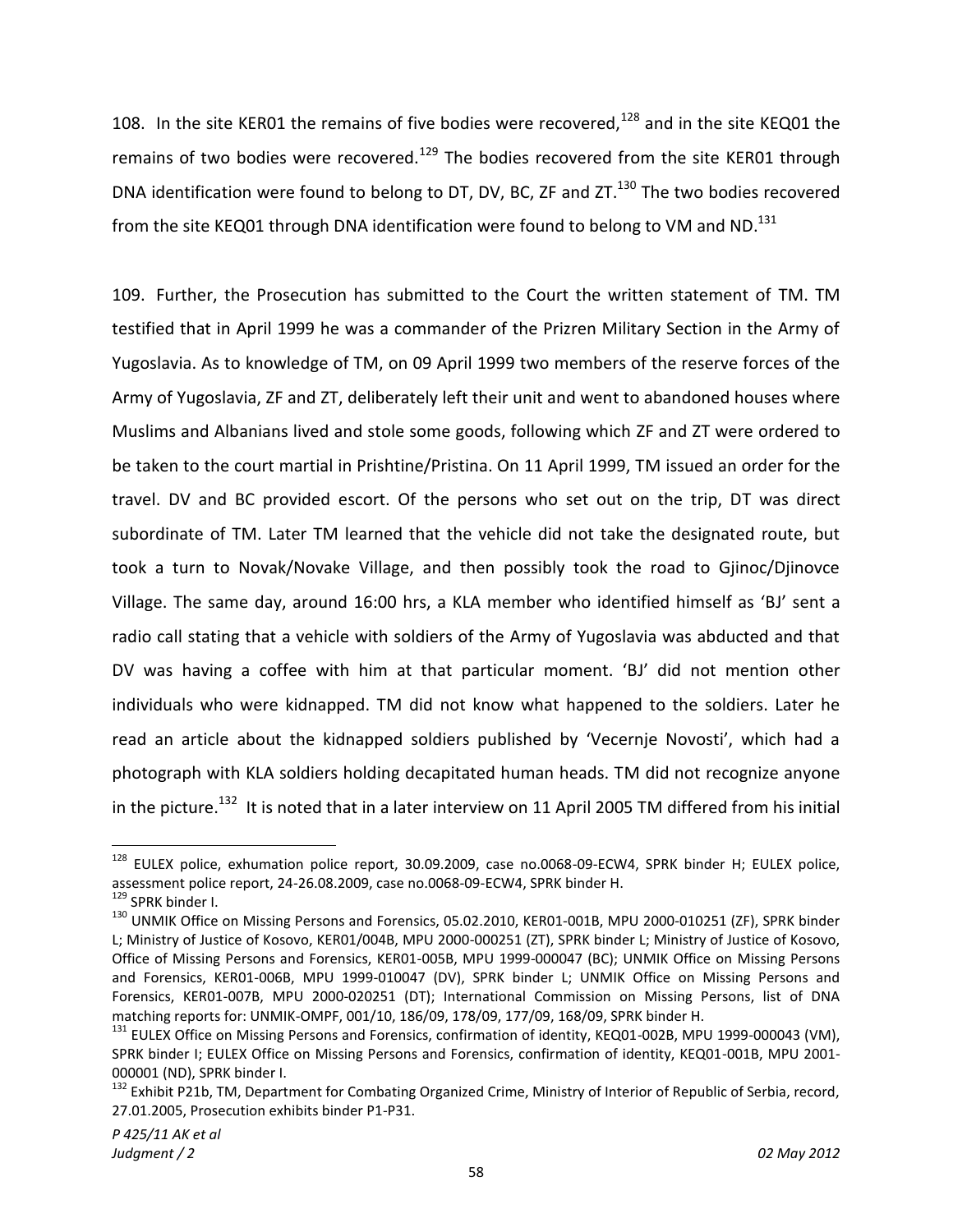108. In the site KER01 the remains of five bodies were recovered,[128] and in the site KEQ01 the remains of two bodies were recovered.[129] The bodies recovered from the site KER01 through DNA identification were found to belong to DT, DV, BC, ZF and ZT.[130] The two bodies recovered from the site KEQ01 through DNA identification were found to belong to VM and ND.[131]

109. Further, the Prosecution has submitted to the Court the written statement of TM. TM testified that in April 1999 he was a commander of the Prizren Military Section in the Army of Yugoslavia. As to knowledge of TM, on 09 April 1999 two members of the reserve forces of the Army of Yugoslavia, ZF and ZT, deliberately left their unit and went to abandoned houses where Muslims and Albanians lived and stole some goods, following which ZF and ZT were ordered to be taken to the court martial in Prishtine/Pristina. On 11 April 1999, TM issued an order for the travel. DV and BC provided escort. Of the persons who set out on the trip, DT was direct subordinate of TM. Later TM learned that the vehicle did not take the designated route, but took a turn to Novak/Novake Village, and then possibly took the road to Gjinoc/Djinovce Village. The same day, around 16:00 hrs, a KLA member who identified himself as 'BJ' sent a radio call stating that a vehicle with soldiers of the Army of Yugoslavia was abducted and that DV was having a coffee with him at that particular moment. 'BJ' did not mention other individuals who were kidnapped. TM did not know what happened to the soldiers. Later he read an article about the kidnapped soldiers published by 'Vecernje Novosti', which had a photograph with KLA soldiers holding decapitated human heads. TM did not recognize anyone in the picture.[132] It is noted that in a later interview on 11 April 2005 TM differed from his initial

---

[128] EULEX police, exhumation police report, 30.09.2009, case no.0068-09-ECW4, SPRK binder H; EULEX police, assessment police report, 24-26.08.2009, case no.0068-09-ECW4, SPRK binder H.

[129] SPRK binder I.

[130] UNMIK Office on Missing Persons and Forensics, 05.02.2010, KER01-001B, MPU 2000-010251 (ZF), SPRK binder L; Ministry of Justice of Kosovo, KER01/004B, MPU 2000-000251 (ZT), SPRK binder L; Ministry of Justice of Kosovo, Office of Missing Persons and Forensics, KER01-005B, MPU 1999-000047 (BC); UNMIK Office on Missing Persons and Forensics, KER01-006B, MPU 1999-010047 (DV), SPRK binder L; UNMIK Office on Missing Persons and Forensics, KER01-007B, MPU 2000-020251 (DT); International Commission on Missing Persons, list of DNA matching reports for: UNMIK-OMPF, 001/10, 186/09, 178/09, 177/09, 168/09, SPRK binder H.

[131] EULEX Office on Missing Persons and Forensics, confirmation of identity, KEQ01-002B, MPU 1999-000043 (VM), SPRK binder I; EULEX Office on Missing Persons and Forensics, confirmation of identity, KEQ01-001B, MPU 2001-000001 (ND), SPRK binder I.

[132] Exhibit P21b, TM, Department for Combating Organized Crime, Ministry of Interior of Republic of Serbia, record, 27.01.2005, Prosecution exhibits binder P1-P31.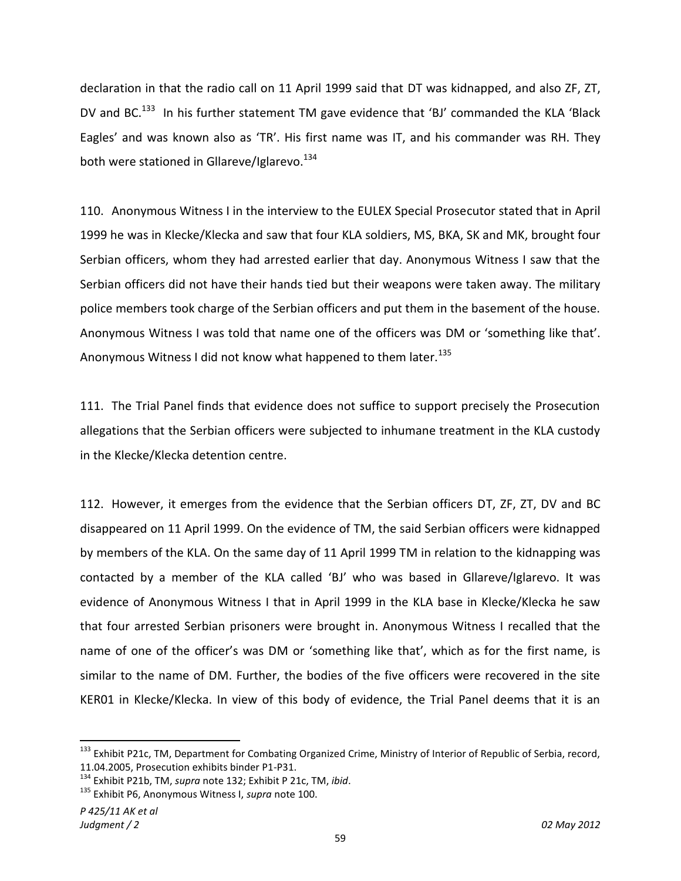declaration in that the radio call on 11 April 1999 said that DT was kidnapped, and also ZF, ZT, DV and BC.[133] In his further statement TM gave evidence that 'BJ' commanded the KLA 'Black Eagles' and was known also as 'TR'. His first name was IT, and his commander was RH. They both were stationed in Gllareve/Iglarevo.[134]

110. Anonymous Witness I in the interview to the EULEX Special Prosecutor stated that in April 1999 he was in Klecke/Klecka and saw that four KLA soldiers, MS, BKA, SK and MK, brought four Serbian officers, whom they had arrested earlier that day. Anonymous Witness I saw that the Serbian officers did not have their hands tied but their weapons were taken away. The military police members took charge of the Serbian officers and put them in the basement of the house. Anonymous Witness I was told that name one of the officers was DM or 'something like that'. Anonymous Witness I did not know what happened to them later.[135]

111. The Trial Panel finds that evidence does not suffice to support precisely the Prosecution allegations that the Serbian officers were subjected to inhumane treatment in the KLA custody in the Klecke/Klecka detention centre.

112. However, it emerges from the evidence that the Serbian officers DT, ZF, ZT, DV and BC disappeared on 11 April 1999. On the evidence of TM, the said Serbian officers were kidnapped by members of the KLA. On the same day of 11 April 1999 TM in relation to the kidnapping was contacted by a member of the KLA called 'BJ' who was based in Gllareve/Iglarevo. It was evidence of Anonymous Witness I that in April 1999 in the KLA base in Klecke/Klecka he saw that four arrested Serbian prisoners were brought in. Anonymous Witness I recalled that the name of one of the officer's was DM or 'something like that', which as for the first name, is similar to the name of DM. Further, the bodies of the five officers were recovered in the site KER01 in Klecke/Klecka. In view of this body of evidence, the Trial Panel deems that it is an

---

[133] Exhibit P21c, TM, Department for Combating Organized Crime, Ministry of Interior of Republic of Serbia, record, 11.04.2005, Prosecution exhibits binder P1-P31.

[134] Exhibit P21b, TM, *supra* note 132; Exhibit P 21c, TM, *ibid*.

[135] Exhibit P6, Anonymous Witness I, *supra* note 100.

*P 425/11 AK et al*
*Judgment / 2* *02 May 2012*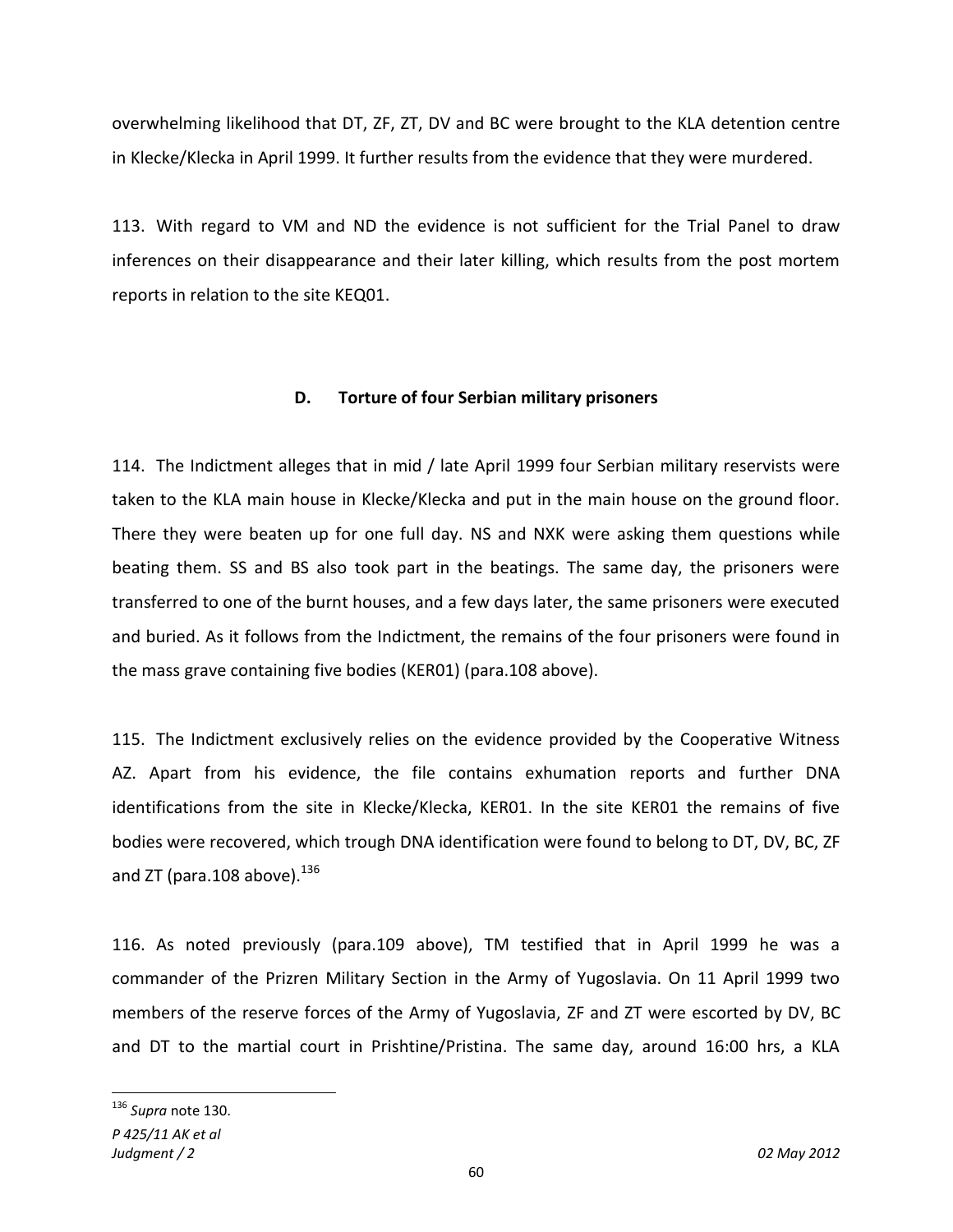overwhelming likelihood that DT, ZF, ZT, DV and BC were brought to the KLA detention centre in Klecke/Klecka in April 1999. It further results from the evidence that they were murdered.

113. With regard to VM and ND the evidence is not sufficient for the Trial Panel to draw inferences on their disappearance and their later killing, which results from the post mortem reports in relation to the site KEQ01.

### D. Torture of four Serbian military prisoners

114. The Indictment alleges that in mid / late April 1999 four Serbian military reservists were taken to the KLA main house in Klecke/Klecka and put in the main house on the ground floor. There they were beaten up for one full day. NS and NXK were asking them questions while beating them. SS and BS also took part in the beatings. The same day, the prisoners were transferred to one of the burnt houses, and a few days later, the same prisoners were executed and buried. As it follows from the Indictment, the remains of the four prisoners were found in the mass grave containing five bodies (KER01) (para.108 above).

115. The Indictment exclusively relies on the evidence provided by the Cooperative Witness AZ. Apart from his evidence, the file contains exhumation reports and further DNA identifications from the site in Klecke/Klecka, KER01. In the site KER01 the remains of five bodies were recovered, which trough DNA identification were found to belong to DT, DV, BC, ZF and ZT (para.108 above).[136]

116. As noted previously (para.109 above), TM testified that in April 1999 he was a commander of the Prizren Military Section in the Army of Yugoslavia. On 11 April 1999 two members of the reserve forces of the Army of Yugoslavia, ZF and ZT were escorted by DV, BC and DT to the martial court in Prishtine/Pristina. The same day, around 16:00 hrs, a KLA

[136] *Supra* note 130.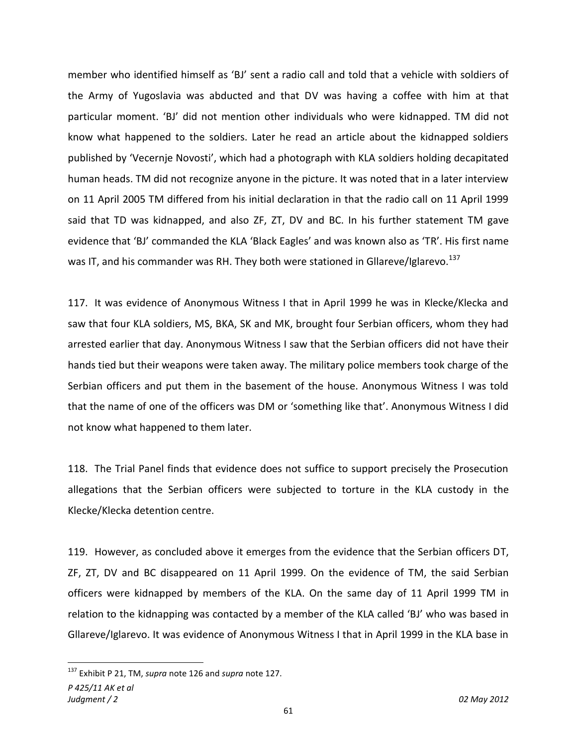member who identified himself as 'BJ' sent a radio call and told that a vehicle with soldiers of the Army of Yugoslavia was abducted and that DV was having a coffee with him at that particular moment. 'BJ' did not mention other individuals who were kidnapped. TM did not know what happened to the soldiers. Later he read an article about the kidnapped soldiers published by 'Vecernje Novosti', which had a photograph with KLA soldiers holding decapitated human heads. TM did not recognize anyone in the picture. It was noted that in a later interview on 11 April 2005 TM differed from his initial declaration in that the radio call on 11 April 1999 said that TD was kidnapped, and also ZF, ZT, DV and BC. In his further statement TM gave evidence that 'BJ' commanded the KLA 'Black Eagles' and was known also as 'TR'. His first name was IT, and his commander was RH. They both were stationed in Gllareve/Iglarevo.[137]

117. It was evidence of Anonymous Witness I that in April 1999 he was in Klecke/Klecka and saw that four KLA soldiers, MS, BKA, SK and MK, brought four Serbian officers, whom they had arrested earlier that day. Anonymous Witness I saw that the Serbian officers did not have their hands tied but their weapons were taken away. The military police members took charge of the Serbian officers and put them in the basement of the house. Anonymous Witness I was told that the name of one of the officers was DM or 'something like that'. Anonymous Witness I did not know what happened to them later.

118. The Trial Panel finds that evidence does not suffice to support precisely the Prosecution allegations that the Serbian officers were subjected to torture in the KLA custody in the Klecke/Klecka detention centre.

119. However, as concluded above it emerges from the evidence that the Serbian officers DT, ZF, ZT, DV and BC disappeared on 11 April 1999. On the evidence of TM, the said Serbian officers were kidnapped by members of the KLA. On the same day of 11 April 1999 TM in relation to the kidnapping was contacted by a member of the KLA called 'BJ' who was based in Gllareve/Iglarevo. It was evidence of Anonymous Witness I that in April 1999 in the KLA base in

---

[137] Exhibit P 21, TM, *supra* note 126 and *supra* note 127.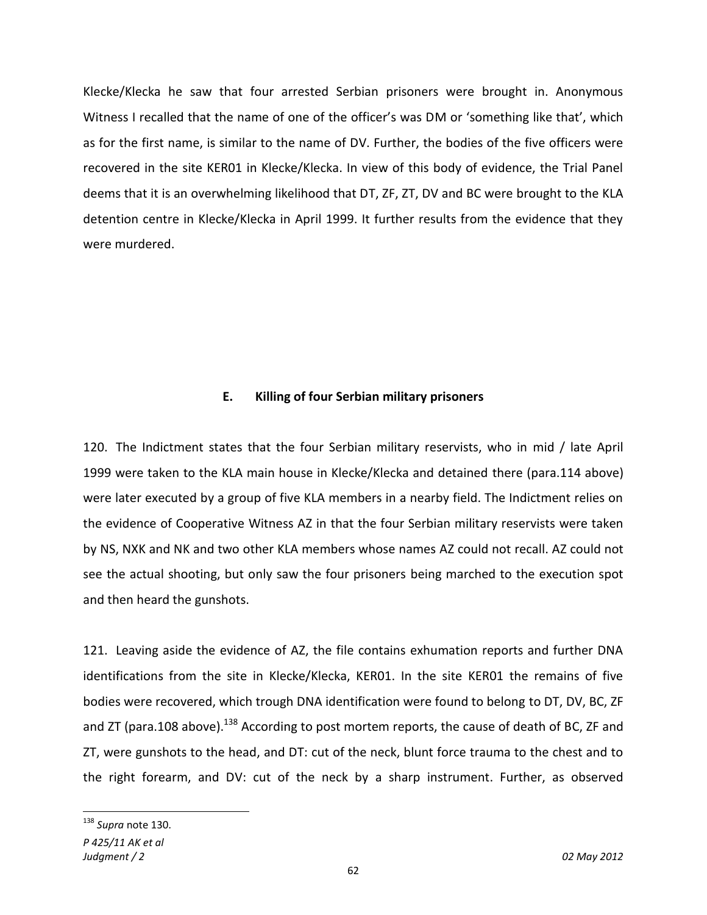Klecke/Klecka he saw that four arrested Serbian prisoners were brought in. Anonymous Witness I recalled that the name of one of the officer's was DM or 'something like that', which as for the first name, is similar to the name of DV. Further, the bodies of the five officers were recovered in the site KER01 in Klecke/Klecka. In view of this body of evidence, the Trial Panel deems that it is an overwhelming likelihood that DT, ZF, ZT, DV and BC were brought to the KLA detention centre in Klecke/Klecka in April 1999. It further results from the evidence that they were murdered.

### E. Killing of four Serbian military prisoners

120. The Indictment states that the four Serbian military reservists, who in mid / late April 1999 were taken to the KLA main house in Klecke/Klecka and detained there (para.114 above) were later executed by a group of five KLA members in a nearby field. The Indictment relies on the evidence of Cooperative Witness AZ in that the four Serbian military reservists were taken by NS, NXK and NK and two other KLA members whose names AZ could not recall. AZ could not see the actual shooting, but only saw the four prisoners being marched to the execution spot and then heard the gunshots.

121. Leaving aside the evidence of AZ, the file contains exhumation reports and further DNA identifications from the site in Klecke/Klecka, KER01. In the site KER01 the remains of five bodies were recovered, which trough DNA identification were found to belong to DT, DV, BC, ZF and ZT (para.108 above).[138] According to post mortem reports, the cause of death of BC, ZF and ZT, were gunshots to the head, and DT: cut of the neck, blunt force trauma to the chest and to the right forearm, and DV: cut of the neck by a sharp instrument. Further, as observed

---

[138] *Supra* note 130.

*P 425/11 AK et al*
*Judgment / 2* 02 May 2012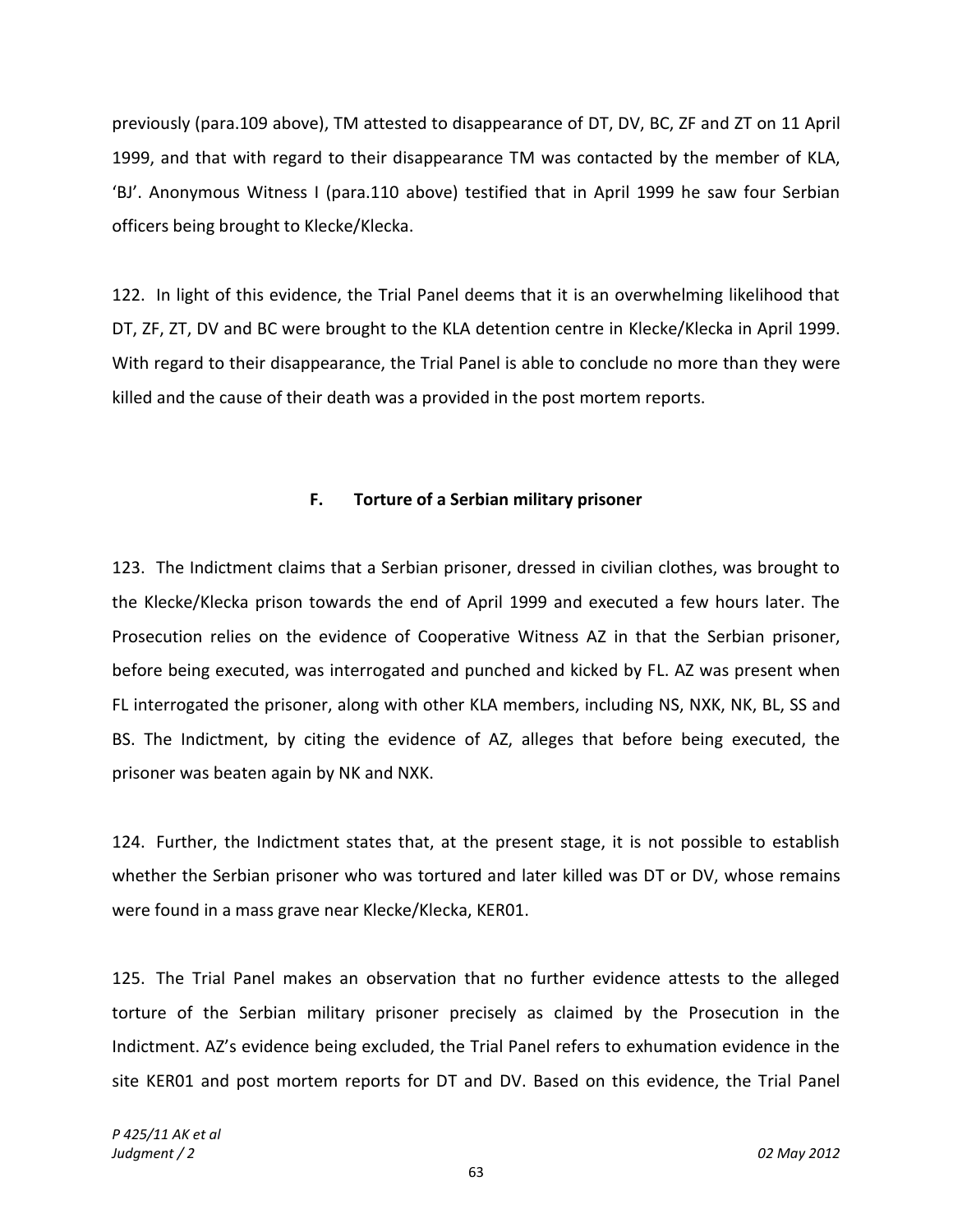previously (para.109 above), TM attested to disappearance of DT, DV, BC, ZF and ZT on 11 April 1999, and that with regard to their disappearance TM was contacted by the member of KLA, 'BJ'. Anonymous Witness I (para.110 above) testified that in April 1999 he saw four Serbian officers being brought to Klecke/Klecka.

122. In light of this evidence, the Trial Panel deems that it is an overwhelming likelihood that DT, ZF, ZT, DV and BC were brought to the KLA detention centre in Klecke/Klecka in April 1999. With regard to their disappearance, the Trial Panel is able to conclude no more than they were killed and the cause of their death was a provided in the post mortem reports.

### F. Torture of a Serbian military prisoner

123. The Indictment claims that a Serbian prisoner, dressed in civilian clothes, was brought to the Klecke/Klecka prison towards the end of April 1999 and executed a few hours later. The Prosecution relies on the evidence of Cooperative Witness AZ in that the Serbian prisoner, before being executed, was interrogated and punched and kicked by FL. AZ was present when FL interrogated the prisoner, along with other KLA members, including NS, NXK, NK, BL, SS and BS. The Indictment, by citing the evidence of AZ, alleges that before being executed, the prisoner was beaten again by NK and NXK.

124. Further, the Indictment states that, at the present stage, it is not possible to establish whether the Serbian prisoner who was tortured and later killed was DT or DV, whose remains were found in a mass grave near Klecke/Klecka, KER01.

125. The Trial Panel makes an observation that no further evidence attests to the alleged torture of the Serbian military prisoner precisely as claimed by the Prosecution in the Indictment. AZ's evidence being excluded, the Trial Panel refers to exhumation evidence in the site KER01 and post mortem reports for DT and DV. Based on this evidence, the Trial Panel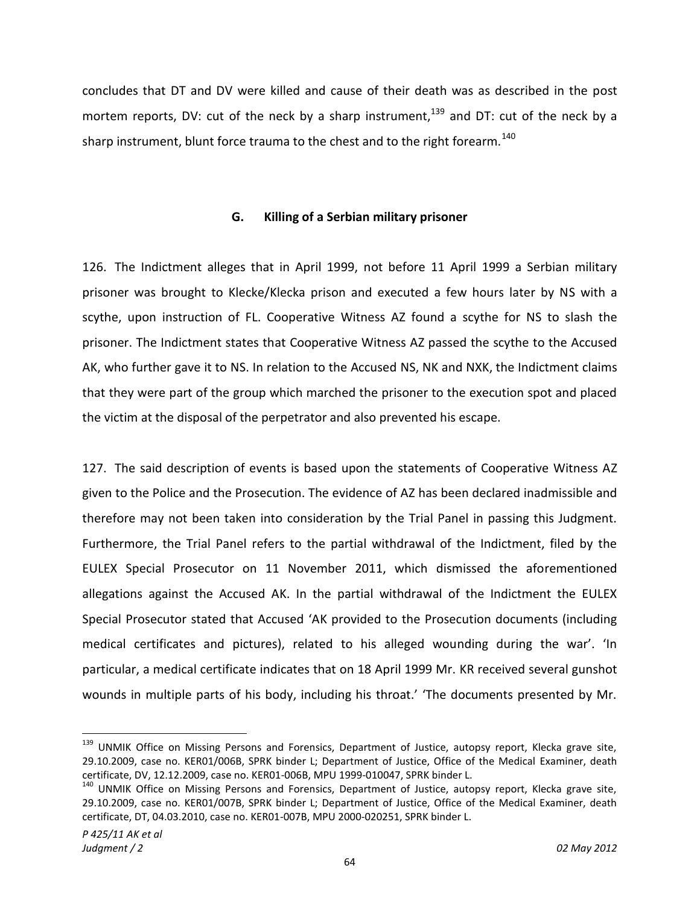concludes that DT and DV were killed and cause of their death was as described in the post mortem reports, DV: cut of the neck by a sharp instrument,[139] and DT: cut of the neck by a sharp instrument, blunt force trauma to the chest and to the right forearm.[140]

### G. Killing of a Serbian military prisoner

126. The Indictment alleges that in April 1999, not before 11 April 1999 a Serbian military prisoner was brought to Klecke/Klecka prison and executed a few hours later by NS with a scythe, upon instruction of FL. Cooperative Witness AZ found a scythe for NS to slash the prisoner. The Indictment states that Cooperative Witness AZ passed the scythe to the Accused AK, who further gave it to NS. In relation to the Accused NS, NK and NXK, the Indictment claims that they were part of the group which marched the prisoner to the execution spot and placed the victim at the disposal of the perpetrator and also prevented his escape.

127. The said description of events is based upon the statements of Cooperative Witness AZ given to the Police and the Prosecution. The evidence of AZ has been declared inadmissible and therefore may not been taken into consideration by the Trial Panel in passing this Judgment. Furthermore, the Trial Panel refers to the partial withdrawal of the Indictment, filed by the EULEX Special Prosecutor on 11 November 2011, which dismissed the aforementioned allegations against the Accused AK. In the partial withdrawal of the Indictment the EULEX Special Prosecutor stated that Accused 'AK provided to the Prosecution documents (including medical certificates and pictures), related to his alleged wounding during the war'. 'In particular, a medical certificate indicates that on 18 April 1999 Mr. KR received several gunshot wounds in multiple parts of his body, including his throat.' 'The documents presented by Mr.

---

[139] UNMIK Office on Missing Persons and Forensics, Department of Justice, autopsy report, Klecka grave site, 29.10.2009, case no. KER01/006B, SPRK binder L; Department of Justice, Office of the Medical Examiner, death certificate, DV, 12.12.2009, case no. KER01-006B, MPU 1999-010047, SPRK binder L.

[140] UNMIK Office on Missing Persons and Forensics, Department of Justice, autopsy report, Klecka grave site, 29.10.2009, case no. KER01/007B, SPRK binder L; Department of Justice, Office of the Medical Examiner, death certificate, DT, 04.03.2010, case no. KER01-007B, MPU 2000-020251, SPRK binder L.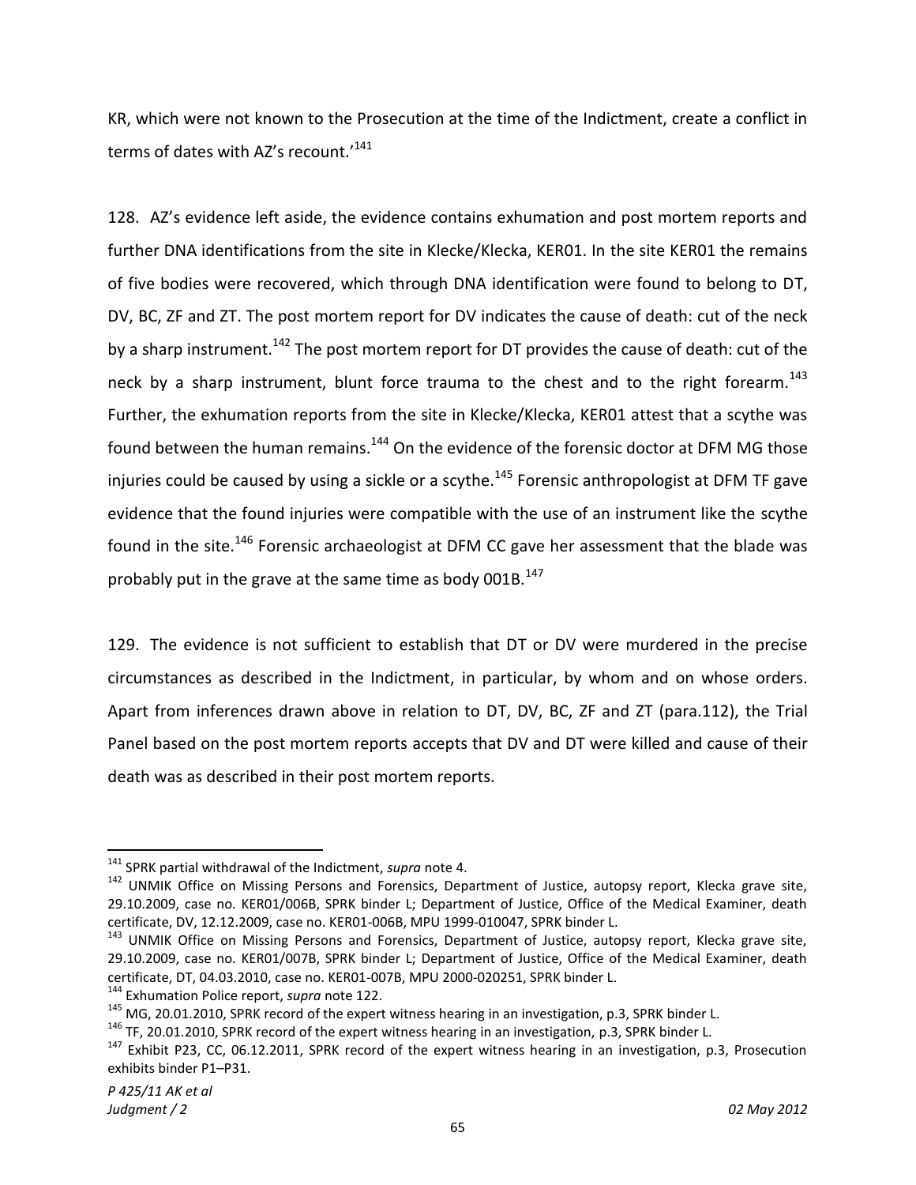KR, which were not known to the Prosecution at the time of the Indictment, create a conflict in terms of dates with AZ's recount.'[141]

128. AZ's evidence left aside, the evidence contains exhumation and post mortem reports and further DNA identifications from the site in Klecke/Klecka, KER01. In the site KER01 the remains of five bodies were recovered, which through DNA identification were found to belong to DT, DV, BC, ZF and ZT. The post mortem report for DV indicates the cause of death: cut of the neck by a sharp instrument.[142] The post mortem report for DT provides the cause of death: cut of the neck by a sharp instrument, blunt force trauma to the chest and to the right forearm.[143] Further, the exhumation reports from the site in Klecke/Klecka, KER01 attest that a scythe was found between the human remains.[144] On the evidence of the forensic doctor at DFM MG those injuries could be caused by using a sickle or a scythe.[145] Forensic anthropologist at DFM TF gave evidence that the found injuries were compatible with the use of an instrument like the scythe found in the site.[146] Forensic archaeologist at DFM CC gave her assessment that the blade was probably put in the grave at the same time as body 001B.[147]

129. The evidence is not sufficient to establish that DT or DV were murdered in the precise circumstances as described in the Indictment, in particular, by whom and on whose orders. Apart from inferences drawn above in relation to DT, DV, BC, ZF and ZT (para.112), the Trial Panel based on the post mortem reports accepts that DV and DT were killed and cause of their death was as described in their post mortem reports.

---

[141] SPRK partial withdrawal of the Indictment, *supra* note 4.

[142] UNMIK Office on Missing Persons and Forensics, Department of Justice, autopsy report, Klecka grave site, 29.10.2009, case no. KER01/006B, SPRK binder L; Department of Justice, Office of the Medical Examiner, death certificate, DV, 12.12.2009, case no. KER01-006B, MPU 1999-010047, SPRK binder L.

[143] UNMIK Office on Missing Persons and Forensics, Department of Justice, autopsy report, Klecka grave site, 29.10.2009, case no. KER01/007B, SPRK binder L; Department of Justice, Office of the Medical Examiner, death certificate, DT, 04.03.2010, case no. KER01-007B, MPU 2000-020251, SPRK binder L.

[144] Exhumation Police report, *supra* note 122.

[145] MG, 20.01.2010, SPRK record of the expert witness hearing in an investigation, p.3, SPRK binder L.

[146] TF, 20.01.2010, SPRK record of the expert witness hearing in an investigation, p.3, SPRK binder L.

[147] Exhibit P23, CC, 06.12.2011, SPRK record of the expert witness hearing in an investigation, p.3, Prosecution exhibits binder P1–P31.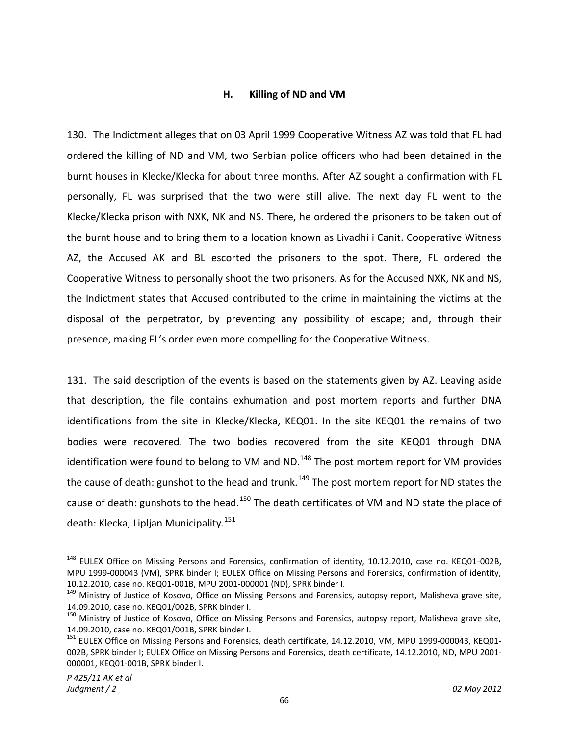### H. Killing of ND and VM

130. The Indictment alleges that on 03 April 1999 Cooperative Witness AZ was told that FL had ordered the killing of ND and VM, two Serbian police officers who had been detained in the burnt houses in Klecke/Klecka for about three months. After AZ sought a confirmation with FL personally, FL was surprised that the two were still alive. The next day FL went to the Klecke/Klecka prison with NXK, NK and NS. There, he ordered the prisoners to be taken out of the burnt house and to bring them to a location known as Livadhi i Canit. Cooperative Witness AZ, the Accused AK and BL escorted the prisoners to the spot. There, FL ordered the Cooperative Witness to personally shoot the two prisoners. As for the Accused NXK, NK and NS, the Indictment states that Accused contributed to the crime in maintaining the victims at the disposal of the perpetrator, by preventing any possibility of escape; and, through their presence, making FL's order even more compelling for the Cooperative Witness.

131. The said description of the events is based on the statements given by AZ. Leaving aside that description, the file contains exhumation and post mortem reports and further DNA identifications from the site in Klecke/Klecka, KEQ01. In the site KEQ01 the remains of two bodies were recovered. The two bodies recovered from the site KEQ01 through DNA identification were found to belong to VM and ND.[148] The post mortem report for VM provides the cause of death: gunshot to the head and trunk.[149] The post mortem report for ND states the cause of death: gunshots to the head.[150] The death certificates of VM and ND state the place of death: Klecka, Lipljan Municipality.[151]

---

[148] EULEX Office on Missing Persons and Forensics, confirmation of identity, 10.12.2010, case no. KEQ01-002B, MPU 1999-000043 (VM), SPRK binder I; EULEX Office on Missing Persons and Forensics, confirmation of identity, 10.12.2010, case no. KEQ01-001B, MPU 2001-000001 (ND), SPRK binder I.

[149] Ministry of Justice of Kosovo, Office on Missing Persons and Forensics, autopsy report, Malisheva grave site, 14.09.2010, case no. KEQ01/002B, SPRK binder I.

[150] Ministry of Justice of Kosovo, Office on Missing Persons and Forensics, autopsy report, Malisheva grave site, 14.09.2010, case no. KEQ01/001B, SPRK binder I.

[151] EULEX Office on Missing Persons and Forensics, death certificate, 14.12.2010, VM, MPU 1999-000043, KEQ01-002B, SPRK binder I; EULEX Office on Missing Persons and Forensics, death certificate, 14.12.2010, ND, MPU 2001-000001, KEQ01-001B, SPRK binder I.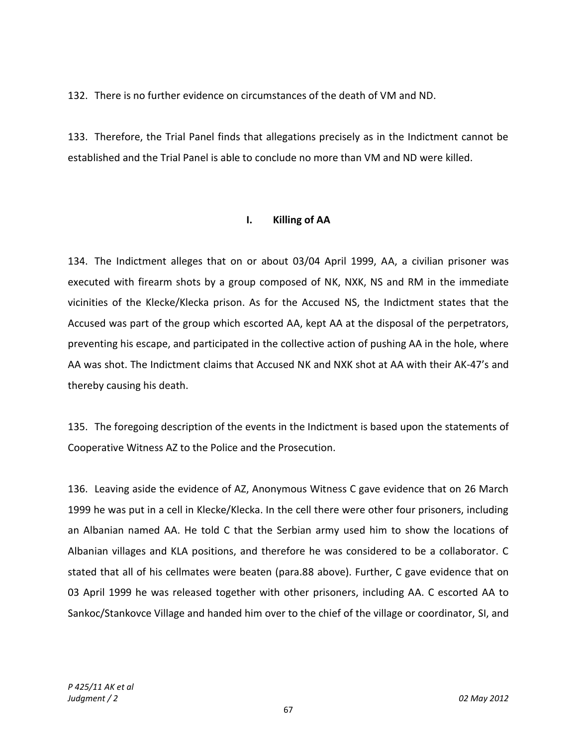132. There is no further evidence on circumstances of the death of VM and ND.

133. Therefore, the Trial Panel finds that allegations precisely as in the Indictment cannot be established and the Trial Panel is able to conclude no more than VM and ND were killed.

## I. Killing of AA

134. The Indictment alleges that on or about 03/04 April 1999, AA, a civilian prisoner was executed with firearm shots by a group composed of NK, NXK, NS and RM in the immediate vicinities of the Klecke/Klecka prison. As for the Accused NS, the Indictment states that the Accused was part of the group which escorted AA, kept AA at the disposal of the perpetrators, preventing his escape, and participated in the collective action of pushing AA in the hole, where AA was shot. The Indictment claims that Accused NK and NXK shot at AA with their AK-47's and thereby causing his death.

135. The foregoing description of the events in the Indictment is based upon the statements of Cooperative Witness AZ to the Police and the Prosecution.

136. Leaving aside the evidence of AZ, Anonymous Witness C gave evidence that on 26 March 1999 he was put in a cell in Klecke/Klecka. In the cell there were other four prisoners, including an Albanian named AA. He told C that the Serbian army used him to show the locations of Albanian villages and KLA positions, and therefore he was considered to be a collaborator. C stated that all of his cellmates were beaten (para.88 above). Further, C gave evidence that on 03 April 1999 he was released together with other prisoners, including AA. C escorted AA to Sankoc/Stankovce Village and handed him over to the chief of the village or coordinator, SI, and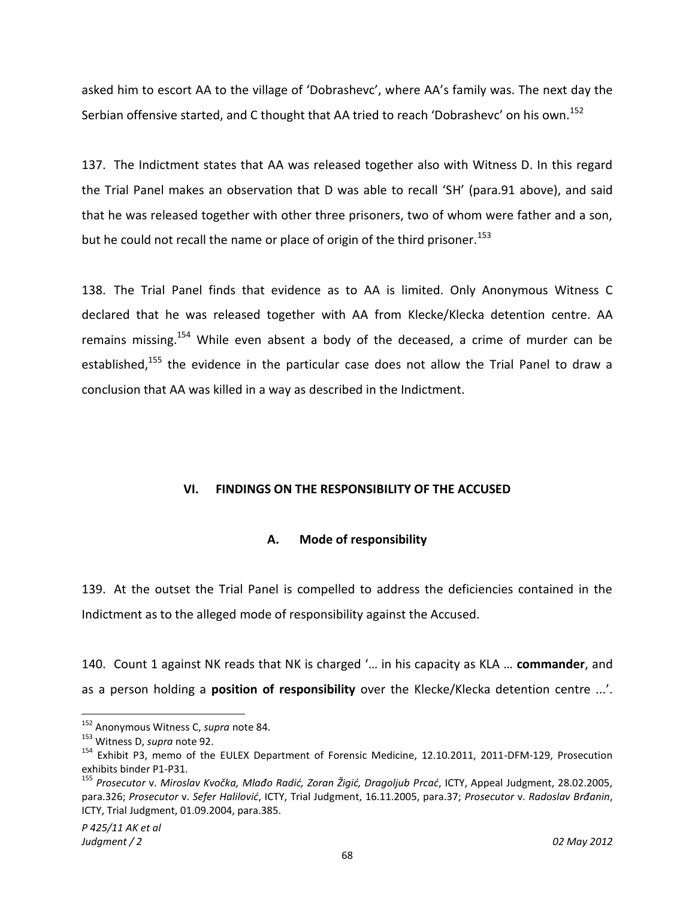asked him to escort AA to the village of 'Dobrashevc', where AA's family was. The next day the Serbian offensive started, and C thought that AA tried to reach 'Dobrashevc' on his own.[152]

137. The Indictment states that AA was released together also with Witness D. In this regard the Trial Panel makes an observation that D was able to recall 'SH' (para.91 above), and said that he was released together with other three prisoners, two of whom were father and a son, but he could not recall the name or place of origin of the third prisoner.[153]

138. The Trial Panel finds that evidence as to AA is limited. Only Anonymous Witness C declared that he was released together with AA from Klecke/Klecka detention centre. AA remains missing.[154] While even absent a body of the deceased, a crime of murder can be established,[155] the evidence in the particular case does not allow the Trial Panel to draw a conclusion that AA was killed in a way as described in the Indictment.

## VI. FINDINGS ON THE RESPONSIBILITY OF THE ACCUSED

### A. Mode of responsibility

139. At the outset the Trial Panel is compelled to address the deficiencies contained in the Indictment as to the alleged mode of responsibility against the Accused.

140. Count 1 against NK reads that NK is charged '… in his capacity as KLA … **commander**, and as a person holding a **position of responsibility** over the Klecke/Klecka detention centre ...'.

---

[152] Anonymous Witness C, *supra* note 84.

[153] Witness D, *supra* note 92.

[154] Exhibit P3, memo of the EULEX Department of Forensic Medicine, 12.10.2011, 2011-DFM-129, Prosecution exhibits binder P1-P31.

[155] *Prosecutor* v. *Miroslav Kvočka, Mlađo Radić, Zoran Žigić, Dragoljub Prcać*, ICTY, Appeal Judgment, 28.02.2005, para.326; *Prosecutor* v. *Sefer Halilović*, ICTY, Trial Judgment, 16.11.2005, para.37; *Prosecutor* v. *Radoslav Brđanin*, ICTY, Trial Judgment, 01.09.2004, para.385.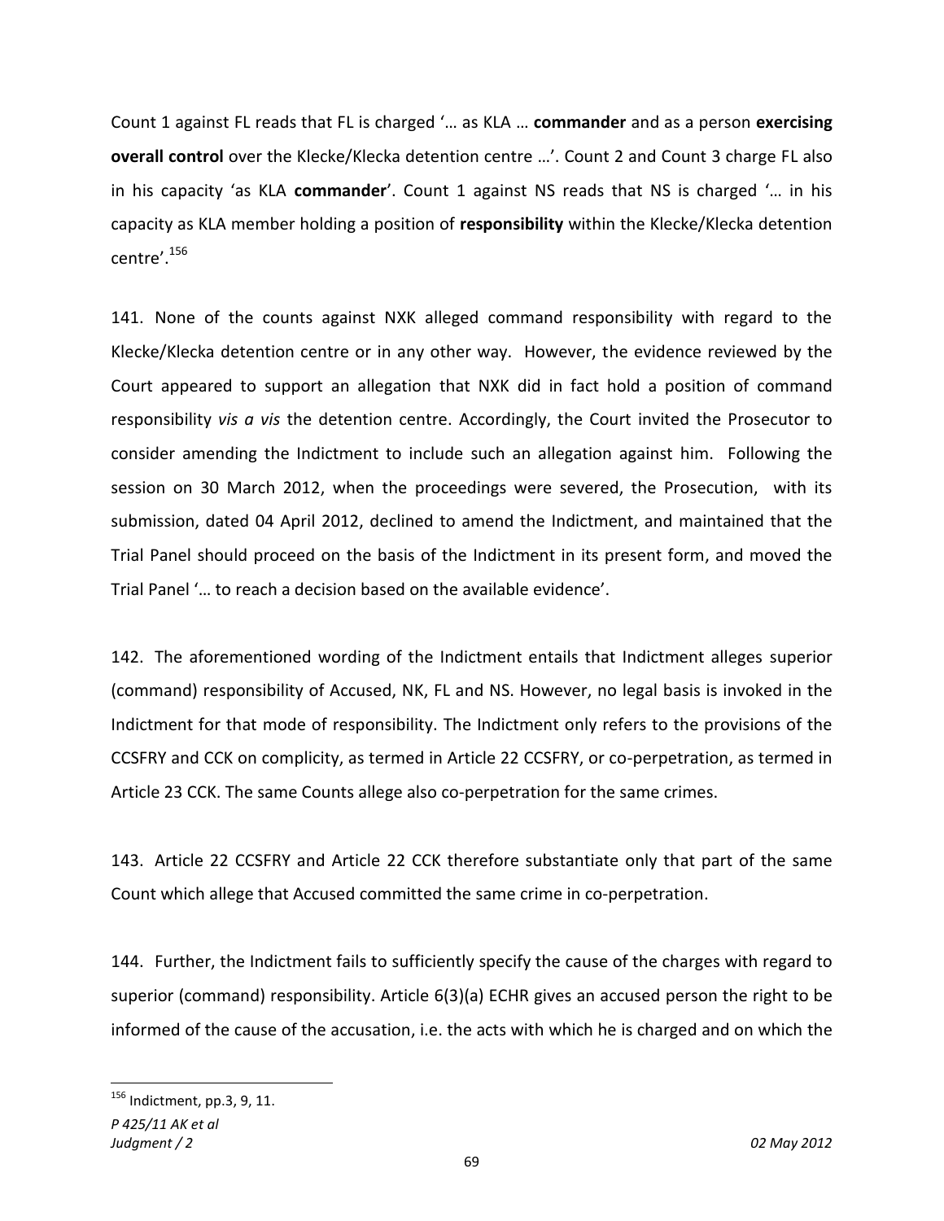Count 1 against FL reads that FL is charged '… as KLA … **commander** and as a person **exercising overall control** over the Klecke/Klecka detention centre …'. Count 2 and Count 3 charge FL also in his capacity 'as KLA **commander**'. Count 1 against NS reads that NS is charged '… in his capacity as KLA member holding a position of **responsibility** within the Klecke/Klecka detention centre'.[156]

141. None of the counts against NXK alleged command responsibility with regard to the Klecke/Klecka detention centre or in any other way. However, the evidence reviewed by the Court appeared to support an allegation that NXK did in fact hold a position of command responsibility *vis a vis* the detention centre. Accordingly, the Court invited the Prosecutor to consider amending the Indictment to include such an allegation against him. Following the session on 30 March 2012, when the proceedings were severed, the Prosecution, with its submission, dated 04 April 2012, declined to amend the Indictment, and maintained that the Trial Panel should proceed on the basis of the Indictment in its present form, and moved the Trial Panel '… to reach a decision based on the available evidence'.

142. The aforementioned wording of the Indictment entails that Indictment alleges superior (command) responsibility of Accused, NK, FL and NS. However, no legal basis is invoked in the Indictment for that mode of responsibility. The Indictment only refers to the provisions of the CCSFRY and CCK on complicity, as termed in Article 22 CCSFRY, or co-perpetration, as termed in Article 23 CCK. The same Counts allege also co-perpetration for the same crimes.

143. Article 22 CCSFRY and Article 22 CCK therefore substantiate only that part of the same Count which allege that Accused committed the same crime in co-perpetration.

144. Further, the Indictment fails to sufficiently specify the cause of the charges with regard to superior (command) responsibility. Article 6(3)(a) ECHR gives an accused person the right to be informed of the cause of the accusation, i.e. the acts with which he is charged and on which the

---

[156] Indictment, pp.3, 9, 11.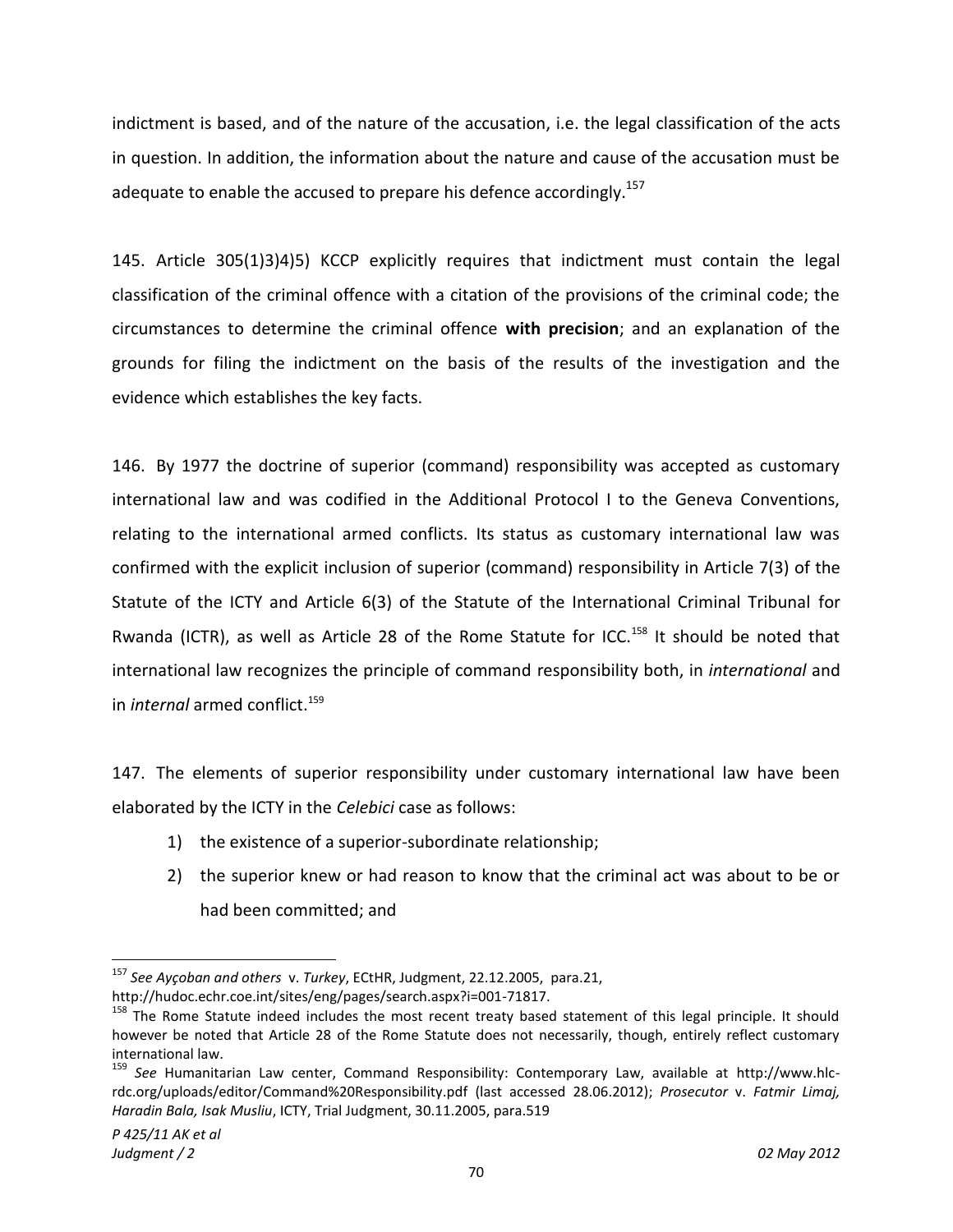indictment is based, and of the nature of the accusation, i.e. the legal classification of the acts in question. In addition, the information about the nature and cause of the accusation must be adequate to enable the accused to prepare his defence accordingly.[157]

145. Article 305(1)3)4)5) KCCP explicitly requires that indictment must contain the legal classification of the criminal offence with a citation of the provisions of the criminal code; the circumstances to determine the criminal offence **with precision**; and an explanation of the grounds for filing the indictment on the basis of the results of the investigation and the evidence which establishes the key facts.

146. By 1977 the doctrine of superior (command) responsibility was accepted as customary international law and was codified in the Additional Protocol I to the Geneva Conventions, relating to the international armed conflicts. Its status as customary international law was confirmed with the explicit inclusion of superior (command) responsibility in Article 7(3) of the Statute of the ICTY and Article 6(3) of the Statute of the International Criminal Tribunal for Rwanda (ICTR), as well as Article 28 of the Rome Statute for ICC.[158] It should be noted that international law recognizes the principle of command responsibility both, in *international* and in *internal* armed conflict.[159]

147. The elements of superior responsibility under customary international law have been elaborated by the ICTY in the *Celebici* case as follows:

1) the existence of a superior-subordinate relationship;
2) the superior knew or had reason to know that the criminal act was about to be or had been committed; and

---

[157] *See Ayçoban and others* v. *Turkey*, ECtHR, Judgment, 22.12.2005, para.21, http://hudoc.echr.coe.int/sites/eng/pages/search.aspx?i=001-71817.

[158] The Rome Statute indeed includes the most recent treaty based statement of this legal principle. It should however be noted that Article 28 of the Rome Statute does not necessarily, though, entirely reflect customary international law.

[159] *See* Humanitarian Law center, Command Responsibility: Contemporary Law, available at http://www.hlc-rdc.org/uploads/editor/Command%20Responsibility.pdf (last accessed 28.06.2012); *Prosecutor* v. *Fatmir Limaj, Haradin Bala, Isak Musliu*, ICTY, Trial Judgment, 30.11.2005, para.519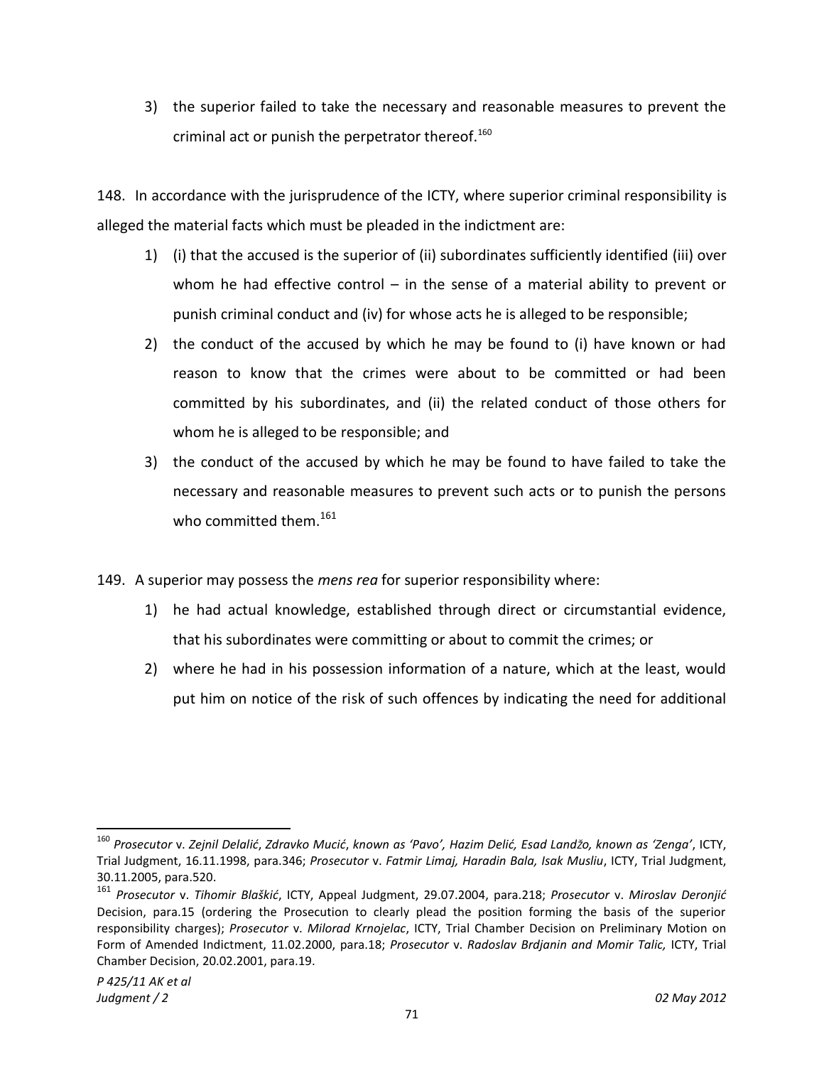3) the superior failed to take the necessary and reasonable measures to prevent the criminal act or punish the perpetrator thereof.[160]

148. In accordance with the jurisprudence of the ICTY, where superior criminal responsibility is alleged the material facts which must be pleaded in the indictment are:

1) (i) that the accused is the superior of (ii) subordinates sufficiently identified (iii) over whom he had effective control – in the sense of a material ability to prevent or punish criminal conduct and (iv) for whose acts he is alleged to be responsible;
2) the conduct of the accused by which he may be found to (i) have known or had reason to know that the crimes were about to be committed or had been committed by his subordinates, and (ii) the related conduct of those others for whom he is alleged to be responsible; and
3) the conduct of the accused by which he may be found to have failed to take the necessary and reasonable measures to prevent such acts or to punish the persons who committed them.[161]

149. A superior may possess the *mens rea* for superior responsibility where:

1) he had actual knowledge, established through direct or circumstantial evidence, that his subordinates were committing or about to commit the crimes; or
2) where he had in his possession information of a nature, which at the least, would put him on notice of the risk of such offences by indicating the need for additional

---

[160] *Prosecutor* v. *Zejnil Delalić*, *Zdravko Mucić*, *known as 'Pavo', Hazim Delić, Esad Landžo, known as 'Zenga'*, ICTY, Trial Judgment, 16.11.1998, para.346; *Prosecutor* v. *Fatmir Limaj, Haradin Bala, Isak Musliu*, ICTY, Trial Judgment, 30.11.2005, para.520.

[161] *Prosecutor* v. *Tihomir Blaškić*, ICTY, Appeal Judgment, 29.07.2004, para.218; *Prosecutor* v. *Miroslav Deronjić* Decision, para.15 (ordering the Prosecution to clearly plead the position forming the basis of the superior responsibility charges); *Prosecutor* v. *Milorad Krnojelac*, ICTY, Trial Chamber Decision on Preliminary Motion on Form of Amended Indictment, 11.02.2000, para.18; *Prosecutor* v. *Radoslav Brdjanin and Momir Talic,* ICTY, Trial Chamber Decision, 20.02.2001, para.19.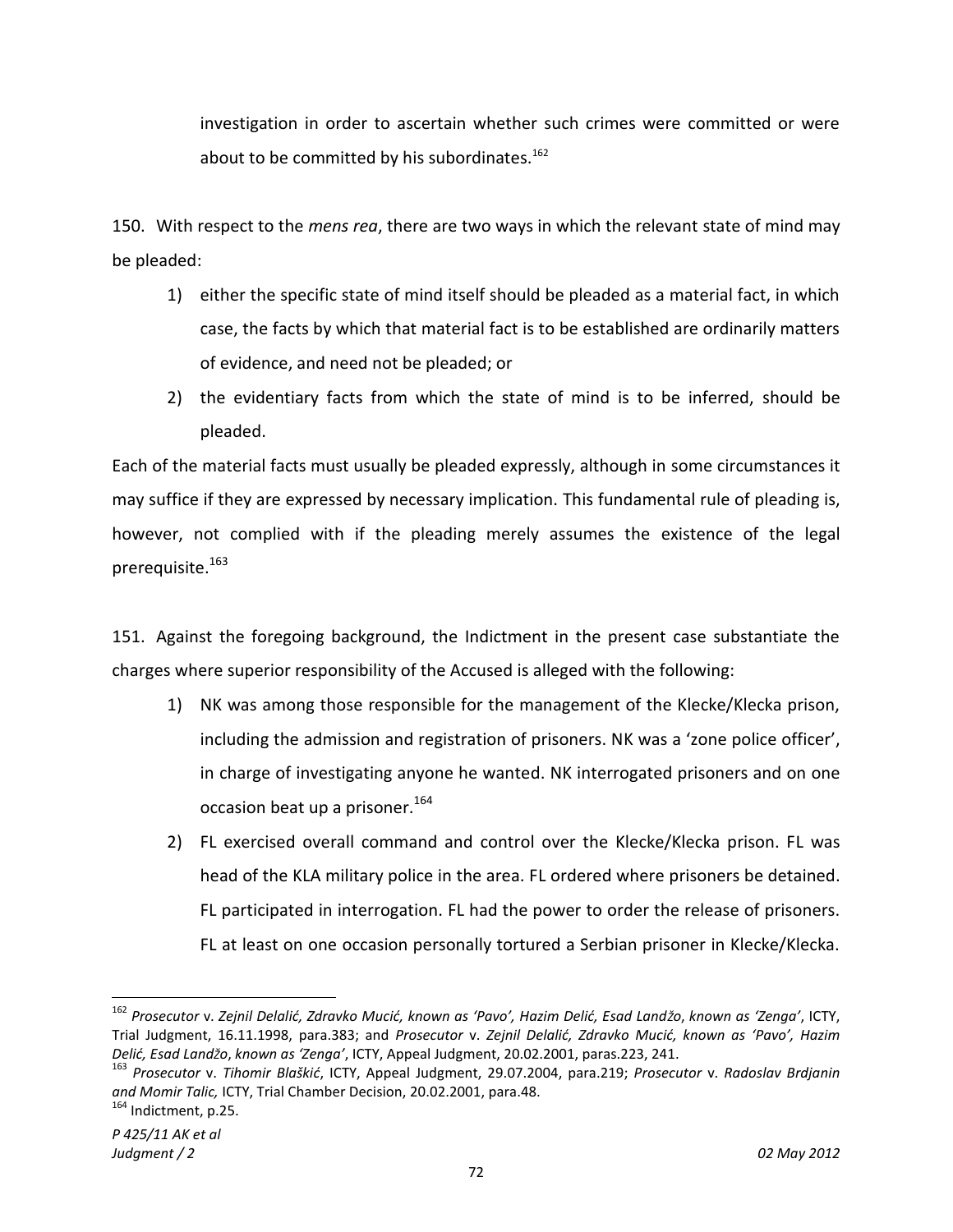investigation in order to ascertain whether such crimes were committed or were about to be committed by his subordinates.[162]

150. With respect to the *mens rea*, there are two ways in which the relevant state of mind may be pleaded:

1) either the specific state of mind itself should be pleaded as a material fact, in which case, the facts by which that material fact is to be established are ordinarily matters of evidence, and need not be pleaded; or
2) the evidentiary facts from which the state of mind is to be inferred, should be pleaded.

Each of the material facts must usually be pleaded expressly, although in some circumstances it may suffice if they are expressed by necessary implication. This fundamental rule of pleading is, however, not complied with if the pleading merely assumes the existence of the legal prerequisite.[163]

151. Against the foregoing background, the Indictment in the present case substantiate the charges where superior responsibility of the Accused is alleged with the following:

1) NK was among those responsible for the management of the Klecke/Klecka prison, including the admission and registration of prisoners. NK was a 'zone police officer', in charge of investigating anyone he wanted. NK interrogated prisoners and on one occasion beat up a prisoner.[164]
2) FL exercised overall command and control over the Klecke/Klecka prison. FL was head of the KLA military police in the area. FL ordered where prisoners be detained. FL participated in interrogation. FL had the power to order the release of prisoners. FL at least on one occasion personally tortured a Serbian prisoner in Klecke/Klecka.

---

[162] *Prosecutor* v. *Zejnil Delalić, Zdravko Mucić, known as 'Pavo', Hazim Delić, Esad Landžo, known as 'Zenga'*, ICTY, Trial Judgment, 16.11.1998, para.383; and *Prosecutor* v. *Zejnil Delalić, Zdravko Mucić, known as 'Pavo', Hazim Delić, Esad Landžo, known as 'Zenga'*, ICTY, Appeal Judgment, 20.02.2001, paras.223, 241.

[163] *Prosecutor* v. *Tihomir Blaškić*, ICTY, Appeal Judgment, 29.07.2004, para.219; *Prosecutor* v. *Radoslav Brdjanin and Momir Talic,* ICTY, Trial Chamber Decision, 20.02.2001, para.48.

[164] Indictment, p.25.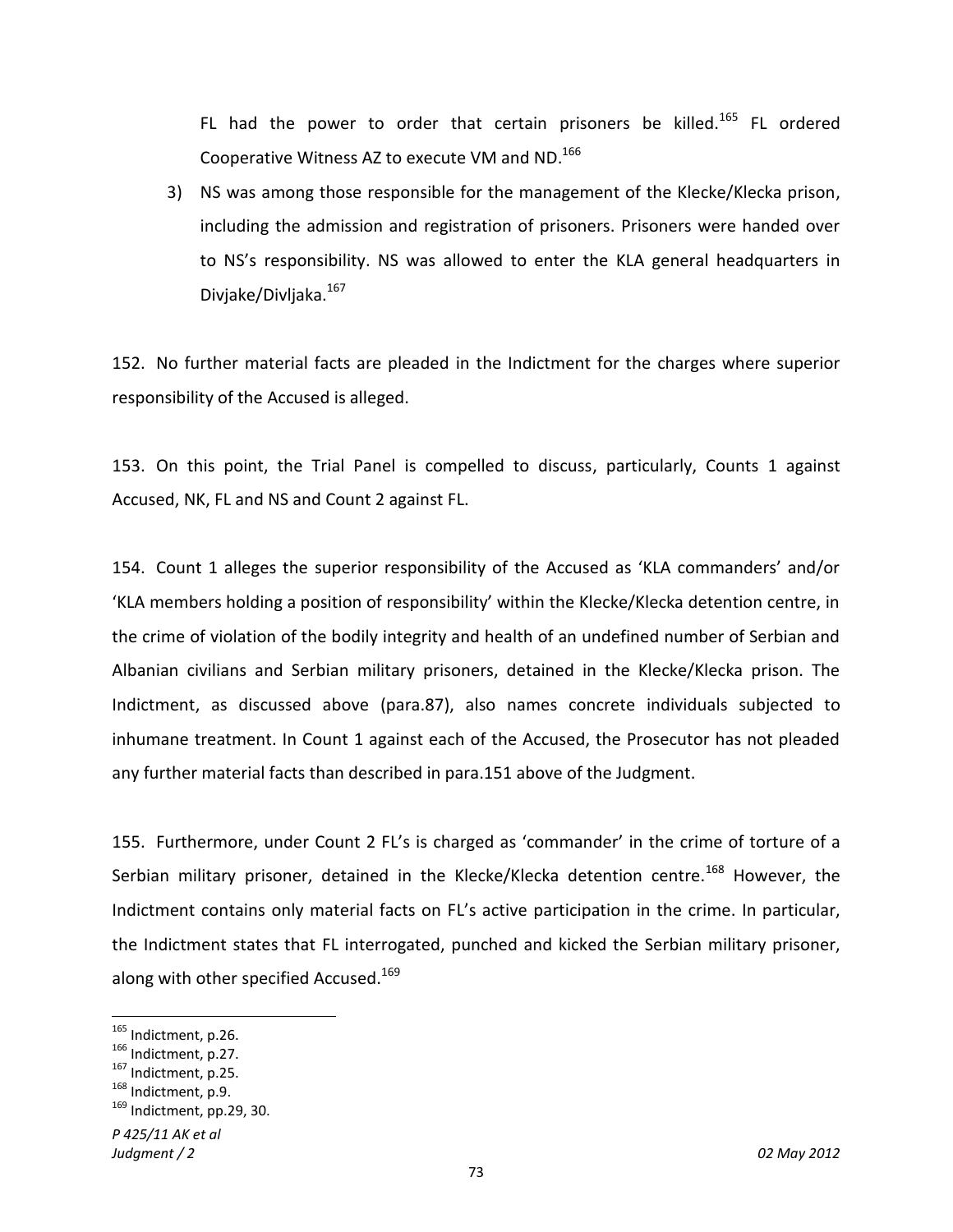FL had the power to order that certain prisoners be killed.[165] FL ordered Cooperative Witness AZ to execute VM and ND.[166]

3) NS was among those responsible for the management of the Klecke/Klecka prison, including the admission and registration of prisoners. Prisoners were handed over to NS's responsibility. NS was allowed to enter the KLA general headquarters in Divjake/Divljaka.[167]

152. No further material facts are pleaded in the Indictment for the charges where superior responsibility of the Accused is alleged.

153. On this point, the Trial Panel is compelled to discuss, particularly, Counts 1 against Accused, NK, FL and NS and Count 2 against FL.

154. Count 1 alleges the superior responsibility of the Accused as 'KLA commanders' and/or 'KLA members holding a position of responsibility' within the Klecke/Klecka detention centre, in the crime of violation of the bodily integrity and health of an undefined number of Serbian and Albanian civilians and Serbian military prisoners, detained in the Klecke/Klecka prison. The Indictment, as discussed above (para.87), also names concrete individuals subjected to inhumane treatment. In Count 1 against each of the Accused, the Prosecutor has not pleaded any further material facts than described in para.151 above of the Judgment.

155. Furthermore, under Count 2 FL's is charged as 'commander' in the crime of torture of a Serbian military prisoner, detained in the Klecke/Klecka detention centre.[168] However, the Indictment contains only material facts on FL's active participation in the crime. In particular, the Indictment states that FL interrogated, punched and kicked the Serbian military prisoner, along with other specified Accused.[169]

---

[165] Indictment, p.26.
[166] Indictment, p.27.
[167] Indictment, p.25.
[168] Indictment, p.9.
[169] Indictment, pp.29, 30.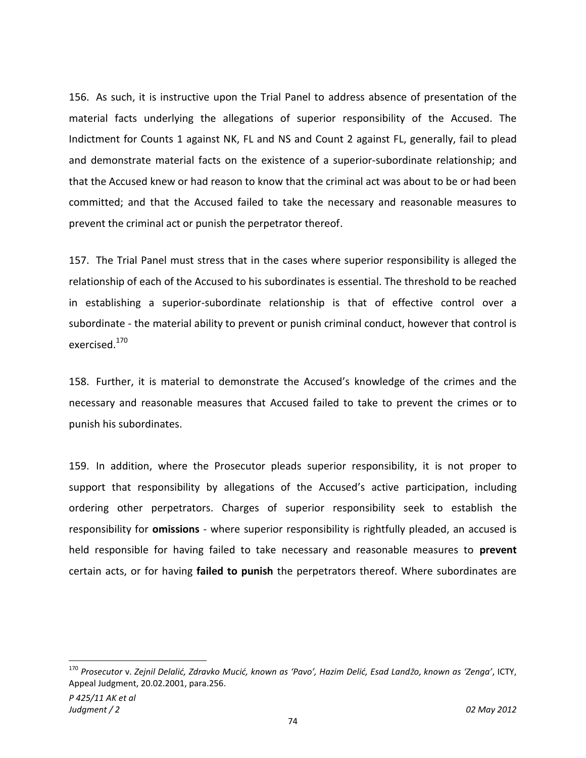156. As such, it is instructive upon the Trial Panel to address absence of presentation of the material facts underlying the allegations of superior responsibility of the Accused. The Indictment for Counts 1 against NK, FL and NS and Count 2 against FL, generally, fail to plead and demonstrate material facts on the existence of a superior-subordinate relationship; and that the Accused knew or had reason to know that the criminal act was about to be or had been committed; and that the Accused failed to take the necessary and reasonable measures to prevent the criminal act or punish the perpetrator thereof.

157. The Trial Panel must stress that in the cases where superior responsibility is alleged the relationship of each of the Accused to his subordinates is essential. The threshold to be reached in establishing a superior-subordinate relationship is that of effective control over a subordinate - the material ability to prevent or punish criminal conduct, however that control is exercised.[170]

158. Further, it is material to demonstrate the Accused's knowledge of the crimes and the necessary and reasonable measures that Accused failed to take to prevent the crimes or to punish his subordinates.

159. In addition, where the Prosecutor pleads superior responsibility, it is not proper to support that responsibility by allegations of the Accused's active participation, including ordering other perpetrators. Charges of superior responsibility seek to establish the responsibility for **omissions** - where superior responsibility is rightfully pleaded, an accused is held responsible for having failed to take necessary and reasonable measures to **prevent** certain acts, or for having **failed to punish** the perpetrators thereof. Where subordinates are

---

[170] *Prosecutor* v. *Zejnil Delalić, Zdravko Mucić, known as 'Pavo', Hazim Delić, Esad Landžo, known as 'Zenga'*, ICTY, Appeal Judgment, 20.02.2001, para.256.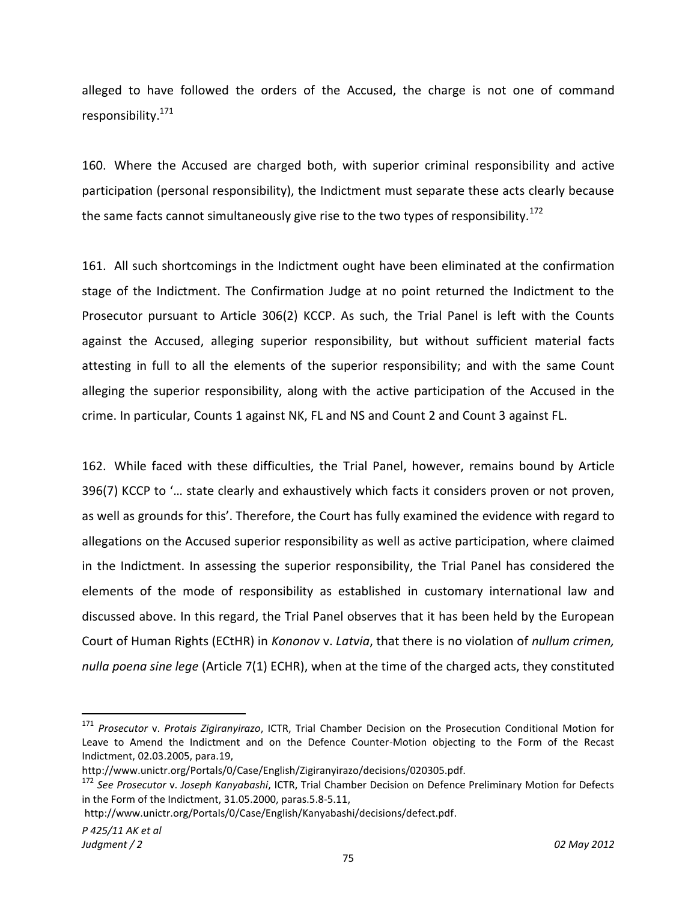alleged to have followed the orders of the Accused, the charge is not one of command responsibility.[171]

160. Where the Accused are charged both, with superior criminal responsibility and active participation (personal responsibility), the Indictment must separate these acts clearly because the same facts cannot simultaneously give rise to the two types of responsibility.[172]

161. All such shortcomings in the Indictment ought have been eliminated at the confirmation stage of the Indictment. The Confirmation Judge at no point returned the Indictment to the Prosecutor pursuant to Article 306(2) KCCP. As such, the Trial Panel is left with the Counts against the Accused, alleging superior responsibility, but without sufficient material facts attesting in full to all the elements of the superior responsibility; and with the same Count alleging the superior responsibility, along with the active participation of the Accused in the crime. In particular, Counts 1 against NK, FL and NS and Count 2 and Count 3 against FL.

162. While faced with these difficulties, the Trial Panel, however, remains bound by Article 396(7) KCCP to '… state clearly and exhaustively which facts it considers proven or not proven, as well as grounds for this'. Therefore, the Court has fully examined the evidence with regard to allegations on the Accused superior responsibility as well as active participation, where claimed in the Indictment. In assessing the superior responsibility, the Trial Panel has considered the elements of the mode of responsibility as established in customary international law and discussed above. In this regard, the Trial Panel observes that it has been held by the European Court of Human Rights (ECtHR) in *Kononov* v. *Latvia*, that there is no violation of *nullum crimen, nulla poena sine lege* (Article 7(1) ECHR), when at the time of the charged acts, they constituted

---

[171] *Prosecutor* v. *Protais Zigiranyirazo*, ICTR, Trial Chamber Decision on the Prosecution Conditional Motion for Leave to Amend the Indictment and on the Defence Counter-Motion objecting to the Form of the Recast Indictment, 02.03.2005, para.19, http://www.unictr.org/Portals/0/Case/English/Zigiranyirazo/decisions/020305.pdf.

[172] *See Prosecutor* v. *Joseph Kanyabashi*, ICTR, Trial Chamber Decision on Defence Preliminary Motion for Defects in the Form of the Indictment, 31.05.2000, paras.5.8-5.11, http://www.unictr.org/Portals/0/Case/English/Kanyabashi/decisions/defect.pdf.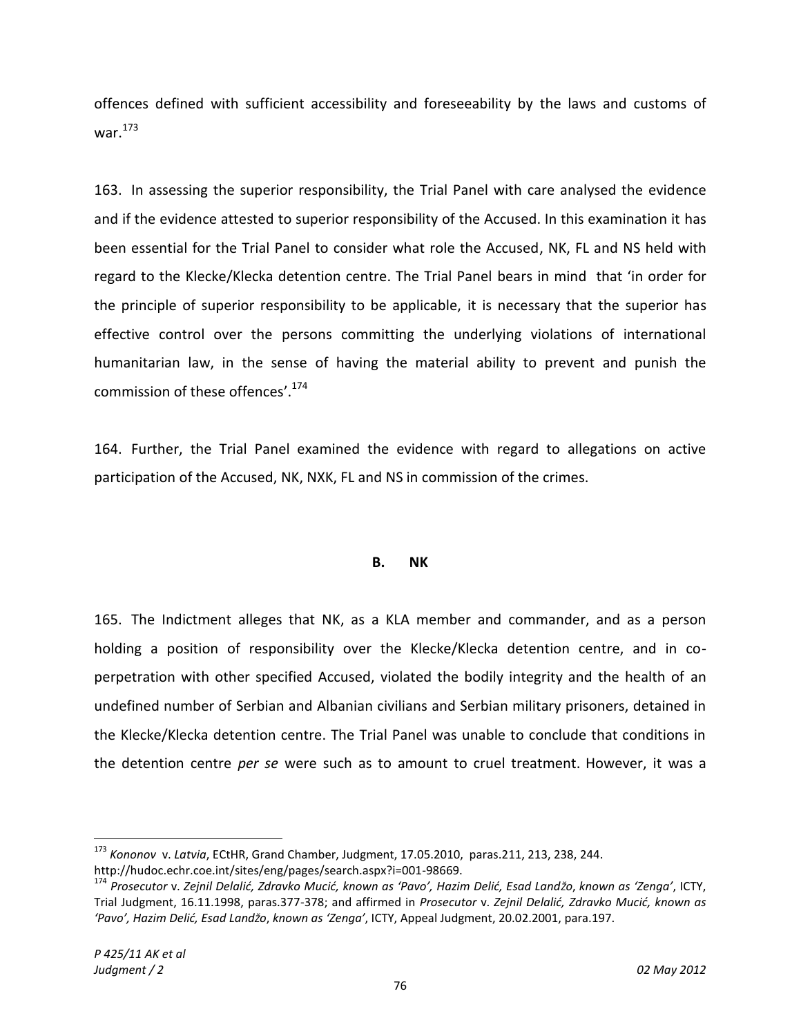offences defined with sufficient accessibility and foreseeability by the laws and customs of war.[173]

163. In assessing the superior responsibility, the Trial Panel with care analysed the evidence and if the evidence attested to superior responsibility of the Accused. In this examination it has been essential for the Trial Panel to consider what role the Accused, NK, FL and NS held with regard to the Klecke/Klecka detention centre. The Trial Panel bears in mind that 'in order for the principle of superior responsibility to be applicable, it is necessary that the superior has effective control over the persons committing the underlying violations of international humanitarian law, in the sense of having the material ability to prevent and punish the commission of these offences'.[174]

164. Further, the Trial Panel examined the evidence with regard to allegations on active participation of the Accused, NK, NXK, FL and NS in commission of the crimes.

## B. NK

165. The Indictment alleges that NK, as a KLA member and commander, and as a person holding a position of responsibility over the Klecke/Klecka detention centre, and in co-perpetration with other specified Accused, violated the bodily integrity and the health of an undefined number of Serbian and Albanian civilians and Serbian military prisoners, detained in the Klecke/Klecka detention centre. The Trial Panel was unable to conclude that conditions in the detention centre *per se* were such as to amount to cruel treatment. However, it was a

---

[173] *Kononov* v. *Latvia*, ECtHR, Grand Chamber, Judgment, 17.05.2010, paras.211, 213, 238, 244. http://hudoc.echr.coe.int/sites/eng/pages/search.aspx?i=001-98669.

[174] *Prosecutor* v. *Zejnil Delalić, Zdravko Mucić, known as 'Pavo', Hazim Delić, Esad Landžo, known as 'Zenga'*, ICTY, Trial Judgment, 16.11.1998, paras.377-378; and affirmed in *Prosecutor* v. *Zejnil Delalić, Zdravko Mucić, known as 'Pavo', Hazim Delić, Esad Landžo, known as 'Zenga'*, ICTY, Appeal Judgment, 20.02.2001, para.197.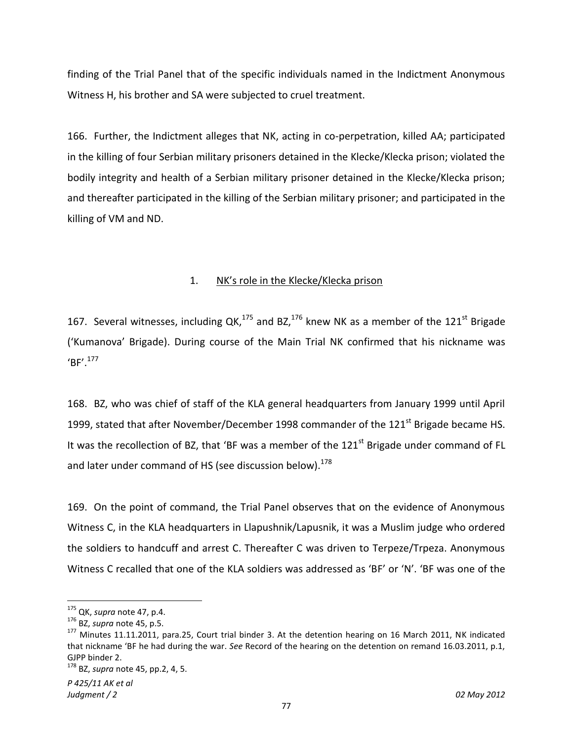finding of the Trial Panel that of the specific individuals named in the Indictment Anonymous Witness H, his brother and SA were subjected to cruel treatment.

166. Further, the Indictment alleges that NK, acting in co-perpetration, killed AA; participated in the killing of four Serbian military prisoners detained in the Klecke/Klecka prison; violated the bodily integrity and health of a Serbian military prisoner detained in the Klecke/Klecka prison; and thereafter participated in the killing of the Serbian military prisoner; and participated in the killing of VM and ND.

1. <u>NK's role in the Klecke/Klecka prison</u>

167. Several witnesses, including QK,[175] and BZ,[176] knew NK as a member of the 121st Brigade ('Kumanova' Brigade). During course of the Main Trial NK confirmed that his nickname was 'BF'.[177]

168. BZ, who was chief of staff of the KLA general headquarters from January 1999 until April 1999, stated that after November/December 1998 commander of the 121st Brigade became HS. It was the recollection of BZ, that 'BF was a member of the 121st Brigade under command of FL and later under command of HS (see discussion below).[178]

169. On the point of command, the Trial Panel observes that on the evidence of Anonymous Witness C, in the KLA headquarters in Llapushnik/Lapusnik, it was a Muslim judge who ordered the soldiers to handcuff and arrest C. Thereafter C was driven to Terpeze/Trpeza. Anonymous Witness C recalled that one of the KLA soldiers was addressed as 'BF' or 'N'. 'BF was one of the

---

[175] QK, *supra* note 47, p.4.

[176] BZ, *supra* note 45, p.5.

[177] Minutes 11.11.2011, para.25, Court trial binder 3. At the detention hearing on 16 March 2011, NK indicated that nickname 'BF he had during the war. *See* Record of the hearing on the detention on remand 16.03.2011, p.1, GJPP binder 2.

[178] BZ, *supra* note 45, pp.2, 4, 5.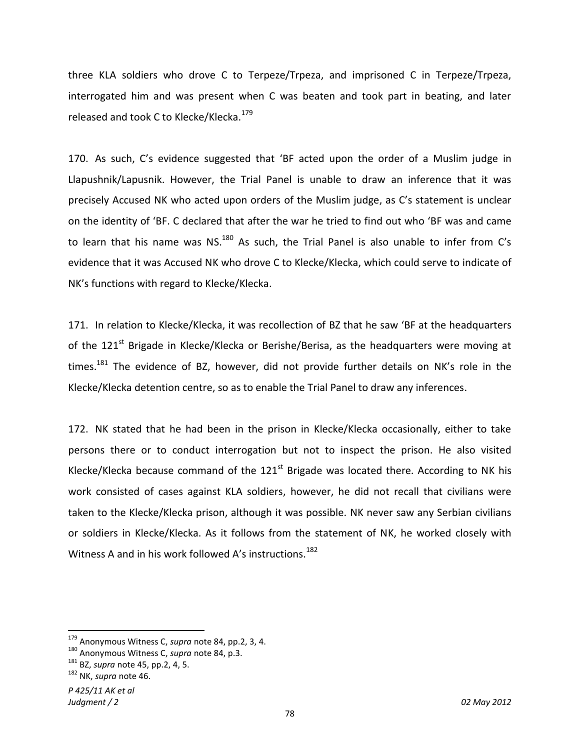three KLA soldiers who drove C to Terpeze/Trpeza, and imprisoned C in Terpeze/Trpeza, interrogated him and was present when C was beaten and took part in beating, and later released and took C to Klecke/Klecka.[179]

170. As such, C's evidence suggested that 'BF acted upon the order of a Muslim judge in Llapushnik/Lapusnik. However, the Trial Panel is unable to draw an inference that it was precisely Accused NK who acted upon orders of the Muslim judge, as C's statement is unclear on the identity of 'BF. C declared that after the war he tried to find out who 'BF was and came to learn that his name was NS.[180] As such, the Trial Panel is also unable to infer from C's evidence that it was Accused NK who drove C to Klecke/Klecka, which could serve to indicate of NK's functions with regard to Klecke/Klecka.

171. In relation to Klecke/Klecka, it was recollection of BZ that he saw 'BF at the headquarters of the 121st Brigade in Klecke/Klecka or Berishe/Berisa, as the headquarters were moving at times.[181] The evidence of BZ, however, did not provide further details on NK's role in the Klecke/Klecka detention centre, so as to enable the Trial Panel to draw any inferences.

172. NK stated that he had been in the prison in Klecke/Klecka occasionally, either to take persons there or to conduct interrogation but not to inspect the prison. He also visited Klecke/Klecka because command of the 121st Brigade was located there. According to NK his work consisted of cases against KLA soldiers, however, he did not recall that civilians were taken to the Klecke/Klecka prison, although it was possible. NK never saw any Serbian civilians or soldiers in Klecke/Klecka. As it follows from the statement of NK, he worked closely with Witness A and in his work followed A's instructions.[182]

---

[179] Anonymous Witness C, *supra* note 84, pp.2, 3, 4.

[180] Anonymous Witness C, *supra* note 84, p.3.

[181] BZ, *supra* note 45, pp.2, 4, 5.

[182] NK, *supra* note 46.

*P 425/11 AK et al*
*Judgment / 2* *02 May 2012*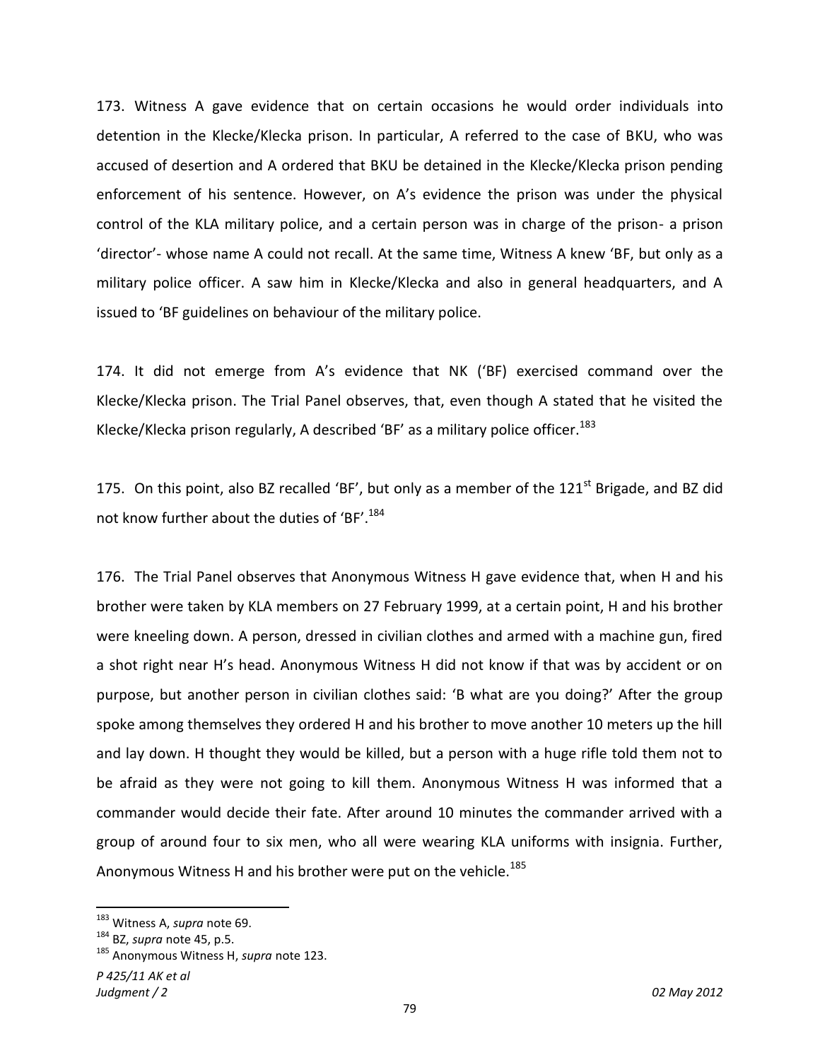173. Witness A gave evidence that on certain occasions he would order individuals into detention in the Klecke/Klecka prison. In particular, A referred to the case of BKU, who was accused of desertion and A ordered that BKU be detained in the Klecke/Klecka prison pending enforcement of his sentence. However, on A's evidence the prison was under the physical control of the KLA military police, and a certain person was in charge of the prison- a prison 'director'- whose name A could not recall. At the same time, Witness A knew 'BF, but only as a military police officer. A saw him in Klecke/Klecka and also in general headquarters, and A issued to 'BF guidelines on behaviour of the military police.

174. It did not emerge from A's evidence that NK ('BF) exercised command over the Klecke/Klecka prison. The Trial Panel observes, that, even though A stated that he visited the Klecke/Klecka prison regularly, A described 'BF' as a military police officer.[183]

175. On this point, also BZ recalled 'BF', but only as a member of the 121st Brigade, and BZ did not know further about the duties of 'BF'.[184]

176. The Trial Panel observes that Anonymous Witness H gave evidence that, when H and his brother were taken by KLA members on 27 February 1999, at a certain point, H and his brother were kneeling down. A person, dressed in civilian clothes and armed with a machine gun, fired a shot right near H's head. Anonymous Witness H did not know if that was by accident or on purpose, but another person in civilian clothes said: 'B what are you doing?' After the group spoke among themselves they ordered H and his brother to move another 10 meters up the hill and lay down. H thought they would be killed, but a person with a huge rifle told them not to be afraid as they were not going to kill them. Anonymous Witness H was informed that a commander would decide their fate. After around 10 minutes the commander arrived with a group of around four to six men, who all were wearing KLA uniforms with insignia. Further, Anonymous Witness H and his brother were put on the vehicle.[185]

---

[183] Witness A, *supra* note 69.

[184] BZ, *supra* note 45, p.5.

[185] Anonymous Witness H, *supra* note 123.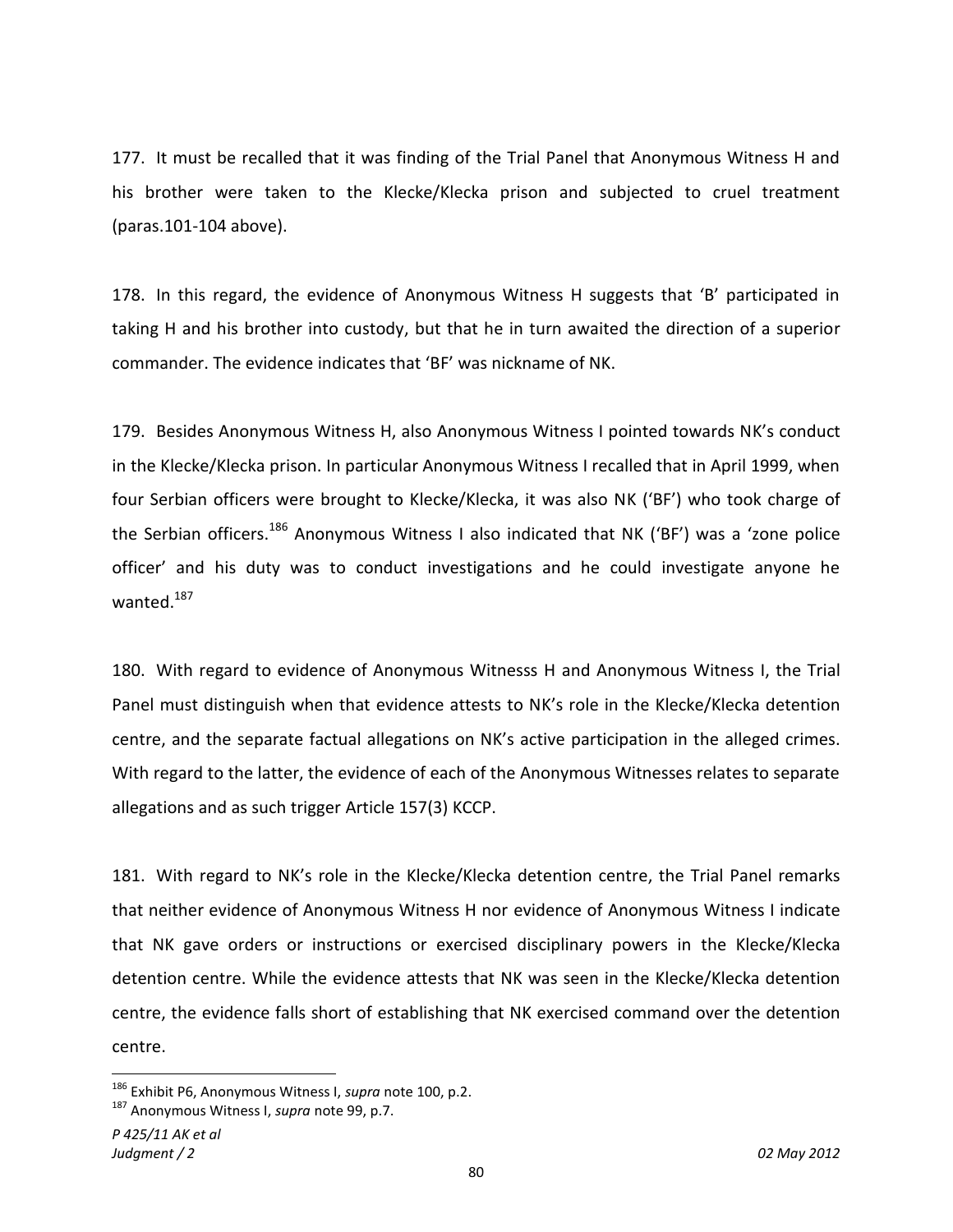177. It must be recalled that it was finding of the Trial Panel that Anonymous Witness H and his brother were taken to the Klecke/Klecka prison and subjected to cruel treatment (paras.101-104 above).

178. In this regard, the evidence of Anonymous Witness H suggests that 'B' participated in taking H and his brother into custody, but that he in turn awaited the direction of a superior commander. The evidence indicates that 'BF' was nickname of NK.

179. Besides Anonymous Witness H, also Anonymous Witness I pointed towards NK's conduct in the Klecke/Klecka prison. In particular Anonymous Witness I recalled that in April 1999, when four Serbian officers were brought to Klecke/Klecka, it was also NK ('BF') who took charge of the Serbian officers.[186] Anonymous Witness I also indicated that NK ('BF') was a 'zone police officer' and his duty was to conduct investigations and he could investigate anyone he wanted.[187]

180. With regard to evidence of Anonymous Witnesss H and Anonymous Witness I, the Trial Panel must distinguish when that evidence attests to NK's role in the Klecke/Klecka detention centre, and the separate factual allegations on NK's active participation in the alleged crimes. With regard to the latter, the evidence of each of the Anonymous Witnesses relates to separate allegations and as such trigger Article 157(3) KCCP.

181. With regard to NK's role in the Klecke/Klecka detention centre, the Trial Panel remarks that neither evidence of Anonymous Witness H nor evidence of Anonymous Witness I indicate that NK gave orders or instructions or exercised disciplinary powers in the Klecke/Klecka detention centre. While the evidence attests that NK was seen in the Klecke/Klecka detention centre, the evidence falls short of establishing that NK exercised command over the detention centre.

[186] Exhibit P6, Anonymous Witness I, *supra* note 100, p.2.

[187] Anonymous Witness I, *supra* note 99, p.7.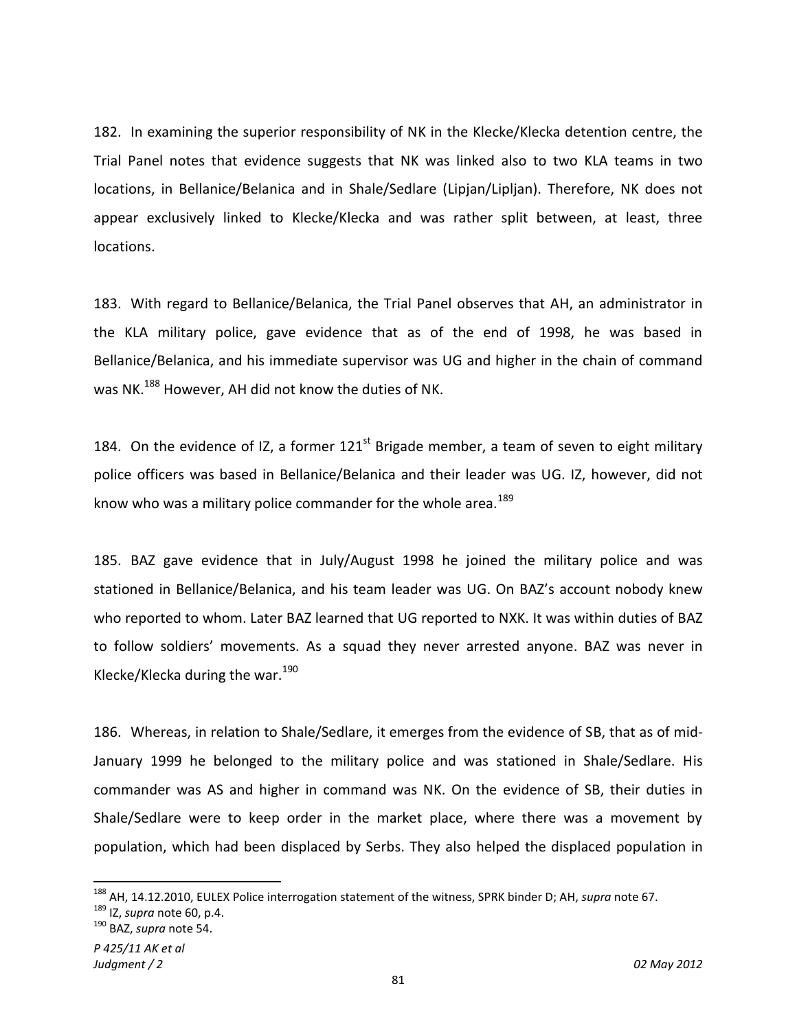182. In examining the superior responsibility of NK in the Klecke/Klecka detention centre, the Trial Panel notes that evidence suggests that NK was linked also to two KLA teams in two locations, in Bellanice/Belanica and in Shale/Sedlare (Lipjan/Lipljan). Therefore, NK does not appear exclusively linked to Klecke/Klecka and was rather split between, at least, three locations.

183. With regard to Bellanice/Belanica, the Trial Panel observes that AH, an administrator in the KLA military police, gave evidence that as of the end of 1998, he was based in Bellanice/Belanica, and his immediate supervisor was UG and higher in the chain of command was NK.[188] However, AH did not know the duties of NK.

184. On the evidence of IZ, a former 121st Brigade member, a team of seven to eight military police officers was based in Bellanice/Belanica and their leader was UG. IZ, however, did not know who was a military police commander for the whole area.[189]

185. BAZ gave evidence that in July/August 1998 he joined the military police and was stationed in Bellanice/Belanica, and his team leader was UG. On BAZ's account nobody knew who reported to whom. Later BAZ learned that UG reported to NXK. It was within duties of BAZ to follow soldiers' movements. As a squad they never arrested anyone. BAZ was never in Klecke/Klecka during the war.[190]

186. Whereas, in relation to Shale/Sedlare, it emerges from the evidence of SB, that as of mid-January 1999 he belonged to the military police and was stationed in Shale/Sedlare. His commander was AS and higher in command was NK. On the evidence of SB, their duties in Shale/Sedlare were to keep order in the market place, where there was a movement by population, which had been displaced by Serbs. They also helped the displaced population in

---

[188] AH, 14.12.2010, EULEX Police interrogation statement of the witness, SPRK binder D; AH, *supra* note 67.

[189] IZ, *supra* note 60, p.4.

[190] BAZ, *supra* note 54.

*P 425/11 AK et al*
*Judgment / 2* *02 May 2012*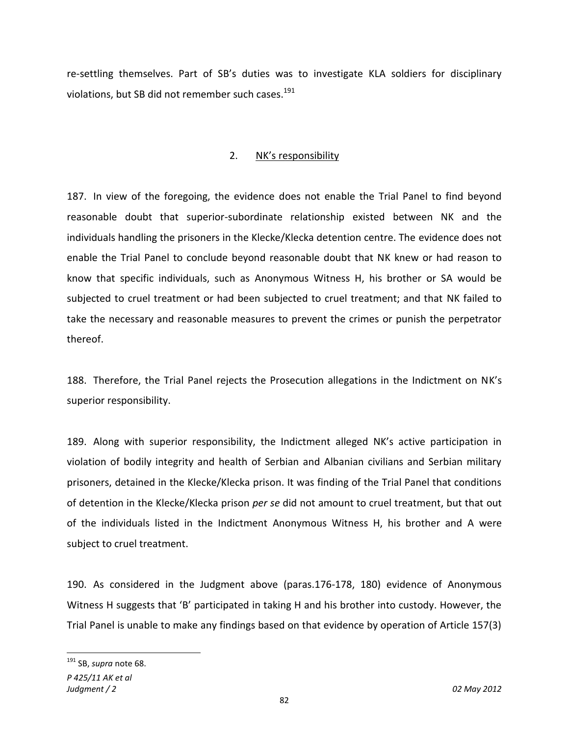re-settling themselves. Part of SB's duties was to investigate KLA soldiers for disciplinary violations, but SB did not remember such cases.[191]

### 2. NK's responsibility

187. In view of the foregoing, the evidence does not enable the Trial Panel to find beyond reasonable doubt that superior-subordinate relationship existed between NK and the individuals handling the prisoners in the Klecke/Klecka detention centre. The evidence does not enable the Trial Panel to conclude beyond reasonable doubt that NK knew or had reason to know that specific individuals, such as Anonymous Witness H, his brother or SA would be subjected to cruel treatment or had been subjected to cruel treatment; and that NK failed to take the necessary and reasonable measures to prevent the crimes or punish the perpetrator thereof.

188. Therefore, the Trial Panel rejects the Prosecution allegations in the Indictment on NK's superior responsibility.

189. Along with superior responsibility, the Indictment alleged NK's active participation in violation of bodily integrity and health of Serbian and Albanian civilians and Serbian military prisoners, detained in the Klecke/Klecka prison. It was finding of the Trial Panel that conditions of detention in the Klecke/Klecka prison *per se* did not amount to cruel treatment, but that out of the individuals listed in the Indictment Anonymous Witness H, his brother and A were subject to cruel treatment.

190. As considered in the Judgment above (paras.176-178, 180) evidence of Anonymous Witness H suggests that 'B' participated in taking H and his brother into custody. However, the Trial Panel is unable to make any findings based on that evidence by operation of Article 157(3)

---

[191] SB, *supra* note 68.

*P 425/11 AK et al*
*Judgment / 2* *02 May 2012*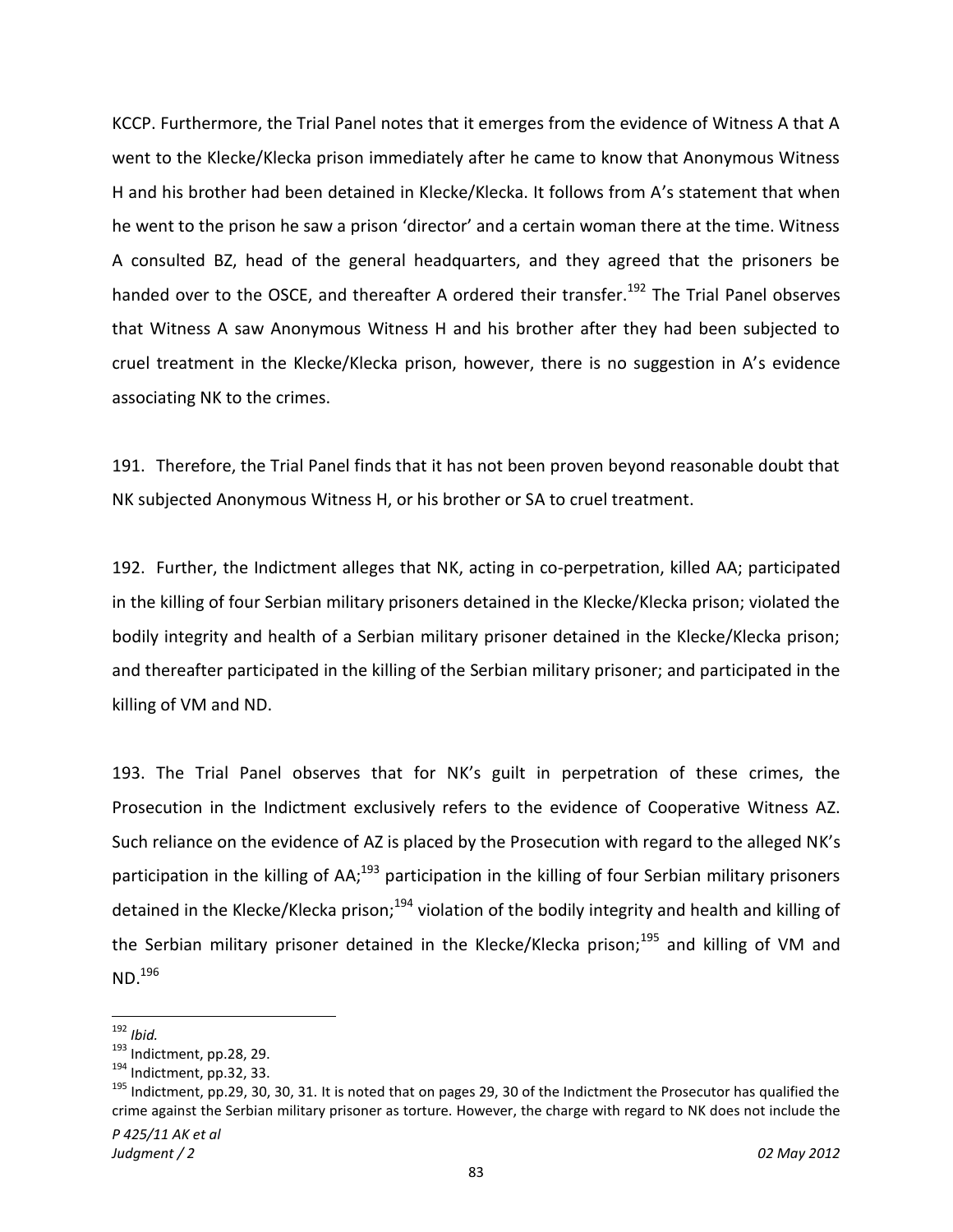KCCP. Furthermore, the Trial Panel notes that it emerges from the evidence of Witness A that A went to the Klecke/Klecka prison immediately after he came to know that Anonymous Witness H and his brother had been detained in Klecke/Klecka. It follows from A's statement that when he went to the prison he saw a prison 'director' and a certain woman there at the time. Witness A consulted BZ, head of the general headquarters, and they agreed that the prisoners be handed over to the OSCE, and thereafter A ordered their transfer.[192] The Trial Panel observes that Witness A saw Anonymous Witness H and his brother after they had been subjected to cruel treatment in the Klecke/Klecka prison, however, there is no suggestion in A's evidence associating NK to the crimes.

191. Therefore, the Trial Panel finds that it has not been proven beyond reasonable doubt that NK subjected Anonymous Witness H, or his brother or SA to cruel treatment.

192. Further, the Indictment alleges that NK, acting in co-perpetration, killed AA; participated in the killing of four Serbian military prisoners detained in the Klecke/Klecka prison; violated the bodily integrity and health of a Serbian military prisoner detained in the Klecke/Klecka prison; and thereafter participated in the killing of the Serbian military prisoner; and participated in the killing of VM and ND.

193. The Trial Panel observes that for NK's guilt in perpetration of these crimes, the Prosecution in the Indictment exclusively refers to the evidence of Cooperative Witness AZ. Such reliance on the evidence of AZ is placed by the Prosecution with regard to the alleged NK's participation in the killing of AA;[193] participation in the killing of four Serbian military prisoners detained in the Klecke/Klecka prison;[194] violation of the bodily integrity and health and killing of the Serbian military prisoner detained in the Klecke/Klecka prison;[195] and killing of VM and ND.[196]

---

[192] *Ibid.*

[193] Indictment, pp.28, 29.

[194] Indictment, pp.32, 33.

[195] Indictment, pp.29, 30, 30, 31. It is noted that on pages 29, 30 of the Indictment the Prosecutor has qualified the crime against the Serbian military prisoner as torture. However, the charge with regard to NK does not include the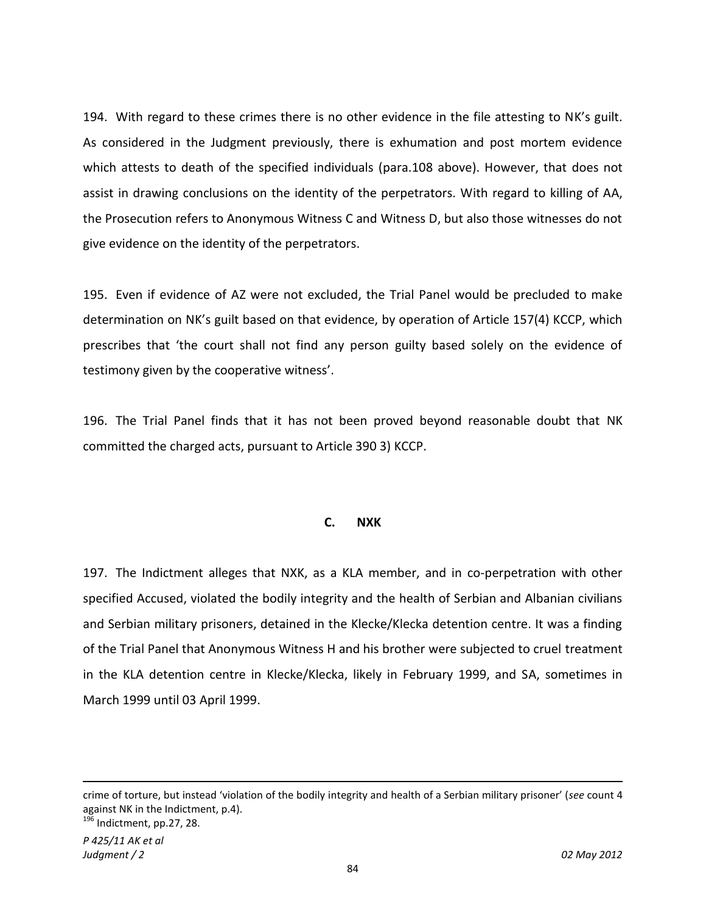194. With regard to these crimes there is no other evidence in the file attesting to NK's guilt. As considered in the Judgment previously, there is exhumation and post mortem evidence which attests to death of the specified individuals (para.108 above). However, that does not assist in drawing conclusions on the identity of the perpetrators. With regard to killing of AA, the Prosecution refers to Anonymous Witness C and Witness D, but also those witnesses do not give evidence on the identity of the perpetrators.

195. Even if evidence of AZ were not excluded, the Trial Panel would be precluded to make determination on NK's guilt based on that evidence, by operation of Article 157(4) KCCP, which prescribes that 'the court shall not find any person guilty based solely on the evidence of testimony given by the cooperative witness'.

196. The Trial Panel finds that it has not been proved beyond reasonable doubt that NK committed the charged acts, pursuant to Article 390 3) KCCP.

### C. NXK

197. The Indictment alleges that NXK, as a KLA member, and in co-perpetration with other specified Accused, violated the bodily integrity and the health of Serbian and Albanian civilians and Serbian military prisoners, detained in the Klecke/Klecka detention centre. It was a finding of the Trial Panel that Anonymous Witness H and his brother were subjected to cruel treatment in the KLA detention centre in Klecke/Klecka, likely in February 1999, and SA, sometimes in March 1999 until 03 April 1999.

---

crime of torture, but instead 'violation of the bodily integrity and health of a Serbian military prisoner' (*see* count 4 against NK in the Indictment, p.4).

[196] Indictment, pp.27, 28.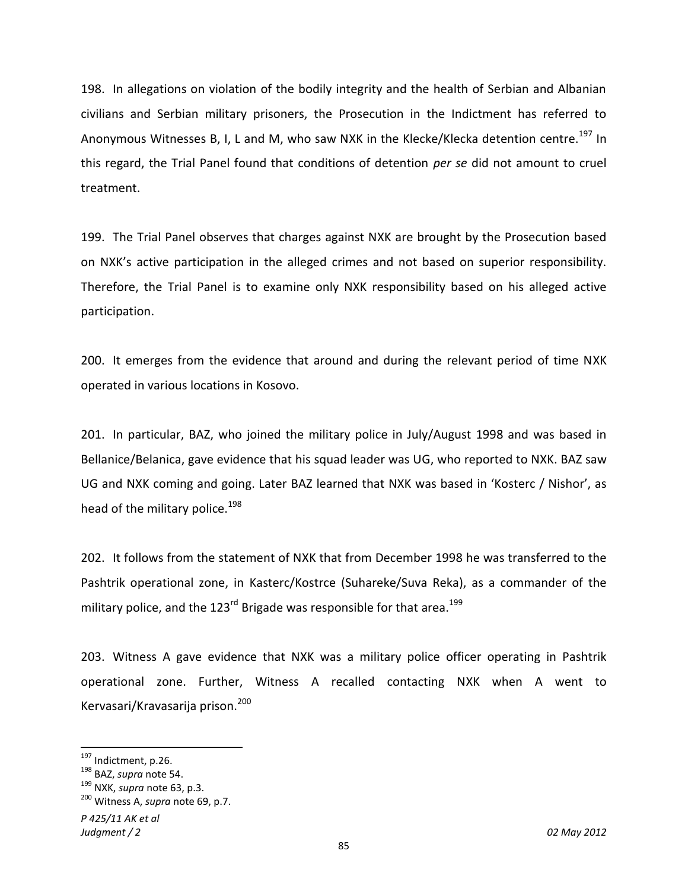198. In allegations on violation of the bodily integrity and the health of Serbian and Albanian civilians and Serbian military prisoners, the Prosecution in the Indictment has referred to Anonymous Witnesses B, I, L and M, who saw NXK in the Klecke/Klecka detention centre.[197] In this regard, the Trial Panel found that conditions of detention *per se* did not amount to cruel treatment.

199. The Trial Panel observes that charges against NXK are brought by the Prosecution based on NXK's active participation in the alleged crimes and not based on superior responsibility. Therefore, the Trial Panel is to examine only NXK responsibility based on his alleged active participation.

200. It emerges from the evidence that around and during the relevant period of time NXK operated in various locations in Kosovo.

201. In particular, BAZ, who joined the military police in July/August 1998 and was based in Bellanice/Belanica, gave evidence that his squad leader was UG, who reported to NXK. BAZ saw UG and NXK coming and going. Later BAZ learned that NXK was based in 'Kosterc / Nishor', as head of the military police.[198]

202. It follows from the statement of NXK that from December 1998 he was transferred to the Pashtrik operational zone, in Kasterc/Kostrce (Suhareke/Suva Reka), as a commander of the military police, and the 123rd Brigade was responsible for that area.[199]

203. Witness A gave evidence that NXK was a military police officer operating in Pashtrik operational zone. Further, Witness A recalled contacting NXK when A went to Kervasari/Kravasarija prison.[200]

---

[197] Indictment, p.26.

[198] BAZ, *supra* note 54.

[199] NXK, *supra* note 63, p.3.

[200] Witness A, *supra* note 69, p.7.

*P 425/11 AK et al*
*Judgment / 2* *02 May 2012*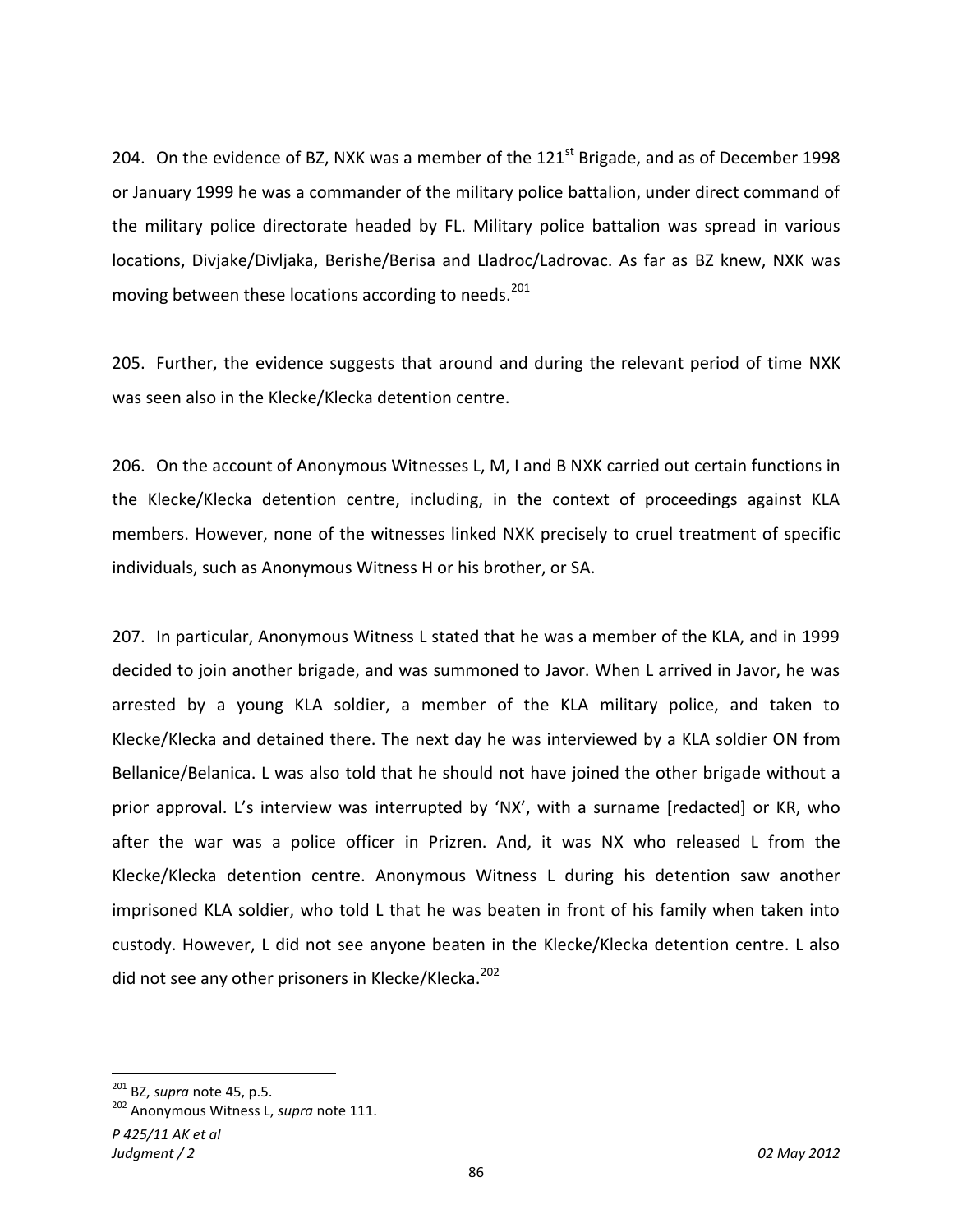204. On the evidence of BZ, NXK was a member of the 121st Brigade, and as of December 1998 or January 1999 he was a commander of the military police battalion, under direct command of the military police directorate headed by FL. Military police battalion was spread in various locations, Divjake/Divljaka, Berishe/Berisa and Lladroc/Ladrovac. As far as BZ knew, NXK was moving between these locations according to needs.[201]

205. Further, the evidence suggests that around and during the relevant period of time NXK was seen also in the Klecke/Klecka detention centre.

206. On the account of Anonymous Witnesses L, M, I and B NXK carried out certain functions in the Klecke/Klecka detention centre, including, in the context of proceedings against KLA members. However, none of the witnesses linked NXK precisely to cruel treatment of specific individuals, such as Anonymous Witness H or his brother, or SA.

207. In particular, Anonymous Witness L stated that he was a member of the KLA, and in 1999 decided to join another brigade, and was summoned to Javor. When L arrived in Javor, he was arrested by a young KLA soldier, a member of the KLA military police, and taken to Klecke/Klecka and detained there. The next day he was interviewed by a KLA soldier ON from Bellanice/Belanica. L was also told that he should not have joined the other brigade without a prior approval. L's interview was interrupted by 'NX', with a surname [redacted] or KR, who after the war was a police officer in Prizren. And, it was NX who released L from the Klecke/Klecka detention centre. Anonymous Witness L during his detention saw another imprisoned KLA soldier, who told L that he was beaten in front of his family when taken into custody. However, L did not see anyone beaten in the Klecke/Klecka detention centre. L also did not see any other prisoners in Klecke/Klecka.[202]

---

[201] BZ, *supra* note 45, p.5.

[202] Anonymous Witness L, *supra* note 111.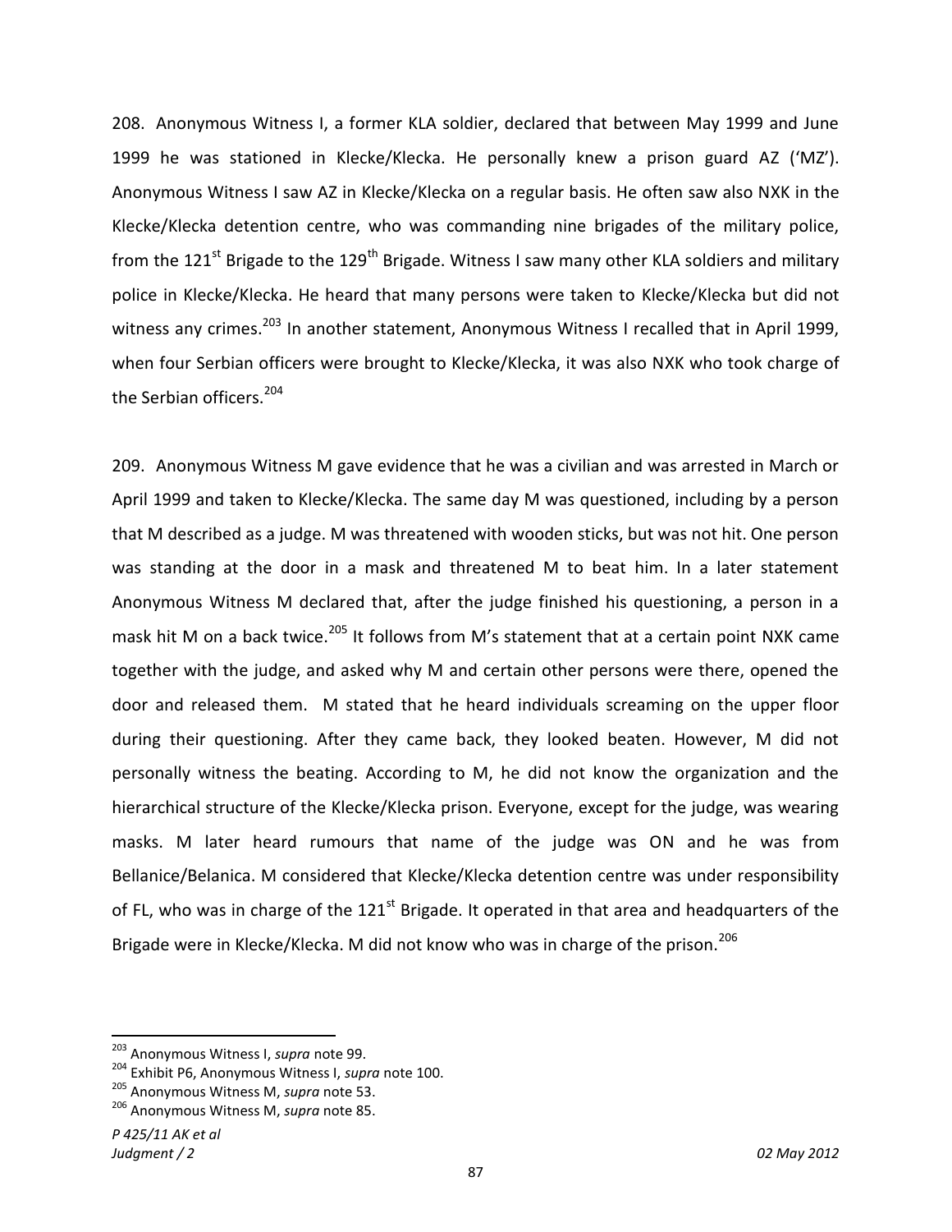208. Anonymous Witness I, a former KLA soldier, declared that between May 1999 and June 1999 he was stationed in Klecke/Klecka. He personally knew a prison guard AZ ('MZ'). Anonymous Witness I saw AZ in Klecke/Klecka on a regular basis. He often saw also NXK in the Klecke/Klecka detention centre, who was commanding nine brigades of the military police, from the 121st Brigade to the 129th Brigade. Witness I saw many other KLA soldiers and military police in Klecke/Klecka. He heard that many persons were taken to Klecke/Klecka but did not witness any crimes.[203] In another statement, Anonymous Witness I recalled that in April 1999, when four Serbian officers were brought to Klecke/Klecka, it was also NXK who took charge of the Serbian officers.[204]

209. Anonymous Witness M gave evidence that he was a civilian and was arrested in March or April 1999 and taken to Klecke/Klecka. The same day M was questioned, including by a person that M described as a judge. M was threatened with wooden sticks, but was not hit. One person was standing at the door in a mask and threatened M to beat him. In a later statement Anonymous Witness M declared that, after the judge finished his questioning, a person in a mask hit M on a back twice.[205] It follows from M's statement that at a certain point NXK came together with the judge, and asked why M and certain other persons were there, opened the door and released them. M stated that he heard individuals screaming on the upper floor during their questioning. After they came back, they looked beaten. However, M did not personally witness the beating. According to M, he did not know the organization and the hierarchical structure of the Klecke/Klecka prison. Everyone, except for the judge, was wearing masks. M later heard rumours that name of the judge was ON and he was from Bellanice/Belanica. M considered that Klecke/Klecka detention centre was under responsibility of FL, who was in charge of the 121st Brigade. It operated in that area and headquarters of the Brigade were in Klecke/Klecka. M did not know who was in charge of the prison.[206]

---

[203] Anonymous Witness I, *supra* note 99.

[204] Exhibit P6, Anonymous Witness I, *supra* note 100.

[205] Anonymous Witness M, *supra* note 53.

[206] Anonymous Witness M, *supra* note 85.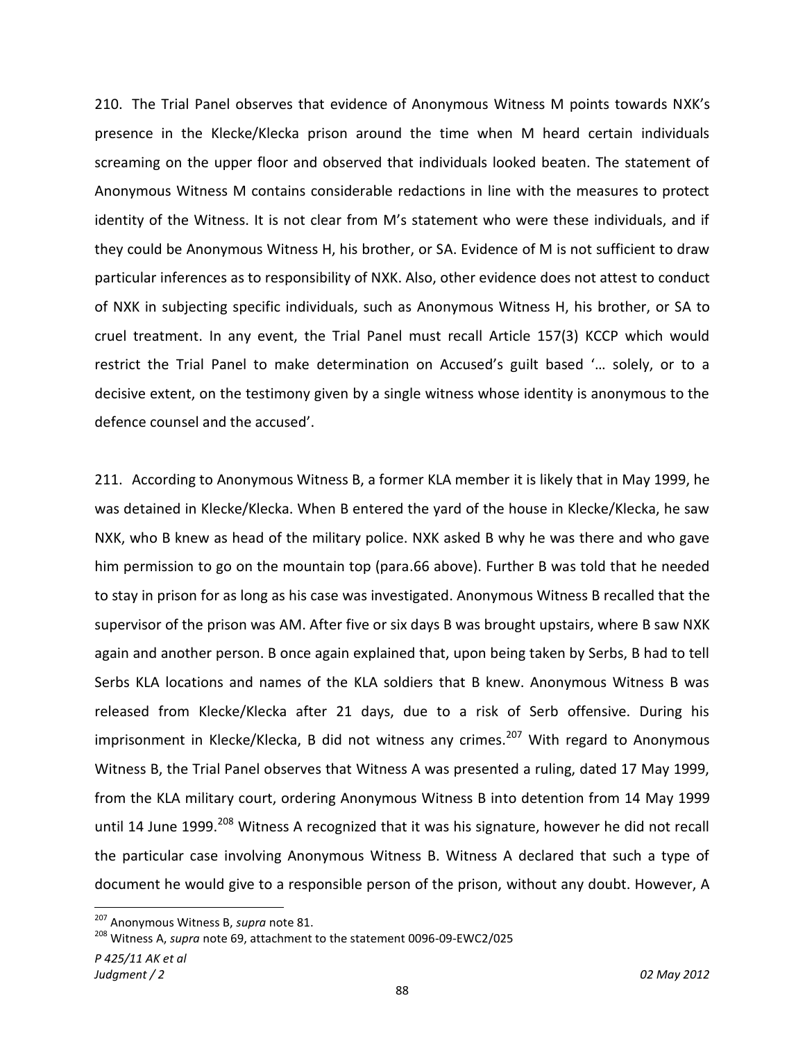210. The Trial Panel observes that evidence of Anonymous Witness M points towards NXK's presence in the Klecke/Klecka prison around the time when M heard certain individuals screaming on the upper floor and observed that individuals looked beaten. The statement of Anonymous Witness M contains considerable redactions in line with the measures to protect identity of the Witness. It is not clear from M's statement who were these individuals, and if they could be Anonymous Witness H, his brother, or SA. Evidence of M is not sufficient to draw particular inferences as to responsibility of NXK. Also, other evidence does not attest to conduct of NXK in subjecting specific individuals, such as Anonymous Witness H, his brother, or SA to cruel treatment. In any event, the Trial Panel must recall Article 157(3) KCCP which would restrict the Trial Panel to make determination on Accused's guilt based '… solely, or to a decisive extent, on the testimony given by a single witness whose identity is anonymous to the defence counsel and the accused'.

211. According to Anonymous Witness B, a former KLA member it is likely that in May 1999, he was detained in Klecke/Klecka. When B entered the yard of the house in Klecke/Klecka, he saw NXK, who B knew as head of the military police. NXK asked B why he was there and who gave him permission to go on the mountain top (para.66 above). Further B was told that he needed to stay in prison for as long as his case was investigated. Anonymous Witness B recalled that the supervisor of the prison was AM. After five or six days B was brought upstairs, where B saw NXK again and another person. B once again explained that, upon being taken by Serbs, B had to tell Serbs KLA locations and names of the KLA soldiers that B knew. Anonymous Witness B was released from Klecke/Klecka after 21 days, due to a risk of Serb offensive. During his imprisonment in Klecke/Klecka, B did not witness any crimes.[207] With regard to Anonymous Witness B, the Trial Panel observes that Witness A was presented a ruling, dated 17 May 1999, from the KLA military court, ordering Anonymous Witness B into detention from 14 May 1999 until 14 June 1999.[208] Witness A recognized that it was his signature, however he did not recall the particular case involving Anonymous Witness B. Witness A declared that such a type of document he would give to a responsible person of the prison, without any doubt. However, A

---

[207] Anonymous Witness B, *supra* note 81.

[208] Witness A, *supra* note 69, attachment to the statement 0096-09-EWC2/025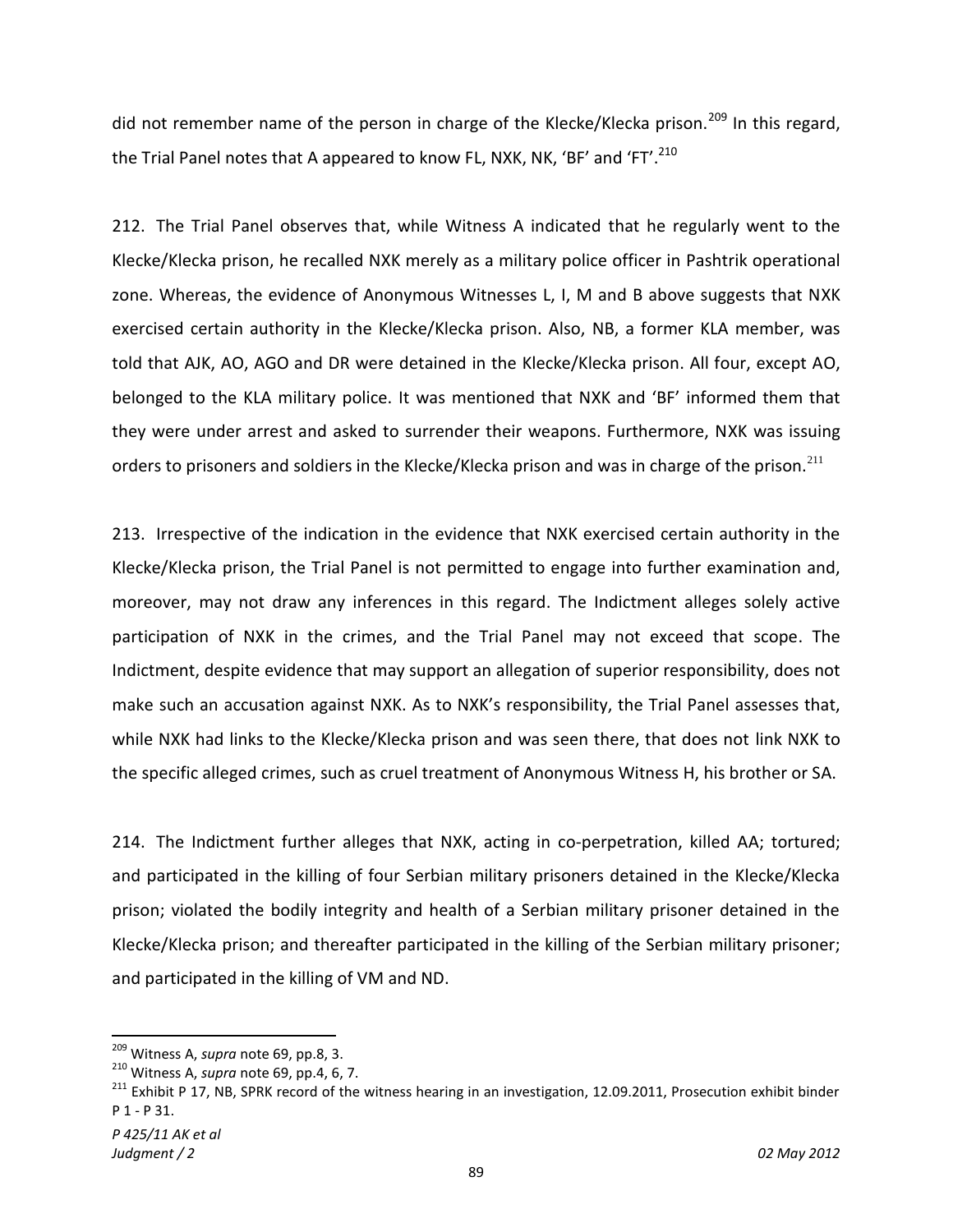did not remember name of the person in charge of the Klecke/Klecka prison.[209] In this regard, the Trial Panel notes that A appeared to know FL, NXK, NK, 'BF' and 'FT'.[210]

212. The Trial Panel observes that, while Witness A indicated that he regularly went to the Klecke/Klecka prison, he recalled NXK merely as a military police officer in Pashtrik operational zone. Whereas, the evidence of Anonymous Witnesses L, I, M and B above suggests that NXK exercised certain authority in the Klecke/Klecka prison. Also, NB, a former KLA member, was told that AJK, AO, AGO and DR were detained in the Klecke/Klecka prison. All four, except AO, belonged to the KLA military police. It was mentioned that NXK and 'BF' informed them that they were under arrest and asked to surrender their weapons. Furthermore, NXK was issuing orders to prisoners and soldiers in the Klecke/Klecka prison and was in charge of the prison.[211]

213. Irrespective of the indication in the evidence that NXK exercised certain authority in the Klecke/Klecka prison, the Trial Panel is not permitted to engage into further examination and, moreover, may not draw any inferences in this regard. The Indictment alleges solely active participation of NXK in the crimes, and the Trial Panel may not exceed that scope. The Indictment, despite evidence that may support an allegation of superior responsibility, does not make such an accusation against NXK. As to NXK's responsibility, the Trial Panel assesses that, while NXK had links to the Klecke/Klecka prison and was seen there, that does not link NXK to the specific alleged crimes, such as cruel treatment of Anonymous Witness H, his brother or SA.

214. The Indictment further alleges that NXK, acting in co-perpetration, killed AA; tortured; and participated in the killing of four Serbian military prisoners detained in the Klecke/Klecka prison; violated the bodily integrity and health of a Serbian military prisoner detained in the Klecke/Klecka prison; and thereafter participated in the killing of the Serbian military prisoner; and participated in the killing of VM and ND.

---

[209] Witness A, *supra* note 69, pp.8, 3.

[210] Witness A, *supra* note 69, pp.4, 6, 7.

[211] Exhibit P 17, NB, SPRK record of the witness hearing in an investigation, 12.09.2011, Prosecution exhibit binder P 1 - P 31.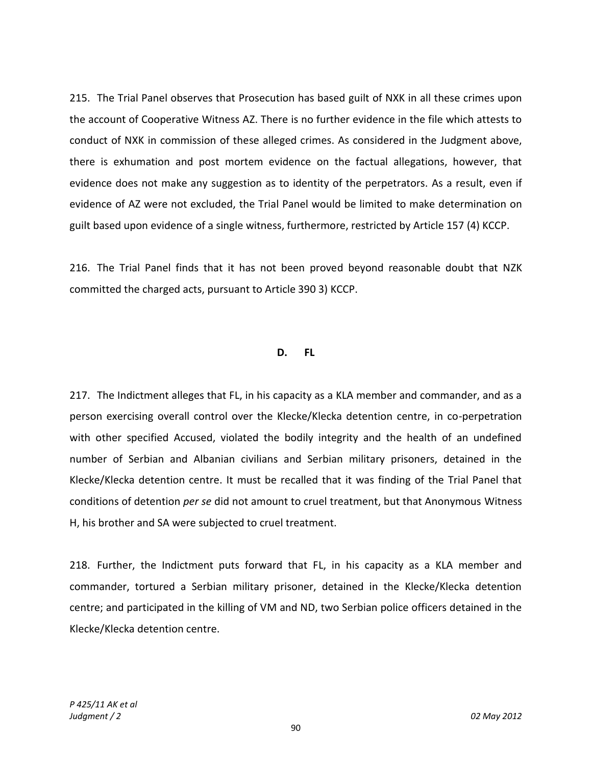215. The Trial Panel observes that Prosecution has based guilt of NXK in all these crimes upon the account of Cooperative Witness AZ. There is no further evidence in the file which attests to conduct of NXK in commission of these alleged crimes. As considered in the Judgment above, there is exhumation and post mortem evidence on the factual allegations, however, that evidence does not make any suggestion as to identity of the perpetrators. As a result, even if evidence of AZ were not excluded, the Trial Panel would be limited to make determination on guilt based upon evidence of a single witness, furthermore, restricted by Article 157 (4) KCCP.

216. The Trial Panel finds that it has not been proved beyond reasonable doubt that NZK committed the charged acts, pursuant to Article 390 3) KCCP.

### D. FL

217. The Indictment alleges that FL, in his capacity as a KLA member and commander, and as a person exercising overall control over the Klecke/Klecka detention centre, in co-perpetration with other specified Accused, violated the bodily integrity and the health of an undefined number of Serbian and Albanian civilians and Serbian military prisoners, detained in the Klecke/Klecka detention centre. It must be recalled that it was finding of the Trial Panel that conditions of detention *per se* did not amount to cruel treatment, but that Anonymous Witness H, his brother and SA were subjected to cruel treatment.

218. Further, the Indictment puts forward that FL, in his capacity as a KLA member and commander, tortured a Serbian military prisoner, detained in the Klecke/Klecka detention centre; and participated in the killing of VM and ND, two Serbian police officers detained in the Klecke/Klecka detention centre.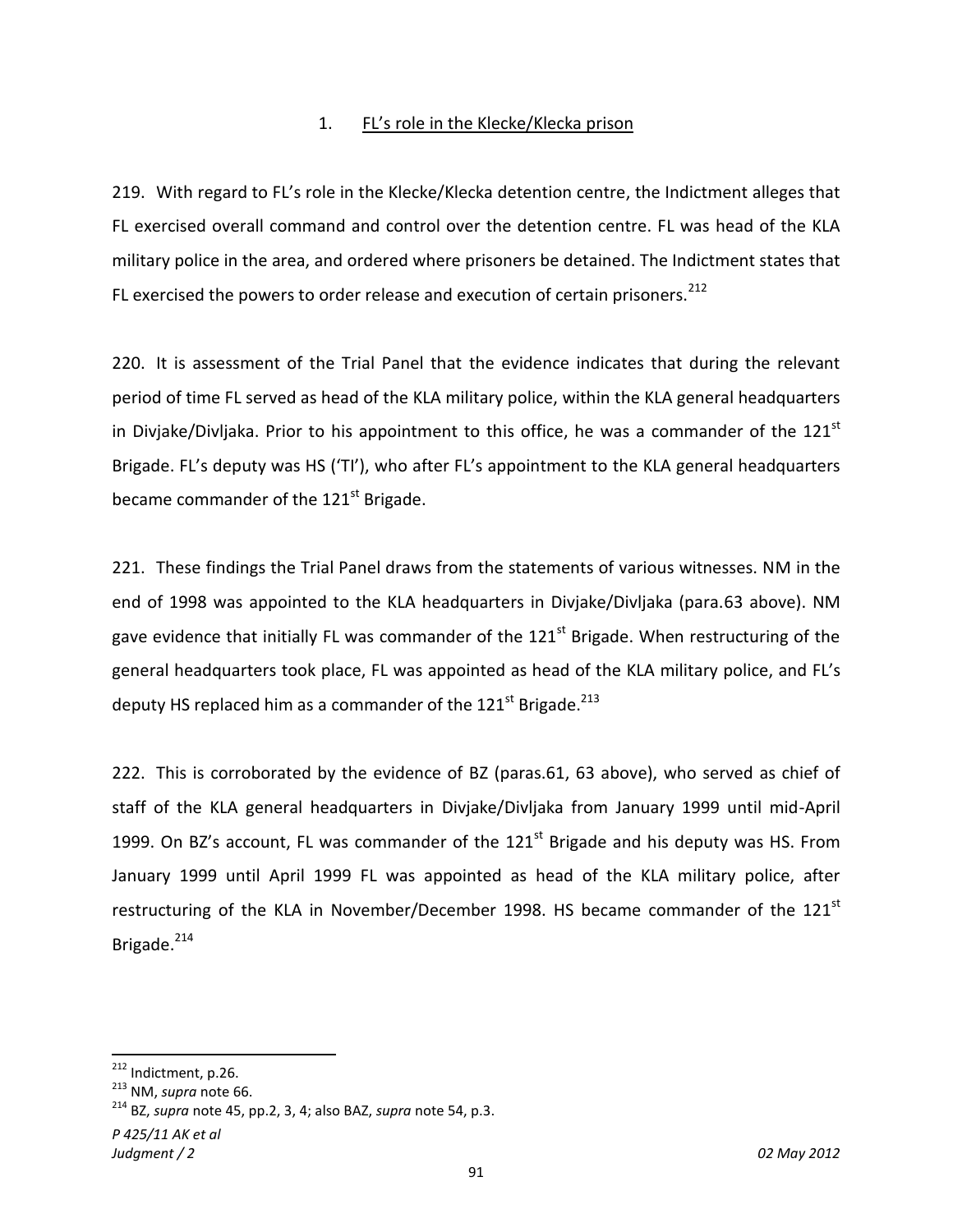### 1. FL's role in the Klecke/Klecka prison

219. With regard to FL's role in the Klecke/Klecka detention centre, the Indictment alleges that FL exercised overall command and control over the detention centre. FL was head of the KLA military police in the area, and ordered where prisoners be detained. The Indictment states that FL exercised the powers to order release and execution of certain prisoners.[212]

220. It is assessment of the Trial Panel that the evidence indicates that during the relevant period of time FL served as head of the KLA military police, within the KLA general headquarters in Divjake/Divljaka. Prior to his appointment to this office, he was a commander of the 121st Brigade. FL's deputy was HS ('TI'), who after FL's appointment to the KLA general headquarters became commander of the 121st Brigade.

221. These findings the Trial Panel draws from the statements of various witnesses. NM in the end of 1998 was appointed to the KLA headquarters in Divjake/Divljaka (para.63 above). NM gave evidence that initially FL was commander of the 121st Brigade. When restructuring of the general headquarters took place, FL was appointed as head of the KLA military police, and FL's deputy HS replaced him as a commander of the 121st Brigade.[213]

222. This is corroborated by the evidence of BZ (paras.61, 63 above), who served as chief of staff of the KLA general headquarters in Divjake/Divljaka from January 1999 until mid-April 1999. On BZ's account, FL was commander of the 121st Brigade and his deputy was HS. From January 1999 until April 1999 FL was appointed as head of the KLA military police, after restructuring of the KLA in November/December 1998. HS became commander of the 121st Brigade.[214]

---

[212] Indictment, p.26.

[213] NM, *supra* note 66.

[214] BZ, *supra* note 45, pp.2, 3, 4; also BAZ, *supra* note 54, p.3.

*P 425/11 AK et al*
*Judgment / 2* *02 May 2012*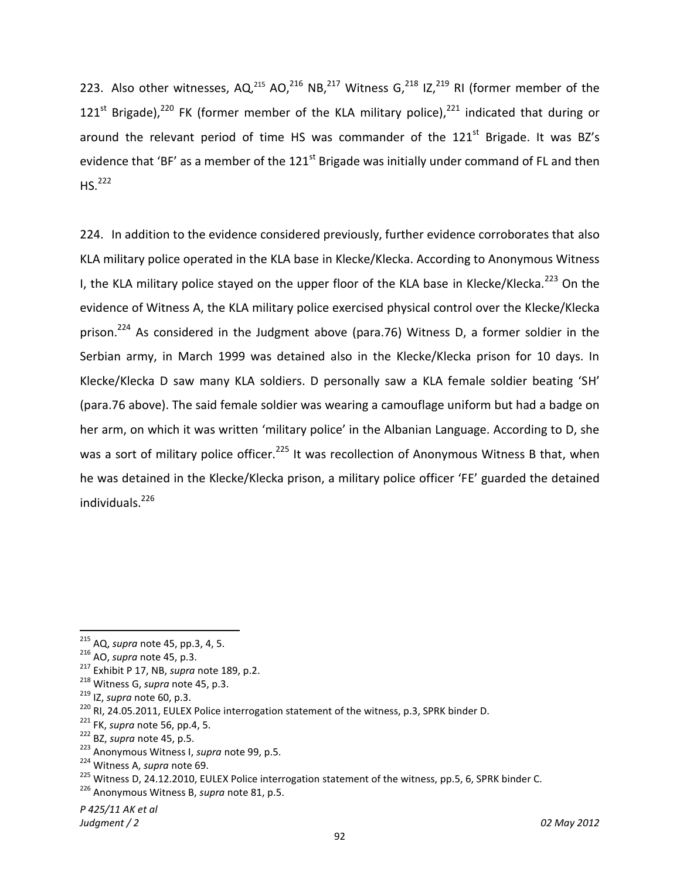223. Also other witnesses, AQ,[215] AO,[216] NB,[217] Witness G,[218] IZ,[219] RI (former member of the 121st Brigade),[220] FK (former member of the KLA military police),[221] indicated that during or around the relevant period of time HS was commander of the 121st Brigade. It was BZ's evidence that 'BF' as a member of the 121st Brigade was initially under command of FL and then HS.[222]

224. In addition to the evidence considered previously, further evidence corroborates that also KLA military police operated in the KLA base in Klecke/Klecka. According to Anonymous Witness I, the KLA military police stayed on the upper floor of the KLA base in Klecke/Klecka.[223] On the evidence of Witness A, the KLA military police exercised physical control over the Klecke/Klecka prison.[224] As considered in the Judgment above (para.76) Witness D, a former soldier in the Serbian army, in March 1999 was detained also in the Klecke/Klecka prison for 10 days. In Klecke/Klecka D saw many KLA soldiers. D personally saw a KLA female soldier beating 'SH' (para.76 above). The said female soldier was wearing a camouflage uniform but had a badge on her arm, on which it was written 'military police' in the Albanian Language. According to D, she was a sort of military police officer.[225] It was recollection of Anonymous Witness B that, when he was detained in the Klecke/Klecka prison, a military police officer 'FE' guarded the detained individuals.[226]

---

[215] AQ, *supra* note 45, pp.3, 4, 5.
[216] AO, *supra* note 45, p.3.
[217] Exhibit P 17, NB, *supra* note 189, p.2.
[218] Witness G, *supra* note 45, p.3.
[219] IZ, *supra* note 60, p.3.
[220] RI, 24.05.2011, EULEX Police interrogation statement of the witness, p.3, SPRK binder D.
[221] FK, *supra* note 56, pp.4, 5.
[222] BZ, *supra* note 45, p.5.
[223] Anonymous Witness I, *supra* note 99, p.5.
[224] Witness A, *supra* note 69.
[225] Witness D, 24.12.2010, EULEX Police interrogation statement of the witness, pp.5, 6, SPRK binder C.
[226] Anonymous Witness B, *supra* note 81, p.5.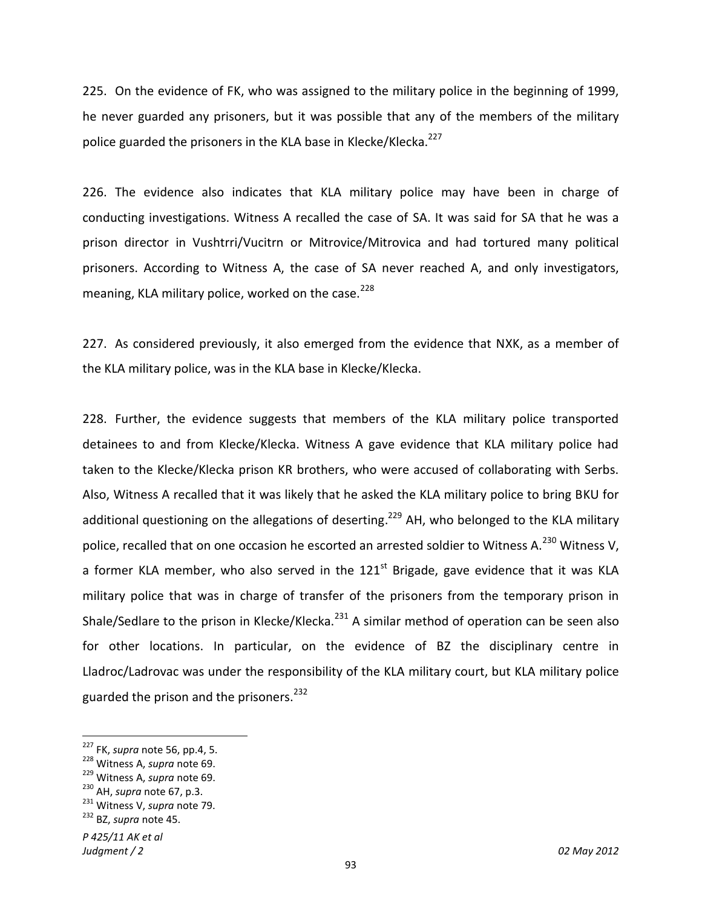225. On the evidence of FK, who was assigned to the military police in the beginning of 1999, he never guarded any prisoners, but it was possible that any of the members of the military police guarded the prisoners in the KLA base in Klecke/Klecka.[227]

226. The evidence also indicates that KLA military police may have been in charge of conducting investigations. Witness A recalled the case of SA. It was said for SA that he was a prison director in Vushtrri/Vucitrn or Mitrovice/Mitrovica and had tortured many political prisoners. According to Witness A, the case of SA never reached A, and only investigators, meaning, KLA military police, worked on the case.[228]

227. As considered previously, it also emerged from the evidence that NXK, as a member of the KLA military police, was in the KLA base in Klecke/Klecka.

228. Further, the evidence suggests that members of the KLA military police transported detainees to and from Klecke/Klecka. Witness A gave evidence that KLA military police had taken to the Klecke/Klecka prison KR brothers, who were accused of collaborating with Serbs. Also, Witness A recalled that it was likely that he asked the KLA military police to bring BKU for additional questioning on the allegations of deserting.[229] AH, who belonged to the KLA military police, recalled that on one occasion he escorted an arrested soldier to Witness A.[230] Witness V, a former KLA member, who also served in the 121st Brigade, gave evidence that it was KLA military police that was in charge of transfer of the prisoners from the temporary prison in Shale/Sedlare to the prison in Klecke/Klecka.[231] A similar method of operation can be seen also for other locations. In particular, on the evidence of BZ the disciplinary centre in Lladroc/Ladrovac was under the responsibility of the KLA military court, but KLA military police guarded the prison and the prisoners.[232]

---

[227] FK, *supra* note 56, pp.4, 5.
[228] Witness A, *supra* note 69.
[229] Witness A, *supra* note 69.
[230] AH, *supra* note 67, p.3.
[231] Witness V, *supra* note 79.
[232] BZ, *supra* note 45.

*P 425/11 AK et al*
*Judgment / 2* *02 May 2012*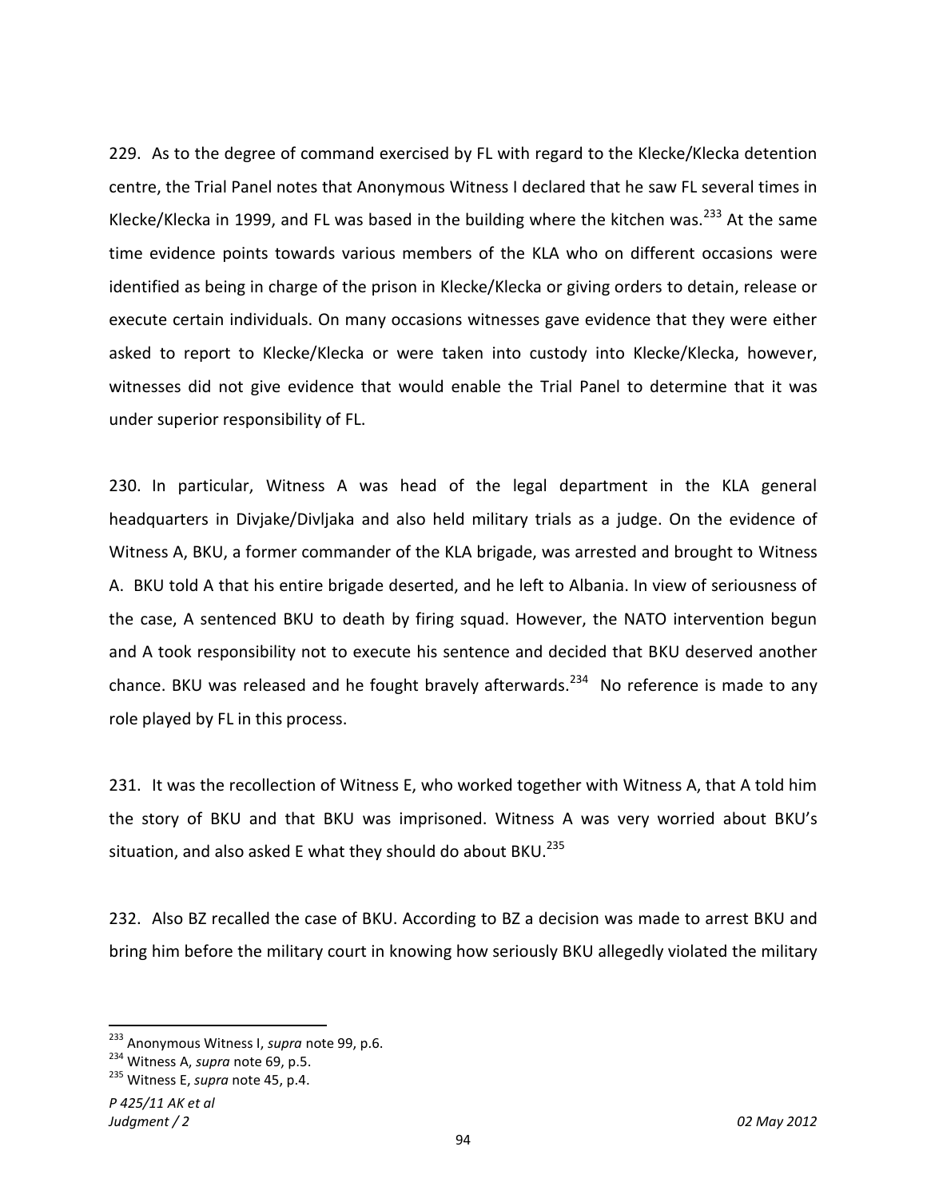229. As to the degree of command exercised by FL with regard to the Klecke/Klecka detention centre, the Trial Panel notes that Anonymous Witness I declared that he saw FL several times in Klecke/Klecka in 1999, and FL was based in the building where the kitchen was.[233] At the same time evidence points towards various members of the KLA who on different occasions were identified as being in charge of the prison in Klecke/Klecka or giving orders to detain, release or execute certain individuals. On many occasions witnesses gave evidence that they were either asked to report to Klecke/Klecka or were taken into custody into Klecke/Klecka, however, witnesses did not give evidence that would enable the Trial Panel to determine that it was under superior responsibility of FL.

230. In particular, Witness A was head of the legal department in the KLA general headquarters in Divjake/Divljaka and also held military trials as a judge. On the evidence of Witness A, BKU, a former commander of the KLA brigade, was arrested and brought to Witness A. BKU told A that his entire brigade deserted, and he left to Albania. In view of seriousness of the case, A sentenced BKU to death by firing squad. However, the NATO intervention begun and A took responsibility not to execute his sentence and decided that BKU deserved another chance. BKU was released and he fought bravely afterwards.[234] No reference is made to any role played by FL in this process.

231. It was the recollection of Witness E, who worked together with Witness A, that A told him the story of BKU and that BKU was imprisoned. Witness A was very worried about BKU's situation, and also asked E what they should do about BKU.[235]

232. Also BZ recalled the case of BKU. According to BZ a decision was made to arrest BKU and bring him before the military court in knowing how seriously BKU allegedly violated the military

---

[233] Anonymous Witness I, *supra* note 99, p.6.

[234] Witness A, *supra* note 69, p.5.

[235] Witness E, *supra* note 45, p.4.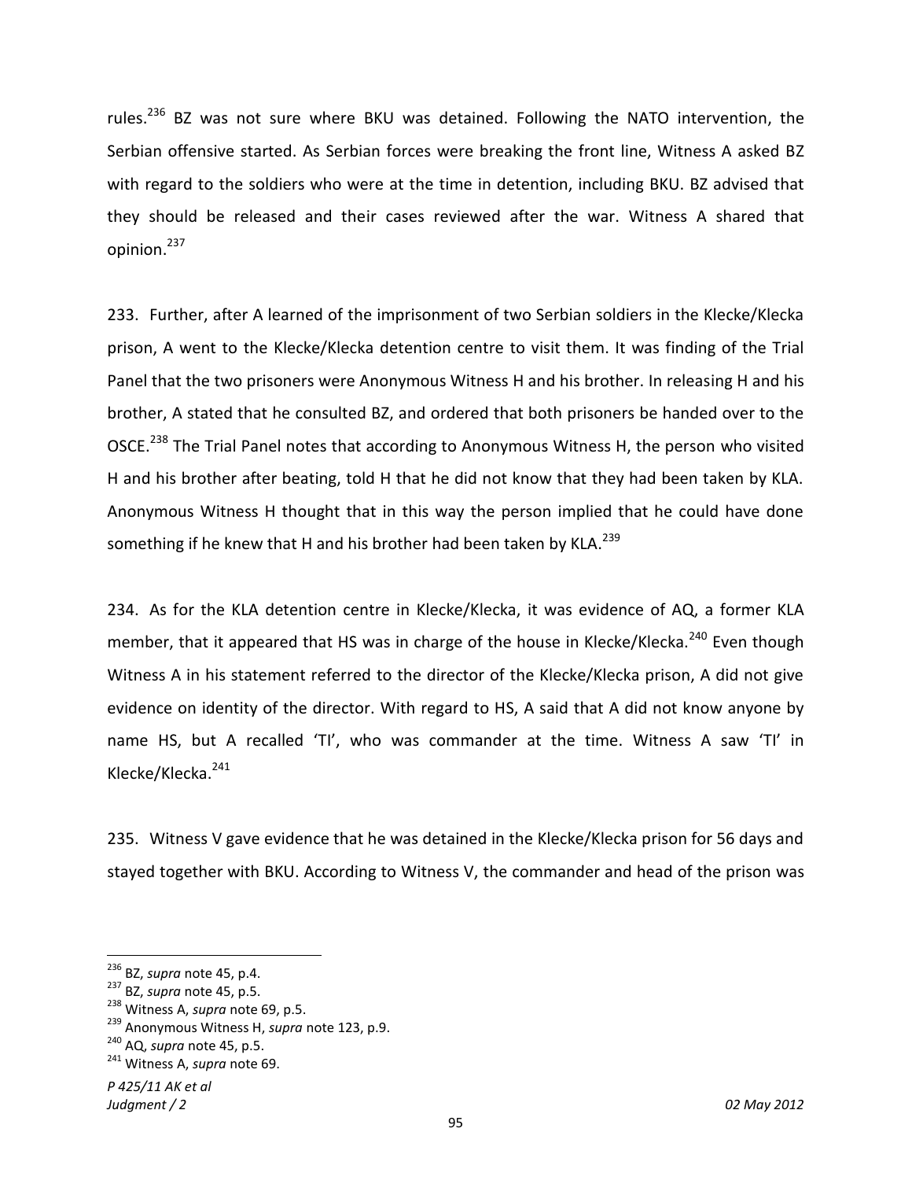rules.[236] BZ was not sure where BKU was detained. Following the NATO intervention, the Serbian offensive started. As Serbian forces were breaking the front line, Witness A asked BZ with regard to the soldiers who were at the time in detention, including BKU. BZ advised that they should be released and their cases reviewed after the war. Witness A shared that opinion.[237]

233. Further, after A learned of the imprisonment of two Serbian soldiers in the Klecke/Klecka prison, A went to the Klecke/Klecka detention centre to visit them. It was finding of the Trial Panel that the two prisoners were Anonymous Witness H and his brother. In releasing H and his brother, A stated that he consulted BZ, and ordered that both prisoners be handed over to the OSCE.[238] The Trial Panel notes that according to Anonymous Witness H, the person who visited H and his brother after beating, told H that he did not know that they had been taken by KLA. Anonymous Witness H thought that in this way the person implied that he could have done something if he knew that H and his brother had been taken by KLA.[239]

234. As for the KLA detention centre in Klecke/Klecka, it was evidence of AQ, a former KLA member, that it appeared that HS was in charge of the house in Klecke/Klecka.[240] Even though Witness A in his statement referred to the director of the Klecke/Klecka prison, A did not give evidence on identity of the director. With regard to HS, A said that A did not know anyone by name HS, but A recalled 'TI', who was commander at the time. Witness A saw 'TI' in Klecke/Klecka.[241]

235. Witness V gave evidence that he was detained in the Klecke/Klecka prison for 56 days and stayed together with BKU. According to Witness V, the commander and head of the prison was

---

[236] BZ, *supra* note 45, p.4.
[237] BZ, *supra* note 45, p.5.
[238] Witness A, *supra* note 69, p.5.
[239] Anonymous Witness H, *supra* note 123, p.9.
[240] AQ, *supra* note 45, p.5.
[241] Witness A, *supra* note 69.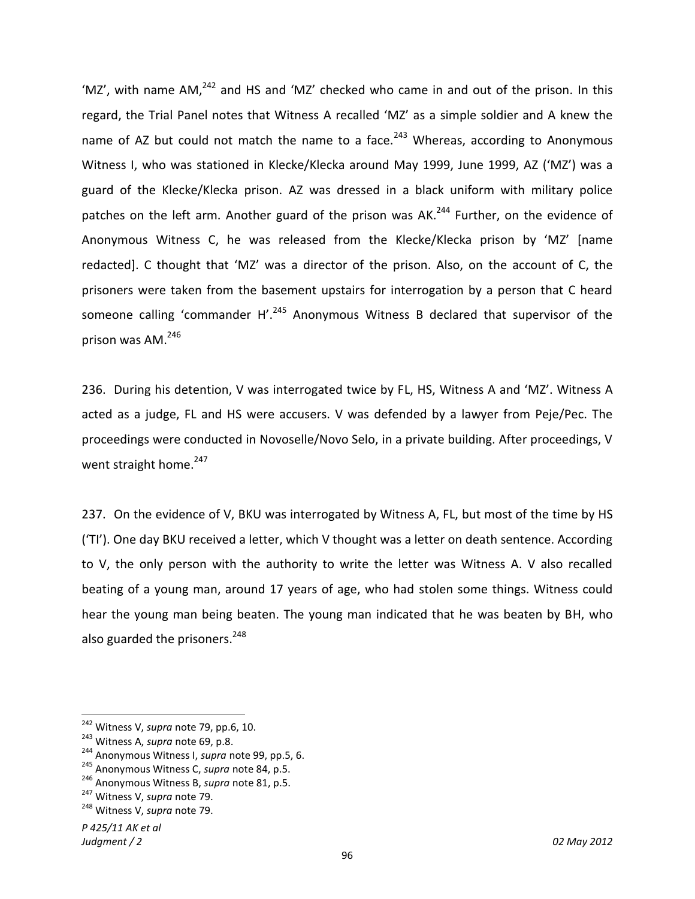'MZ', with name AM,[242] and HS and 'MZ' checked who came in and out of the prison. In this regard, the Trial Panel notes that Witness A recalled 'MZ' as a simple soldier and A knew the name of AZ but could not match the name to a face.[243] Whereas, according to Anonymous Witness I, who was stationed in Klecke/Klecka around May 1999, June 1999, AZ ('MZ') was a guard of the Klecke/Klecka prison. AZ was dressed in a black uniform with military police patches on the left arm. Another guard of the prison was AK.[244] Further, on the evidence of Anonymous Witness C, he was released from the Klecke/Klecka prison by 'MZ' [name redacted]. C thought that 'MZ' was a director of the prison. Also, on the account of C, the prisoners were taken from the basement upstairs for interrogation by a person that C heard someone calling 'commander H'.[245] Anonymous Witness B declared that supervisor of the prison was AM.[246]

236. During his detention, V was interrogated twice by FL, HS, Witness A and 'MZ'. Witness A acted as a judge, FL and HS were accusers. V was defended by a lawyer from Peje/Pec. The proceedings were conducted in Novoselle/Novo Selo, in a private building. After proceedings, V went straight home.[247]

237. On the evidence of V, BKU was interrogated by Witness A, FL, but most of the time by HS ('TI'). One day BKU received a letter, which V thought was a letter on death sentence. According to V, the only person with the authority to write the letter was Witness A. V also recalled beating of a young man, around 17 years of age, who had stolen some things. Witness could hear the young man being beaten. The young man indicated that he was beaten by BH, who also guarded the prisoners.[248]

---

[242] Witness V, *supra* note 79, pp.6, 10.
[243] Witness A, *supra* note 69, p.8.
[244] Anonymous Witness I, *supra* note 99, pp.5, 6.
[245] Anonymous Witness C, *supra* note 84, p.5.
[246] Anonymous Witness B, *supra* note 81, p.5.
[247] Witness V, *supra* note 79.
[248] Witness V, *supra* note 79.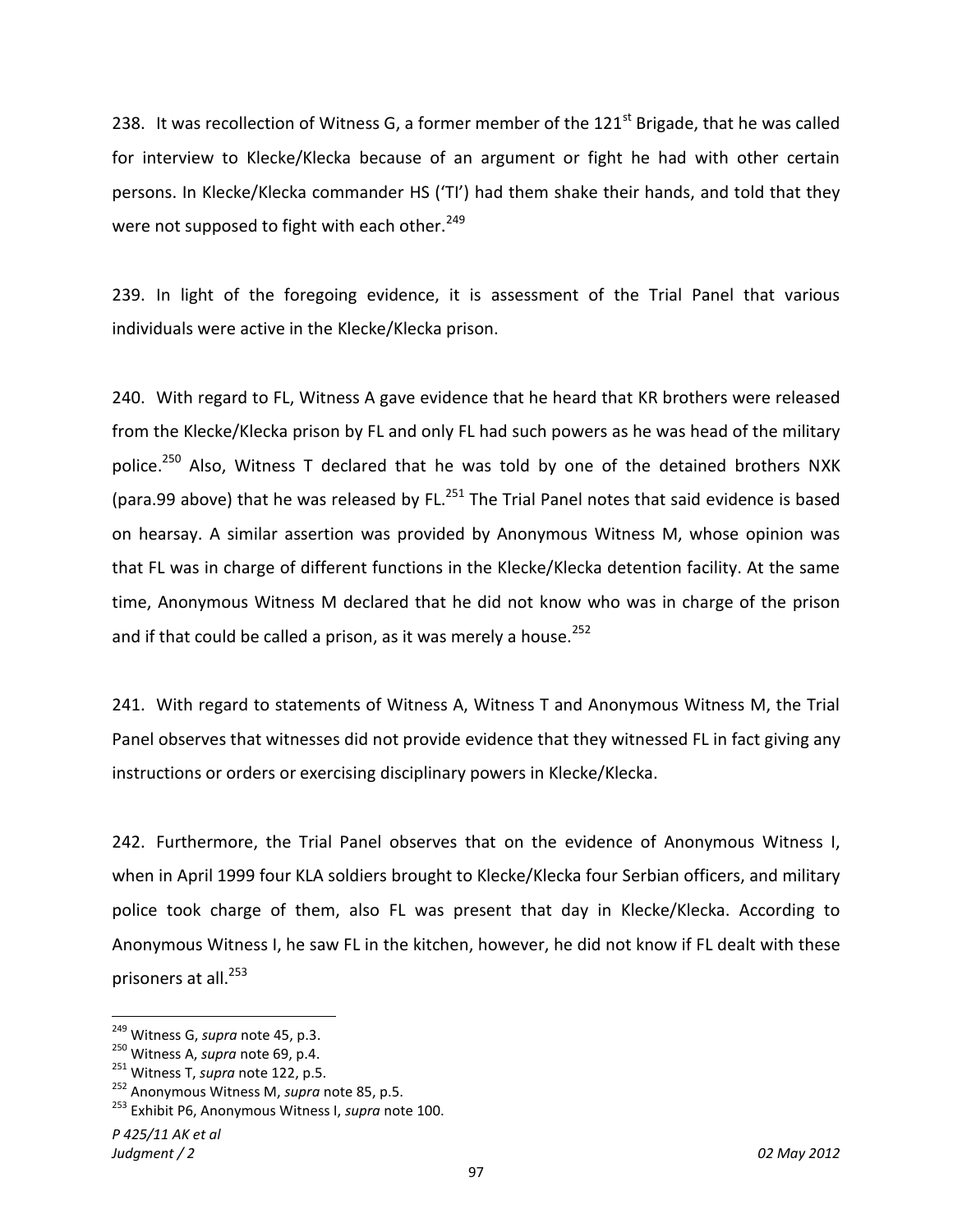238. It was recollection of Witness G, a former member of the 121st Brigade, that he was called for interview to Klecke/Klecka because of an argument or fight he had with other certain persons. In Klecke/Klecka commander HS ('TI') had them shake their hands, and told that they were not supposed to fight with each other.[249]

239. In light of the foregoing evidence, it is assessment of the Trial Panel that various individuals were active in the Klecke/Klecka prison.

240. With regard to FL, Witness A gave evidence that he heard that KR brothers were released from the Klecke/Klecka prison by FL and only FL had such powers as he was head of the military police.[250] Also, Witness T declared that he was told by one of the detained brothers NXK (para.99 above) that he was released by FL.[251] The Trial Panel notes that said evidence is based on hearsay. A similar assertion was provided by Anonymous Witness M, whose opinion was that FL was in charge of different functions in the Klecke/Klecka detention facility. At the same time, Anonymous Witness M declared that he did not know who was in charge of the prison and if that could be called a prison, as it was merely a house.[252]

241. With regard to statements of Witness A, Witness T and Anonymous Witness M, the Trial Panel observes that witnesses did not provide evidence that they witnessed FL in fact giving any instructions or orders or exercising disciplinary powers in Klecke/Klecka.

242. Furthermore, the Trial Panel observes that on the evidence of Anonymous Witness I, when in April 1999 four KLA soldiers brought to Klecke/Klecka four Serbian officers, and military police took charge of them, also FL was present that day in Klecke/Klecka. According to Anonymous Witness I, he saw FL in the kitchen, however, he did not know if FL dealt with these prisoners at all.[253]

---

[249] Witness G, *supra* note 45, p.3.

[250] Witness A, *supra* note 69, p.4.

[251] Witness T, *supra* note 122, p.5.

[252] Anonymous Witness M, *supra* note 85, p.5.

[253] Exhibit P6, Anonymous Witness I, *supra* note 100.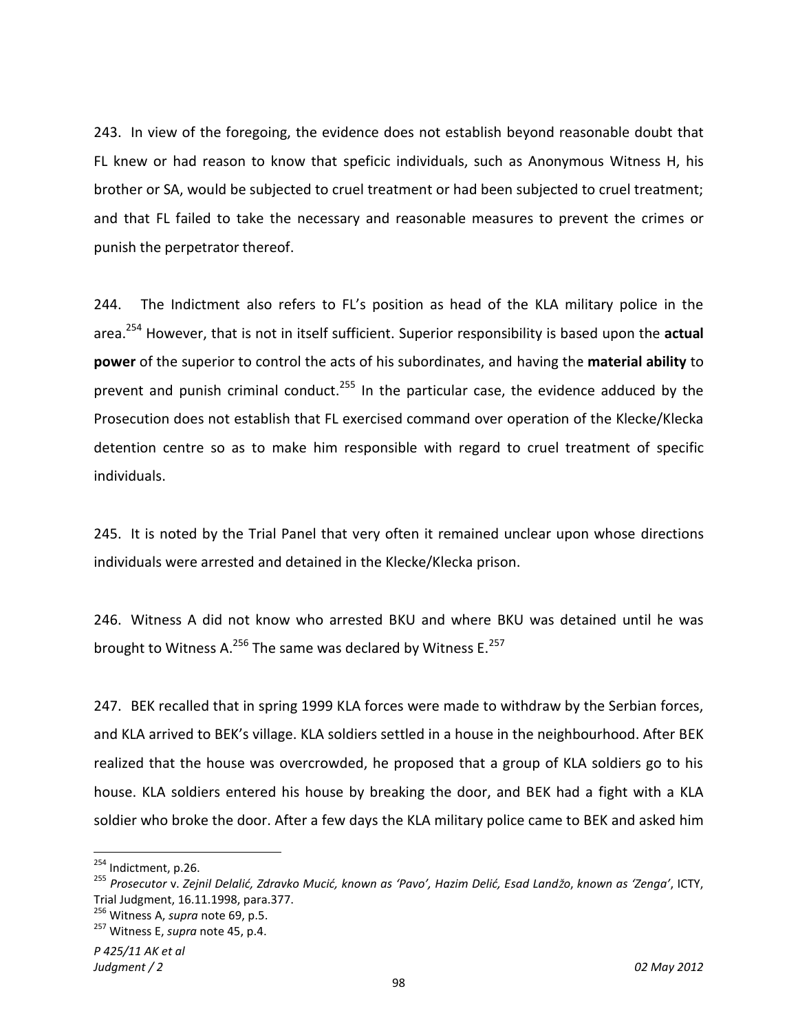243. In view of the foregoing, the evidence does not establish beyond reasonable doubt that FL knew or had reason to know that speficic individuals, such as Anonymous Witness H, his brother or SA, would be subjected to cruel treatment or had been subjected to cruel treatment; and that FL failed to take the necessary and reasonable measures to prevent the crimes or punish the perpetrator thereof.

244. The Indictment also refers to FL's position as head of the KLA military police in the area.[254] However, that is not in itself sufficient. Superior responsibility is based upon the **actual power** of the superior to control the acts of his subordinates, and having the **material ability** to prevent and punish criminal conduct.[255] In the particular case, the evidence adduced by the Prosecution does not establish that FL exercised command over operation of the Klecke/Klecka detention centre so as to make him responsible with regard to cruel treatment of specific individuals.

245. It is noted by the Trial Panel that very often it remained unclear upon whose directions individuals were arrested and detained in the Klecke/Klecka prison.

246. Witness A did not know who arrested BKU and where BKU was detained until he was brought to Witness A.[256] The same was declared by Witness E.[257]

247. BEK recalled that in spring 1999 KLA forces were made to withdraw by the Serbian forces, and KLA arrived to BEK's village. KLA soldiers settled in a house in the neighbourhood. After BEK realized that the house was overcrowded, he proposed that a group of KLA soldiers go to his house. KLA soldiers entered his house by breaking the door, and BEK had a fight with a KLA soldier who broke the door. After a few days the KLA military police came to BEK and asked him

---

[254] Indictment, p.26.

[255] *Prosecutor* v. *Zejnil Delalić, Zdravko Mucić, known as 'Pavo', Hazim Delić, Esad Landžo, known as 'Zenga'*, ICTY, Trial Judgment, 16.11.1998, para.377.

[256] Witness A, *supra* note 69, p.5.

[257] Witness E, *supra* note 45, p.4.

*P 425/11 AK et al*
*Judgment / 2* *02 May 2012*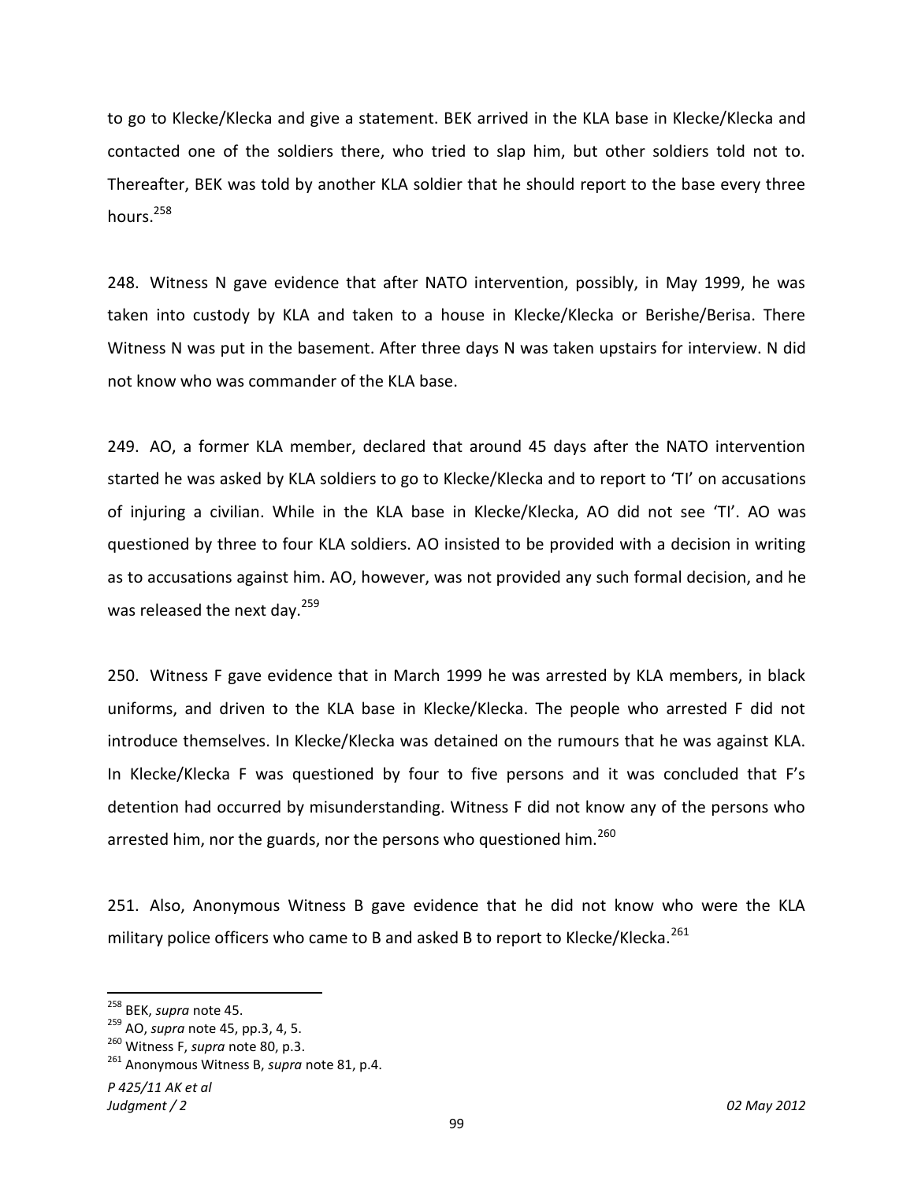to go to Klecke/Klecka and give a statement. BEK arrived in the KLA base in Klecke/Klecka and contacted one of the soldiers there, who tried to slap him, but other soldiers told not to. Thereafter, BEK was told by another KLA soldier that he should report to the base every three hours.[258]

248. Witness N gave evidence that after NATO intervention, possibly, in May 1999, he was taken into custody by KLA and taken to a house in Klecke/Klecka or Berishe/Berisa. There Witness N was put in the basement. After three days N was taken upstairs for interview. N did not know who was commander of the KLA base.

249. AO, a former KLA member, declared that around 45 days after the NATO intervention started he was asked by KLA soldiers to go to Klecke/Klecka and to report to 'TI' on accusations of injuring a civilian. While in the KLA base in Klecke/Klecka, AO did not see 'TI'. AO was questioned by three to four KLA soldiers. AO insisted to be provided with a decision in writing as to accusations against him. AO, however, was not provided any such formal decision, and he was released the next day.[259]

250. Witness F gave evidence that in March 1999 he was arrested by KLA members, in black uniforms, and driven to the KLA base in Klecke/Klecka. The people who arrested F did not introduce themselves. In Klecke/Klecka was detained on the rumours that he was against KLA. In Klecke/Klecka F was questioned by four to five persons and it was concluded that F's detention had occurred by misunderstanding. Witness F did not know any of the persons who arrested him, nor the guards, nor the persons who questioned him.[260]

251. Also, Anonymous Witness B gave evidence that he did not know who were the KLA military police officers who came to B and asked B to report to Klecke/Klecka.[261]

---

[258] BEK, *supra* note 45.

[259] AO, *supra* note 45, pp.3, 4, 5.

[260] Witness F, *supra* note 80, p.3.

[261] Anonymous Witness B, *supra* note 81, p.4.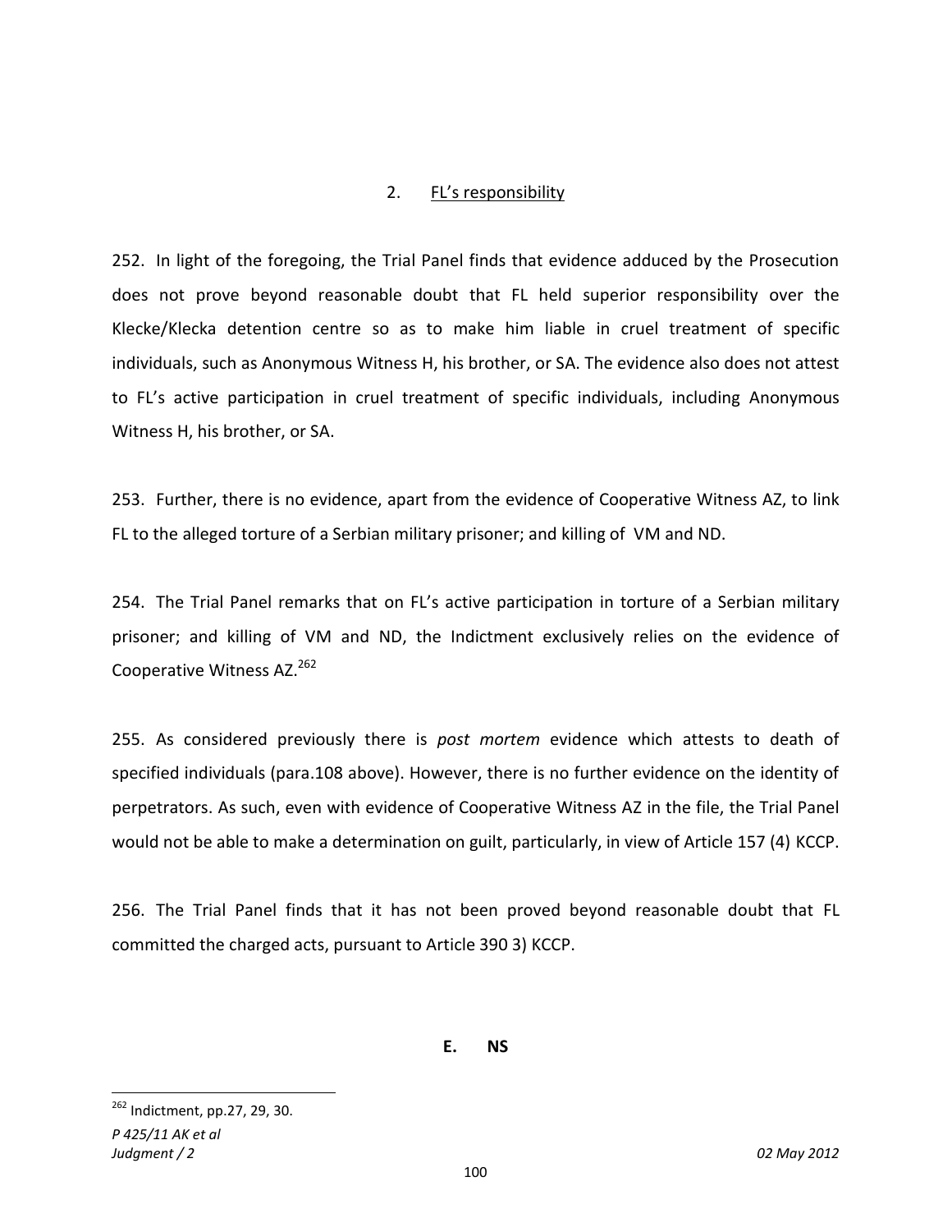### 2. FL's responsibility

252. In light of the foregoing, the Trial Panel finds that evidence adduced by the Prosecution does not prove beyond reasonable doubt that FL held superior responsibility over the Klecke/Klecka detention centre so as to make him liable in cruel treatment of specific individuals, such as Anonymous Witness H, his brother, or SA. The evidence also does not attest to FL's active participation in cruel treatment of specific individuals, including Anonymous Witness H, his brother, or SA.

253. Further, there is no evidence, apart from the evidence of Cooperative Witness AZ, to link FL to the alleged torture of a Serbian military prisoner; and killing of VM and ND.

254. The Trial Panel remarks that on FL's active participation in torture of a Serbian military prisoner; and killing of VM and ND, the Indictment exclusively relies on the evidence of Cooperative Witness AZ.[262]

255. As considered previously there is *post mortem* evidence which attests to death of specified individuals (para.108 above). However, there is no further evidence on the identity of perpetrators. As such, even with evidence of Cooperative Witness AZ in the file, the Trial Panel would not be able to make a determination on guilt, particularly, in view of Article 157 (4) KCCP.

256. The Trial Panel finds that it has not been proved beyond reasonable doubt that FL committed the charged acts, pursuant to Article 390 3) KCCP.

## E. NS

[262] Indictment, pp.27, 29, 30.

*P 425/11 AK et al*
*Judgment / 2* *02 May 2012*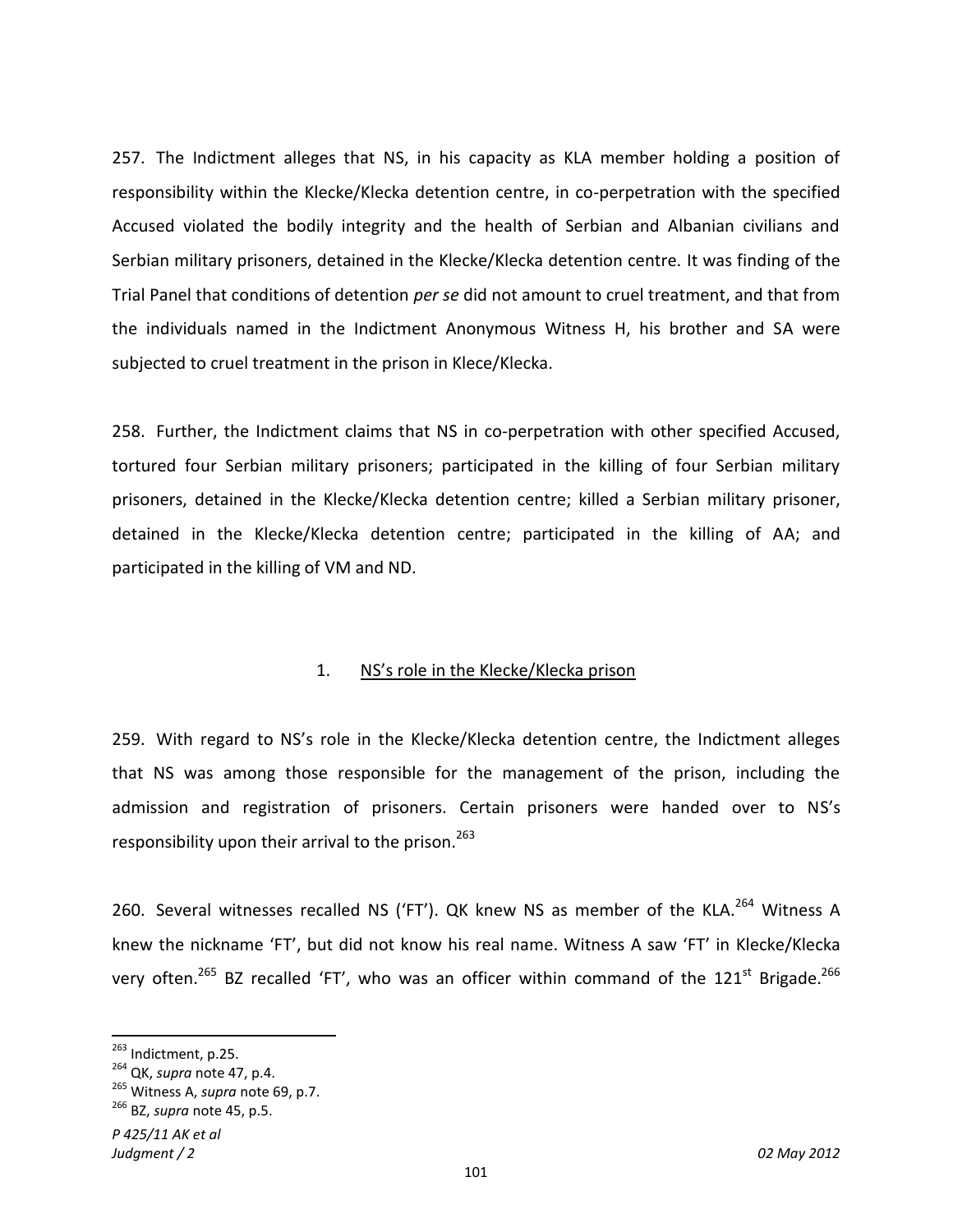257. The Indictment alleges that NS, in his capacity as KLA member holding a position of responsibility within the Klecke/Klecka detention centre, in co-perpetration with the specified Accused violated the bodily integrity and the health of Serbian and Albanian civilians and Serbian military prisoners, detained in the Klecke/Klecka detention centre. It was finding of the Trial Panel that conditions of detention *per se* did not amount to cruel treatment, and that from the individuals named in the Indictment Anonymous Witness H, his brother and SA were subjected to cruel treatment in the prison in Klece/Klecka.

258. Further, the Indictment claims that NS in co-perpetration with other specified Accused, tortured four Serbian military prisoners; participated in the killing of four Serbian military prisoners, detained in the Klecke/Klecka detention centre; killed a Serbian military prisoner, detained in the Klecke/Klecka detention centre; participated in the killing of AA; and participated in the killing of VM and ND.

### 1. NS's role in the Klecke/Klecka prison

259. With regard to NS's role in the Klecke/Klecka detention centre, the Indictment alleges that NS was among those responsible for the management of the prison, including the admission and registration of prisoners. Certain prisoners were handed over to NS's responsibility upon their arrival to the prison.[263]

260. Several witnesses recalled NS ('FT'). QK knew NS as member of the KLA.[264] Witness A knew the nickname 'FT', but did not know his real name. Witness A saw 'FT' in Klecke/Klecka very often.[265] BZ recalled 'FT', who was an officer within command of the 121st Brigade.[266]

---

[263] Indictment, p.25.

[264] QK, *supra* note 47, p.4.

[265] Witness A, *supra* note 69, p.7.

[266] BZ, *supra* note 45, p.5.

*P 425/11 AK et al*
*Judgment / 2* *02 May 2012*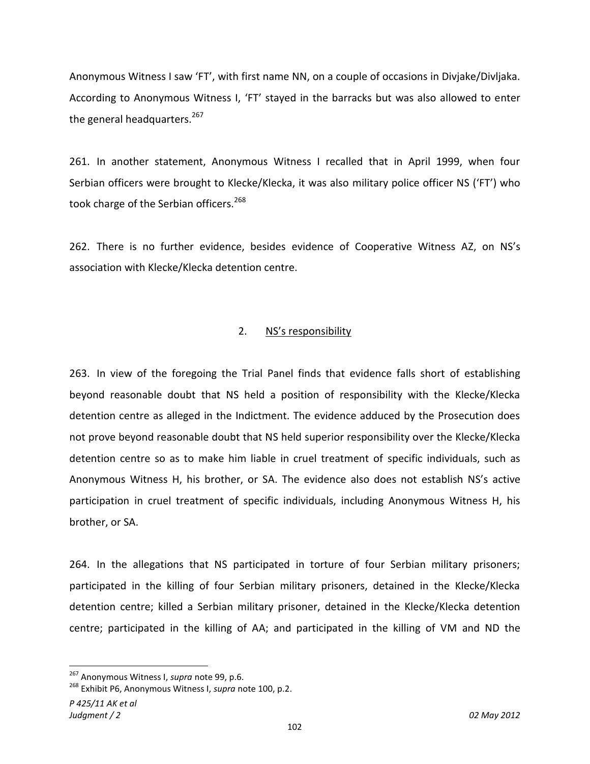Anonymous Witness I saw 'FT', with first name NN, on a couple of occasions in Divjake/Divljaka. According to Anonymous Witness I, 'FT' stayed in the barracks but was also allowed to enter the general headquarters.[267]

261. In another statement, Anonymous Witness I recalled that in April 1999, when four Serbian officers were brought to Klecke/Klecka, it was also military police officer NS ('FT') who took charge of the Serbian officers.[268]

262. There is no further evidence, besides evidence of Cooperative Witness AZ, on NS's association with Klecke/Klecka detention centre.

## 2. NS's responsibility

263. In view of the foregoing the Trial Panel finds that evidence falls short of establishing beyond reasonable doubt that NS held a position of responsibility with the Klecke/Klecka detention centre as alleged in the Indictment. The evidence adduced by the Prosecution does not prove beyond reasonable doubt that NS held superior responsibility over the Klecke/Klecka detention centre so as to make him liable in cruel treatment of specific individuals, such as Anonymous Witness H, his brother, or SA. The evidence also does not establish NS's active participation in cruel treatment of specific individuals, including Anonymous Witness H, his brother, or SA.

264. In the allegations that NS participated in torture of four Serbian military prisoners; participated in the killing of four Serbian military prisoners, detained in the Klecke/Klecka detention centre; killed a Serbian military prisoner, detained in the Klecke/Klecka detention centre; participated in the killing of AA; and participated in the killing of VM and ND the

---

[267] Anonymous Witness I, *supra* note 99, p.6.

[268] Exhibit P6, Anonymous Witness I, *supra* note 100, p.2.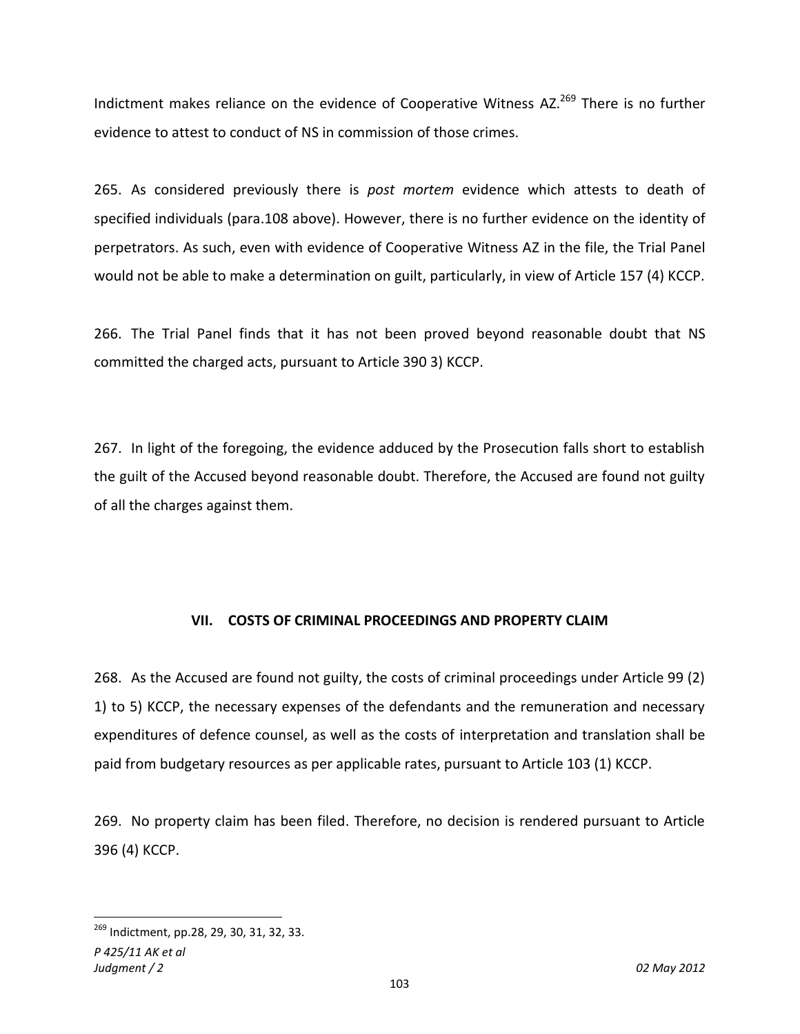Indictment makes reliance on the evidence of Cooperative Witness AZ.[269] There is no further evidence to attest to conduct of NS in commission of those crimes.

265. As considered previously there is *post mortem* evidence which attests to death of specified individuals (para.108 above). However, there is no further evidence on the identity of perpetrators. As such, even with evidence of Cooperative Witness AZ in the file, the Trial Panel would not be able to make a determination on guilt, particularly, in view of Article 157 (4) KCCP.

266. The Trial Panel finds that it has not been proved beyond reasonable doubt that NS committed the charged acts, pursuant to Article 390 3) KCCP.

267. In light of the foregoing, the evidence adduced by the Prosecution falls short to establish the guilt of the Accused beyond reasonable doubt. Therefore, the Accused are found not guilty of all the charges against them.

## VII. COSTS OF CRIMINAL PROCEEDINGS AND PROPERTY CLAIM

268. As the Accused are found not guilty, the costs of criminal proceedings under Article 99 (2) 1) to 5) KCCP, the necessary expenses of the defendants and the remuneration and necessary expenditures of defence counsel, as well as the costs of interpretation and translation shall be paid from budgetary resources as per applicable rates, pursuant to Article 103 (1) KCCP.

269. No property claim has been filed. Therefore, no decision is rendered pursuant to Article 396 (4) KCCP.

---

[269] Indictment, pp.28, 29, 30, 31, 32, 33.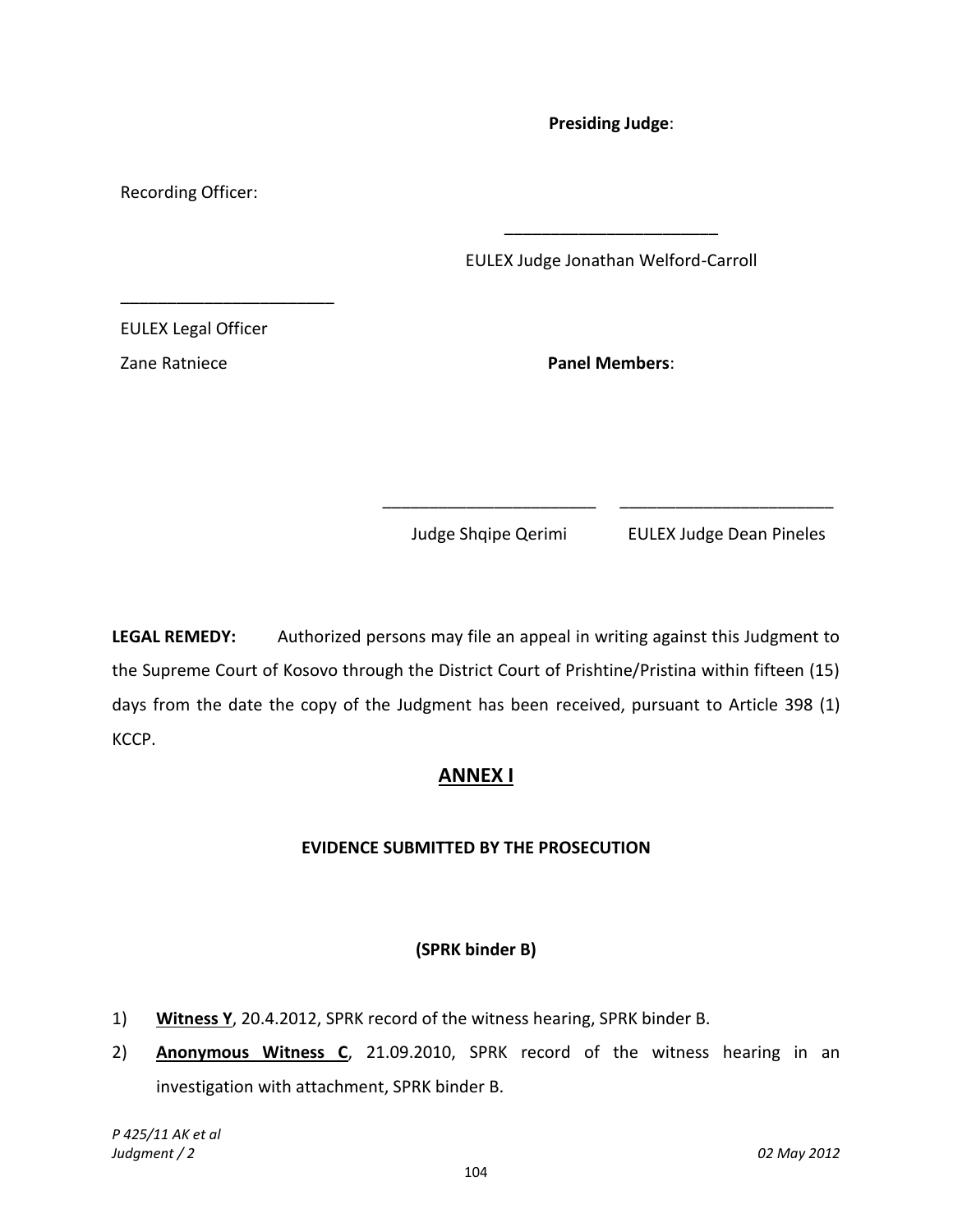**Presiding Judge**:

Recording Officer:

_______________________

EULEX Judge Jonathan Welford-Carroll

_______________________

EULEX Legal Officer

Zane Ratniece

**Panel Members**:

_______________________ _______________________

Judge Shqipe Qerimi EULEX Judge Dean Pineles

**LEGAL REMEDY:** Authorized persons may file an appeal in writing against this Judgment to the Supreme Court of Kosovo through the District Court of Prishtine/Pristina within fifteen (15) days from the date the copy of the Judgment has been received, pursuant to Article 398 (1) KCCP.

## ANNEX I

### EVIDENCE SUBMITTED BY THE PROSECUTION

#### (SPRK binder B)

1) **Witness Y**, 20.4.2012, SPRK record of the witness hearing, SPRK binder B.
2) **Anonymous Witness C**, 21.09.2010, SPRK record of the witness hearing in an investigation with attachment, SPRK binder B.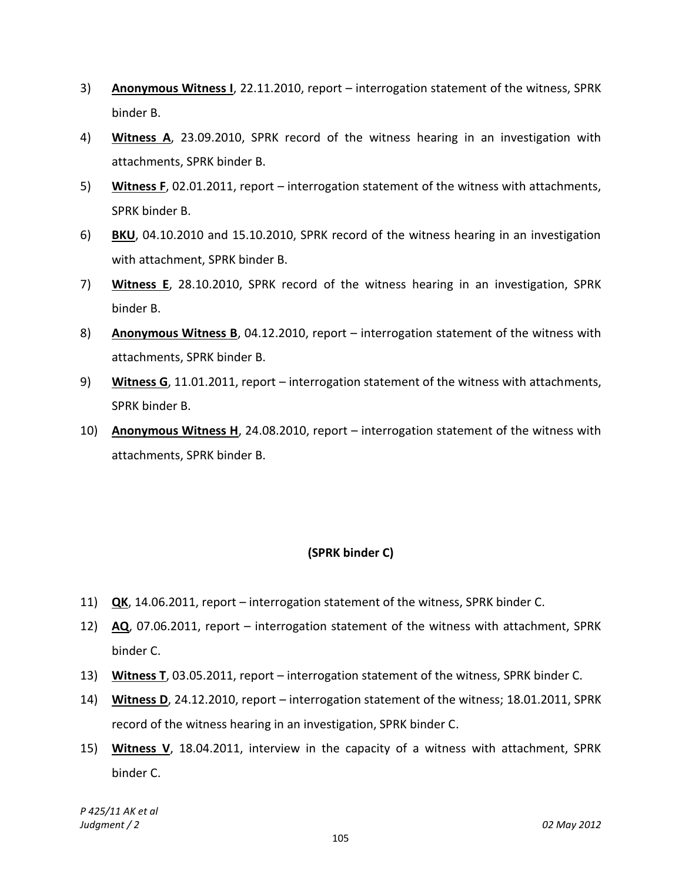3) **Anonymous Witness I**, 22.11.2010, report – interrogation statement of the witness, SPRK binder B.

4) **Witness A**, 23.09.2010, SPRK record of the witness hearing in an investigation with attachments, SPRK binder B.

5) **Witness F**, 02.01.2011, report – interrogation statement of the witness with attachments, SPRK binder B.

6) **BKU**, 04.10.2010 and 15.10.2010, SPRK record of the witness hearing in an investigation with attachment, SPRK binder B.

7) **Witness E**, 28.10.2010, SPRK record of the witness hearing in an investigation, SPRK binder B.

8) **Anonymous Witness B**, 04.12.2010, report – interrogation statement of the witness with attachments, SPRK binder B.

9) **Witness G**, 11.01.2011, report – interrogation statement of the witness with attachments, SPRK binder B.

10) **Anonymous Witness H**, 24.08.2010, report – interrogation statement of the witness with attachments, SPRK binder B.

**(SPRK binder C)**

11) **QK**, 14.06.2011, report – interrogation statement of the witness, SPRK binder C.

12) **AQ**, 07.06.2011, report – interrogation statement of the witness with attachment, SPRK binder C.

13) **Witness T**, 03.05.2011, report – interrogation statement of the witness, SPRK binder C.

14) **Witness D**, 24.12.2010, report – interrogation statement of the witness; 18.01.2011, SPRK record of the witness hearing in an investigation, SPRK binder C.

15) **Witness V**, 18.04.2011, interview in the capacity of a witness with attachment, SPRK binder C.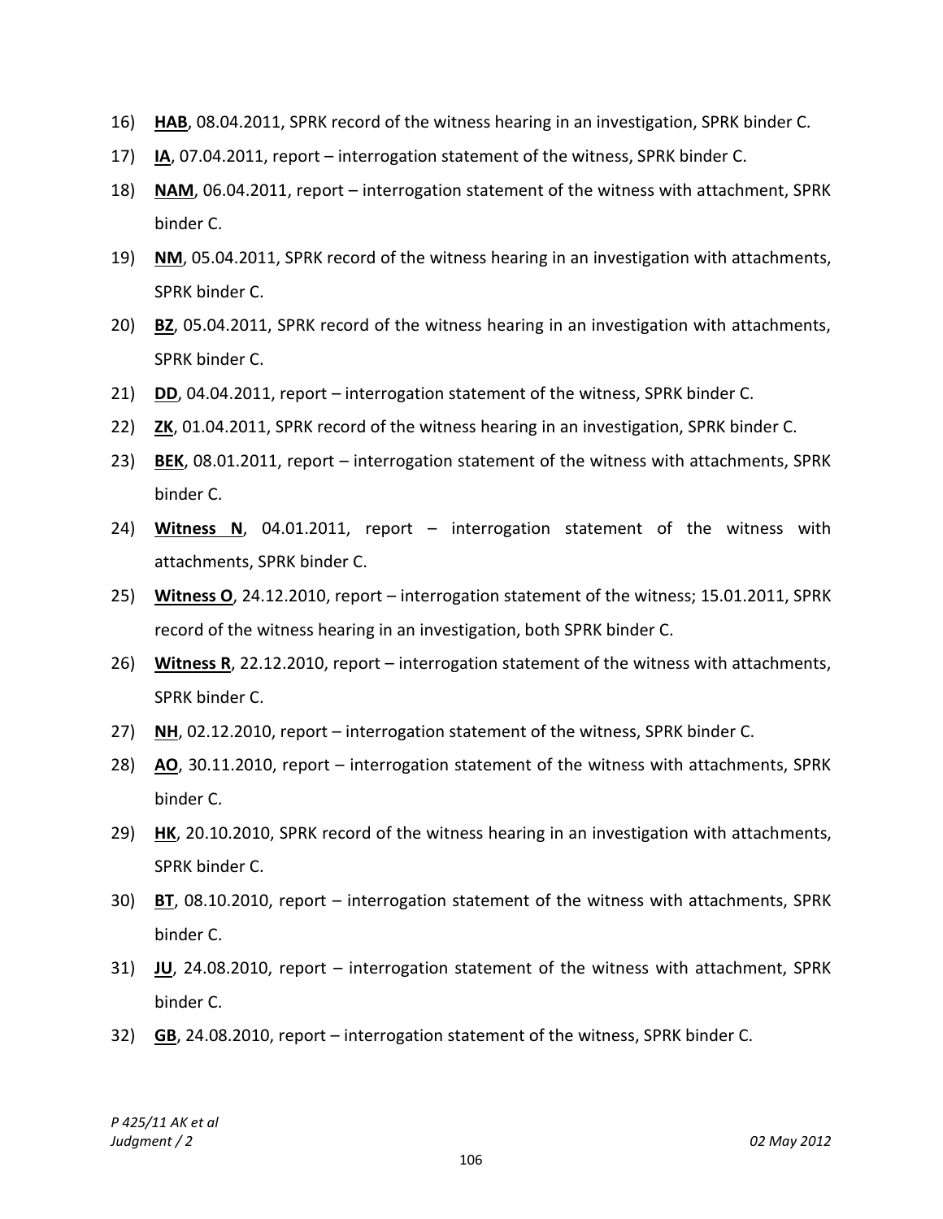16) **HAB**, 08.04.2011, SPRK record of the witness hearing in an investigation, SPRK binder C.

17) **IA**, 07.04.2011, report – interrogation statement of the witness, SPRK binder C.

18) **NAM**, 06.04.2011, report – interrogation statement of the witness with attachment, SPRK binder C.

19) **NM**, 05.04.2011, SPRK record of the witness hearing in an investigation with attachments, SPRK binder C.

20) **BZ**, 05.04.2011, SPRK record of the witness hearing in an investigation with attachments, SPRK binder C.

21) **DD**, 04.04.2011, report – interrogation statement of the witness, SPRK binder C.

22) **ZK**, 01.04.2011, SPRK record of the witness hearing in an investigation, SPRK binder C.

23) **BEK**, 08.01.2011, report – interrogation statement of the witness with attachments, SPRK binder C.

24) **Witness N**, 04.01.2011, report – interrogation statement of the witness with attachments, SPRK binder C.

25) **Witness O**, 24.12.2010, report – interrogation statement of the witness; 15.01.2011, SPRK record of the witness hearing in an investigation, both SPRK binder C.

26) **Witness R**, 22.12.2010, report – interrogation statement of the witness with attachments, SPRK binder C.

27) **NH**, 02.12.2010, report – interrogation statement of the witness, SPRK binder C.

28) **AO**, 30.11.2010, report – interrogation statement of the witness with attachments, SPRK binder C.

29) **HK**, 20.10.2010, SPRK record of the witness hearing in an investigation with attachments, SPRK binder C.

30) **BT**, 08.10.2010, report – interrogation statement of the witness with attachments, SPRK binder C.

31) **JU**, 24.08.2010, report – interrogation statement of the witness with attachment, SPRK binder C.

32) **GB**, 24.08.2010, report – interrogation statement of the witness, SPRK binder C.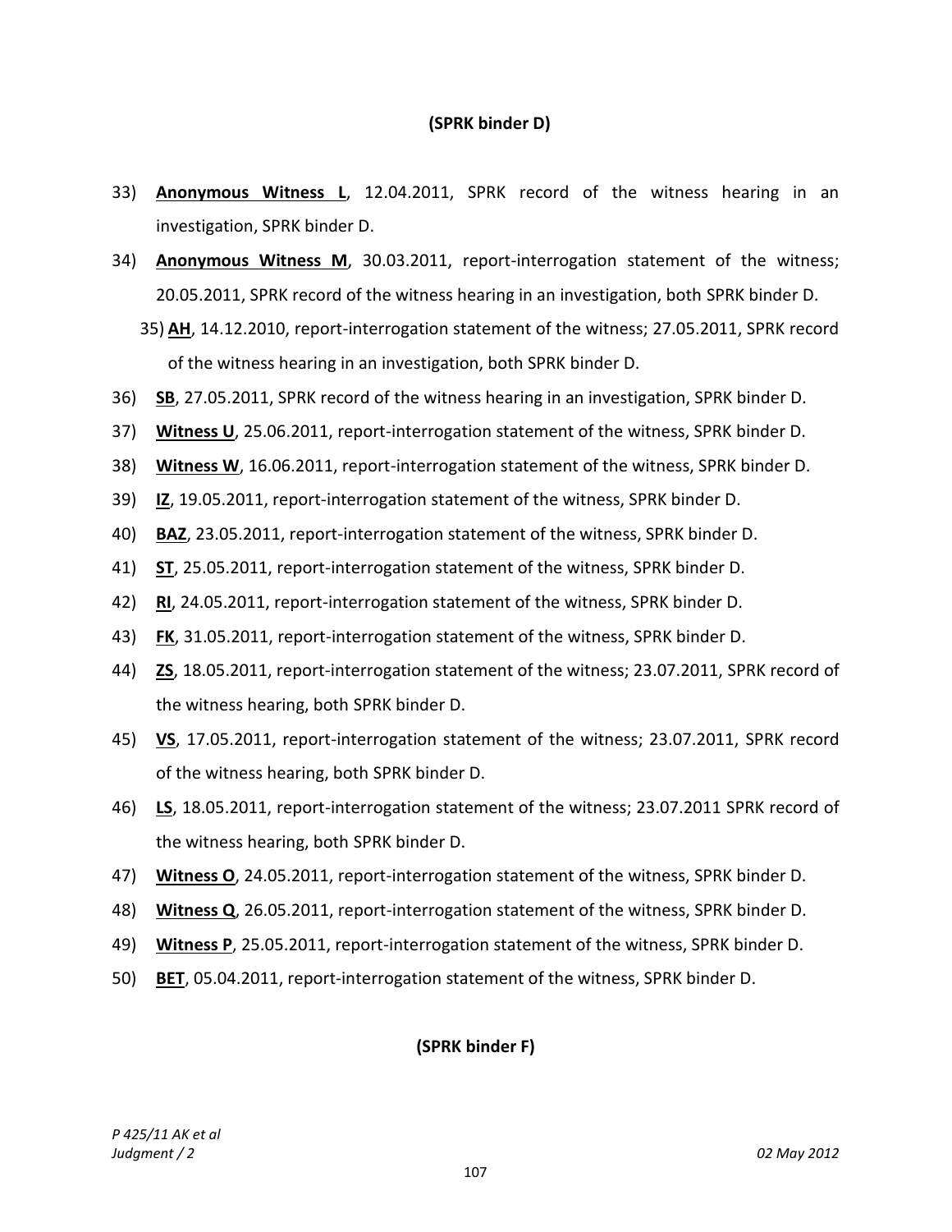**(SPRK binder D)**

33) **Anonymous Witness L**, 12.04.2011, SPRK record of the witness hearing in an investigation, SPRK binder D.

34) **Anonymous Witness M**, 30.03.2011, report-interrogation statement of the witness; 20.05.2011, SPRK record of the witness hearing in an investigation, both SPRK binder D.

35) **AH**, 14.12.2010, report-interrogation statement of the witness; 27.05.2011, SPRK record of the witness hearing in an investigation, both SPRK binder D.

36) **SB**, 27.05.2011, SPRK record of the witness hearing in an investigation, SPRK binder D.

37) **Witness U**, 25.06.2011, report-interrogation statement of the witness, SPRK binder D.

38) **Witness W**, 16.06.2011, report-interrogation statement of the witness, SPRK binder D.

39) **IZ**, 19.05.2011, report-interrogation statement of the witness, SPRK binder D.

40) **BAZ**, 23.05.2011, report-interrogation statement of the witness, SPRK binder D.

41) **ST**, 25.05.2011, report-interrogation statement of the witness, SPRK binder D.

42) **RI**, 24.05.2011, report-interrogation statement of the witness, SPRK binder D.

43) **FK**, 31.05.2011, report-interrogation statement of the witness, SPRK binder D.

44) **ZS**, 18.05.2011, report-interrogation statement of the witness; 23.07.2011, SPRK record of the witness hearing, both SPRK binder D.

45) **VS**, 17.05.2011, report-interrogation statement of the witness; 23.07.2011, SPRK record of the witness hearing, both SPRK binder D.

46) **LS**, 18.05.2011, report-interrogation statement of the witness; 23.07.2011 SPRK record of the witness hearing, both SPRK binder D.

47) **Witness O**, 24.05.2011, report-interrogation statement of the witness, SPRK binder D.

48) **Witness Q**, 26.05.2011, report-interrogation statement of the witness, SPRK binder D.

49) **Witness P**, 25.05.2011, report-interrogation statement of the witness, SPRK binder D.

50) **BET**, 05.04.2011, report-interrogation statement of the witness, SPRK binder D.

**(SPRK binder F)**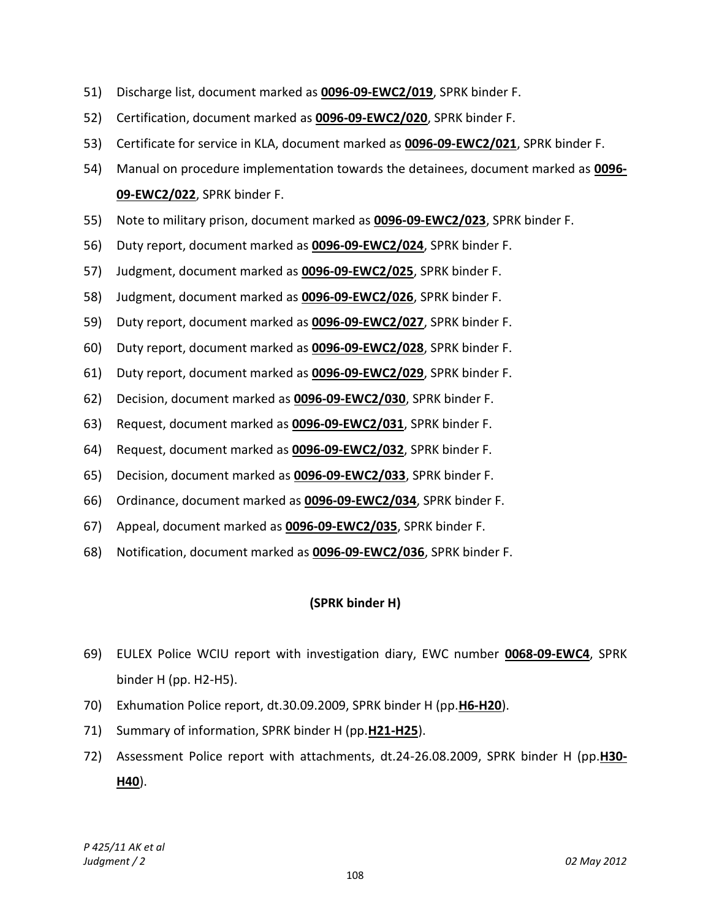51) Discharge list, document marked as **0096-09-EWC2/019**, SPRK binder F.

52) Certification, document marked as **0096-09-EWC2/020**, SPRK binder F.

53) Certificate for service in KLA, document marked as **0096-09-EWC2/021**, SPRK binder F.

54) Manual on procedure implementation towards the detainees, document marked as **0096-09-EWC2/022**, SPRK binder F.

55) Note to military prison, document marked as **0096-09-EWC2/023**, SPRK binder F.

56) Duty report, document marked as **0096-09-EWC2/024**, SPRK binder F.

57) Judgment, document marked as **0096-09-EWC2/025**, SPRK binder F.

58) Judgment, document marked as **0096-09-EWC2/026**, SPRK binder F.

59) Duty report, document marked as **0096-09-EWC2/027**, SPRK binder F.

60) Duty report, document marked as **0096-09-EWC2/028**, SPRK binder F.

61) Duty report, document marked as **0096-09-EWC2/029**, SPRK binder F.

62) Decision, document marked as **0096-09-EWC2/030**, SPRK binder F.

63) Request, document marked as **0096-09-EWC2/031**, SPRK binder F.

64) Request, document marked as **0096-09-EWC2/032**, SPRK binder F.

65) Decision, document marked as **0096-09-EWC2/033**, SPRK binder F.

66) Ordinance, document marked as **0096-09-EWC2/034**, SPRK binder F.

67) Appeal, document marked as **0096-09-EWC2/035**, SPRK binder F.

68) Notification, document marked as **0096-09-EWC2/036**, SPRK binder F.

**(SPRK binder H)**

69) EULEX Police WCIU report with investigation diary, EWC number **0068-09-EWC4**, SPRK binder H (pp. H2-H5).

70) Exhumation Police report, dt.30.09.2009, SPRK binder H (pp.**H6-H20**).

71) Summary of information, SPRK binder H (pp.**H21-H25**).

72) Assessment Police report with attachments, dt.24-26.08.2009, SPRK binder H (pp.**H30-H40**).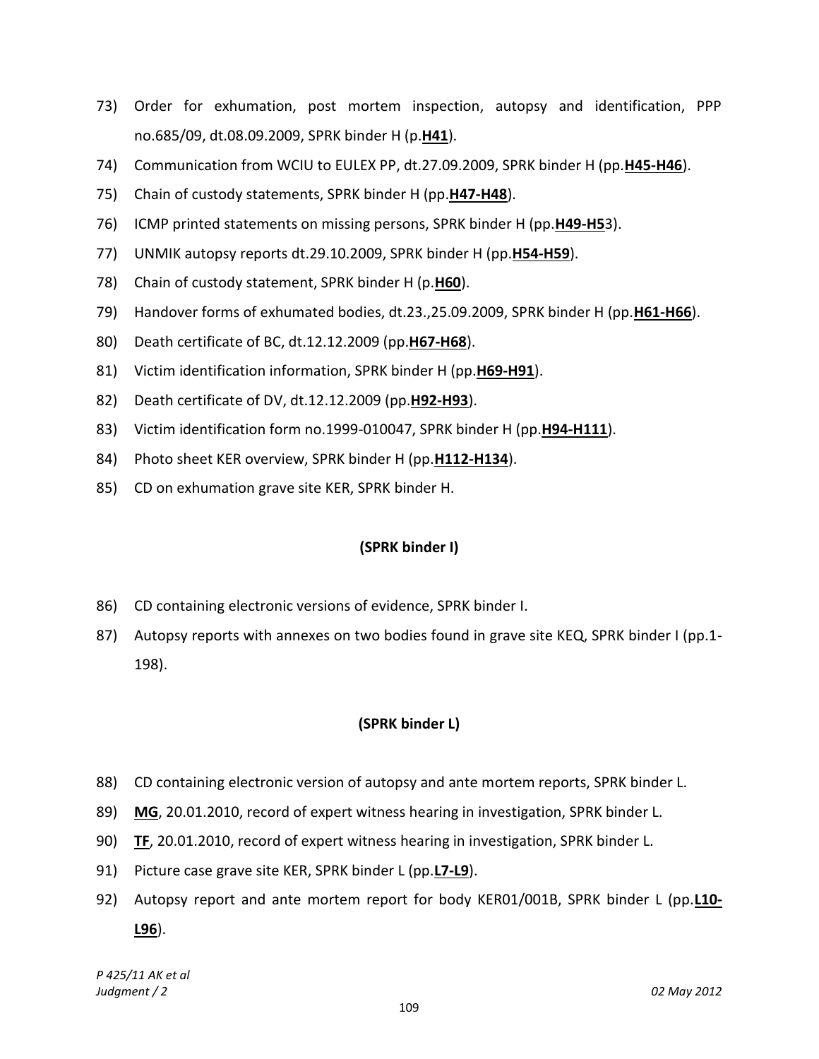73) Order for exhumation, post mortem inspection, autopsy and identification, PPP no.685/09, dt.08.09.2009, SPRK binder H (p.**H41**).

74) Communication from WCIU to EULEX PP, dt.27.09.2009, SPRK binder H (pp.**H45-H46**).

75) Chain of custody statements, SPRK binder H (pp.**H47-H48**).

76) ICMP printed statements on missing persons, SPRK binder H (pp.**H49-H5**3).

77) UNMIK autopsy reports dt.29.10.2009, SPRK binder H (pp.**H54-H59**).

78) Chain of custody statement, SPRK binder H (p.**H60**).

79) Handover forms of exhumated bodies, dt.23.,25.09.2009, SPRK binder H (pp.**H61-H66**).

80) Death certificate of BC, dt.12.12.2009 (pp.**H67-H68**).

81) Victim identification information, SPRK binder H (pp.**H69-H91**).

82) Death certificate of DV, dt.12.12.2009 (pp.**H92-H93**).

83) Victim identification form no.1999-010047, SPRK binder H (pp.**H94-H111**).

84) Photo sheet KER overview, SPRK binder H (pp.**H112-H134**).

85) CD on exhumation grave site KER, SPRK binder H.

**(SPRK binder I)**

86) CD containing electronic versions of evidence, SPRK binder I.

87) Autopsy reports with annexes on two bodies found in grave site KEQ, SPRK binder I (pp.1-198).

**(SPRK binder L)**

88) CD containing electronic version of autopsy and ante mortem reports, SPRK binder L.

89) **MG**, 20.01.2010, record of expert witness hearing in investigation, SPRK binder L.

90) **TF**, 20.01.2010, record of expert witness hearing in investigation, SPRK binder L.

91) Picture case grave site KER, SPRK binder L (pp.**L7-L9**).

92) Autopsy report and ante mortem report for body KER01/001B, SPRK binder L (pp.**L10-L96**).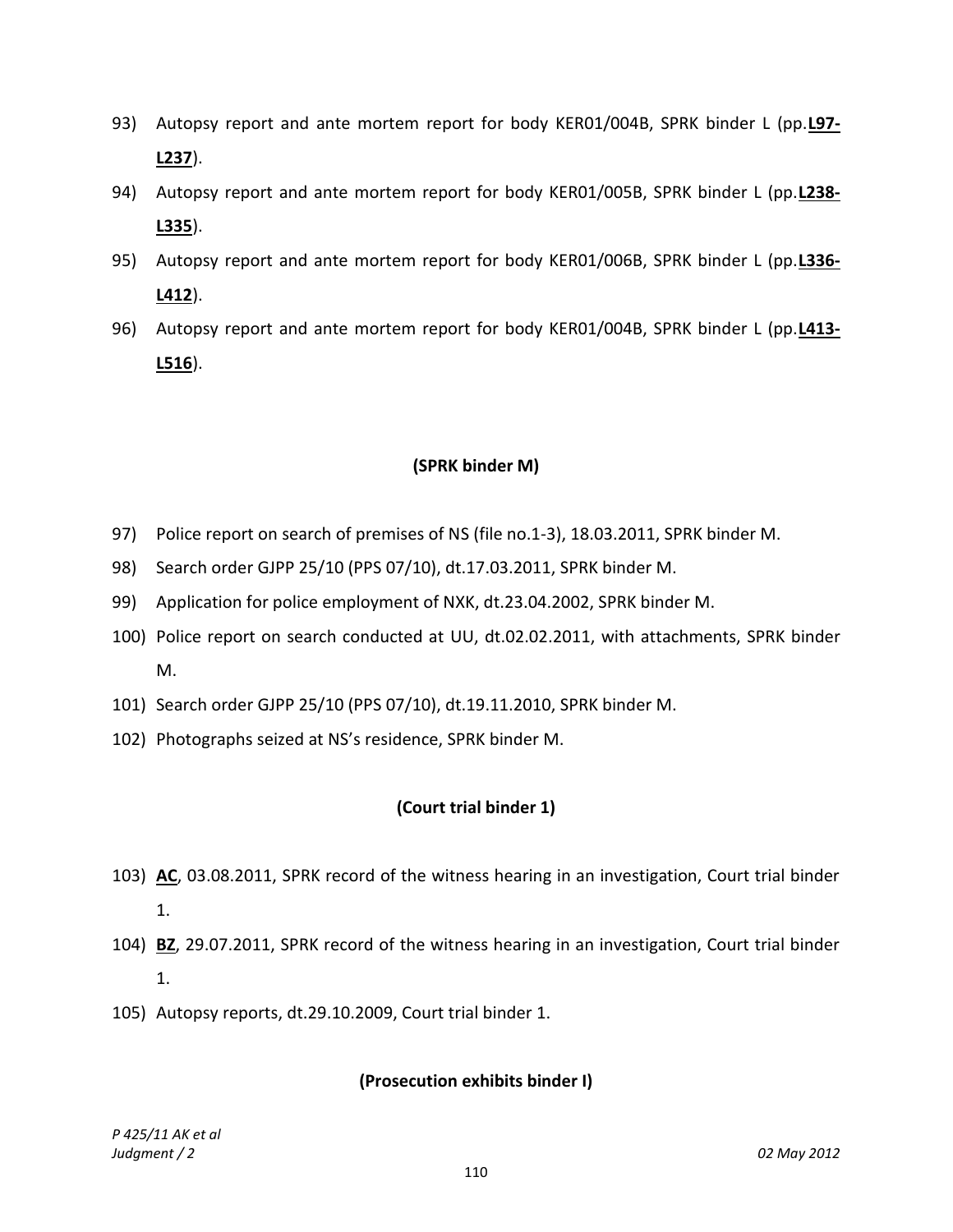93) Autopsy report and ante mortem report for body KER01/004B, SPRK binder L (pp.**<u>L97-L237</u>**).

94) Autopsy report and ante mortem report for body KER01/005B, SPRK binder L (pp.**<u>L238-L335</u>**).

95) Autopsy report and ante mortem report for body KER01/006B, SPRK binder L (pp.**<u>L336-L412</u>**).

96) Autopsy report and ante mortem report for body KER01/004B, SPRK binder L (pp.**<u>L413-L516</u>**).

**(SPRK binder M)**

97) Police report on search of premises of NS (file no.1-3), 18.03.2011, SPRK binder M.

98) Search order GJPP 25/10 (PPS 07/10), dt.17.03.2011, SPRK binder M.

99) Application for police employment of NXK, dt.23.04.2002, SPRK binder M.

100) Police report on search conducted at UU, dt.02.02.2011, with attachments, SPRK binder M.

101) Search order GJPP 25/10 (PPS 07/10), dt.19.11.2010, SPRK binder M.

102) Photographs seized at NS's residence, SPRK binder M.

**(Court trial binder 1)**

103) **<u>AC</u>**, 03.08.2011, SPRK record of the witness hearing in an investigation, Court trial binder 1.

104) **<u>BZ</u>**, 29.07.2011, SPRK record of the witness hearing in an investigation, Court trial binder 1.

105) Autopsy reports, dt.29.10.2009, Court trial binder 1.

**(Prosecution exhibits binder I)**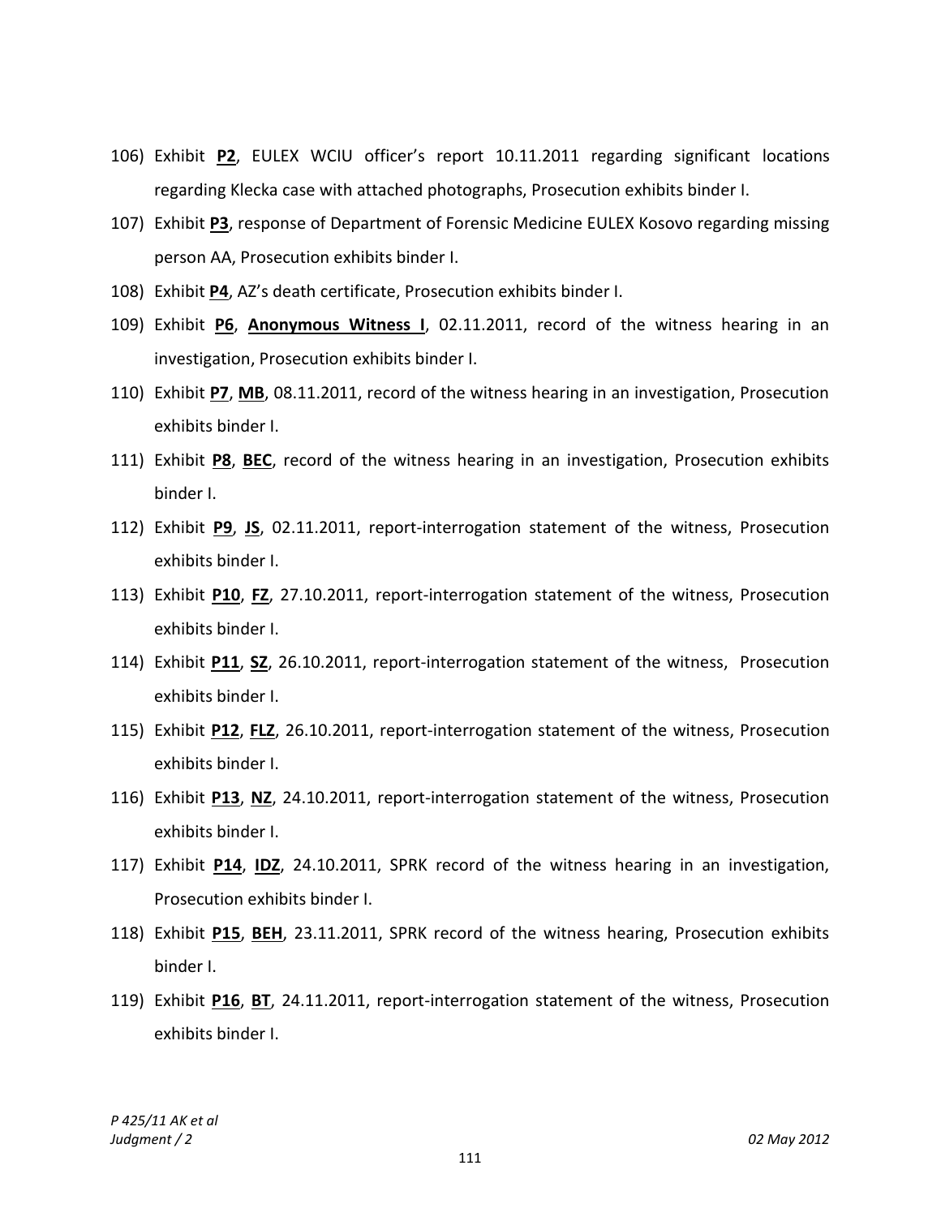106) Exhibit **P2**, EULEX WCIU officer's report 10.11.2011 regarding significant locations regarding Klecka case with attached photographs, Prosecution exhibits binder I.

107) Exhibit **P3**, response of Department of Forensic Medicine EULEX Kosovo regarding missing person AA, Prosecution exhibits binder I.

108) Exhibit **P4**, AZ's death certificate, Prosecution exhibits binder I.

109) Exhibit **P6**, **Anonymous Witness I**, 02.11.2011, record of the witness hearing in an investigation, Prosecution exhibits binder I.

110) Exhibit **P7**, **MB**, 08.11.2011, record of the witness hearing in an investigation, Prosecution exhibits binder I.

111) Exhibit **P8**, **BEC**, record of the witness hearing in an investigation, Prosecution exhibits binder I.

112) Exhibit **P9**, **JS**, 02.11.2011, report-interrogation statement of the witness, Prosecution exhibits binder I.

113) Exhibit **P10**, **FZ**, 27.10.2011, report-interrogation statement of the witness, Prosecution exhibits binder I.

114) Exhibit **P11**, **SZ**, 26.10.2011, report-interrogation statement of the witness, Prosecution exhibits binder I.

115) Exhibit **P12**, **FLZ**, 26.10.2011, report-interrogation statement of the witness, Prosecution exhibits binder I.

116) Exhibit **P13**, **NZ**, 24.10.2011, report-interrogation statement of the witness, Prosecution exhibits binder I.

117) Exhibit **P14**, **IDZ**, 24.10.2011, SPRK record of the witness hearing in an investigation, Prosecution exhibits binder I.

118) Exhibit **P15**, **BEH**, 23.11.2011, SPRK record of the witness hearing, Prosecution exhibits binder I.

119) Exhibit **P16**, **BT**, 24.11.2011, report-interrogation statement of the witness, Prosecution exhibits binder I.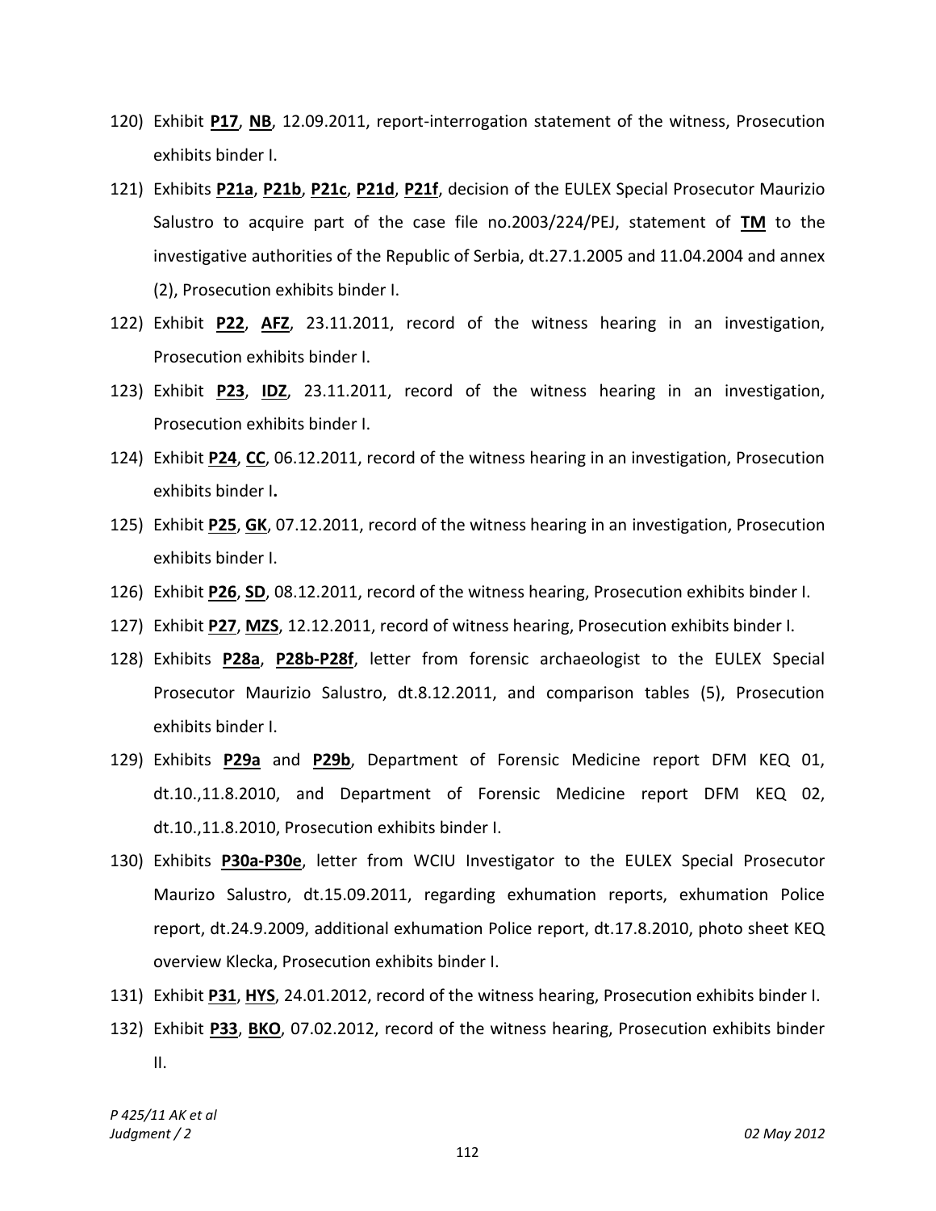120) Exhibit **P17**, **NB**, 12.09.2011, report-interrogation statement of the witness, Prosecution exhibits binder I.

121) Exhibits **P21a**, **P21b**, **P21c**, **P21d**, **P21f**, decision of the EULEX Special Prosecutor Maurizio Salustro to acquire part of the case file no.2003/224/PEJ, statement of **TM** to the investigative authorities of the Republic of Serbia, dt.27.1.2005 and 11.04.2004 and annex (2), Prosecution exhibits binder I.

122) Exhibit **P22**, **AFZ**, 23.11.2011, record of the witness hearing in an investigation, Prosecution exhibits binder I.

123) Exhibit **P23**, **IDZ**, 23.11.2011, record of the witness hearing in an investigation, Prosecution exhibits binder I.

124) Exhibit **P24**, **CC**, 06.12.2011, record of the witness hearing in an investigation, Prosecution exhibits binder I**.**

125) Exhibit **P25**, **GK**, 07.12.2011, record of the witness hearing in an investigation, Prosecution exhibits binder I.

126) Exhibit **P26**, **SD**, 08.12.2011, record of the witness hearing, Prosecution exhibits binder I.

127) Exhibit **P27**, **MZS**, 12.12.2011, record of witness hearing, Prosecution exhibits binder I.

128) Exhibits **P28a**, **P28b-P28f**, letter from forensic archaeologist to the EULEX Special Prosecutor Maurizio Salustro, dt.8.12.2011, and comparison tables (5), Prosecution exhibits binder I.

129) Exhibits **P29a** and **P29b**, Department of Forensic Medicine report DFM KEQ 01, dt.10.,11.8.2010, and Department of Forensic Medicine report DFM KEQ 02, dt.10.,11.8.2010, Prosecution exhibits binder I.

130) Exhibits **P30a-P30e**, letter from WCIU Investigator to the EULEX Special Prosecutor Maurizo Salustro, dt.15.09.2011, regarding exhumation reports, exhumation Police report, dt.24.9.2009, additional exhumation Police report, dt.17.8.2010, photo sheet KEQ overview Klecka, Prosecution exhibits binder I.

131) Exhibit **P31**, **HYS**, 24.01.2012, record of the witness hearing, Prosecution exhibits binder I.

132) Exhibit **P33**, **BKO**, 07.02.2012, record of the witness hearing, Prosecution exhibits binder II.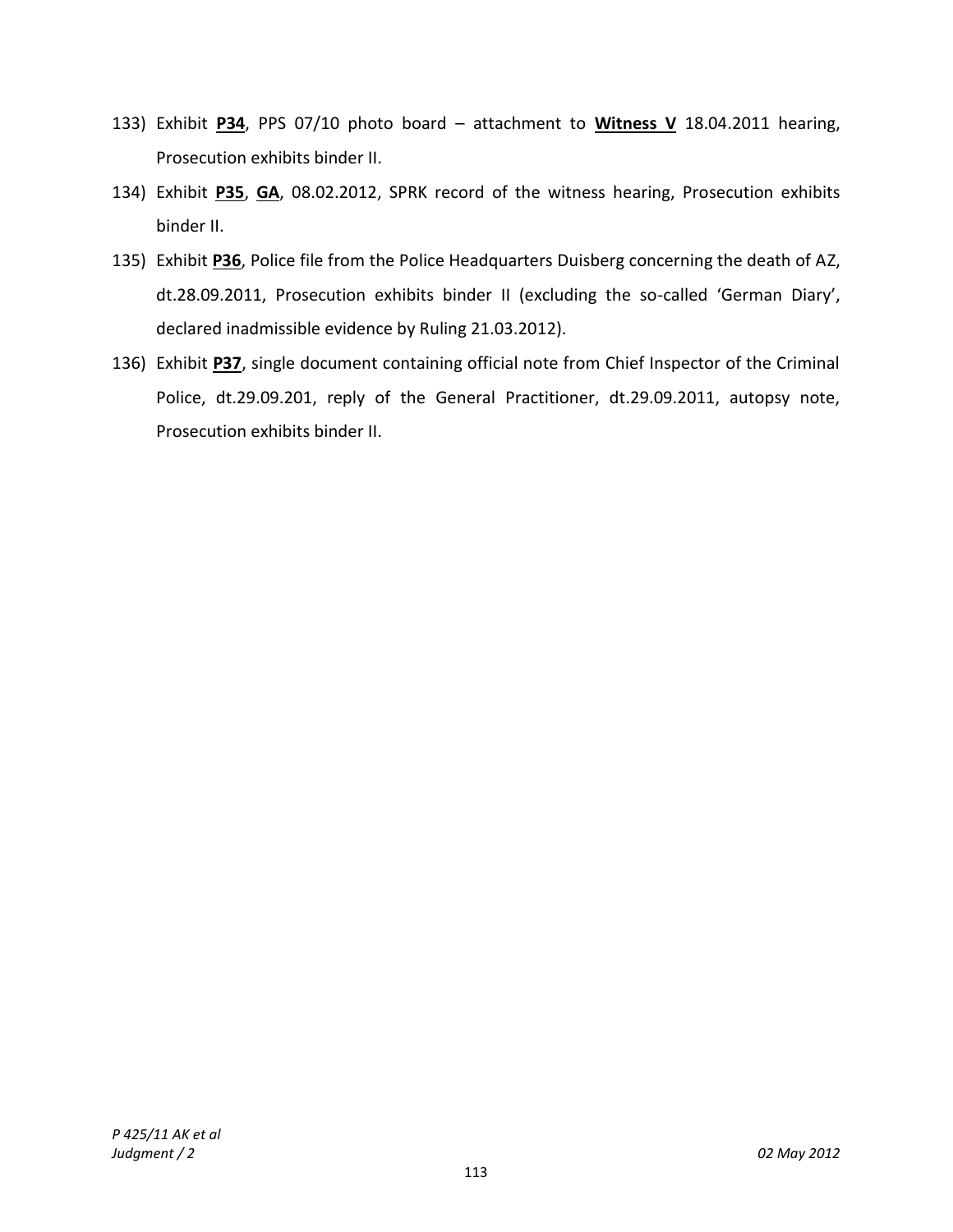133) Exhibit **P34**, PPS 07/10 photo board – attachment to **Witness V** 18.04.2011 hearing, Prosecution exhibits binder II.

134) Exhibit **P35**, **GA**, 08.02.2012, SPRK record of the witness hearing, Prosecution exhibits binder II.

135) Exhibit **P36**, Police file from the Police Headquarters Duisberg concerning the death of AZ, dt.28.09.2011, Prosecution exhibits binder II (excluding the so-called 'German Diary', declared inadmissible evidence by Ruling 21.03.2012).

136) Exhibit **P37**, single document containing official note from Chief Inspector of the Criminal Police, dt.29.09.201, reply of the General Practitioner, dt.29.09.2011, autopsy note, Prosecution exhibits binder II.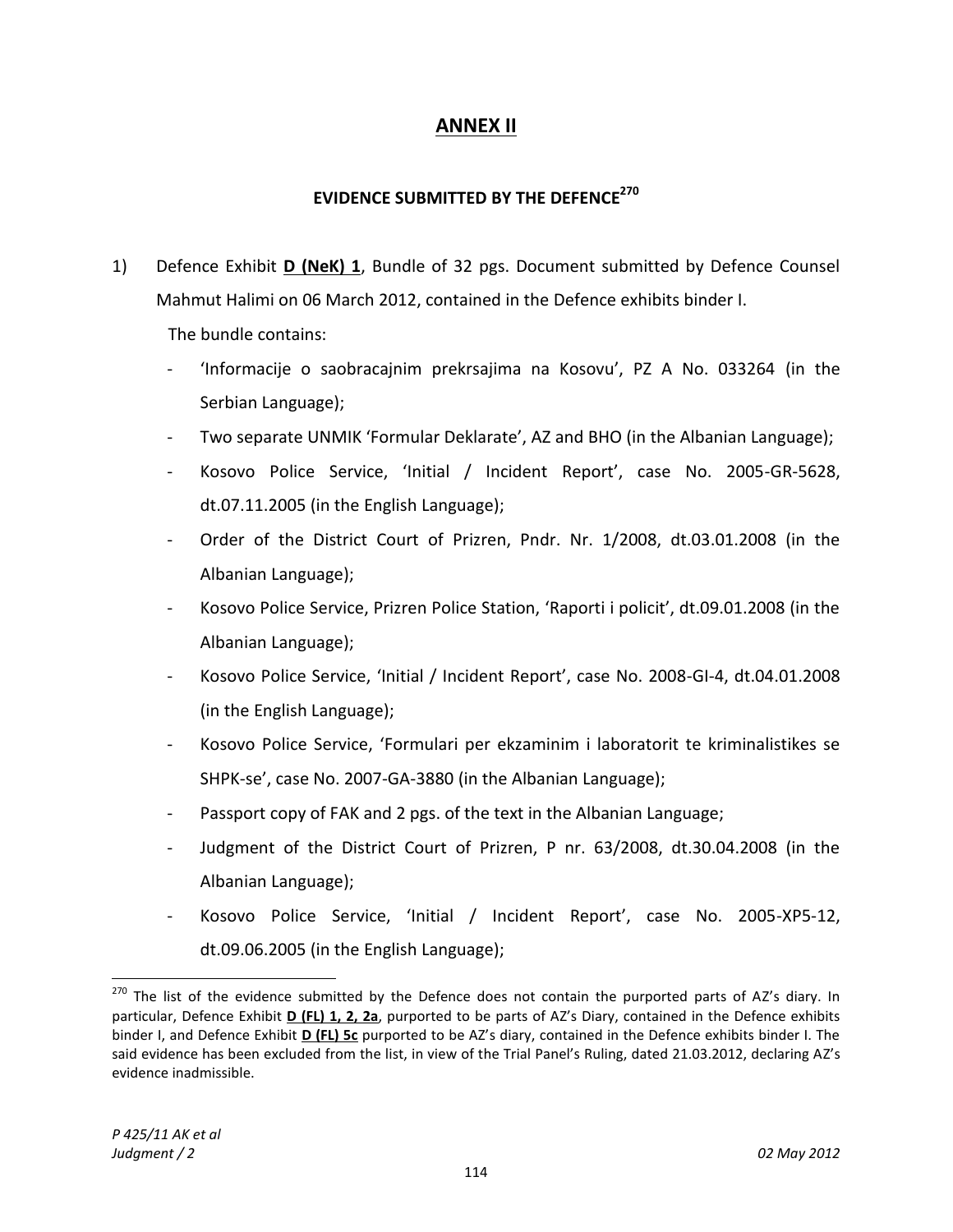# ANNEX II

## EVIDENCE SUBMITTED BY THE DEFENCE[270]

1) Defence Exhibit **D (NeK) 1**, Bundle of 32 pgs. Document submitted by Defence Counsel Mahmut Halimi on 06 March 2012, contained in the Defence exhibits binder I.

   The bundle contains:

   - 'Informacije o saobracajnim prekrsajima na Kosovu', PZ A No. 033264 (in the Serbian Language);
   - Two separate UNMIK 'Formular Deklarate', AZ and BHO (in the Albanian Language);
   - Kosovo Police Service, 'Initial / Incident Report', case No. 2005-GR-5628, dt.07.11.2005 (in the English Language);
   - Order of the District Court of Prizren, Pndr. Nr. 1/2008, dt.03.01.2008 (in the Albanian Language);
   - Kosovo Police Service, Prizren Police Station, 'Raporti i policit', dt.09.01.2008 (in the Albanian Language);
   - Kosovo Police Service, 'Initial / Incident Report', case No. 2008-GI-4, dt.04.01.2008 (in the English Language);
   - Kosovo Police Service, 'Formulari per ekzaminim i laboratorit te kriminalistikes se SHPK-se', case No. 2007-GA-3880 (in the Albanian Language);
   - Passport copy of FAK and 2 pgs. of the text in the Albanian Language;
   - Judgment of the District Court of Prizren, P nr. 63/2008, dt.30.04.2008 (in the Albanian Language);
   - Kosovo Police Service, 'Initial / Incident Report', case No. 2005-XP5-12, dt.09.06.2005 (in the English Language);

---

[270] The list of the evidence submitted by the Defence does not contain the purported parts of AZ's diary. In particular, Defence Exhibit **D (FL) 1, 2, 2a**, purported to be parts of AZ's Diary, contained in the Defence exhibits binder I, and Defence Exhibit **D (FL) 5c** purported to be AZ's diary, contained in the Defence exhibits binder I. The said evidence has been excluded from the list, in view of the Trial Panel's Ruling, dated 21.03.2012, declaring AZ's evidence inadmissible.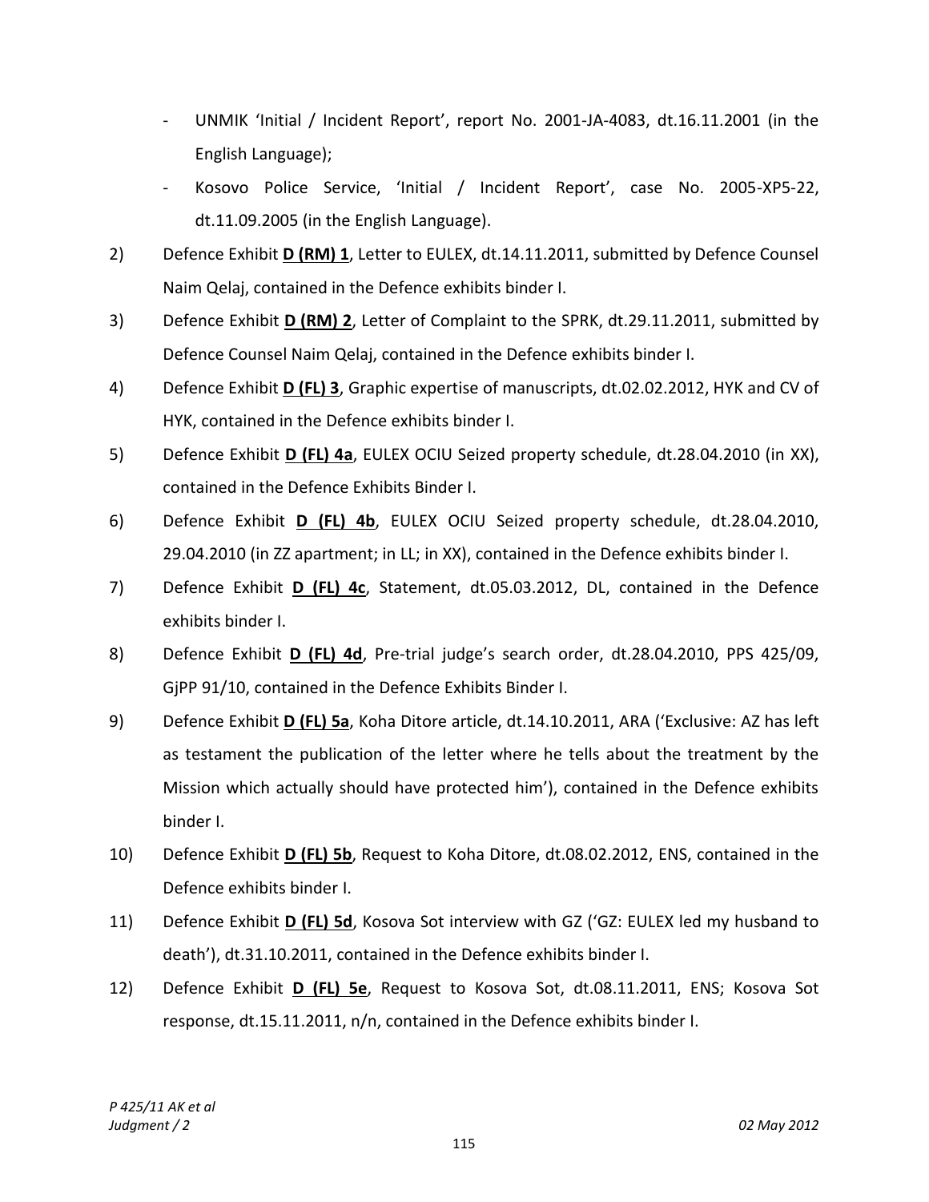- UNMIK 'Initial / Incident Report', report No. 2001-JA-4083, dt.16.11.2001 (in the English Language);
- Kosovo Police Service, 'Initial / Incident Report', case No. 2005-XP5-22, dt.11.09.2005 (in the English Language).

2) Defence Exhibit **D (RM) 1**, Letter to EULEX, dt.14.11.2011, submitted by Defence Counsel Naim Qelaj, contained in the Defence exhibits binder I.

3) Defence Exhibit **D (RM) 2**, Letter of Complaint to the SPRK, dt.29.11.2011, submitted by Defence Counsel Naim Qelaj, contained in the Defence exhibits binder I.

4) Defence Exhibit **D (FL) 3**, Graphic expertise of manuscripts, dt.02.02.2012, HYK and CV of HYK, contained in the Defence exhibits binder I.

5) Defence Exhibit **D (FL) 4a**, EULEX OCIU Seized property schedule, dt.28.04.2010 (in XX), contained in the Defence Exhibits Binder I.

6) Defence Exhibit **D (FL) 4b**, EULEX OCIU Seized property schedule, dt.28.04.2010, 29.04.2010 (in ZZ apartment; in LL; in XX), contained in the Defence exhibits binder I.

7) Defence Exhibit **D (FL) 4c**, Statement, dt.05.03.2012, DL, contained in the Defence exhibits binder I.

8) Defence Exhibit **D (FL) 4d**, Pre-trial judge's search order, dt.28.04.2010, PPS 425/09, GjPP 91/10, contained in the Defence Exhibits Binder I.

9) Defence Exhibit **D (FL) 5a**, Koha Ditore article, dt.14.10.2011, ARA ('Exclusive: AZ has left as testament the publication of the letter where he tells about the treatment by the Mission which actually should have protected him'), contained in the Defence exhibits binder I.

10) Defence Exhibit **D (FL) 5b**, Request to Koha Ditore, dt.08.02.2012, ENS, contained in the Defence exhibits binder I.

11) Defence Exhibit **D (FL) 5d**, Kosova Sot interview with GZ ('GZ: EULEX led my husband to death'), dt.31.10.2011, contained in the Defence exhibits binder I.

12) Defence Exhibit **D (FL) 5e**, Request to Kosova Sot, dt.08.11.2011, ENS; Kosova Sot response, dt.15.11.2011, n/n, contained in the Defence exhibits binder I.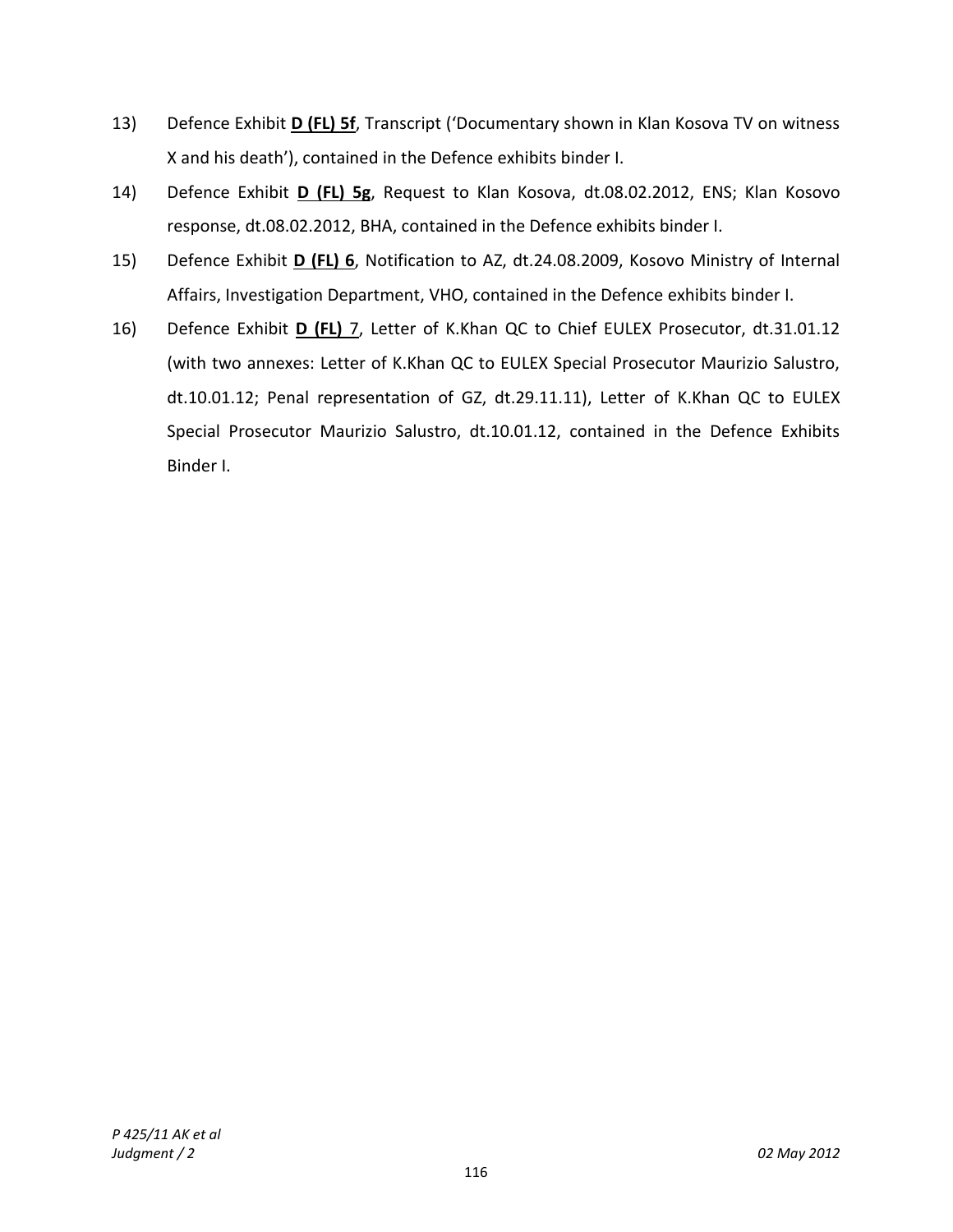13) Defence Exhibit **D (FL) 5f**, Transcript ('Documentary shown in Klan Kosova TV on witness X and his death'), contained in the Defence exhibits binder I.

14) Defence Exhibit **D (FL) 5g**, Request to Klan Kosova, dt.08.02.2012, ENS; Klan Kosovo response, dt.08.02.2012, BHA, contained in the Defence exhibits binder I.

15) Defence Exhibit **D (FL) 6**, Notification to AZ, dt.24.08.2009, Kosovo Ministry of Internal Affairs, Investigation Department, VHO, contained in the Defence exhibits binder I.

16) Defence Exhibit **D (FL)** 7, Letter of K.Khan QC to Chief EULEX Prosecutor, dt.31.01.12 (with two annexes: Letter of K.Khan QC to EULEX Special Prosecutor Maurizio Salustro, dt.10.01.12; Penal representation of GZ, dt.29.11.11), Letter of K.Khan QC to EULEX Special Prosecutor Maurizio Salustro, dt.10.01.12, contained in the Defence Exhibits Binder I.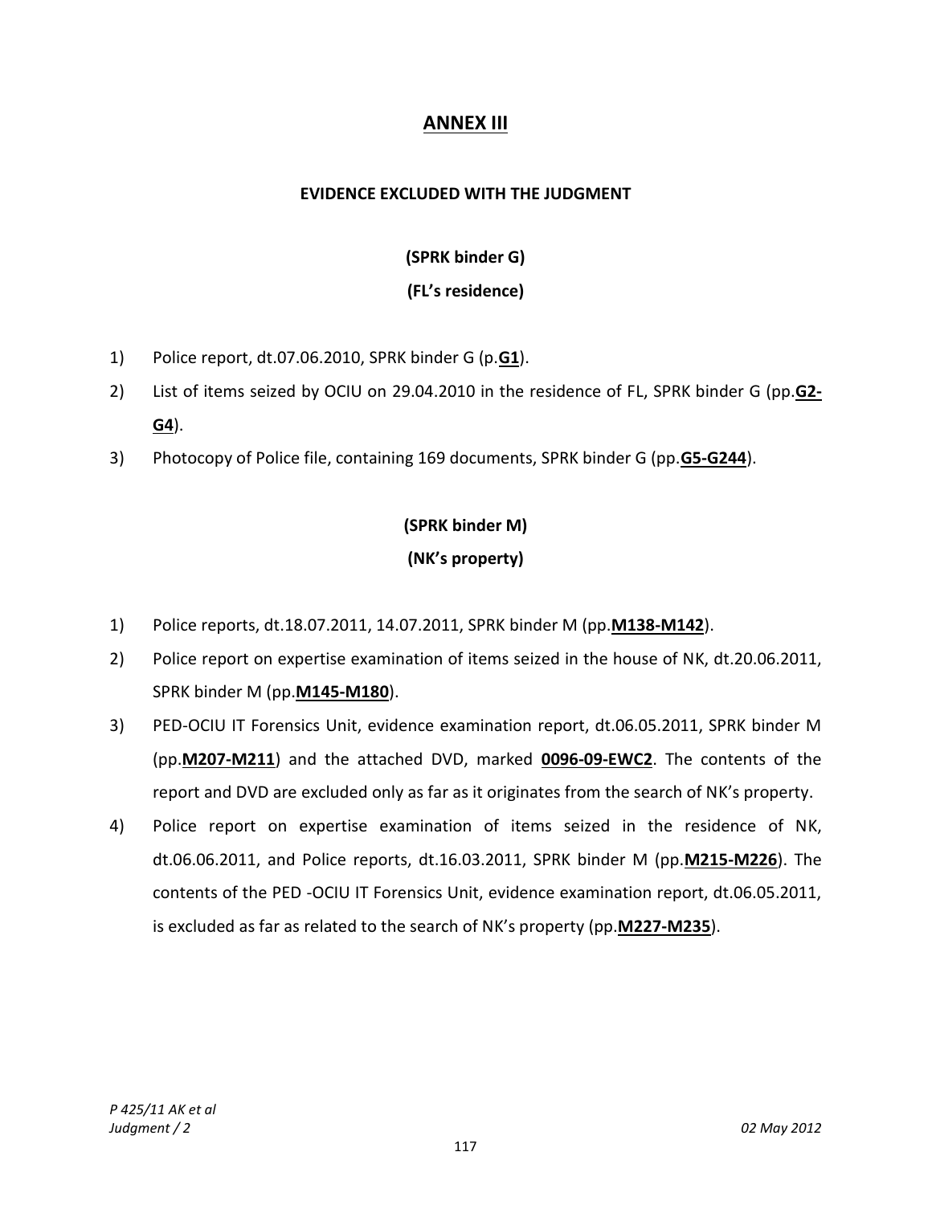# ANNEX III

## EVIDENCE EXCLUDED WITH THE JUDGMENT

### (SPRK binder G)

### (FL's residence)

1) Police report, dt.07.06.2010, SPRK binder G (p.**G1**).
2) List of items seized by OCIU on 29.04.2010 in the residence of FL, SPRK binder G (pp.**G2-G4**).
3) Photocopy of Police file, containing 169 documents, SPRK binder G (pp.**G5-G244**).

### (SPRK binder M)

### (NK's property)

1) Police reports, dt.18.07.2011, 14.07.2011, SPRK binder M (pp.**M138-M142**).
2) Police report on expertise examination of items seized in the house of NK, dt.20.06.2011, SPRK binder M (pp.**M145-M180**).
3) PED-OCIU IT Forensics Unit, evidence examination report, dt.06.05.2011, SPRK binder M (pp.**M207-M211**) and the attached DVD, marked **0096-09-EWC2**. The contents of the report and DVD are excluded only as far as it originates from the search of NK's property.
4) Police report on expertise examination of items seized in the residence of NK, dt.06.06.2011, and Police reports, dt.16.03.2011, SPRK binder M (pp.**M215-M226**). The contents of the PED -OCIU IT Forensics Unit, evidence examination report, dt.06.05.2011, is excluded as far as related to the search of NK's property (pp.**M227-M235**).